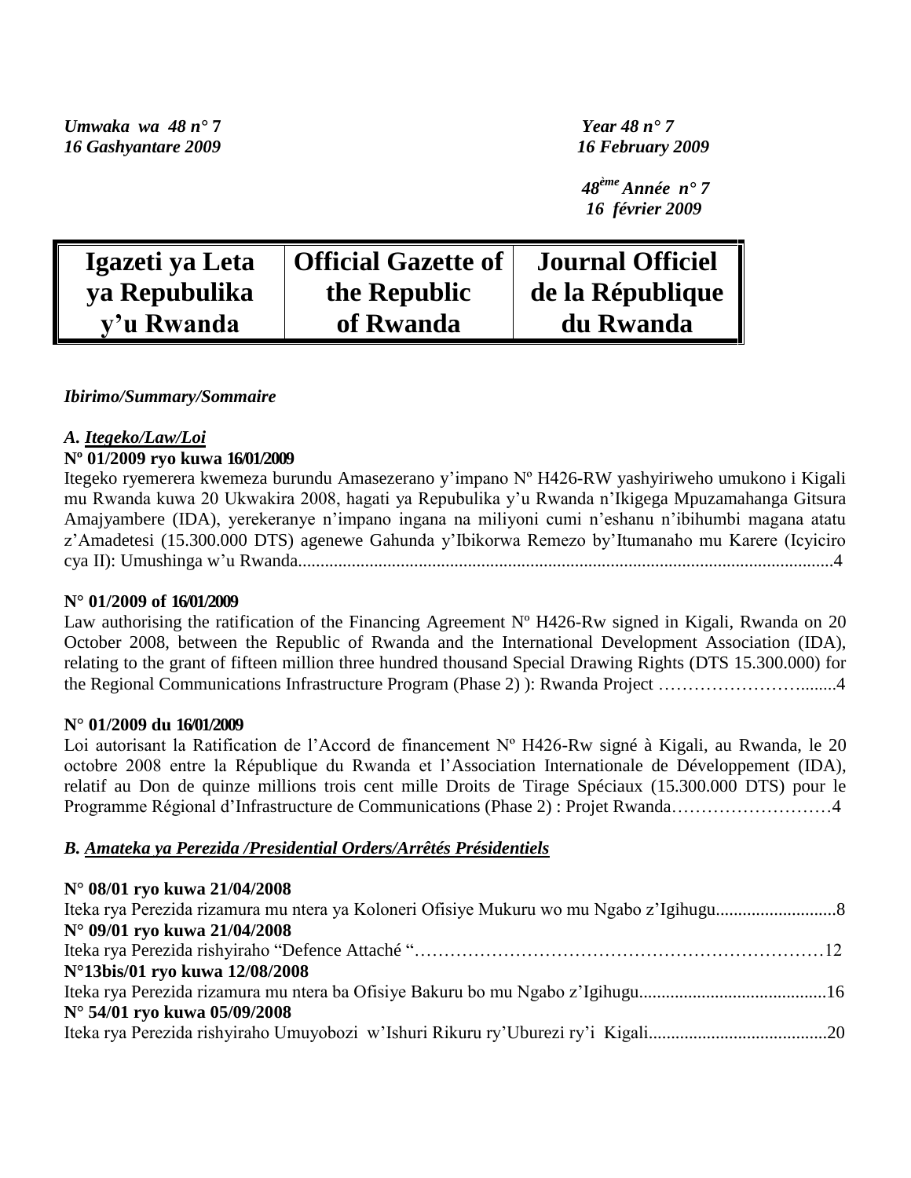*Umwaka wa 48 n° 7*
*16 Gashyantare 2009*

*Year 48 n° 7*
*16 February 2009*

*48ème Année n° 7*
*16 février 2009*

| Igazeti ya Leta ya Repubulika y'u Rwanda | Official Gazette of the Republic of Rwanda | Journal Officiel de la République du Rwanda |
|---|---|---|

*Ibirimo/Summary/Sommaire*

## *A. Itegeko/Law/Loi*

**Nº 01/2009 ryo kuwa 16/01/2009**

Itegeko ryemerera kwemeza burundu Amasezerano y'impano Nº H426-RW yashyiriweho umukono i Kigali mu Rwanda kuwa 20 Ukwakira 2008, hagati ya Repubulika y'u Rwanda n'Ikigega Mpuzamahanga Gitsura Amajyambere (IDA), yerekeranye n'impano ingana na miliyoni cumi n'eshanu n'ibihumbi magana atatu z'Amadetesi (15.300.000 DTS) agenewe Gahunda y'Ibikorwa Remezo by'Itumanaho mu Karere (Icyiciro cya II): Umushinga w'u Rwanda........................................................................................................................4

**N° 01/2009 of 16/01/2009**

Law authorising the ratification of the Financing Agreement Nº H426-Rw signed in Kigali, Rwanda on 20 October 2008, between the Republic of Rwanda and the International Development Association (IDA), relating to the grant of fifteen million three hundred thousand Special Drawing Rights (DTS 15.300.000) for the Regional Communications Infrastructure Program (Phase 2) ): Rwanda Project ……………………........4

**N° 01/2009 du 16/01/2009**

Loi autorisant la Ratification de l'Accord de financement Nº H426-Rw signé à Kigali, au Rwanda, le 20 octobre 2008 entre la République du Rwanda et l'Association Internationale de Développement (IDA), relatif au Don de quinze millions trois cent mille Droits de Tirage Spéciaux (15.300.000 DTS) pour le Programme Régional d'Infrastructure de Communications (Phase 2) : Projet Rwanda………………………4

## *B. Amateka ya Perezida /Presidential Orders/Arrêtés Présidentiels*

**N° 08/01 ryo kuwa 21/04/2008**
Iteka rya Perezida rizamura mu ntera ya Koloneri Ofisiye Mukuru wo mu Ngabo z'Igihugu...........................8

**N° 09/01 ryo kuwa 21/04/2008**
Iteka rya Perezida rishyiraho "Defence Attaché "……………………………………………………………12

**N°13bis/01 ryo kuwa 12/08/2008**
Iteka rya Perezida rizamura mu ntera ba Ofisiye Bakuru bo mu Ngabo z'Igihugu..........................................16

**N° 54/01 ryo kuwa 05/09/2008**
Iteka rya Perezida rishyiraho Umuyobozi w'Ishuri Rikuru ry'Uburezi ry'i Kigali........................................20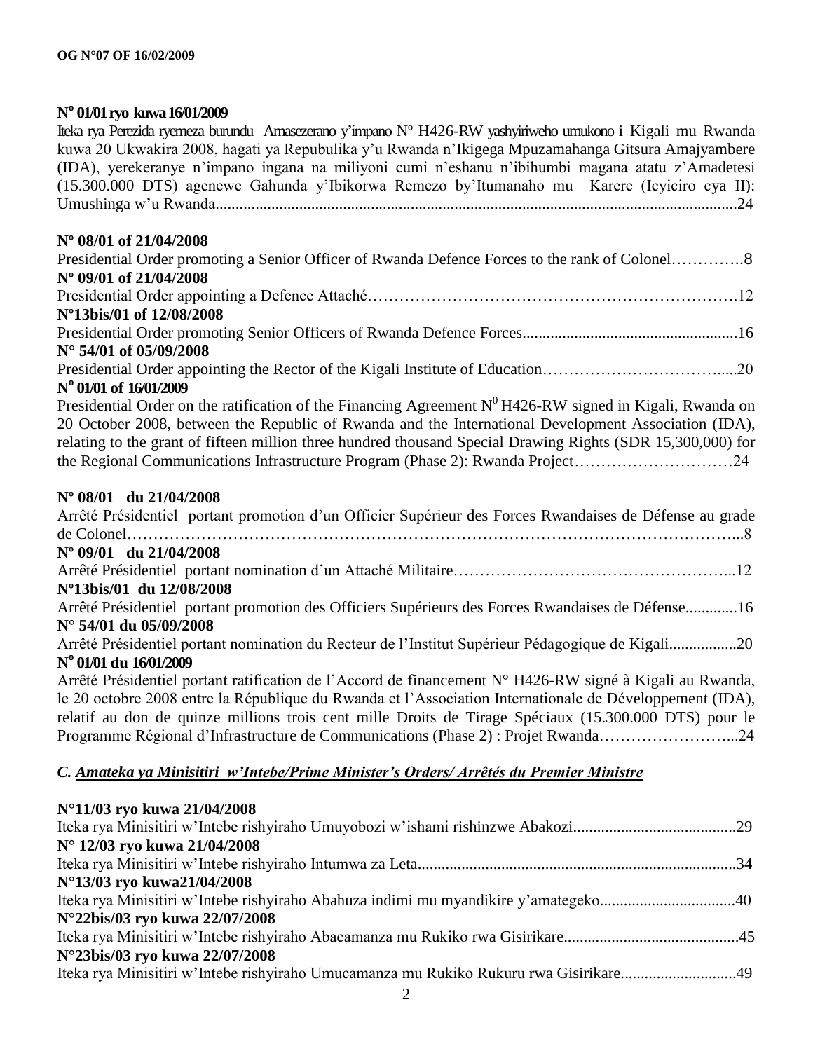**N° 01/01 ryo kuwa 16/01/2009**

Iteka rya Perezida ryemeza burundu Amasezerano y'impano N° H426-RW yashyiriweho umukono i Kigali mu Rwanda kuwa 20 Ukwakira 2008, hagati ya Repubulika y'u Rwanda n'Ikigega Mpuzamahanga Gitsura Amajyambere (IDA), yerekeranye n'impano ingana na miliyoni cumi n'eshanu n'ibihumbi magana atatu z'Amadetesi (15.300.000 DTS) agenewe Gahunda y'Ibikorwa Remezo by'Itumanaho mu Karere (Icyiciro cya II): Umushinga w'u Rwanda...................................................................................................................................24

**Nº 08/01 of 21/04/2008**

Presidential Order promoting a Senior Officer of Rwanda Defence Forces to the rank of Colonel………….8

**Nº 09/01 of 21/04/2008**

Presidential Order appointing a Defence Attaché………………………………………………………….12

**Nº13bis/01 of 12/08/2008**

Presidential Order promoting Senior Officers of Rwanda Defence Forces......................................................16

**N° 54/01 of 05/09/2008**

Presidential Order appointing the Rector of the Kigali Institute of Education…………………………….....20

**N° 01/01 of 16/01/2009**

Presidential Order on the ratification of the Financing Agreement N° H426-RW signed in Kigali, Rwanda on 20 October 2008, between the Republic of Rwanda and the International Development Association (IDA), relating to the grant of fifteen million three hundred thousand Special Drawing Rights (SDR 15,300,000) for the Regional Communications Infrastructure Program (Phase 2): Rwanda Project…………………………24

**Nº 08/01 du 21/04/2008**

Arrêté Présidentiel portant promotion d'un Officier Supérieur des Forces Rwandaises de Défense au grade de Colonel……………………………………………………………………………………………………...8

**Nº 09/01 du 21/04/2008**

Arrêté Présidentiel portant nomination d'un Attaché Militaire……………………………………………...12

**Nº13bis/01 du 12/08/2008**

Arrêté Présidentiel portant promotion des Officiers Supérieurs des Forces Rwandaises de Défense.............16

**N° 54/01 du 05/09/2008**

Arrêté Présidentiel portant nomination du Recteur de l'Institut Supérieur Pédagogique de Kigali.................20

**N° 01/01 du 16/01/2009**

Arrêté Présidentiel portant ratification de l'Accord de financement N° H426-RW signé à Kigali au Rwanda, le 20 octobre 2008 entre la République du Rwanda et l'Association Internationale de Développement (IDA), relatif au don de quinze millions trois cent mille Droits de Tirage Spéciaux (15.300.000 DTS) pour le Programme Régional d'Infrastructure de Communications (Phase 2) : Projet Rwanda……………………...24

### *C. Amateka ya Minisitiri w'Intebe/Prime Minister's Orders/ Arrêtés du Premier Ministre*

**N°11/03 ryo kuwa 21/04/2008**

Iteka rya Minisitiri w'Intebe rishyiraho Umuyobozi w'ishami rishinzwe Abakozi.........................................29

**N° 12/03 ryo kuwa 21/04/2008**

Iteka rya Minisitiri w'Intebe rishyiraho Intumwa za Leta...............................................................................34

**N°13/03 ryo kuwa21/04/2008**

Iteka rya Minisitiri w'Intebe rishyiraho Abahuza indimi mu myandikire y'amategeko.................................40

**N°22bis/03 ryo kuwa 22/07/2008**

Iteka rya Minisitiri w'Intebe rishyiraho Abacamanza mu Rukiko rwa Gisirikare...........................................45

**N°23bis/03 ryo kuwa 22/07/2008**

Iteka rya Minisitiri w'Intebe rishyiraho Umucamanza mu Rukiko Rukuru rwa Gisirikare............................49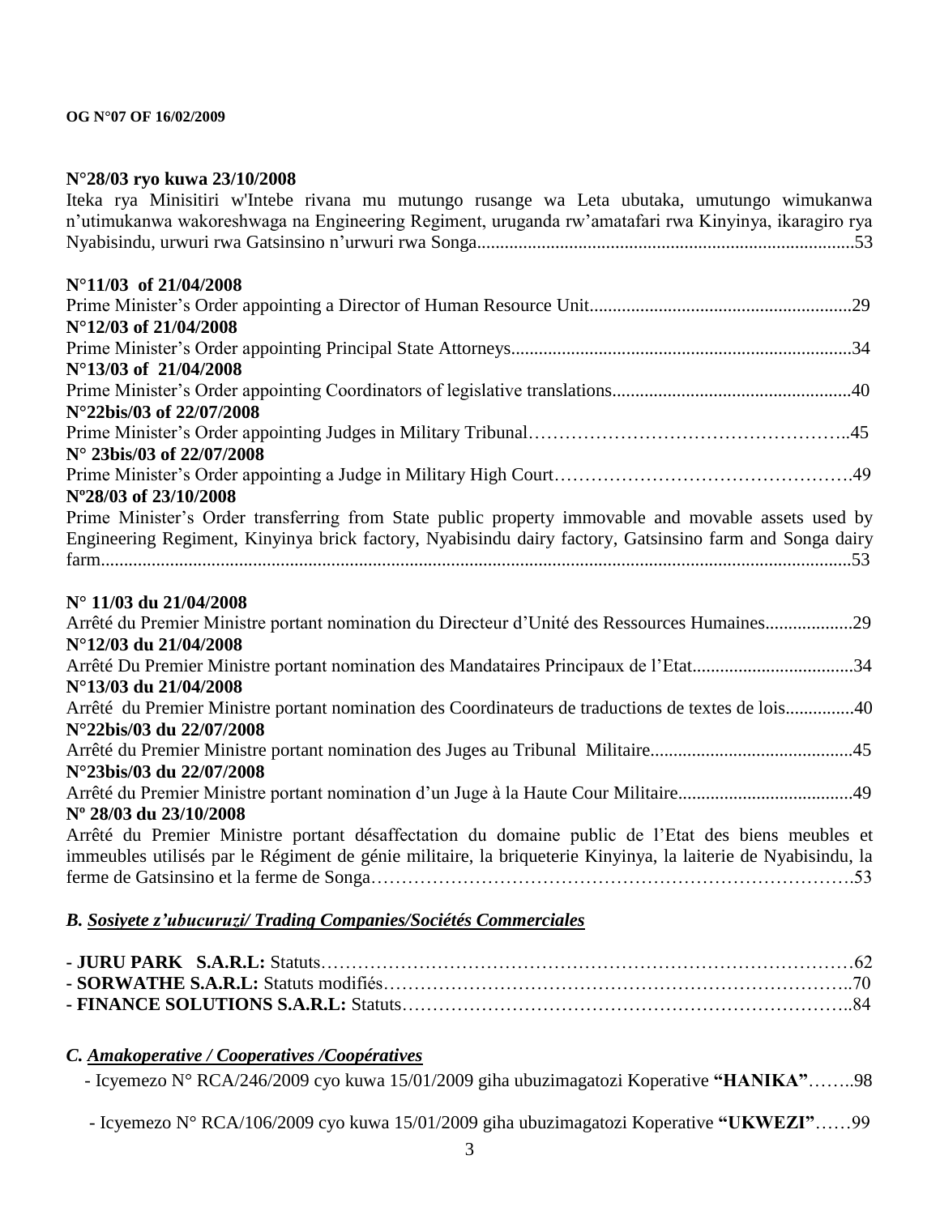**N°28/03 ryo kuwa 23/10/2008**
Iteka rya Minisitiri w'Intebe rivana mu mutungo rusange wa Leta ubutaka, umutungo wimukanwa n'utimukanwa wakoreshwaga na Engineering Regiment, uruganda rw'amatafari rwa Kinyinya, ikaragiro rya Nyabisindu, urwuri rwa Gatsinsino n'urwuri rwa Songa.................................................................................53

**N°11/03 of 21/04/2008**
Prime Minister's Order appointing a Director of Human Resource Unit.........................................................29
**N°12/03 of 21/04/2008**
Prime Minister's Order appointing Principal State Attorneys.........................................................................34
**N°13/03 of 21/04/2008**
Prime Minister's Order appointing Coordinators of legislative translations...................................................40
**N°22bis/03 of 22/07/2008**
Prime Minister's Order appointing Judges in Military Tribunal……………………………………………..45
**N° 23bis/03 of 22/07/2008**
Prime Minister's Order appointing a Judge in Military High Court………………………………………….49
**Nº28/03 of 23/10/2008**
Prime Minister's Order transferring from State public property immovable and movable assets used by Engineering Regiment, Kinyinya brick factory, Nyabisindu dairy factory, Gatsinsino farm and Songa dairy farm.................................................................................................................................................53

**N° 11/03 du 21/04/2008**
Arrêté du Premier Ministre portant nomination du Directeur d'Unité des Ressources Humaines...................29
**N°12/03 du 21/04/2008**
Arrêté Du Premier Ministre portant nomination des Mandataires Principaux de l'Etat...................................34
**N°13/03 du 21/04/2008**
Arrêté du Premier Ministre portant nomination des Coordinateurs de traductions de textes de lois...............40
**N°22bis/03 du 22/07/2008**
Arrêté du Premier Ministre portant nomination des Juges au Tribunal Militaire............................................45
**N°23bis/03 du 22/07/2008**
Arrêté du Premier Ministre portant nomination d'un Juge à la Haute Cour Militaire......................................49
**Nº 28/03 du 23/10/2008**
Arrêté du Premier Ministre portant désaffectation du domaine public de l'Etat des biens meubles et immeubles utilisés par le Régiment de génie militaire, la briqueterie Kinyinya, la laiterie de Nyabisindu, la ferme de Gatsinsino et la ferme de Songa………………………………………………………………….53

### *B. Sosiyete z'ubucuruzi/ Trading Companies/Sociétés Commerciales*

**- JURU PARK S.A.R.L:** Statuts……………………………………………………………………………62
**- SORWATHE S.A.R.L:** Statuts modifiés…………………………………………………………………..70
**- FINANCE SOLUTIONS S.A.R.L:** Statuts……………………………………………………………..84

### *C. Amakoperative / Cooperatives /Coopératives*

- Icyemezo N° RCA/246/2009 cyo kuwa 15/01/2009 giha ubuzimagatozi Koperative **"HANIKA"**……..98

- Icyemezo N° RCA/106/2009 cyo kuwa 15/01/2009 giha ubuzimagatozi Koperative **"UKWEZI"**……99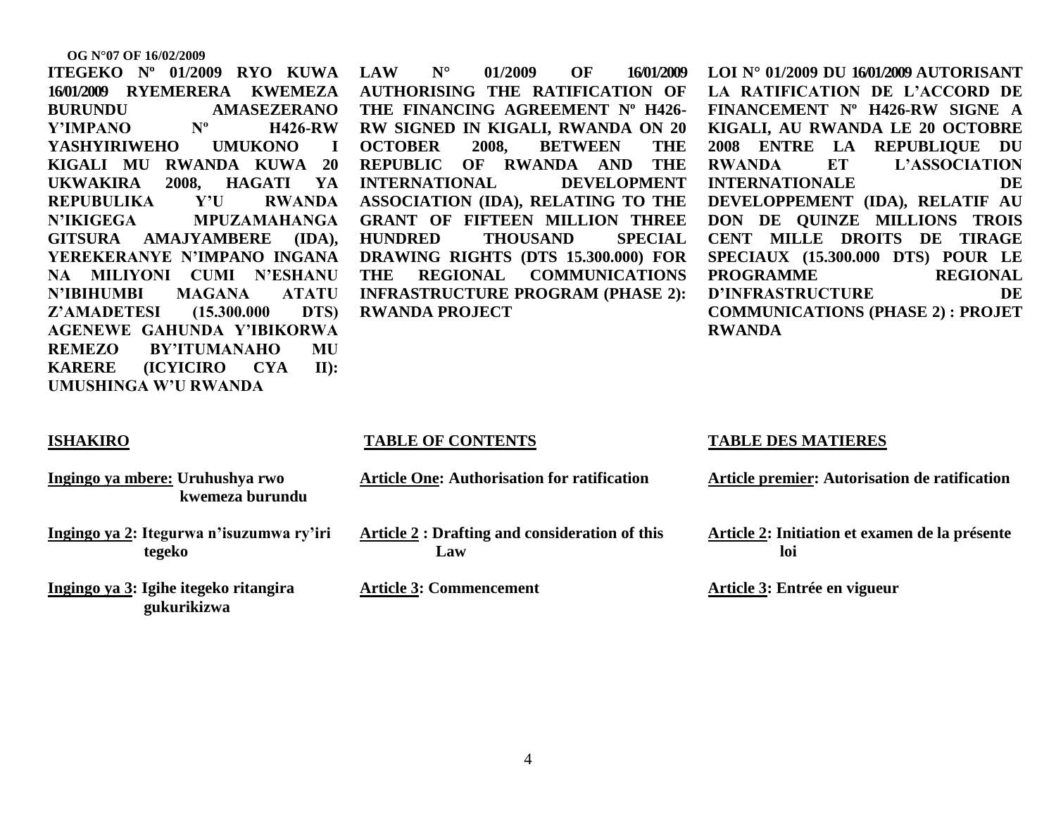OG N°07 OF 16/02/2009

**ITEGEKO Nº 01/2009 RYO KUWA 16/01/2009 RYEMERERA KWEMEZA BURUNDU AMASEZERANO Y'IMPANO Nº H426-RW YASHYIRIWEHO UMUKONO I KIGALI MU RWANDA KUWA 20 UKWAKIRA 2008, HAGATI YA REPUBULIKA Y'U RWANDA N'IKIGEGA MPUZAMAHANGA GITSURA AMAJYAMBERE (IDA), YEREKERANYE N'IMPANO INGANA NA MILIYONI CUMI N'ESHANU N'IBIHUMBI MAGANA ATATU Z'AMADETESI (15.300.000 DTS) AGENEWE GAHUNDA Y'IBIKORWA REMEZO BY'ITUMANAHO MU KARERE (ICYICIRO CYA II): UMUSHINGA W'U RWANDA**

**ISHAKIRO**

**Ingingo ya mbere: Uruhushya rwo kwemeza burundu**

**Ingingo ya 2: Itegurwa n'isuzumwa ry'iri tegeko**

**Ingingo ya 3: Igihe itegeko ritangira gukurikizwa**

**LAW N° 01/2009 OF 16/01/2009 AUTHORISING THE RATIFICATION OF THE FINANCING AGREEMENT Nº H426-RW SIGNED IN KIGALI, RWANDA ON 20 OCTOBER 2008, BETWEEN THE REPUBLIC OF RWANDA AND THE INTERNATIONAL DEVELOPMENT ASSOCIATION (IDA), RELATING TO THE GRANT OF FIFTEEN MILLION THREE HUNDRED THOUSAND SPECIAL DRAWING RIGHTS (DTS 15.300.000) FOR THE REGIONAL COMMUNICATIONS INFRASTRUCTURE PROGRAM (PHASE 2): RWANDA PROJECT**

**TABLE OF CONTENTS**

**Article One: Authorisation for ratification**

**Article 2 : Drafting and consideration of this Law**

**Article 3: Commencement**

**LOI N° 01/2009 DU 16/01/2009 AUTORISANT LA RATIFICATION DE L'ACCORD DE FINANCEMENT Nº H426-RW SIGNE A KIGALI, AU RWANDA LE 20 OCTOBRE 2008 ENTRE LA REPUBLIQUE DU RWANDA ET L'ASSOCIATION INTERNATIONALE DE DEVELOPPEMENT (IDA), RELATIF AU DON DE QUINZE MILLIONS TROIS CENT MILLE DROITS DE TIRAGE SPECIAUX (15.300.000 DTS) POUR LE PROGRAMME REGIONAL D'INFRASTRUCTURE DE COMMUNICATIONS (PHASE 2) : PROJET RWANDA**

**TABLE DES MATIERES**

**Article premier: Autorisation de ratification**

**Article 2: Initiation et examen de la présente loi**

**Article 3: Entrée en vigueur**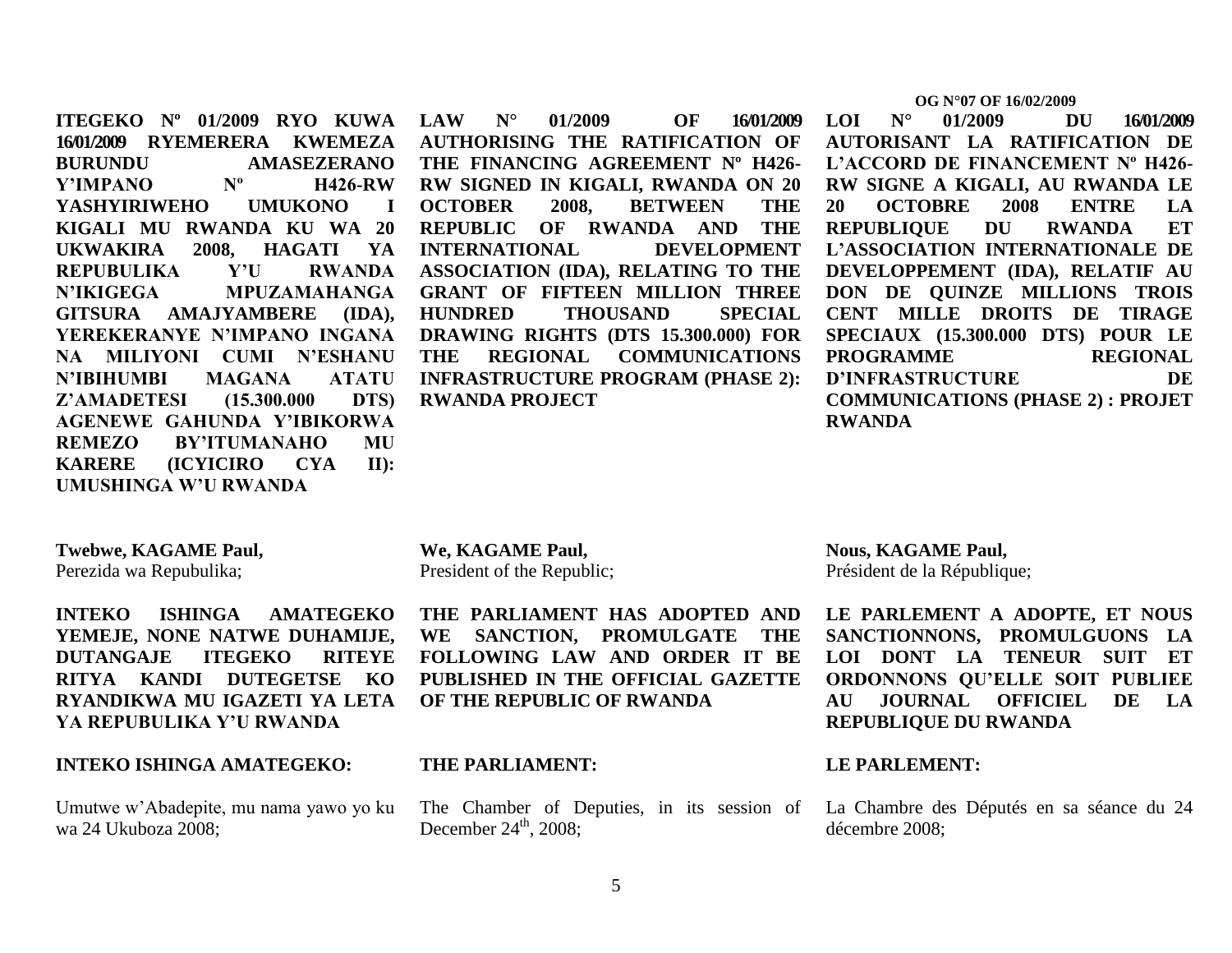**ITEGEKO Nº 01/2009 RYO KUWA 16/01/2009 RYEMERERA KWEMEZA BURUNDU AMASEZERANO Y'IMPANO Nº H426-RW YASHYIRIWEHO UMUKONO I KIGALI MU RWANDA KU WA 20 UKWAKIRA 2008, HAGATI YA REPUBULIKA Y'U RWANDA N'IKIGEGA MPUZAMAHANGA GITSURA AMAJYAMBERE (IDA), YEREKERANYE N'IMPANO INGANA NA MILIYONI CUMI N'ESHANU N'IBIHUMBI MAGANA ATATU Z'AMADETESI (15.300.000 DTS) AGENEWE GAHUNDA Y'IBIKORWA REMEZO BY'ITUMANAHO MU KARERE (ICYICIRO CYA II): UMUSHINGA W'U RWANDA**

**Twebwe, KAGAME Paul,**
Perezida wa Repubulika;

**INTEKO ISHINGA AMATEGEKO YEMEJE, NONE NATWE DUHAMIJE, DUTANGAJE ITEGEKO RITEYE RITYA KANDI DUTEGETSE KO RYANDIKWA MU IGAZETI YA LETA YA REPUBULIKA Y'U RWANDA**

**INTEKO ISHINGA AMATEGEKO:**

Umutwe w'Abadepite, mu nama yawo yo ku wa 24 Ukuboza 2008;

**LAW N° 01/2009 OF 16/01/2009 AUTHORISING THE RATIFICATION OF THE FINANCING AGREEMENT Nº H426-RW SIGNED IN KIGALI, RWANDA ON 20 OCTOBER 2008, BETWEEN THE REPUBLIC OF RWANDA AND THE INTERNATIONAL DEVELOPMENT ASSOCIATION (IDA), RELATING TO THE GRANT OF FIFTEEN MILLION THREE HUNDRED THOUSAND SPECIAL DRAWING RIGHTS (DTS 15.300.000) FOR THE REGIONAL COMMUNICATIONS INFRASTRUCTURE PROGRAM (PHASE 2): RWANDA PROJECT**

**We, KAGAME Paul,**
President of the Republic;

**THE PARLIAMENT HAS ADOPTED AND WE SANCTION, PROMULGATE THE FOLLOWING LAW AND ORDER IT BE PUBLISHED IN THE OFFICIAL GAZETTE OF THE REPUBLIC OF RWANDA**

**THE PARLIAMENT:**

The Chamber of Deputies, in its session of December 24$^{th}$, 2008;

**LOI N° 01/2009 DU 16/01/2009 AUTORISANT LA RATIFICATION DE L'ACCORD DE FINANCEMENT Nº H426-RW SIGNE A KIGALI, AU RWANDA LE 20 OCTOBRE 2008 ENTRE LA REPUBLIQUE DU RWANDA ET L'ASSOCIATION INTERNATIONALE DE DEVELOPPEMENT (IDA), RELATIF AU DON DE QUINZE MILLIONS TROIS CENT MILLE DROITS DE TIRAGE SPECIAUX (15.300.000 DTS) POUR LE PROGRAMME REGIONAL D'INFRASTRUCTURE DE COMMUNICATIONS (PHASE 2) : PROJET RWANDA**

**Nous, KAGAME Paul,**
Président de la République;

**LE PARLEMENT A ADOPTE, ET NOUS SANCTIONNONS, PROMULGUONS LA LOI DONT LA TENEUR SUIT ET ORDONNONS QU'ELLE SOIT PUBLIEE AU JOURNAL OFFICIEL DE LA REPUBLIQUE DU RWANDA**

**LE PARLEMENT:**

La Chambre des Députés en sa séance du 24 décembre 2008;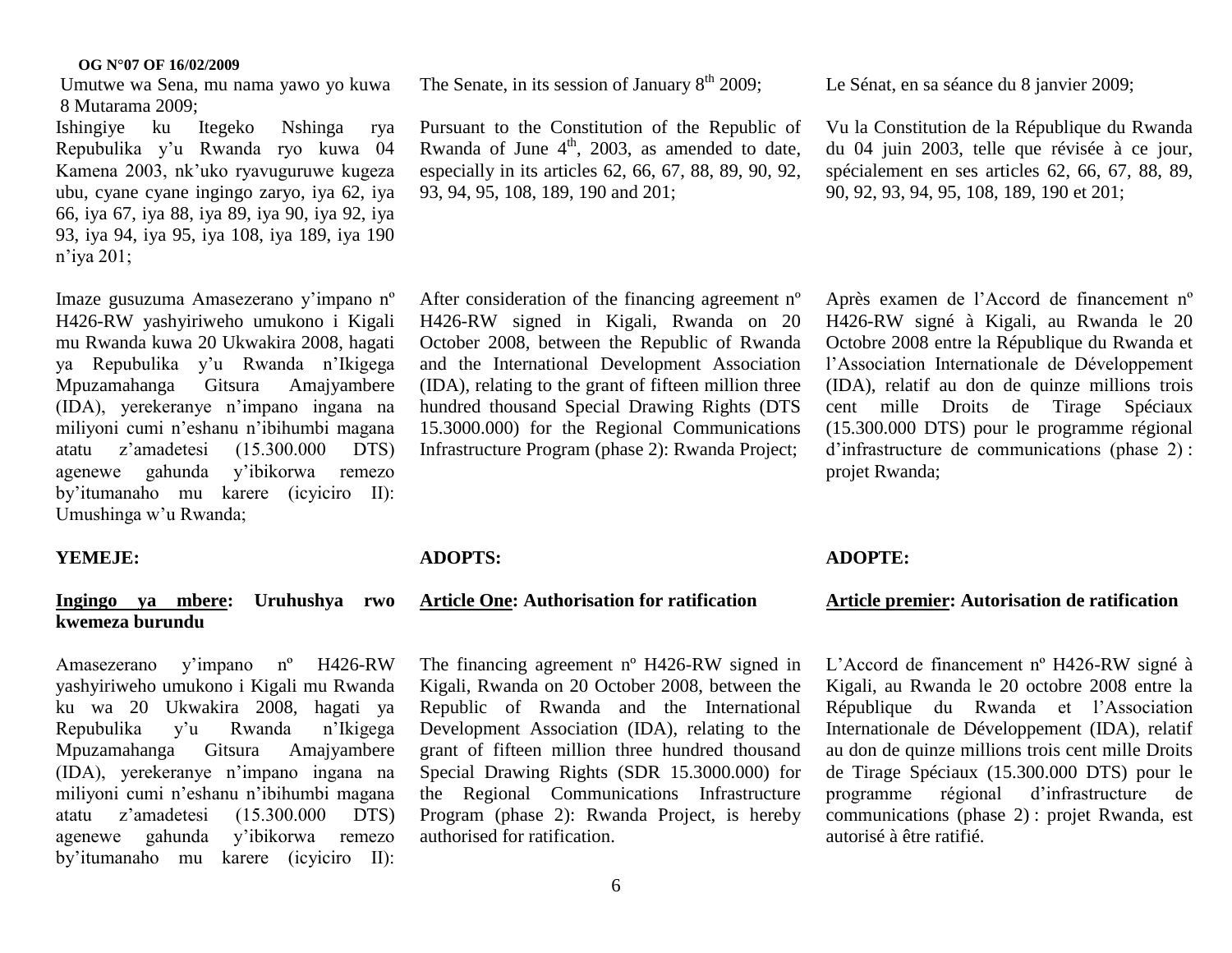Umutwe wa Sena, mu nama yawo yo kuwa 8 Mutarama 2009;

Ishingiye ku Itegeko Nshinga rya Repubulika y'u Rwanda ryo kuwa 04 Kamena 2003, nk'uko ryavuguruwe kugeza ubu, cyane cyane ingingo zaryo, iya 62, iya 66, iya 67, iya 88, iya 89, iya 90, iya 92, iya 93, iya 94, iya 95, iya 108, iya 189, iya 190 n'iya 201;

Imaze gusuzuma Amasezerano y'impano nº H426-RW yashyiriweho umukono i Kigali mu Rwanda kuwa 20 Ukwakira 2008, hagati ya Repubulika y'u Rwanda n'Ikigega Mpuzamahanga Gitsura Amajyambere (IDA), yerekeranye n'impano ingana na miliyoni cumi n'eshanu n'ibihumbi magana atatu z'amadetesi (15.300.000 DTS) agenewe gahunda y'ibikorwa remezo by'itumanaho mu karere (icyiciro II): Umushinga w'u Rwanda;

**YEMEJE:**

**Ingingo ya mbere: Uruhushya rwo kwemeza burundu**

Amasezerano y'impano nº H426-RW yashyiriweho umukono i Kigali mu Rwanda ku wa 20 Ukwakira 2008, hagati ya Repubulika y'u Rwanda n'Ikigega Mpuzamahanga Gitsura Amajyambere (IDA), yerekeranye n'impano ingana na miliyoni cumi n'eshanu n'ibihumbi magana atatu z'amadetesi (15.300.000 DTS) agenewe gahunda y'ibikorwa remezo by'itumanaho mu karere (icyiciro II):

The Senate, in its session of January 8th 2009;

Pursuant to the Constitution of the Republic of Rwanda of June 4th, 2003, as amended to date, especially in its articles 62, 66, 67, 88, 89, 90, 92, 93, 94, 95, 108, 189, 190 and 201;

After consideration of the financing agreement nº H426-RW signed in Kigali, Rwanda on 20 October 2008, between the Republic of Rwanda and the International Development Association (IDA), relating to the grant of fifteen million three hundred thousand Special Drawing Rights (DTS 15.3000.000) for the Regional Communications Infrastructure Program (phase 2): Rwanda Project;

**ADOPTS:**

**Article One: Authorisation for ratification**

The financing agreement nº H426-RW signed in Kigali, Rwanda on 20 October 2008, between the Republic of Rwanda and the International Development Association (IDA), relating to the grant of fifteen million three hundred thousand Special Drawing Rights (SDR 15.3000.000) for the Regional Communications Infrastructure Program (phase 2): Rwanda Project, is hereby authorised for ratification.

Le Sénat, en sa séance du 8 janvier 2009;

Vu la Constitution de la République du Rwanda du 04 juin 2003, telle que révisée à ce jour, spécialement en ses articles 62, 66, 67, 88, 89, 90, 92, 93, 94, 95, 108, 189, 190 et 201;

Après examen de l'Accord de financement nº H426-RW signé à Kigali, au Rwanda le 20 Octobre 2008 entre la République du Rwanda et l'Association Internationale de Développement (IDA), relatif au don de quinze millions trois cent mille Droits de Tirage Spéciaux (15.300.000 DTS) pour le programme régional d'infrastructure de communications (phase 2) : projet Rwanda;

**ADOPTE:**

**Article premier: Autorisation de ratification**

L'Accord de financement nº H426-RW signé à Kigali, au Rwanda le 20 octobre 2008 entre la République du Rwanda et l'Association Internationale de Développement (IDA), relatif au don de quinze millions trois cent mille Droits de Tirage Spéciaux (15.300.000 DTS) pour le programme régional d'infrastructure de communications (phase 2) : projet Rwanda, est autorisé à être ratifié.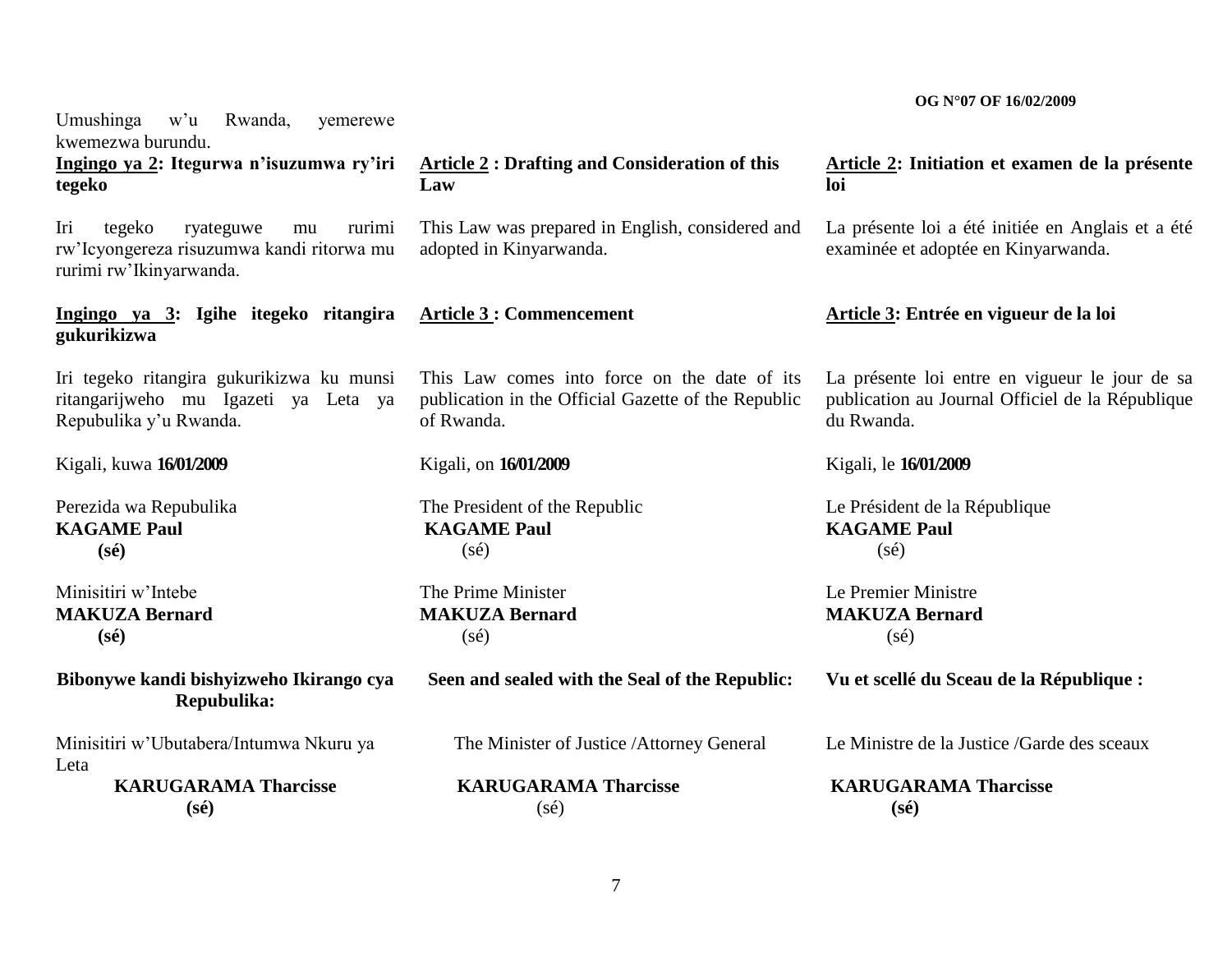Umushinga w'u Rwanda, yemerewe kwemezwa burundu.

**Ingingo ya 2: Itegurwa n'isuzumwa ry'iri tegeko**

Iri tegeko ryateguwe mu rurimi rw'Icyongereza risuzumwa kandi ritorwa mu rurimi rw'Ikinyarwanda.

**Ingingo ya 3: Igihe itegeko ritangira gukurikizwa**

Iri tegeko ritangira gukurikizwa ku munsi ritangarijweho mu Igazeti ya Leta ya Repubulika y'u Rwanda.

Kigali, kuwa **16/01/2009**

Perezida wa Repubulika
**KAGAME Paul**
**(sé)**

Minisitiri w'Intebe
**MAKUZA Bernard**
**(sé)**

**Bibonywe kandi bishyizweho Ikirango cya Repubulika:**

Minisitiri w'Ubutabera/Intumwa Nkuru ya Leta
**KARUGARAMA Tharcisse**
**(sé)**

**Article 2 : Drafting and Consideration of this Law**

This Law was prepared in English, considered and adopted in Kinyarwanda.

**Article 3 : Commencement**

This Law comes into force on the date of its publication in the Official Gazette of the Republic of Rwanda.

Kigali, on **16/01/2009**

The President of the Republic
**KAGAME Paul**
(sé)

The Prime Minister
**MAKUZA Bernard**
(sé)

**Seen and sealed with the Seal of the Republic:**

The Minister of Justice /Attorney General
**KARUGARAMA Tharcisse**
(sé)

**Article 2: Initiation et examen de la présente loi**

La présente loi a été initiée en Anglais et a été examinée et adoptée en Kinyarwanda.

**Article 3: Entrée en vigueur de la loi**

La présente loi entre en vigueur le jour de sa publication au Journal Officiel de la République du Rwanda.

Kigali, le **16/01/2009**

Le Président de la République
**KAGAME Paul**
(sé)

Le Premier Ministre
**MAKUZA Bernard**
(sé)

**Vu et scellé du Sceau de la République :**

Le Ministre de la Justice /Garde des sceaux
**KARUGARAMA Tharcisse**
**(sé)**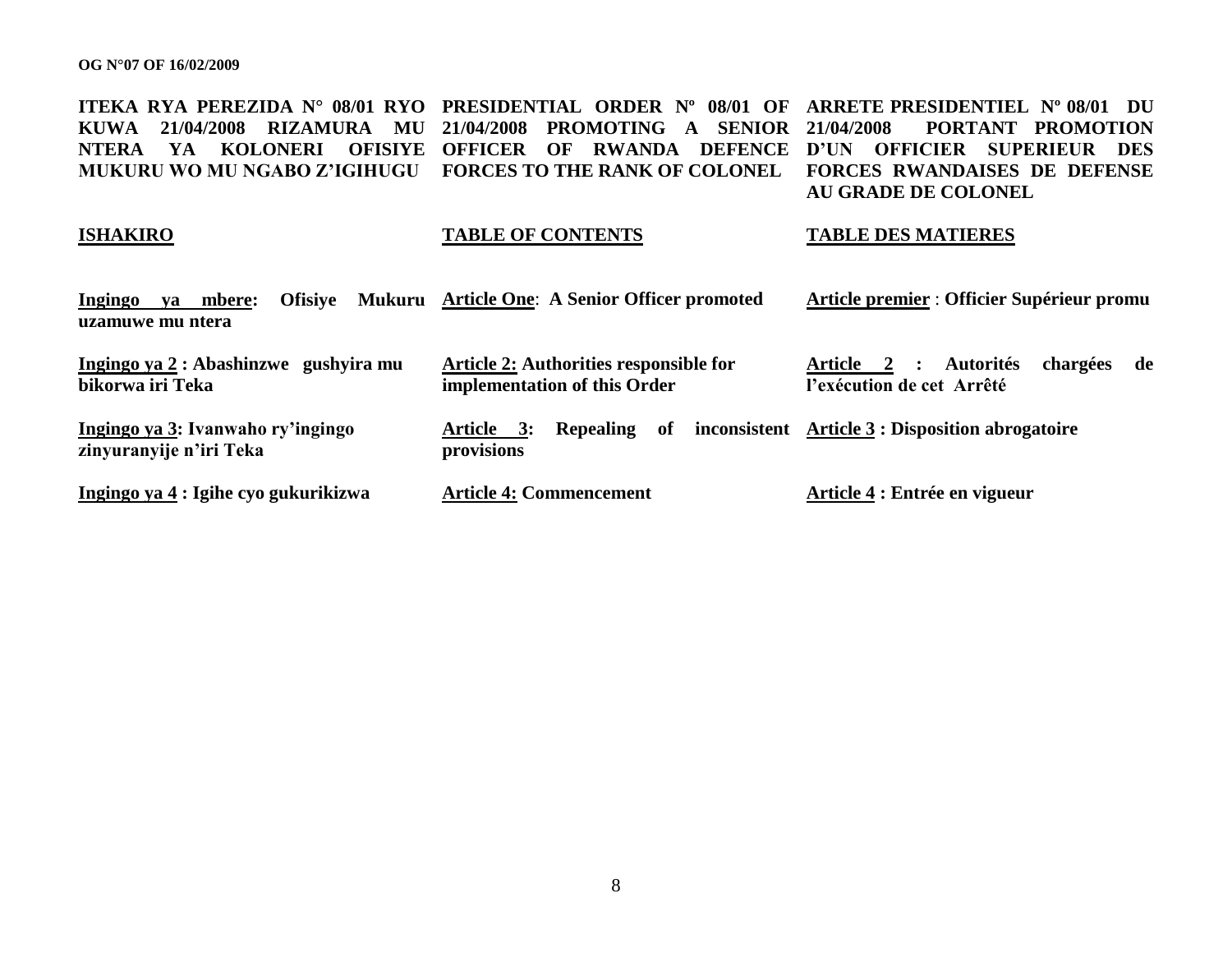**ITEKA RYA PEREZIDA N° 08/01 RYO KUWA 21/04/2008 RIZAMURA MU NTERA YA KOLONERI OFISIYE MUKURU WO MU NGABO Z'IGIHUGU**

**ISHAKIRO**

**Ingingo ya mbere: Ofisiye Mukuru uzamuwe mu ntera**

**Ingingo ya 2 : Abashinzwe gushyira mu bikorwa iri Teka**

**Ingingo ya 3: Ivanwaho ry'ingingo zinyuranyije n'iri Teka**

**Ingingo ya 4 : Igihe cyo gukurikizwa**

**PRESIDENTIAL ORDER Nº 08/01 OF 21/04/2008 PROMOTING A SENIOR OFFICER OF RWANDA DEFENCE FORCES TO THE RANK OF COLONEL**

**TABLE OF CONTENTS**

**Article One: A Senior Officer promoted**

**Article 2: Authorities responsible for implementation of this Order**

**Article 3: Repealing of inconsistent provisions**

**Article 4: Commencement**

**ARRETE PRESIDENTIEL Nº 08/01 DU 21/04/2008 PORTANT PROMOTION D'UN OFFICIER SUPERIEUR DES FORCES RWANDAISES DE DEFENSE AU GRADE DE COLONEL**

**TABLE DES MATIERES**

**Article premier : Officier Supérieur promu**

**Article 2 : Autorités chargées de l'exécution de cet Arrêté**

**Article 3 : Disposition abrogatoire**

**Article 4 : Entrée en vigueur**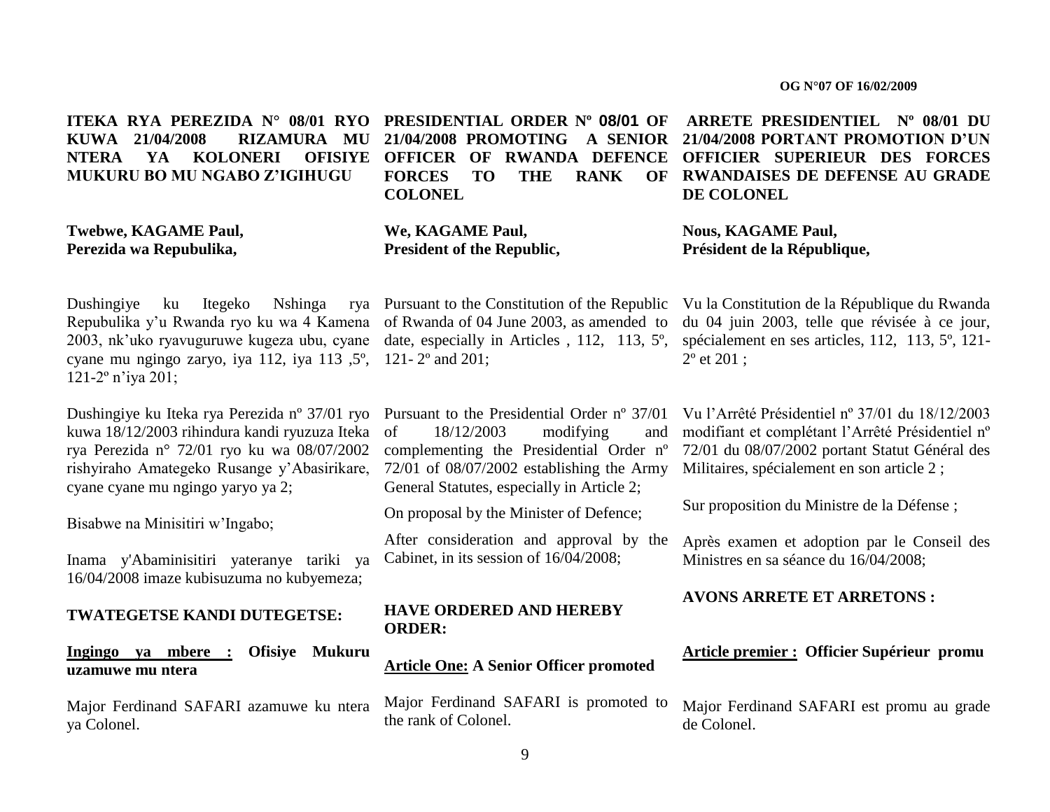**ITEKA RYA PEREZIDA N° 08/01 RYO KUWA 21/04/2008 RIZAMURA MU NTERA YA KOLONERI OFISIYE MUKURU BO MU NGABO Z'IGIHUGU**

**Twebwe, KAGAME Paul,**
**Perezida wa Repubulika,**

Dushingiye ku Itegeko Nshinga rya Repubulika y'u Rwanda ryo ku wa 4 Kamena 2003, nk'uko ryavuguruwe kugeza ubu, cyane cyane mu ngingo zaryo, iya 112, iya 113 ,5º, 121-2º n'iya 201;

Dushingiye ku Iteka rya Perezida nº 37/01 ryo kuwa 18/12/2003 rihindura kandi ryuzuza Iteka rya Perezida n° 72/01 ryo ku wa 08/07/2002 rishyiraho Amategeko Rusange y'Abasirikare, cyane cyane mu ngingo yaryo ya 2;

Bisabwe na Minisitiri w'Ingabo;

Inama y'Abaminisitiri yateranye tariki ya 16/04/2008 imaze kubisuzuma no kubyemeza;

**TWATEGETSE KANDI DUTEGETSE:**

**Ingingo ya mbere : Ofisiye Mukuru uzamuwe mu ntera**

Major Ferdinand SAFARI azamuwe ku ntera ya Colonel.

**PRESIDENTIAL ORDER Nº 08/01 OF 21/04/2008 PROMOTING A SENIOR OFFICER OF RWANDA DEFENCE FORCES TO THE RANK OF COLONEL**

**We, KAGAME Paul,**
**President of the Republic,**

Pursuant to the Constitution of the Republic of Rwanda of 04 June 2003, as amended to date, especially in Articles , 112, 113, 5º, 121- 2º and 201;

Pursuant to the Presidential Order nº 37/01 of 18/12/2003 modifying and complementing the Presidential Order nº 72/01 of 08/07/2002 establishing the Army General Statutes, especially in Article 2;

On proposal by the Minister of Defence;

After consideration and approval by the Cabinet, in its session of 16/04/2008;

**HAVE ORDERED AND HEREBY ORDER:**

**Article One: A Senior Officer promoted**

Major Ferdinand SAFARI is promoted to the rank of Colonel.

**ARRETE PRESIDENTIEL Nº 08/01 DU 21/04/2008 PORTANT PROMOTION D'UN OFFICIER SUPERIEUR DES FORCES RWANDAISES DE DEFENSE AU GRADE DE COLONEL**

**Nous, KAGAME Paul,**
**Président de la République,**

Vu la Constitution de la République du Rwanda du 04 juin 2003, telle que révisée à ce jour, spécialement en ses articles, 112, 113, 5º, 121- 2º et 201 ;

Vu l'Arrêté Présidentiel nº 37/01 du 18/12/2003 modifiant et complétant l'Arrêté Présidentiel nº 72/01 du 08/07/2002 portant Statut Général des Militaires, spécialement en son article 2 ;

Sur proposition du Ministre de la Défense ;

Après examen et adoption par le Conseil des Ministres en sa séance du 16/04/2008;

**AVONS ARRETE ET ARRETONS :**

**Article premier : Officier Supérieur promu**

Major Ferdinand SAFARI est promu au grade de Colonel.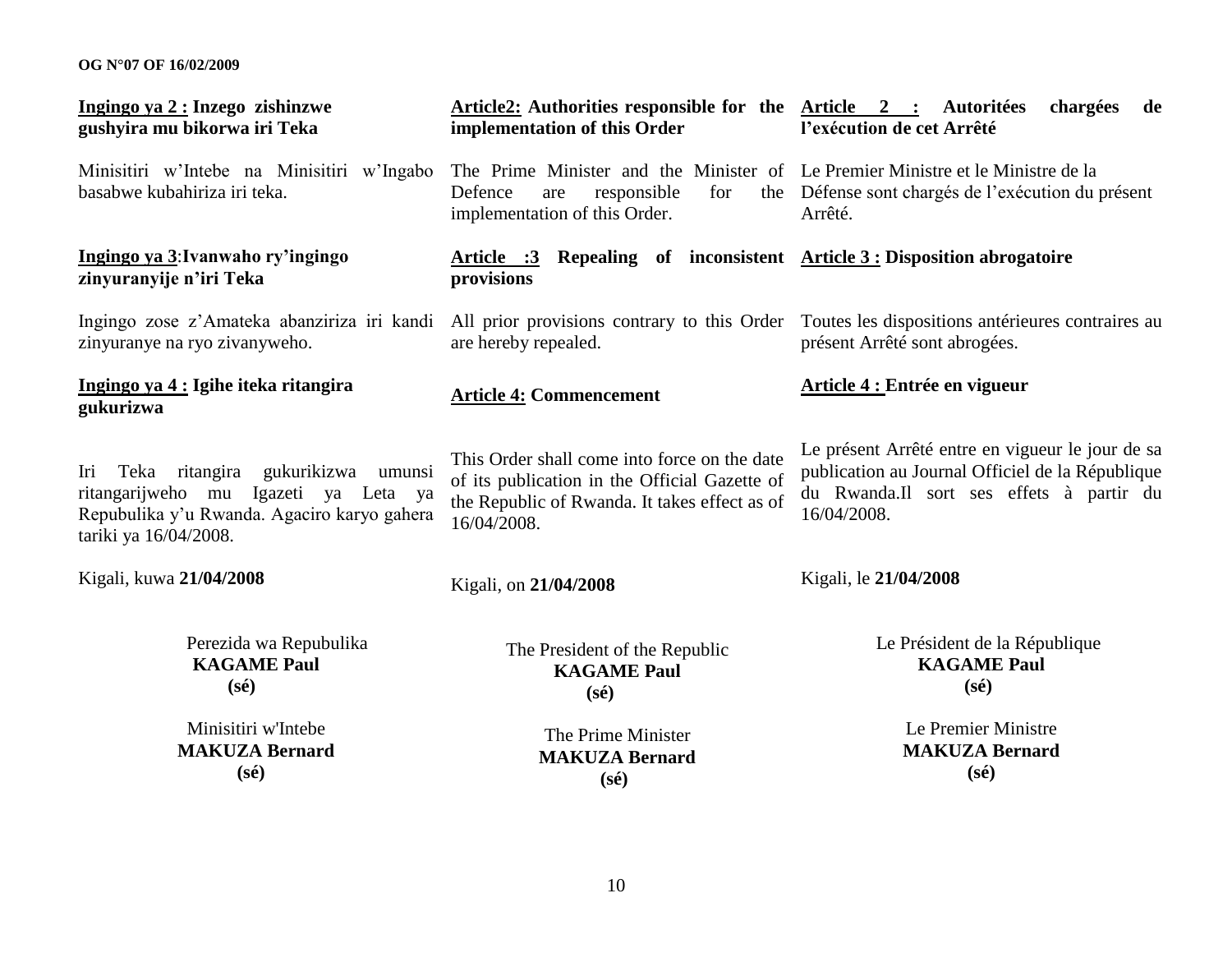**Ingingo ya 2 : Inzego zishinzwe gushyira mu bikorwa iri Teka**

Minisitiri w'Intebe na Minisitiri w'Ingabo basabwe kubahiriza iri teka.

**Ingingo ya 3:Ivanwaho ry'ingingo zinyuranyije n'iri Teka**

Ingingo zose z'Amateka abanziriza iri kandi zinyuranye na ryo zivanyweho.

**Ingingo ya 4 : Igihe iteka ritangira gukurizwa**

Iri Teka ritangira gukurikizwa umunsi ritangarijweho mu Igazeti ya Leta ya Repubulika y'u Rwanda. Agaciro karyo gahera tariki ya 16/04/2008.

Kigali, kuwa **21/04/2008**

Perezida wa Repubulika
**KAGAME Paul**
**(sé)**

Minisitiri w'Intebe
**MAKUZA Bernard**
**(sé)**

**Article2: Authorities responsible for the implementation of this Order**

The Prime Minister and the Minister of Defence are responsible for the implementation of this Order.

**Article :3 Repealing of inconsistent provisions**

All prior provisions contrary to this Order are hereby repealed.

**Article 4: Commencement**

This Order shall come into force on the date of its publication in the Official Gazette of the Republic of Rwanda. It takes effect as of 16/04/2008.

Kigali, on **21/04/2008**

The President of the Republic
**KAGAME Paul**
**(sé)**

The Prime Minister
**MAKUZA Bernard**
**(sé)**

**Article 2 : Autoritées chargées de l'exécution de cet Arrêté**

Le Premier Ministre et le Ministre de la Défense sont chargés de l'exécution du présent Arrêté.

**Article 3 : Disposition abrogatoire**

Toutes les dispositions antérieures contraires au présent Arrêté sont abrogées.

**Article 4 : Entrée en vigueur**

Le présent Arrêté entre en vigueur le jour de sa publication au Journal Officiel de la République du Rwanda.Il sort ses effets à partir du 16/04/2008.

Kigali, le **21/04/2008**

Le Président de la République
**KAGAME Paul**
**(sé)**

Le Premier Ministre
**MAKUZA Bernard**
**(sé)**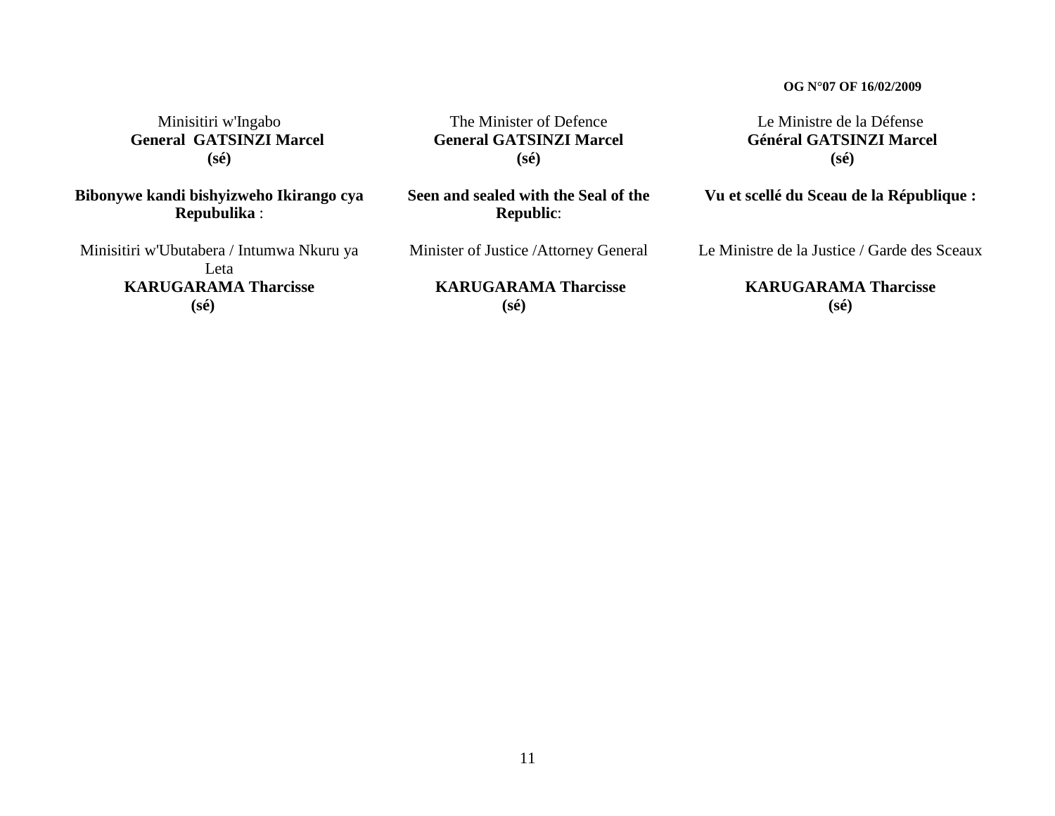Minisitiri w'Ingabo
**General GATSINZI Marcel**
**(sé)**

**Bibonywe kandi bishyizweho Ikirango cya Repubulika** :

Minisitiri w'Ubutabera / Intumwa Nkuru ya Leta
**KARUGARAMA Tharcisse**
**(sé)**

The Minister of Defence
**General GATSINZI Marcel**
**(sé)**

**Seen and sealed with the Seal of the Republic**:

Minister of Justice /Attorney General

**KARUGARAMA Tharcisse**
**(sé)**

Le Ministre de la Défense
**Général GATSINZI Marcel**
**(sé)**

**Vu et scellé du Sceau de la République :**

Le Ministre de la Justice / Garde des Sceaux

**KARUGARAMA Tharcisse**
**(sé)**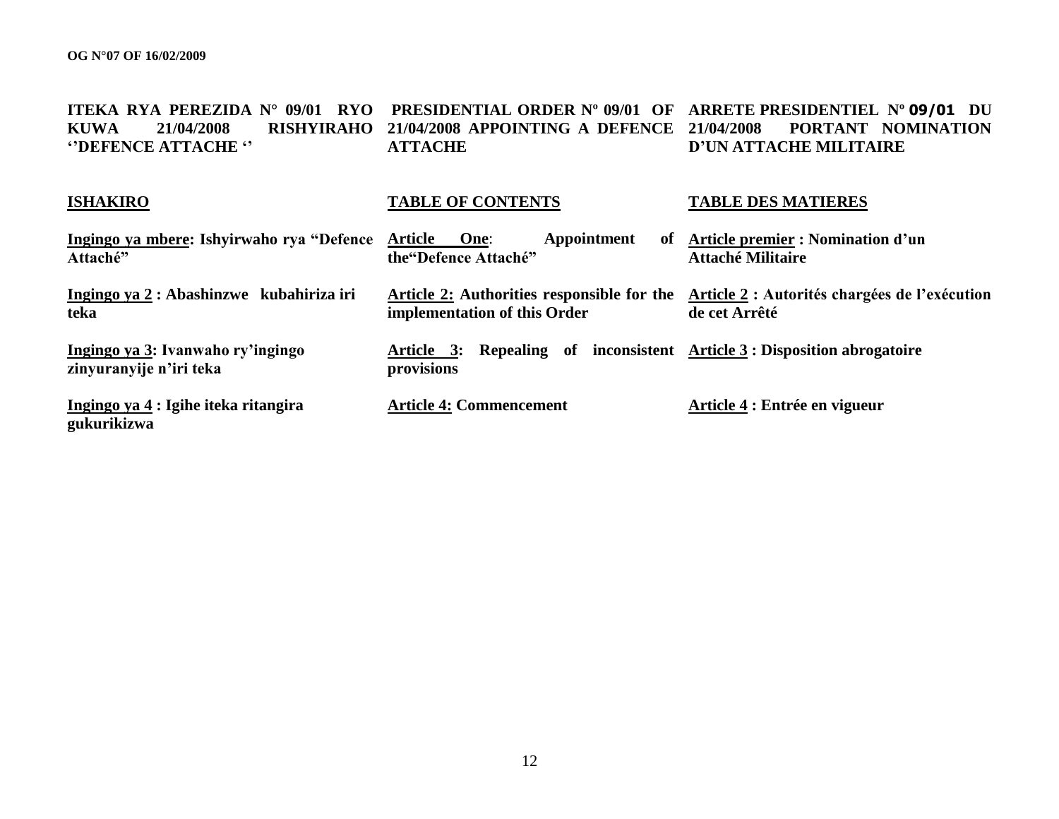ITEKA RYA PEREZIDA N° 09/01 RYO KUWA 21/04/2008 RISHYIRAHO ''DEFENCE ATTACHE ''

**PRESIDENTIAL ORDER Nº 09/01 OF 21/04/2008 APPOINTING A DEFENCE ATTACHE**

**ARRETE PRESIDENTIEL Nº 09/01 DU 21/04/2008 PORTANT NOMINATION D'UN ATTACHE MILITAIRE**

**ISHAKIRO**

**Ingingo ya mbere: Ishyirwaho rya "Defence Attaché"**

**Ingingo ya 2 : Abashinzwe kubahiriza iri teka**

**Ingingo ya 3: Ivanwaho ry'ingingo zinyuranyije n'iri teka**

**Ingingo ya 4 : Igihe iteka ritangira gukurikizwa**

**TABLE OF CONTENTS**

**Article One: Appointment of the"Defence Attaché"**

**Article 2: Authorities responsible for the implementation of this Order**

**Article 3: Repealing of inconsistent provisions**

**Article 4: Commencement**

**TABLE DES MATIERES**

**Article premier : Nomination d'un Attaché Militaire**

**Article 2 : Autorités chargées de l'exécution de cet Arrêté**

**Article 3 : Disposition abrogatoire**

**Article 4 : Entrée en vigueur**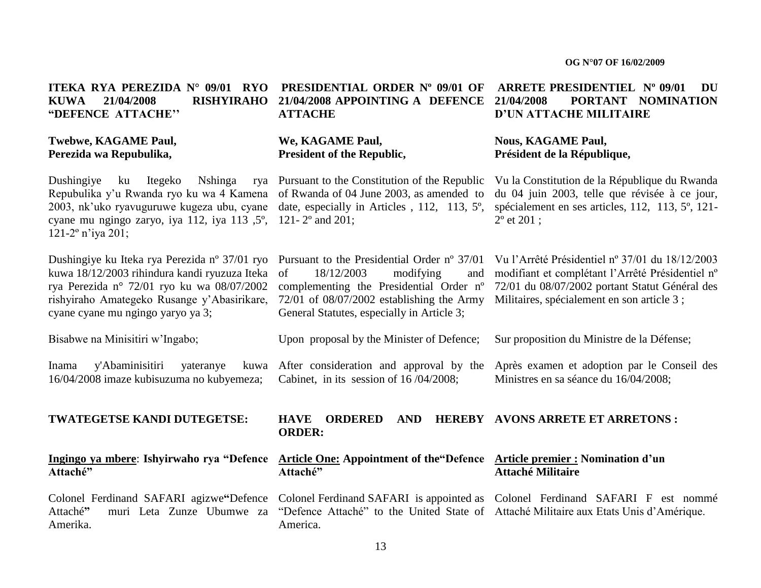**ITEKA RYA PEREZIDA N° 09/01 RYO KUWA 21/04/2008 RISHYIRAHO "DEFENCE ATTACHE''**

**Twebwe, KAGAME Paul,**
**Perezida wa Repubulika,**

Dushingiye ku Itegeko Nshinga rya Repubulika y'u Rwanda ryo ku wa 4 Kamena 2003, nk'uko ryavuguruwe kugeza ubu, cyane cyane mu ngingo zaryo, iya 112, iya 113 ,5º, 121-2º n'iya 201;

Dushingiye ku Iteka rya Perezida nº 37/01 ryo kuwa 18/12/2003 rihindura kandi ryuzuza Iteka rya Perezida n° 72/01 ryo ku wa 08/07/2002 rishyiraho Amategeko Rusange y'Abasirikare, cyane cyane mu ngingo yaryo ya 3;

Bisabwe na Minisitiri w'Ingabo;

Inama y'Abaminisitiri yateranye kuwa 16/04/2008 imaze kubisuzuma no kubyemeza;

**TWATEGETSE KANDI DUTEGETSE:**

**Ingingo ya mbere**: **Ishyirwaho rya "Defence Attaché"**

Colonel Ferdinand SAFARI agizwe**"**Defence Attaché**"** muri Leta Zunze Ubumwe za Amerika.

**PRESIDENTIAL ORDER Nº 09/01 OF 21/04/2008 APPOINTING A DEFENCE ATTACHE**

**We, KAGAME Paul,**
**President of the Republic,**

Pursuant to the Constitution of the Republic of Rwanda of 04 June 2003, as amended to date, especially in Articles , 112, 113, 5º, 121- 2º and 201;

Pursuant to the Presidential Order nº 37/01 of 18/12/2003 modifying and complementing the Presidential Order nº 72/01 of 08/07/2002 establishing the Army General Statutes, especially in Article 3;

Upon proposal by the Minister of Defence;

After consideration and approval by the Cabinet, in its session of 16 /04/2008;

**HAVE ORDERED AND HEREBY ORDER:**

**Article One: Appointment of the"Defence Attaché"**

Colonel Ferdinand SAFARI is appointed as "Defence Attaché" to the United State of America.

**ARRETE PRESIDENTIEL Nº 09/01 DU 21/04/2008 PORTANT NOMINATION D'UN ATTACHE MILITAIRE**

**Nous, KAGAME Paul,**
**Président de la République,**

Vu la Constitution de la République du Rwanda du 04 juin 2003, telle que révisée à ce jour, spécialement en ses articles, 112, 113, 5º, 121-2º et 201 ;

Vu l'Arrêté Présidentiel nº 37/01 du 18/12/2003 modifiant et complétant l'Arrêté Présidentiel nº 72/01 du 08/07/2002 portant Statut Général des Militaires, spécialement en son article 3 ;

Sur proposition du Ministre de la Défense;

Après examen et adoption par le Conseil des Ministres en sa séance du 16/04/2008;

**AVONS ARRETE ET ARRETONS :**

**Article premier : Nomination d'un Attaché Militaire**

Colonel Ferdinand SAFARI F est nommé Attaché Militaire aux Etats Unis d'Amérique.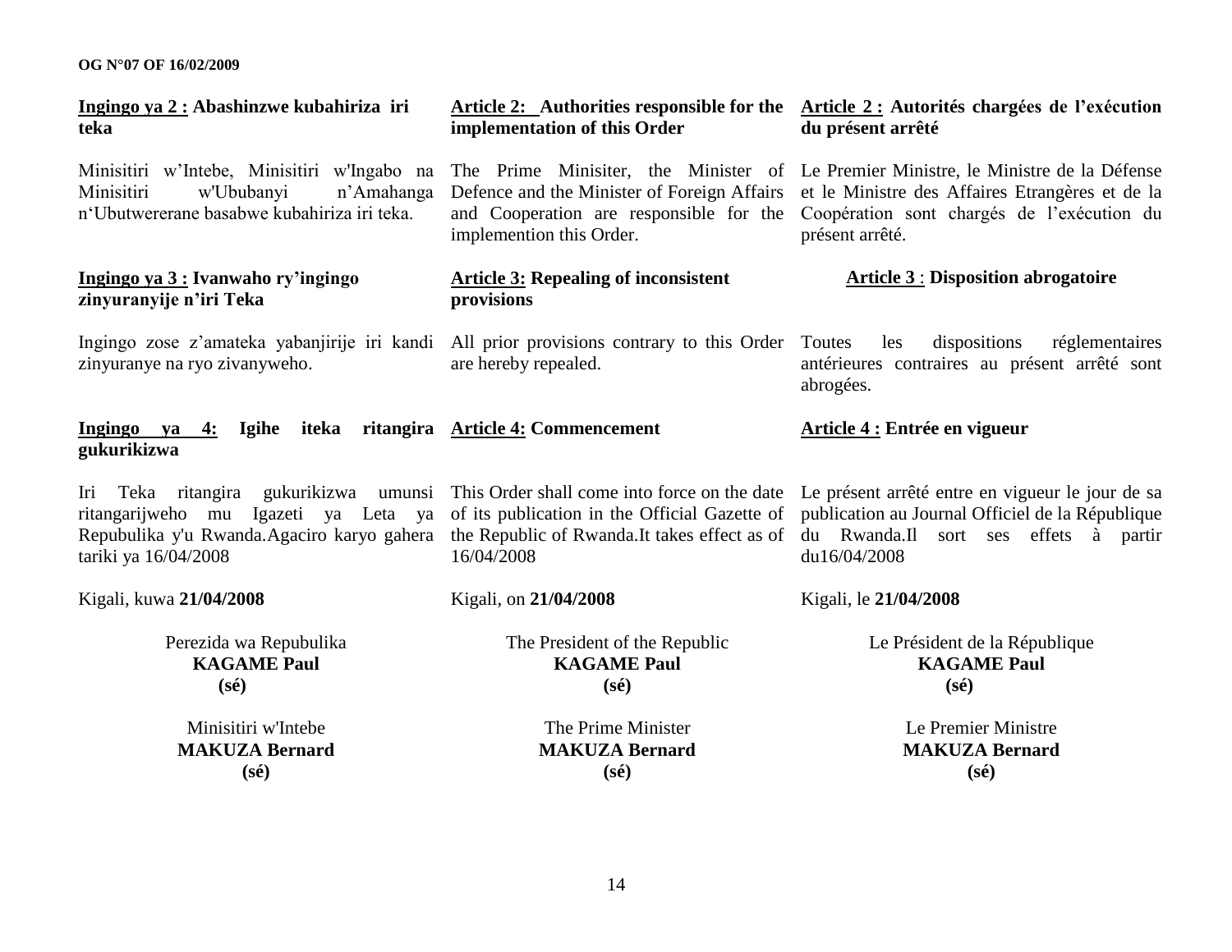**Ingingo ya 2 : Abashinzwe kubahiriza iri teka**

Minisitiri w'Intebe, Minisitiri w'Ingabo na Minisitiri w'Ububanyi n'Amahanga n'Ubutwererane basabwe kubahiriza iri teka.

**Ingingo ya 3 : Ivanwaho ry'ingingo zinyuranyije n'iri Teka**

Ingingo zose z'amateka yabanjirije iri kandi zinyuranye na ryo zivanyweho.

**Ingingo ya 4: Igihe iteka ritangira gukurikizwa**

Iri Teka ritangira gukurikizwa umunsi ritangarijweho mu Igazeti ya Leta ya Repubulika y'u Rwanda.Agaciro karyo gahera tariki ya 16/04/2008

Kigali, kuwa **21/04/2008**

Perezida wa Repubulika
**KAGAME Paul**
**(sé)**

Minisitiri w'Intebe
**MAKUZA Bernard**
**(sé)**

**Article 2: Authorities responsible for the implementation of this Order**

The Prime Minisiter, the Minister of Defence and the Minister of Foreign Affairs and Cooperation are responsible for the implemention this Order.

**Article 3: Repealing of inconsistent provisions**

All prior provisions contrary to this Order are hereby repealed.

**Article 4: Commencement**

This Order shall come into force on the date of its publication in the Official Gazette of the Republic of Rwanda.It takes effect as of 16/04/2008

Kigali, on **21/04/2008**

The President of the Republic
**KAGAME Paul**
**(sé)**

The Prime Minister
**MAKUZA Bernard**
**(sé)**

**Article 2 : Autorités chargées de l'exécution du présent arrêté**

Le Premier Ministre, le Ministre de la Défense et le Ministre des Affaires Etrangères et de la Coopération sont chargés de l'exécution du présent arrêté.

**Article 3 : Disposition abrogatoire**

Toutes les dispositions réglementaires antérieures contraires au présent arrêté sont abrogées.

**Article 4 : Entrée en vigueur**

Le présent arrêté entre en vigueur le jour de sa publication au Journal Officiel de la République du Rwanda.Il sort ses effets à partir du16/04/2008

Kigali, le **21/04/2008**

Le Président de la République
**KAGAME Paul**
**(sé)**

Le Premier Ministre
**MAKUZA Bernard**
**(sé)**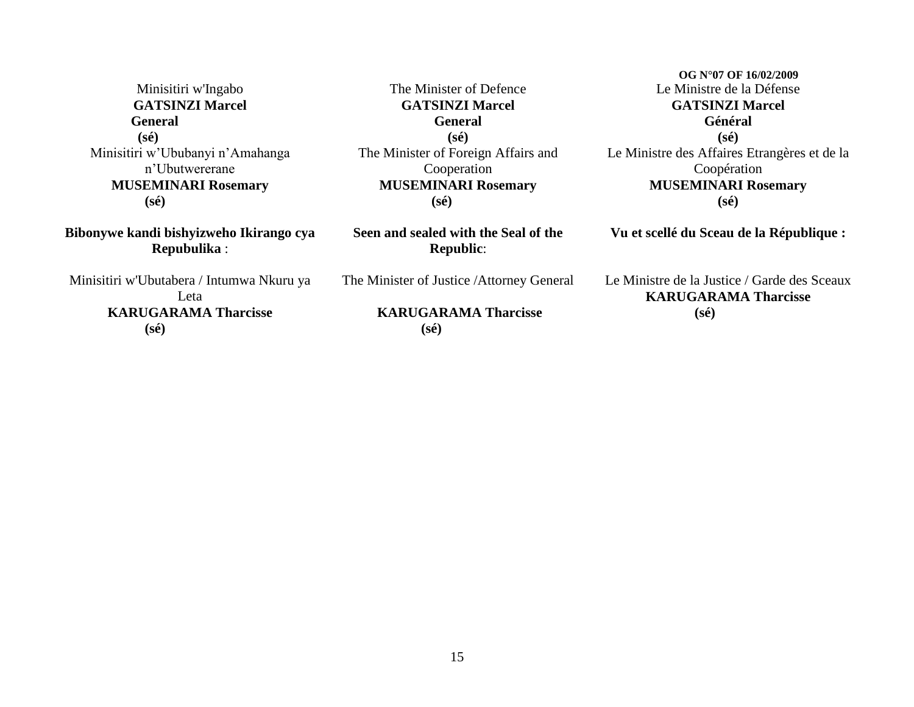Minisitiri w'Ingabo
**GATSINZI Marcel**
**General**
**(sé)**

Minisitiri w'Ububanyi n'Amahanga n'Ubutwererane
**MUSEMINARI Rosemary**
**(sé)**

**Bibonywe kandi bishyizweho Ikirango cya Repubulika** :

Minisitiri w'Ubutabera / Intumwa Nkuru ya Leta
**KARUGARAMA Tharcisse**
**(sé)**

The Minister of Defence
**GATSINZI Marcel**
**General**
**(sé)**

The Minister of Foreign Affairs and Cooperation
**MUSEMINARI Rosemary**
**(sé)**

**Seen and sealed with the Seal of the Republic**:

The Minister of Justice /Attorney General
**KARUGARAMA Tharcisse**
**(sé)**

Le Ministre de la Défense
**GATSINZI Marcel**
**Général**
**(sé)**

Le Ministre des Affaires Etrangères et de la Coopération
**MUSEMINARI Rosemary**
**(sé)**

**Vu et scellé du Sceau de la République :**

Le Ministre de la Justice / Garde des Sceaux
**KARUGARAMA Tharcisse**
**(sé)**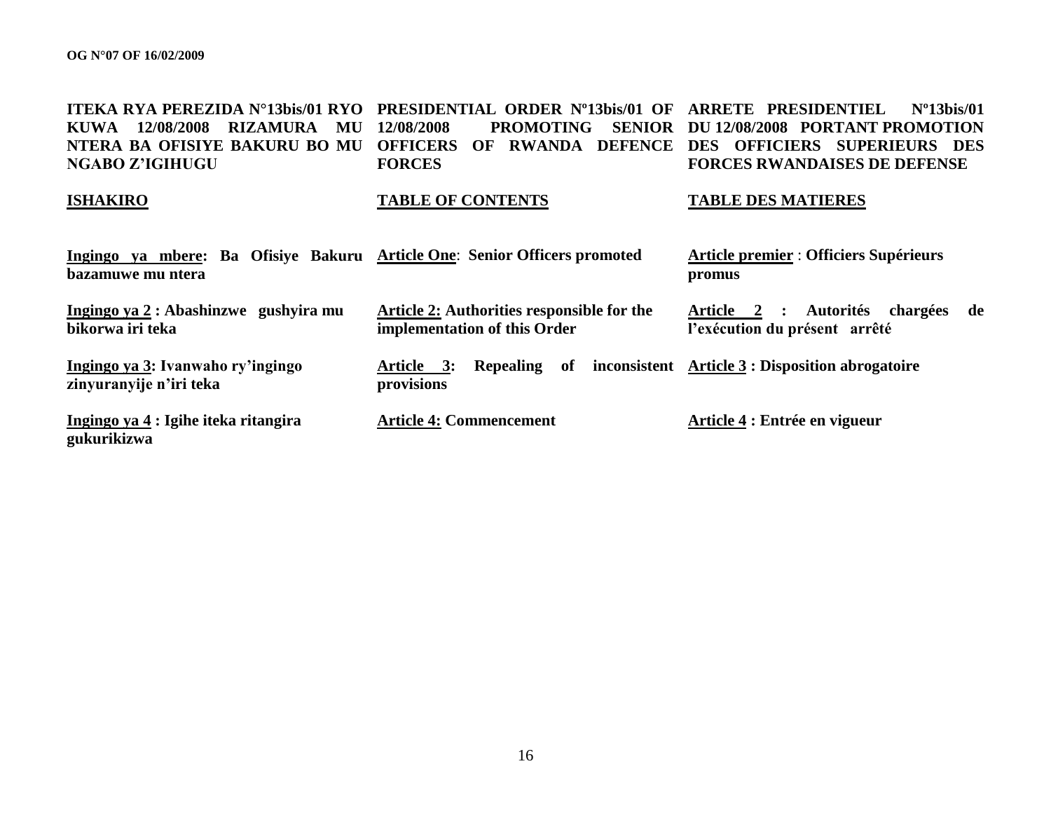**ITEKA RYA PEREZIDA N°13bis/01 RYO KUWA 12/08/2008 RIZAMURA MU NTERA BA OFISIYE BAKURU BO MU NGABO Z'IGIHUGU**

**ISHAKIRO**

**Ingingo ya mbere: Ba Ofisiye Bakuru bazamuwe mu ntera**

**Ingingo ya 2 : Abashinzwe gushyira mu bikorwa iri teka**

**Ingingo ya 3: Ivanwaho ry'ingingo zinyuranyije n'iri teka**

**Ingingo ya 4 : Igihe iteka ritangira gukurikizwa**

**PRESIDENTIAL ORDER Nº13bis/01 OF 12/08/2008 PROMOTING SENIOR OFFICERS OF RWANDA DEFENCE FORCES**

**TABLE OF CONTENTS**

**Article One: Senior Officers promoted**

**Article 2: Authorities responsible for the implementation of this Order**

**Article 3: Repealing of inconsistent provisions**

**Article 4: Commencement**

**ARRETE PRESIDENTIEL Nº13bis/01 DU 12/08/2008 PORTANT PROMOTION DES OFFICIERS SUPERIEURS DES FORCES RWANDAISES DE DEFENSE**

**TABLE DES MATIERES**

**Article premier : Officiers Supérieurs promus**

**Article 2 : Autorités chargées de l'exécution du présent arrêté**

**Article 3 : Disposition abrogatoire**

**Article 4 : Entrée en vigueur**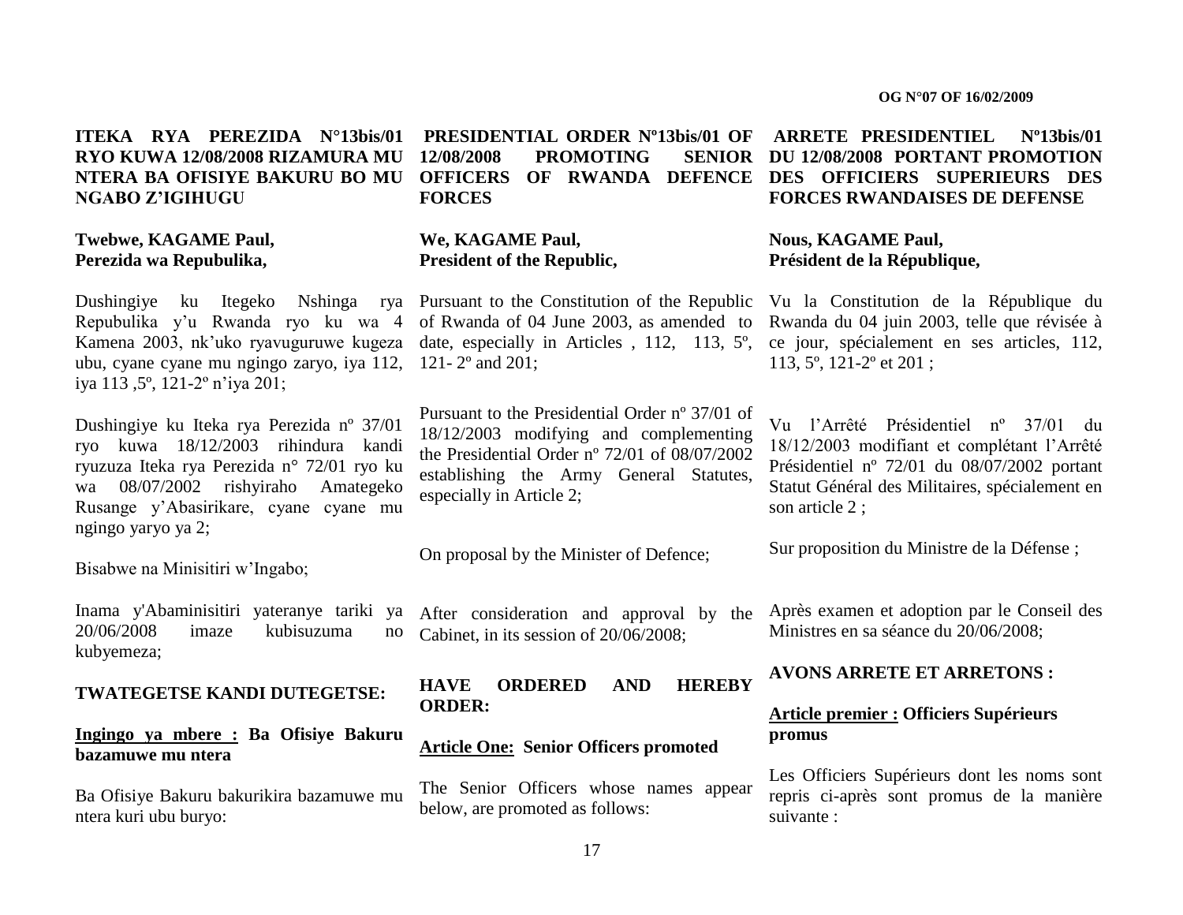**ITEKA RYA PEREZIDA N°13bis/01 RYO KUWA 12/08/2008 RIZAMURA MU NTERA BA OFISIYE BAKURU BO MU NGABO Z'IGIHUGU**

**Twebwe, KAGAME Paul,**
**Perezida wa Repubulika,**

Dushingiye ku Itegeko Nshinga rya Repubulika y'u Rwanda ryo ku wa 4 Kamena 2003, nk'uko ryavuguruwe kugeza ubu, cyane cyane mu ngingo zaryo, iya 112, iya 113 ,5º, 121-2º n'iya 201;

Dushingiye ku Iteka rya Perezida nº 37/01 ryo kuwa 18/12/2003 rihindura kandi ryuzuza Iteka rya Perezida n° 72/01 ryo ku wa 08/07/2002 rishyiraho Amategeko Rusange y'Abasirikare, cyane cyane mu ngingo yaryo ya 2;

Bisabwe na Minisitiri w'Ingabo;

Inama y'Abaminisitiri yateranye tariki ya 20/06/2008 imaze kubisuzuma no kubyemeza;

**TWATEGETSE KANDI DUTEGETSE:**

**Ingingo ya mbere : Ba Ofisiye Bakuru bazamuwe mu ntera**

Ba Ofisiye Bakuru bakurikira bazamuwe mu ntera kuri ubu buryo:

**PRESIDENTIAL ORDER Nº13bis/01 OF 12/08/2008 PROMOTING SENIOR OFFICERS OF RWANDA DEFENCE FORCES**

**We, KAGAME Paul,**
**President of the Republic,**

Pursuant to the Constitution of the Republic of Rwanda of 04 June 2003, as amended to date, especially in Articles , 112, 113, 5º, 121- 2º and 201;

Pursuant to the Presidential Order nº 37/01 of 18/12/2003 modifying and complementing the Presidential Order nº 72/01 of 08/07/2002 establishing the Army General Statutes, especially in Article 2;

On proposal by the Minister of Defence;

After consideration and approval by the Cabinet, in its session of 20/06/2008;

**HAVE ORDERED AND HEREBY ORDER:**

**Article One: Senior Officers promoted**

The Senior Officers whose names appear below, are promoted as follows:

**ARRETE PRESIDENTIEL Nº13bis/01 DU 12/08/2008 PORTANT PROMOTION DES OFFICIERS SUPERIEURS DES FORCES RWANDAISES DE DEFENSE**

**Nous, KAGAME Paul,**
**Président de la République,**

Vu la Constitution de la République du Rwanda du 04 juin 2003, telle que révisée à ce jour, spécialement en ses articles, 112, 113, 5º, 121-2º et 201 ;

Vu l'Arrêté Présidentiel nº 37/01 du 18/12/2003 modifiant et complétant l'Arrêté Présidentiel nº 72/01 du 08/07/2002 portant Statut Général des Militaires, spécialement en son article 2 ;

Sur proposition du Ministre de la Défense ;

Après examen et adoption par le Conseil des Ministres en sa séance du 20/06/2008;

**AVONS ARRETE ET ARRETONS :**

**Article premier : Officiers Supérieurs promus**

Les Officiers Supérieurs dont les noms sont repris ci-après sont promus de la manière suivante :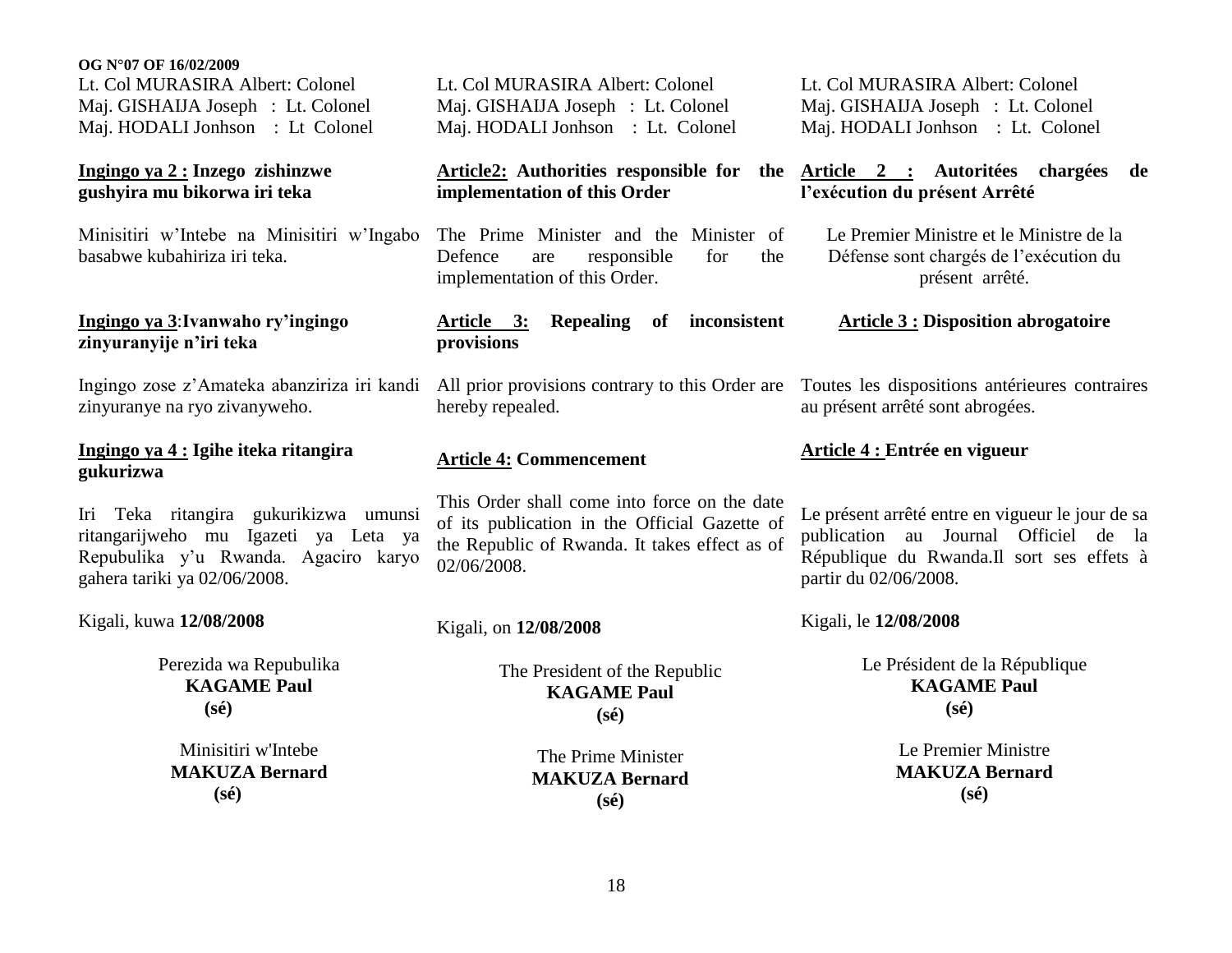Lt. Col MURASIRA Albert: Colonel
Maj. GISHAIJA Joseph : Lt. Colonel
Maj. HODALI Jonhson : Lt Colonel

**Ingingo ya 2 : Inzego zishinzwe gushyira mu bikorwa iri teka**

Minisitiri w'Intebe na Minisitiri w'Ingabo basabwe kubahiriza iri teka.

**Ingingo ya 3:Ivanwaho ry'ingingo zinyuranyije n'iri teka**

Ingingo zose z'Amateka abanziriza iri kandi zinyuranye na ryo zivanyweho.

**Ingingo ya 4 : Igihe iteka ritangira gukurizwa**

Iri Teka ritangira gukurikizwa umunsi ritangarijweho mu Igazeti ya Leta ya Repubulika y'u Rwanda. Agaciro karyo gahera tariki ya 02/06/2008.

Kigali, kuwa **12/08/2008**

Perezida wa Repubulika
**KAGAME Paul**
**(sé)**

Minisitiri w'Intebe
**MAKUZA Bernard**
**(sé)**

Lt. Col MURASIRA Albert: Colonel
Maj. GISHAIJA Joseph : Lt. Colonel
Maj. HODALI Jonhson : Lt. Colonel

**Article2: Authorities responsible for the implementation of this Order**

The Prime Minister and the Minister of Defence are responsible for the implementation of this Order.

**Article 3: Repealing of inconsistent provisions**

All prior provisions contrary to this Order are hereby repealed.

**Article 4: Commencement**

This Order shall come into force on the date of its publication in the Official Gazette of the Republic of Rwanda. It takes effect as of 02/06/2008.

Kigali, on **12/08/2008**

The President of the Republic
**KAGAME Paul**
**(sé)**

The Prime Minister
**MAKUZA Bernard**
**(sé)**

Lt. Col MURASIRA Albert: Colonel
Maj. GISHAIJA Joseph : Lt. Colonel
Maj. HODALI Jonhson : Lt. Colonel

**Article 2 : Autoritées chargées de l'exécution du présent Arrêté**

Le Premier Ministre et le Ministre de la Défense sont chargés de l'exécution du présent arrêté.

**Article 3 : Disposition abrogatoire**

Toutes les dispositions antérieures contraires au présent arrêté sont abrogées.

**Article 4 : Entrée en vigueur**

Le présent arrêté entre en vigueur le jour de sa publication au Journal Officiel de la République du Rwanda.Il sort ses effets à partir du 02/06/2008.

Kigali, le **12/08/2008**

Le Président de la République
**KAGAME Paul**
**(sé)**

Le Premier Ministre
**MAKUZA Bernard**
**(sé)**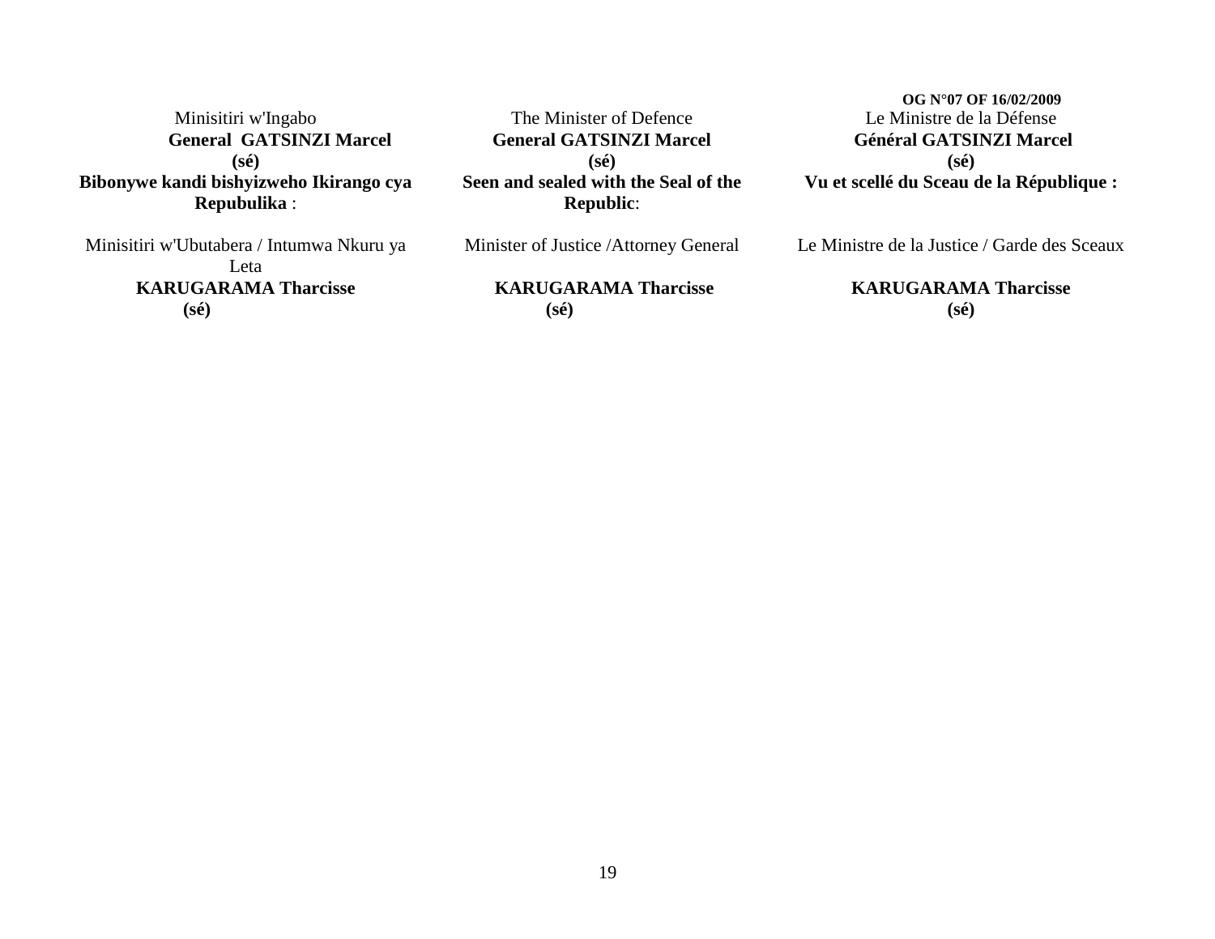Minisitiri w'Ingabo
**General GATSINZI Marcel**
**(sé)**

**Bibonywe kandi bishyizweho Ikirango cya Repubulika** :

Minisitiri w'Ubutabera / Intumwa Nkuru ya Leta
**KARUGARAMA Tharcisse**
**(sé)**

The Minister of Defence
**General GATSINZI Marcel**
**(sé)**

**Seen and sealed with the Seal of the Republic**:

Minister of Justice /Attorney General

**KARUGARAMA Tharcisse**
**(sé)**

Le Ministre de la Défense
**Général GATSINZI Marcel**
**(sé)**

**Vu et scellé du Sceau de la République :**

Le Ministre de la Justice / Garde des Sceaux

**KARUGARAMA Tharcisse**
**(sé)**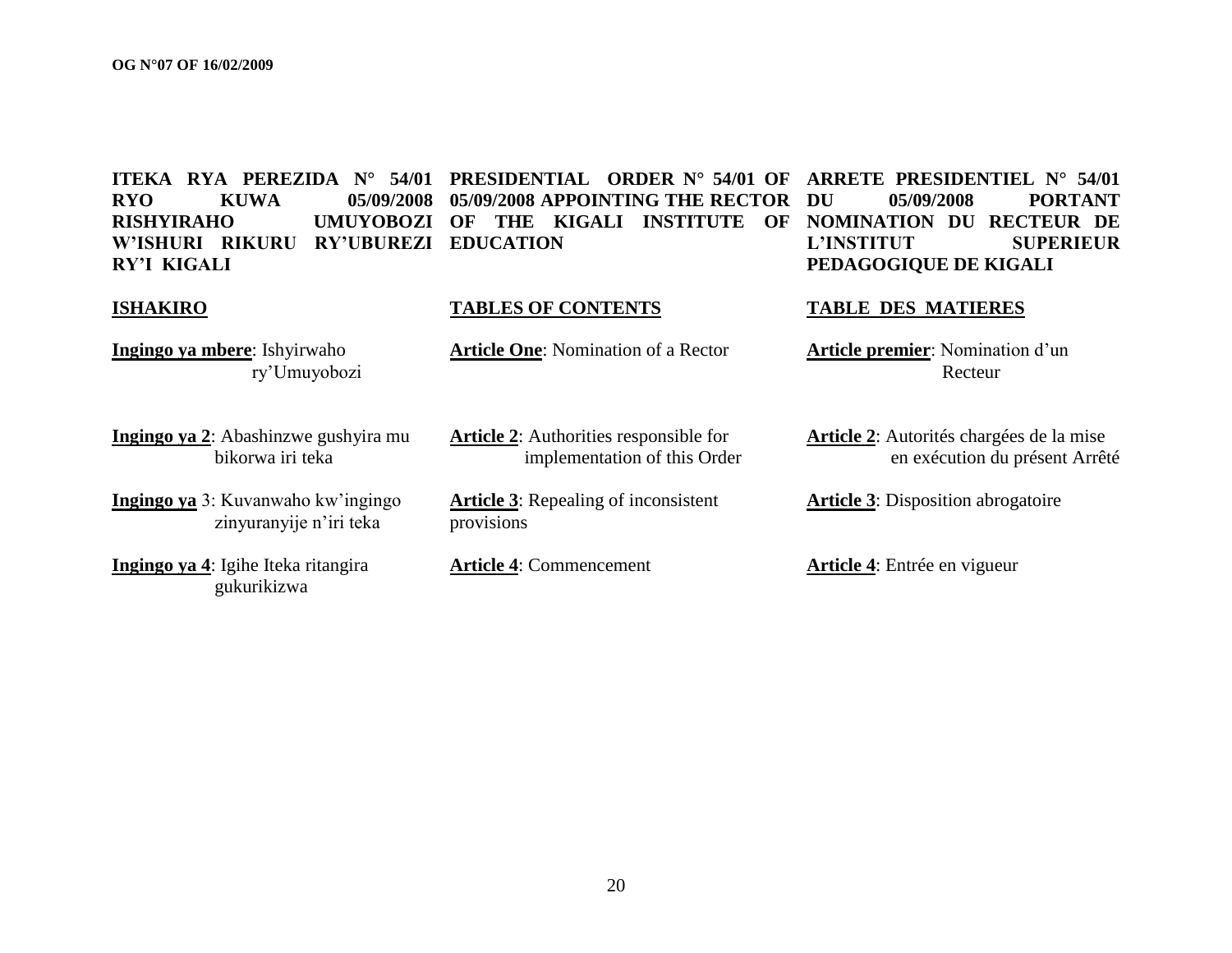**ITEKA RYA PEREZIDA N° 54/01 RYO KUWA 05/09/2008 RISHYIRAHO UMUYOBOZI W'ISHURI RIKURU RY'UBUREZI RY'I KIGALI**

**ISHAKIRO**

**Ingingo ya mbere**: Ishyirwaho ry'Umuyobozi

**Ingingo ya 2**: Abashinzwe gushyira mu bikorwa iri teka

**Ingingo ya** 3: Kuvanwaho kw'ingingo zinyuranyije n'iri teka

**Ingingo ya 4**: Igihe Iteka ritangira gukurikizwa

**PRESIDENTIAL ORDER N° 54/01 OF 05/09/2008 APPOINTING THE RECTOR OF THE KIGALI INSTITUTE OF EDUCATION**

**TABLES OF CONTENTS**

**Article One**: Nomination of a Rector

**Article 2**: Authorities responsible for implementation of this Order

**Article 3**: Repealing of inconsistent provisions

**Article 4**: Commencement

**ARRETE PRESIDENTIEL N° 54/01 DU 05/09/2008 PORTANT NOMINATION DU RECTEUR DE L'INSTITUT SUPERIEUR PEDAGOGIQUE DE KIGALI**

**TABLE DES MATIERES**

**Article premier**: Nomination d'un Recteur

**Article 2**: Autorités chargées de la mise en exécution du présent Arrêté

**Article 3**: Disposition abrogatoire

**Article 4**: Entrée en vigueur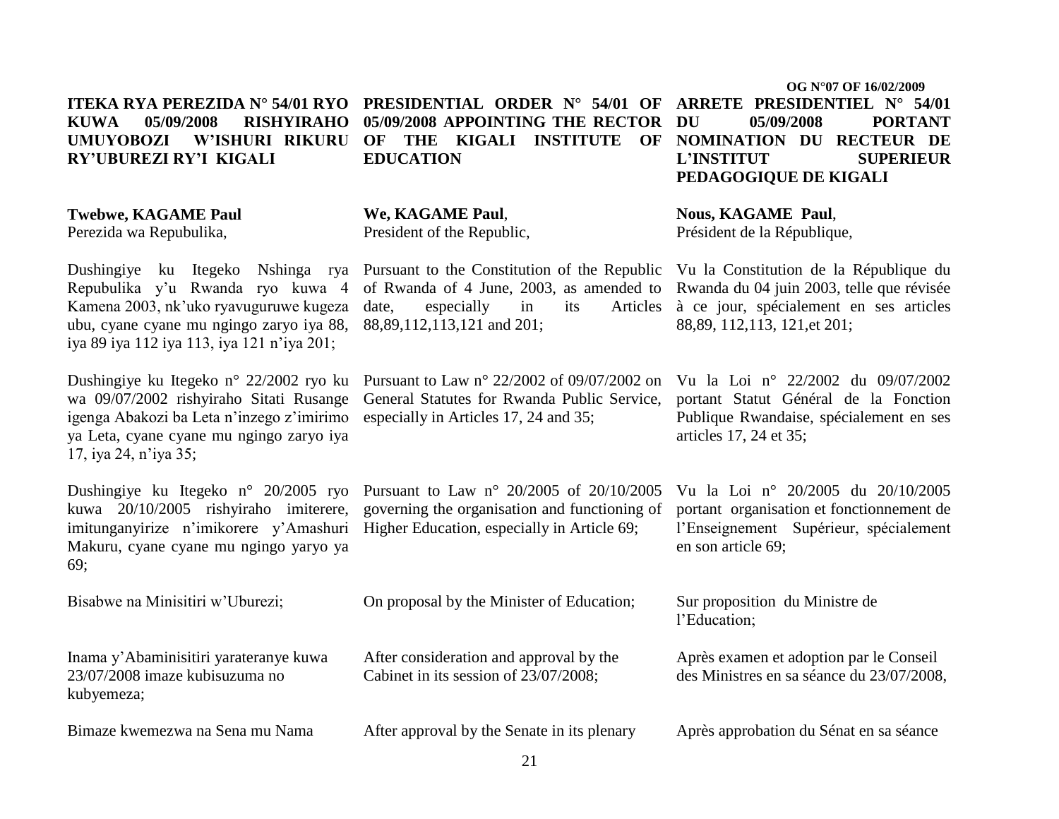**ITEKA RYA PEREZIDA N° 54/01 RYO KUWA 05/09/2008 RISHYIRAHO UMUYOBOZI W'ISHURI RIKURU RY'UBUREZI RY'I KIGALI**

**Twebwe, KAGAME Paul**
Perezida wa Repubulika,

Dushingiye ku Itegeko Nshinga rya Repubulika y'u Rwanda ryo kuwa 4 Kamena 2003, nk'uko ryavuguruwe kugeza ubu, cyane cyane mu ngingo zaryo iya 88, iya 89 iya 112 iya 113, iya 121 n'iya 201;

Dushingiye ku Itegeko n° 22/2002 ryo ku wa 09/07/2002 rishyiraho Sitati Rusange igenga Abakozi ba Leta n'inzego z'imirimo ya Leta, cyane cyane mu ngingo zaryo iya 17, iya 24, n'iya 35;

Dushingiye ku Itegeko n° 20/2005 ryo kuwa 20/10/2005 rishyiraho imiterere, imitunganyirize n'imikorere y'Amashuri Makuru, cyane cyane mu ngingo yaryo ya 69;

Bisabwe na Minisitiri w'Uburezi;

Inama y'Abaminisitiri yarateranye kuwa 23/07/2008 imaze kubisuzuma no kubyemeza;

Bimaze kwemezwa na Sena mu Nama

**PRESIDENTIAL ORDER N° 54/01 OF 05/09/2008 APPOINTING THE RECTOR OF THE KIGALI INSTITUTE OF EDUCATION**

**We, KAGAME Paul**,
President of the Republic,

Pursuant to the Constitution of the Republic of Rwanda of 4 June, 2003, as amended to date, especially in its Articles 88,89,112,113,121 and 201;

Pursuant to Law n° 22/2002 of 09/07/2002 on General Statutes for Rwanda Public Service, especially in Articles 17, 24 and 35;

Pursuant to Law n° 20/2005 of 20/10/2005 governing the organisation and functioning of Higher Education, especially in Article 69;

On proposal by the Minister of Education;

After consideration and approval by the Cabinet in its session of 23/07/2008;

After approval by the Senate in its plenary

**ARRETE PRESIDENTIEL N° 54/01 DU 05/09/2008 PORTANT NOMINATION DU RECTEUR DE L'INSTITUT SUPERIEUR PEDAGOGIQUE DE KIGALI**

**Nous, KAGAME Paul**,
Président de la République,

Vu la Constitution de la République du Rwanda du 04 juin 2003, telle que révisée à ce jour, spécialement en ses articles 88,89, 112,113, 121,et 201;

Vu la Loi n° 22/2002 du 09/07/2002 portant Statut Général de la Fonction Publique Rwandaise, spécialement en ses articles 17, 24 et 35;

Vu la Loi n° 20/2005 du 20/10/2005 portant organisation et fonctionnement de l'Enseignement Supérieur, spécialement en son article 69;

Sur proposition du Ministre de l'Education;

Après examen et adoption par le Conseil des Ministres en sa séance du 23/07/2008,

Après approbation du Sénat en sa séance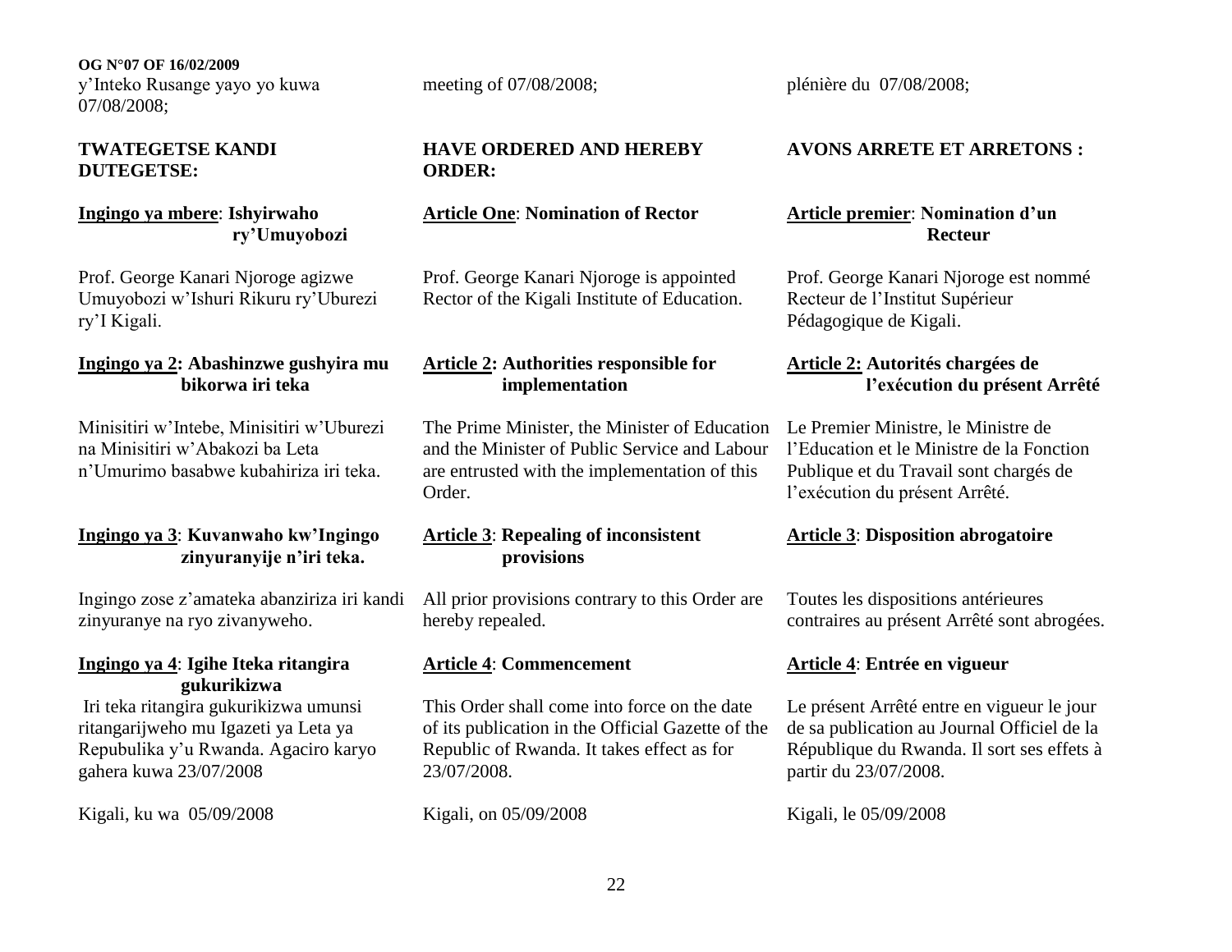y'Inteko Rusange yayo yo kuwa 07/08/2008;

**TWATEGETSE KANDI DUTEGETSE:**

**Ingingo ya mbere: Ishyirwaho ry'Umuyobozi**

Prof. George Kanari Njoroge agizwe Umuyobozi w'Ishuri Rikuru ry'Uburezi ry'I Kigali.

**Ingingo ya 2: Abashinzwe gushyira mu bikorwa iri teka**

Minisitiri w'Intebe, Minisitiri w'Uburezi na Minisitiri w'Abakozi ba Leta n'Umurimo basabwe kubahiriza iri teka.

**Ingingo ya 3: Kuvanwaho kw'Ingingo zinyuranyije n'iri teka.**

Ingingo zose z'amateka abanziriza iri kandi zinyuranye na ryo zivanyweho.

**Ingingo ya 4: Igihe Iteka ritangira gukurikizwa**

Iri teka ritangira gukurikizwa umunsi ritangarijweho mu Igazeti ya Leta ya Repubulika y'u Rwanda. Agaciro karyo gahera kuwa 23/07/2008

Kigali, ku wa 05/09/2008

meeting of 07/08/2008;

**HAVE ORDERED AND HEREBY ORDER:**

**Article One: Nomination of Rector**

Prof. George Kanari Njoroge is appointed Rector of the Kigali Institute of Education.

**Article 2: Authorities responsible for implementation**

The Prime Minister, the Minister of Education and the Minister of Public Service and Labour are entrusted with the implementation of this Order.

**Article 3: Repealing of inconsistent provisions**

All prior provisions contrary to this Order are hereby repealed.

**Article 4: Commencement**

This Order shall come into force on the date of its publication in the Official Gazette of the Republic of Rwanda. It takes effect as for 23/07/2008.

Kigali, on 05/09/2008

plénière du 07/08/2008;

**AVONS ARRETE ET ARRETONS :**

**Article premier: Nomination d'un Recteur**

Prof. George Kanari Njoroge est nommé Recteur de l'Institut Supérieur Pédagogique de Kigali.

**Article 2: Autorités chargées de l'exécution du présent Arrêté**

Le Premier Ministre, le Ministre de l'Education et le Ministre de la Fonction Publique et du Travail sont chargés de l'exécution du présent Arrêté.

**Article 3: Disposition abrogatoire**

Toutes les dispositions antérieures contraires au présent Arrêté sont abrogées.

**Article 4: Entrée en vigueur**

Le présent Arrêté entre en vigueur le jour de sa publication au Journal Officiel de la République du Rwanda. Il sort ses effets à partir du 23/07/2008.

Kigali, le 05/09/2008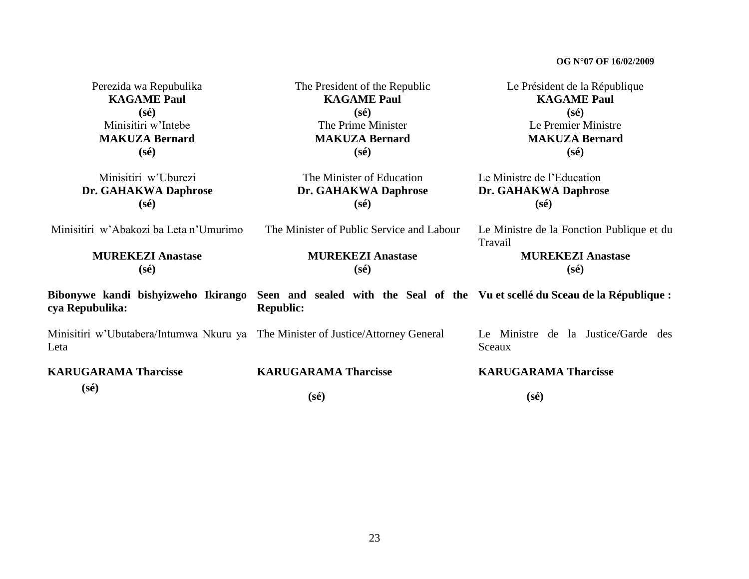Perezida wa Repubulika
**KAGAME Paul**
**(sé)**
Minisitiri w'Intebe
**MAKUZA Bernard**
**(sé)**

Minisitiri w'Uburezi
**Dr. GAHAKWA Daphrose**
**(sé)**

Minisitiri w'Abakozi ba Leta n'Umurimo
**MUREKEZI Anastase**
**(sé)**

**Bibonywe kandi bishyizweho Ikirango cya Repubulika:**

Minisitiri w'Ubutabera/Intumwa Nkuru ya Leta

**KARUGARAMA Tharcisse**
**(sé)**

The President of the Republic
**KAGAME Paul**
**(sé)**
The Prime Minister
**MAKUZA Bernard**
**(sé)**

The Minister of Education
**Dr. GAHAKWA Daphrose**
**(sé)**

The Minister of Public Service and Labour
**MUREKEZI Anastase**
**(sé)**

**Seen and sealed with the Seal of the Republic:**

The Minister of Justice/Attorney General

**KARUGARAMA Tharcisse**
**(sé)**

Le Président de la République
**KAGAME Paul**
**(sé)**
Le Premier Ministre
**MAKUZA Bernard**
**(sé)**

Le Ministre de l'Education
**Dr. GAHAKWA Daphrose**
**(sé)**

Le Ministre de la Fonction Publique et du Travail
**MUREKEZI Anastase**
**(sé)**

**Vu et scellé du Sceau de la République :**

Le Ministre de la Justice/Garde des Sceaux

**KARUGARAMA Tharcisse**
**(sé)**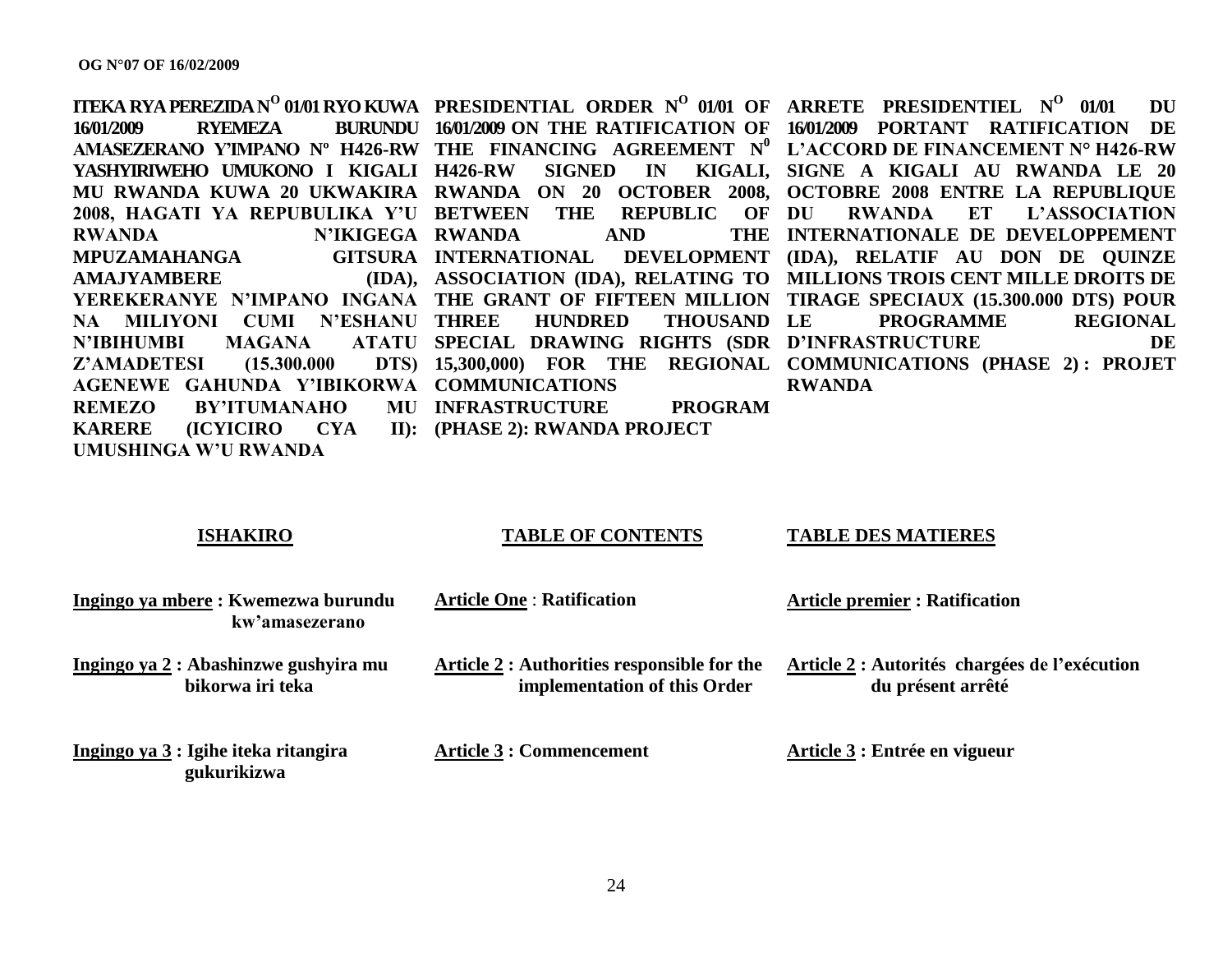**ITEKA RYA PEREZIDA N$^{O}$ 01/01 RYO KUWA 16/01/2009 RYEMEZA BURUNDU AMASEZERANO Y'IMPANO Nº H426-RW YASHYIRIWEHO UMUKONO I KIGALI MU RWANDA KUWA 20 UKWAKIRA 2008, HAGATI YA REPUBULIKA Y'U RWANDA N'IKIGEGA MPUZAMAHANGA GITSURA AMAJYAMBERE (IDA), YEREKERANYE N'IMPANO INGANA NA MILIYONI CUMI N'ESHANU N'IBIHUMBI MAGANA ATATU Z'AMADETESI (15.300.000 DTS) AGENEWE GAHUNDA Y'IBIKORWA REMEZO BY'ITUMANAHO MU KARERE (ICYICIRO CYA II): UMUSHINGA W'U RWANDA**

**ISHAKIRO**

**Ingingo ya mbere : Kwemezwa burundu kw'amasezerano**

**Ingingo ya 2 : Abashinzwe gushyira mu bikorwa iri teka**

**Ingingo ya 3 : Igihe iteka ritangira gukurikizwa**

**PRESIDENTIAL ORDER N$^{O}$ 01/01 OF 16/01/2009 ON THE RATIFICATION OF THE FINANCING AGREEMENT N$^{0}$ H426-RW SIGNED IN KIGALI, RWANDA ON 20 OCTOBER 2008, BETWEEN THE REPUBLIC OF RWANDA AND THE INTERNATIONAL DEVELOPMENT ASSOCIATION (IDA), RELATING TO THE GRANT OF FIFTEEN MILLION THREE HUNDRED THOUSAND SPECIAL DRAWING RIGHTS (SDR 15,300,000) FOR THE REGIONAL COMMUNICATIONS INFRASTRUCTURE PROGRAM (PHASE 2): RWANDA PROJECT**

**TABLE OF CONTENTS**

**Article One : Ratification**

**Article 2 : Authorities responsible for the implementation of this Order**

**Article 3 : Commencement**

**ARRETE PRESIDENTIEL N$^{O}$ 01/01 DU 16/01/2009 PORTANT RATIFICATION DE L'ACCORD DE FINANCEMENT N° H426-RW SIGNE A KIGALI AU RWANDA LE 20 OCTOBRE 2008 ENTRE LA REPUBLIQUE DU RWANDA ET L'ASSOCIATION INTERNATIONALE DE DEVELOPPEMENT (IDA), RELATIF AU DON DE QUINZE MILLIONS TROIS CENT MILLE DROITS DE TIRAGE SPECIAUX (15.300.000 DTS) POUR LE PROGRAMME REGIONAL D'INFRASTRUCTURE DE COMMUNICATIONS (PHASE 2) : PROJET RWANDA**

**TABLE DES MATIERES**

**Article premier : Ratification**

**Article 2 : Autorités chargées de l'exécution du présent arrêté**

**Article 3 : Entrée en vigueur**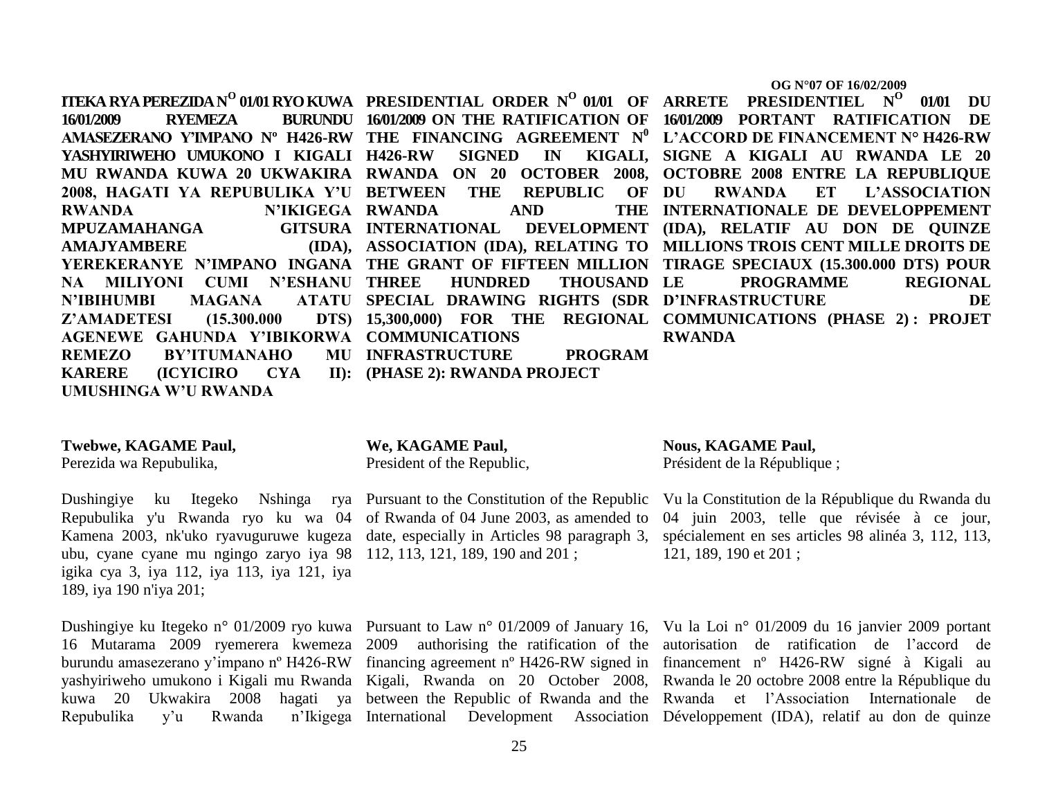**ITEKA RYA PEREZIDA N° 01/01 RYO KUWA 16/01/2009 RYEMEZA BURUNDU AMASEZERANO Y'IMPANO Nº H426-RW YASHYIRIWEHO UMUKONO I KIGALI MU RWANDA KUWA 20 UKWAKIRA 2008, HAGATI YA REPUBULIKA Y'U RWANDA N'IKIGEGA MPUZAMAHANGA GITSURA AMAJYAMBERE (IDA), YEREKERANYE N'IMPANO INGANA NA MILIYONI CUMI N'ESHANU N'IBIHUMBI MAGANA ATATU Z'AMADETESI (15.300.000 DTS) AGENEWE GAHUNDA Y'IBIKORWA REMEZO BY'ITUMANAHO MU KARERE (ICYICIRO CYA II): UMUSHINGA W'U RWANDA**

**Twebwe, KAGAME Paul,**
Perezida wa Repubulika,

Dushingiye ku Itegeko Nshinga rya Repubulika y'u Rwanda ryo ku wa 04 Kamena 2003, nk'uko ryavuguruwe kugeza ubu, cyane cyane mu ngingo zaryo iya 98 igika cya 3, iya 112, iya 113, iya 121, iya 189, iya 190 n'iya 201;

Dushingiye ku Itegeko n° 01/2009 ryo kuwa 16 Mutarama 2009 ryemerera kwemeza burundu amasezerano y'impano nº H426-RW yashyiriweho umukono i Kigali mu Rwanda kuwa 20 Ukwakira 2008 hagati ya Repubulika y'u Rwanda n'Ikigega

**PRESIDENTIAL ORDER N° 01/01 OF 16/01/2009 ON THE RATIFICATION OF THE FINANCING AGREEMENT N° H426-RW SIGNED IN KIGALI, RWANDA ON 20 OCTOBER 2008, BETWEEN THE REPUBLIC OF RWANDA AND THE INTERNATIONAL DEVELOPMENT ASSOCIATION (IDA), RELATING TO THE GRANT OF FIFTEEN MILLION THREE HUNDRED THOUSAND SPECIAL DRAWING RIGHTS (SDR 15,300,000) FOR THE REGIONAL COMMUNICATIONS INFRASTRUCTURE PROGRAM (PHASE 2): RWANDA PROJECT**

**We, KAGAME Paul,**
President of the Republic,

Pursuant to the Constitution of the Republic of Rwanda of 04 June 2003, as amended to date, especially in Articles 98 paragraph 3, 112, 113, 121, 189, 190 and 201 ;

Pursuant to Law n° 01/2009 of January 16, 2009 authorising the ratification of the financing agreement nº H426-RW signed in Kigali, Rwanda on 20 October 2008, between the Republic of Rwanda and the International Development Association

**ARRETE PRESIDENTIEL N° 01/01 DU 16/01/2009 PORTANT RATIFICATION DE L'ACCORD DE FINANCEMENT N° H426-RW SIGNE A KIGALI AU RWANDA LE 20 OCTOBRE 2008 ENTRE LA REPUBLIQUE DU RWANDA ET L'ASSOCIATION INTERNATIONALE DE DEVELOPPEMENT (IDA), RELATIF AU DON DE QUINZE MILLIONS TROIS CENT MILLE DROITS DE TIRAGE SPECIAUX (15.300.000 DTS) POUR LE PROGRAMME REGIONAL D'INFRASTRUCTURE DE COMMUNICATIONS (PHASE 2) : PROJET RWANDA**

**Nous, KAGAME Paul,**
Président de la République ;

Vu la Constitution de la République du Rwanda du 04 juin 2003, telle que révisée à ce jour, spécialement en ses articles 98 alinéa 3, 112, 113, 121, 189, 190 et 201 ;

Vu la Loi n° 01/2009 du 16 janvier 2009 portant autorisation de ratification de l'accord de financement nº H426-RW signé à Kigali au Rwanda le 20 octobre 2008 entre la République du Rwanda et l'Association Internationale de Développement (IDA), relatif au don de quinze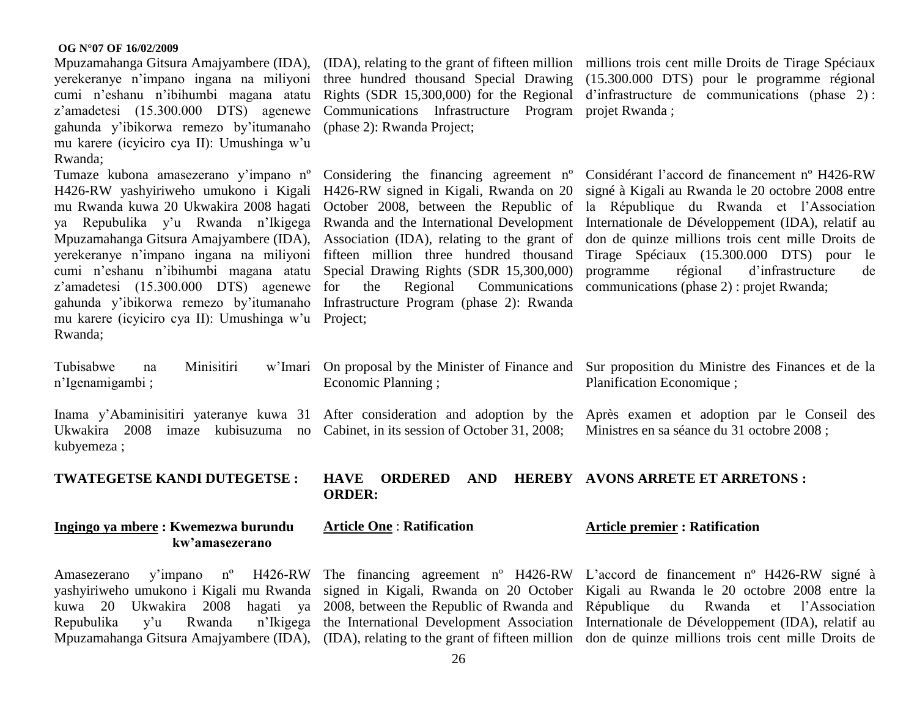Mpuzamahanga Gitsura Amajyambere (IDA), yerekeranye n'impano ingana na miliyoni cumi n'eshanu n'ibihumbi magana atatu z'amadetesi (15.300.000 DTS) agenewe gahunda y'ibikorwa remezo by'itumanaho mu karere (icyiciro cya II): Umushinga w'u Rwanda;

Tumaze kubona amasezerano y'impano nº H426-RW yashyiriweho umukono i Kigali mu Rwanda kuwa 20 Ukwakira 2008 hagati ya Repubulika y'u Rwanda n'Ikigega Mpuzamahanga Gitsura Amajyambere (IDA), yerekeranye n'impano ingana na miliyoni cumi n'eshanu n'ibihumbi magana atatu z'amadetesi (15.300.000 DTS) agenewe gahunda y'ibikorwa remezo by'itumanaho mu karere (icyiciro cya II): Umushinga w'u Rwanda;

Tubisabwe na Minisitiri w'Imari n'Igenamigambi ;

Inama y'Abaminisitiri yateranye kuwa 31 Ukwakira 2008 imaze kubisuzuma no kubyemeza ;

**TWATEGETSE KANDI DUTEGETSE :**

**Ingingo ya mbere : Kwemezwa burundu kw'amasezerano**

Amasezerano y'impano nº H426-RW yashyiriweho umukono i Kigali mu Rwanda kuwa 20 Ukwakira 2008 hagati ya Repubulika y'u Rwanda n'Ikigega Mpuzamahanga Gitsura Amajyambere (IDA),

(IDA), relating to the grant of fifteen million three hundred thousand Special Drawing Rights (SDR 15,300,000) for the Regional Communications Infrastructure Program (phase 2): Rwanda Project;

Considering the financing agreement nº H426-RW signed in Kigali, Rwanda on 20 October 2008, between the Republic of Rwanda and the International Development Association (IDA), relating to the grant of fifteen million three hundred thousand Special Drawing Rights (SDR 15,300,000) for the Regional Communications Infrastructure Program (phase 2): Rwanda Project;

On proposal by the Minister of Finance and Economic Planning ;

After consideration and adoption by the Cabinet, in its session of October 31, 2008;

**HAVE ORDERED AND HEREBY ORDER:**

**Article One : Ratification**

The financing agreement nº H426-RW signed in Kigali, Rwanda on 20 October 2008, between the Republic of Rwanda and the International Development Association (IDA), relating to the grant of fifteen million

millions trois cent mille Droits de Tirage Spéciaux (15.300.000 DTS) pour le programme régional d'infrastructure de communications (phase 2) : projet Rwanda ;

Considérant l'accord de financement nº H426-RW signé à Kigali au Rwanda le 20 octobre 2008 entre la République du Rwanda et l'Association Internationale de Développement (IDA), relatif au don de quinze millions trois cent mille Droits de Tirage Spéciaux (15.300.000 DTS) pour le programme régional d'infrastructure de communications (phase 2) : projet Rwanda;

Sur proposition du Ministre des Finances et de la Planification Economique ;

Après examen et adoption par le Conseil des Ministres en sa séance du 31 octobre 2008 ;

**AVONS ARRETE ET ARRETONS :**

**Article premier : Ratification**

L'accord de financement nº H426-RW signé à Kigali au Rwanda le 20 octobre 2008 entre la République du Rwanda et l'Association Internationale de Développement (IDA), relatif au don de quinze millions trois cent mille Droits de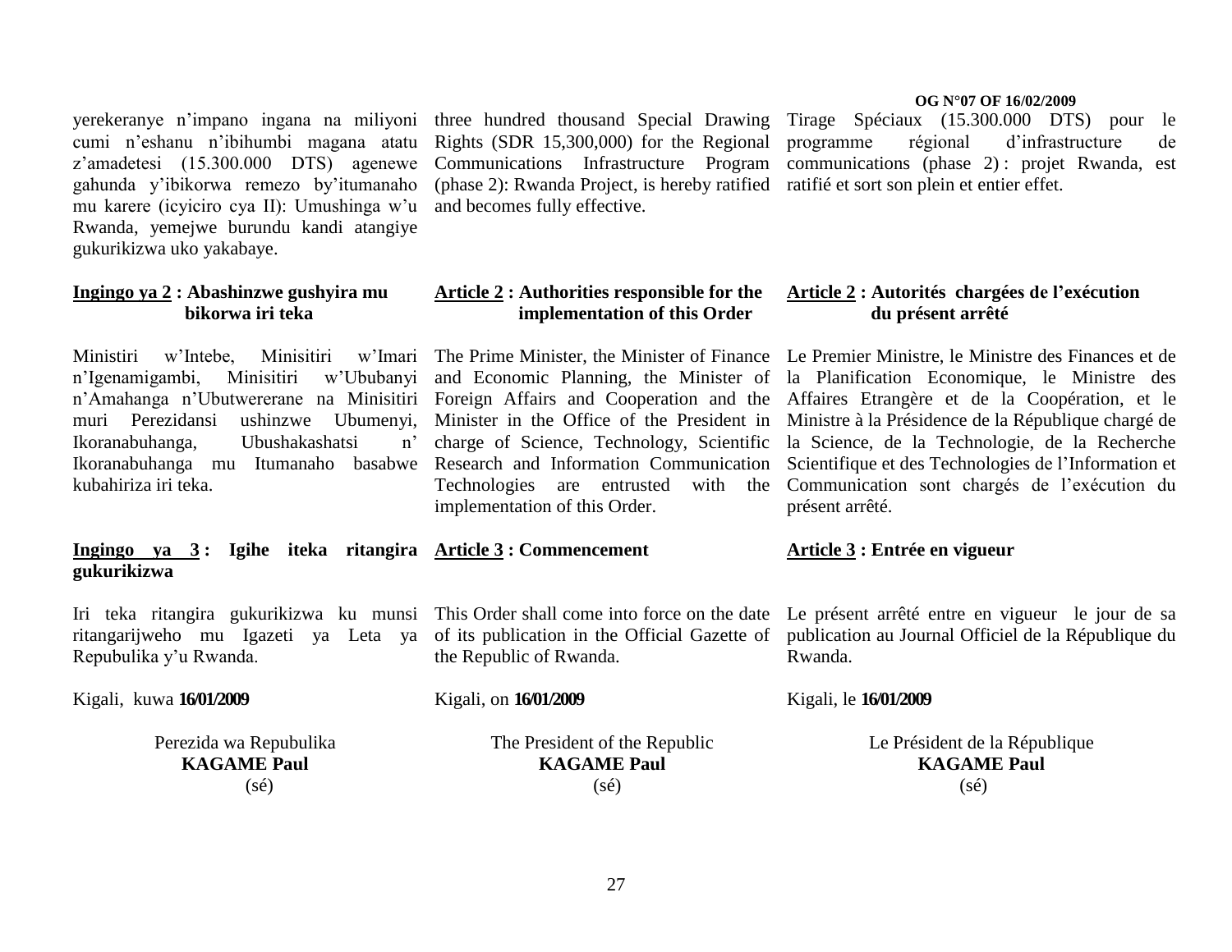yerekeranye n'impano ingana na miliyoni cumi n'eshanu n'ibihumbi magana atatu z'amadetesi (15.300.000 DTS) agenewe gahunda y'ibikorwa remezo by'itumanaho mu karere (icyiciro cya II): Umushinga w'u Rwanda, yemejwe burundu kandi atangiye gukurikizwa uko yakabaye.

**Ingingo ya 2 : Abashinzwe gushyira mu bikorwa iri teka**

Ministiri w'Intebe, Minisitiri w'Imari n'Igenamigambi, Minisitiri w'Ububanyi n'Amahanga n'Ubutwererane na Minisitiri muri Perezidansi ushinzwe Ubumenyi, Ikoranabuhanga, Ubushakashatsi n' Ikoranabuhanga mu Itumanaho basabwe kubahiriza iri teka.

**Ingingo ya 3 : Igihe iteka ritangira gukurikizwa**

Iri teka ritangira gukurikizwa ku munsi ritangarijweho mu Igazeti ya Leta ya Repubulika y'u Rwanda.

Kigali, kuwa **16/01/2009**

Perezida wa Repubulika
**KAGAME Paul**
(sé)

three hundred thousand Special Drawing Rights (SDR 15,300,000) for the Regional Communications Infrastructure Program (phase 2): Rwanda Project, is hereby ratified and becomes fully effective.

**Article 2 : Authorities responsible for the implementation of this Order**

The Prime Minister, the Minister of Finance and Economic Planning, the Minister of Foreign Affairs and Cooperation and the Minister in the Office of the President in charge of Science, Technology, Scientific Research and Information Communication Technologies are entrusted with the implementation of this Order.

**Article 3 : Commencement**

This Order shall come into force on the date of its publication in the Official Gazette of the Republic of Rwanda.

Kigali, on **16/01/2009**

The President of the Republic
**KAGAME Paul**
(sé)

Tirage Spéciaux (15.300.000 DTS) pour le programme régional d'infrastructure de communications (phase 2) : projet Rwanda, est ratifié et sort son plein et entier effet.

**Article 2 : Autorités chargées de l'exécution du présent arrêté**

Le Premier Ministre, le Ministre des Finances et de la Planification Economique, le Ministre des Affaires Etrangère et de la Coopération, et le Ministre à la Présidence de la République chargé de la Science, de la Technologie, de la Recherche Scientifique et des Technologies de l'Information et Communication sont chargés de l'exécution du présent arrêté.

**Article 3 : Entrée en vigueur**

Le présent arrêté entre en vigueur le jour de sa publication au Journal Officiel de la République du Rwanda.

Kigali, le **16/01/2009**

Le Président de la République
**KAGAME Paul**
(sé)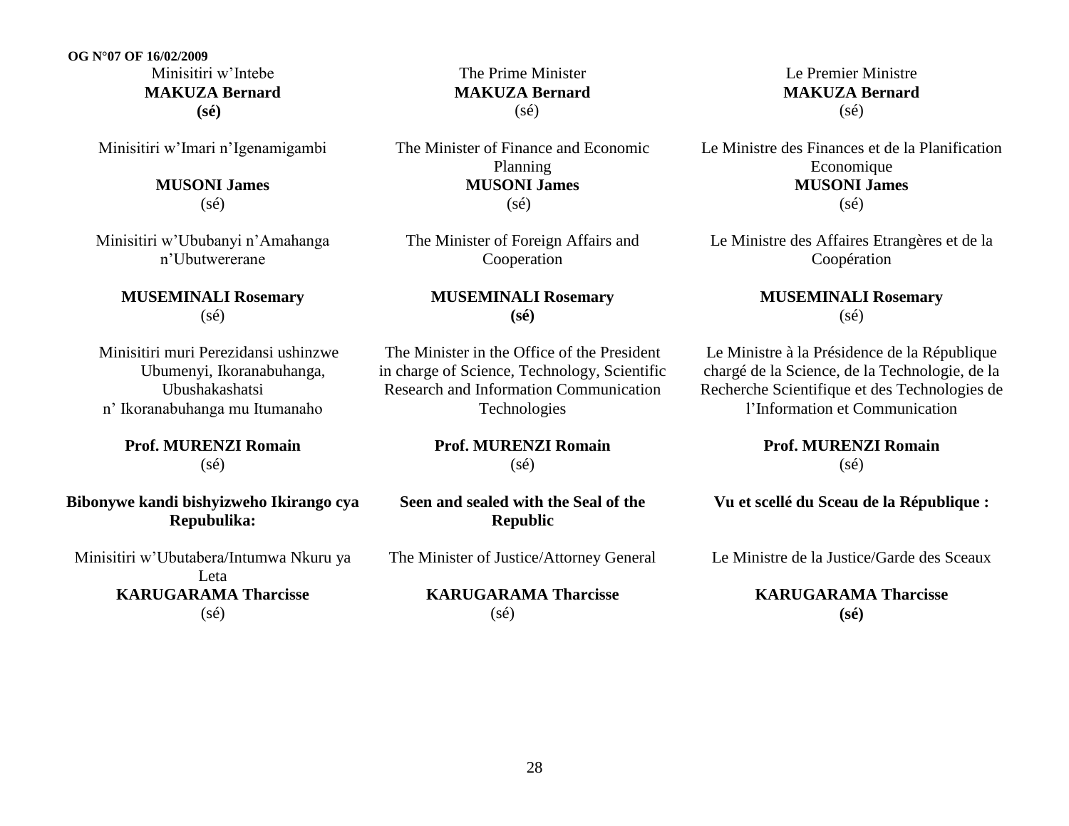Minisitiri w'Intebe
**MAKUZA Bernard**
**(sé)**

Minisitiri w'Imari n'Igenamigambi

**MUSONI James**
(sé)

Minisitiri w'Ububanyi n'Amahanga n'Ubutwererane

**MUSEMINALI Rosemary**
(sé)

Minisitiri muri Perezidansi ushinzwe Ubumenyi, Ikoranabuhanga, Ubushakashatsi n' Ikoranabuhanga mu Itumanaho

**Prof. MURENZI Romain**
(sé)

**Bibonywe kandi bishyizweho Ikirango cya Repubulika:**

Minisitiri w'Ubutabera/Intumwa Nkuru ya Leta
**KARUGARAMA Tharcisse**
(sé)

The Prime Minister
**MAKUZA Bernard**
(sé)

The Minister of Finance and Economic Planning
**MUSONI James**
(sé)

The Minister of Foreign Affairs and Cooperation

**MUSEMINALI Rosemary**
**(sé)**

The Minister in the Office of the President in charge of Science, Technology, Scientific Research and Information Communication Technologies

**Prof. MURENZI Romain**
(sé)

**Seen and sealed with the Seal of the Republic**

The Minister of Justice/Attorney General

**KARUGARAMA Tharcisse**
(sé)

Le Premier Ministre
**MAKUZA Bernard**
(sé)

Le Ministre des Finances et de la Planification Economique
**MUSONI James**
(sé)

Le Ministre des Affaires Etrangères et de la Coopération

**MUSEMINALI Rosemary**
(sé)

Le Ministre à la Présidence de la République chargé de la Science, de la Technologie, de la Recherche Scientifique et des Technologies de l'Information et Communication

**Prof. MURENZI Romain**
(sé)

**Vu et scellé du Sceau de la République :**

Le Ministre de la Justice/Garde des Sceaux

**KARUGARAMA Tharcisse**
**(sé)**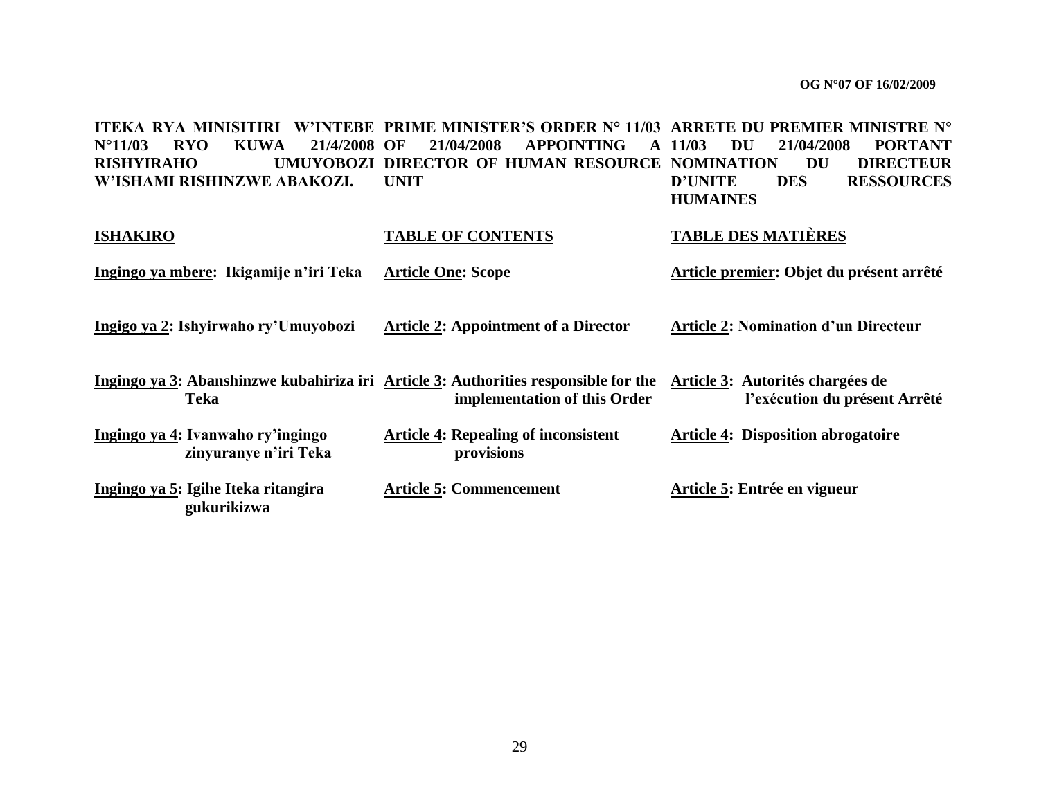**ITEKA RYA MINISITIRI W'INTEBE N°11/03 RYO KUWA 21/4/2008 RISHYIRAHO UMUYOBOZI W'ISHAMI RISHINZWE ABAKOZI.**

**ISHAKIRO**

**Ingingo ya mbere: Ikigamije n'iri Teka**

**Ingigo ya 2: Ishyirwaho ry'Umuyobozi**

**Ingingo ya 3: Abanshinzwe kubahiriza iri Teka**

**Ingingo ya 4: Ivanwaho ry'ingingo zinyuranye n'iri Teka**

**Ingingo ya 5: Igihe Iteka ritangira gukurikizwa**

**PRIME MINISTER'S ORDER N° 11/03 OF 21/04/2008 APPOINTING A DIRECTOR OF HUMAN RESOURCE UNIT**

**TABLE OF CONTENTS**

**Article One: Scope**

**Article 2: Appointment of a Director**

**Article 3: Authorities responsible for the implementation of this Order**

**Article 4: Repealing of inconsistent provisions**

**Article 5: Commencement**

**ARRETE DU PREMIER MINISTRE N° 11/03 DU 21/04/2008 PORTANT NOMINATION DU DIRECTEUR D'UNITE DES RESSOURCES HUMAINES**

**TABLE DES MATIÈRES**

**Article premier: Objet du présent arrêté**

**Article 2: Nomination d'un Directeur**

**Article 3: Autorités chargées de l'exécution du présent Arrêté**

**Article 4: Disposition abrogatoire**

**Article 5: Entrée en vigueur**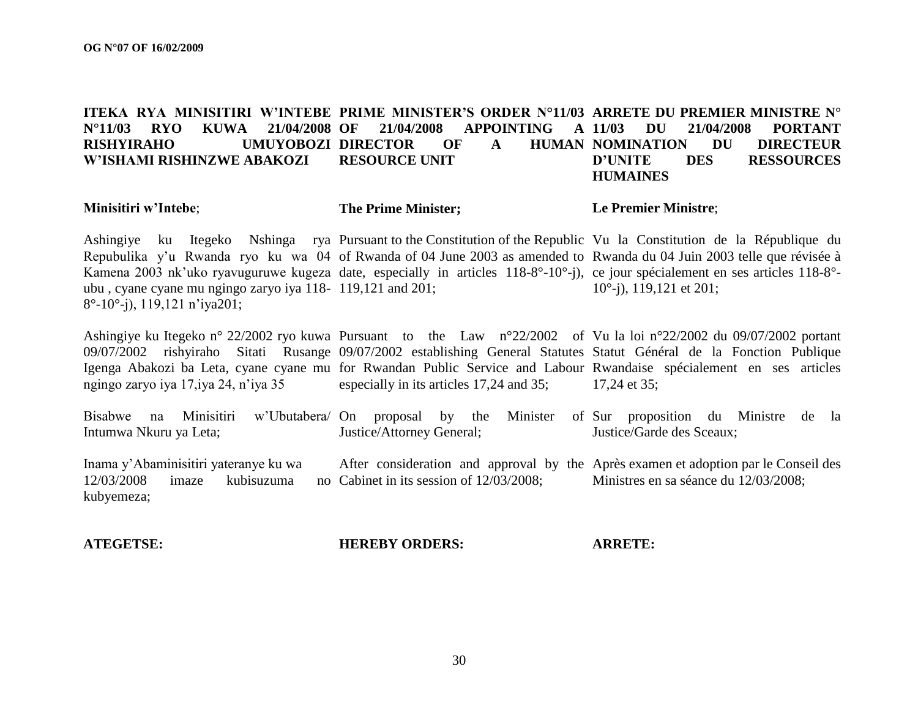**ITEKA RYA MINISITIRI W'INTEBE N°11/03 RYO KUWA 21/04/2008 RISHYIRAHO UMUYOBOZI W'ISHAMI RISHINZWE ABAKOZI**

**Minisitiri w'Intebe**;

Ashingiye ku Itegeko Nshinga rya Repubulika y'u Rwanda ryo ku wa 04 Kamena 2003 nk'uko ryavuguruwe kugeza ubu , cyane cyane mu ngingo zaryo iya 118-8°-10°-j), 119,121 n'iya201;

Ashingiye ku Itegeko n° 22/2002 ryo kuwa 09/07/2002 rishyiraho Sitati Rusange Igenga Abakozi ba Leta, cyane cyane mu ngingo zaryo iya 17,iya 24, n'iya 35

Bisabwe na Minisitiri w'Ubutabera/ Intumwa Nkuru ya Leta;

Inama y'Abaminisitiri yateranye ku wa 12/03/2008 imaze kubisuzuma no kubyemeza;

**ATEGETSE:**

**PRIME MINISTER'S ORDER N°11/03 OF 21/04/2008 APPOINTING A DIRECTOR OF A HUMAN RESOURCE UNIT**

**The Prime Minister;**

Pursuant to the Constitution of the Republic of Rwanda of 04 June 2003 as amended to date, especially in articles 118-8°-10°-j), 119,121 and 201;

Pursuant to the Law n°22/2002 of 09/07/2002 establishing General Statutes for Rwandan Public Service and Labour especially in its articles 17,24 and 35;

On proposal by the Minister of Justice/Attorney General;

After consideration and approval by the Cabinet in its session of 12/03/2008;

**HEREBY ORDERS:**

**ARRETE DU PREMIER MINISTRE N° 11/03 DU 21/04/2008 PORTANT NOMINATION DU DIRECTEUR D'UNITE DES RESSOURCES HUMAINES**

**Le Premier Ministre**;

Vu la Constitution de la République du Rwanda du 04 Juin 2003 telle que révisée à ce jour spécialement en ses articles 118-8°-10°-j), 119,121 et 201;

Vu la loi n°22/2002 du 09/07/2002 portant Statut Général de la Fonction Publique Rwandaise spécialement en ses articles 17,24 et 35;

Sur proposition du Ministre de la Justice/Garde des Sceaux;

Après examen et adoption par le Conseil des Ministres en sa séance du 12/03/2008;

**ARRETE:**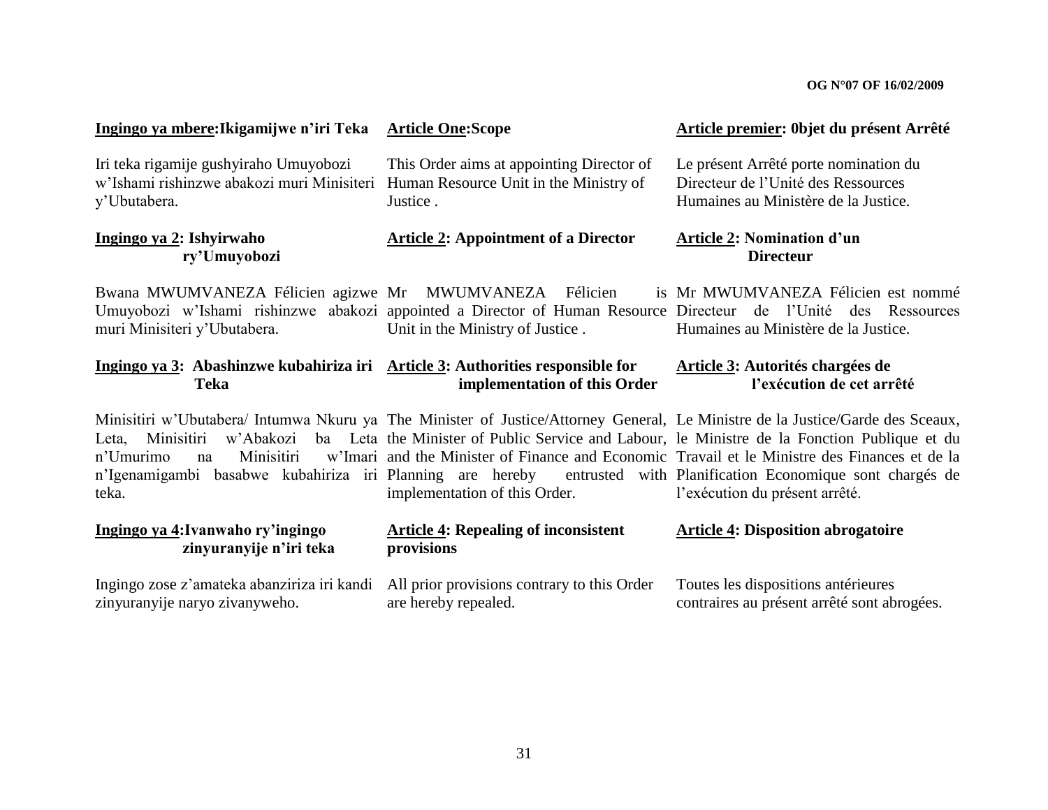**Ingingo ya mbere:Ikigamijwe n'iri Teka**

Iri teka rigamije gushyiraho Umuyobozi w'Ishami rishinzwe abakozi muri Minisiteri y'Ubutabera.

**Ingingo ya 2: Ishyirwaho ry'Umuyobozi**

Bwana MWUMVANEZA Félicien agizwe Umuyobozi w'Ishami rishinzwe abakozi muri Minisiteri y'Ubutabera.

**Ingingo ya 3: Abashinzwe kubahiriza iri Teka**

Minisitiri w'Ubutabera/ Intumwa Nkuru ya Leta, Minisitiri w'Abakozi ba Leta n'Umurimo na Minisitiri w'Imari n'Igenamigambi basabwe kubahiriza iri teka.

**Ingingo ya 4:Ivanwaho ry'ingingo zinyuranyije n'iri teka**

Ingingo zose z'amateka abanziriza iri kandi zinyuranyije naryo zivanyweho.

**Article One:Scope**

This Order aims at appointing Director of Human Resource Unit in the Ministry of Justice .

**Article 2: Appointment of a Director**

Mr MWUMVANEZA Félicien is appointed a Director of Human Resource Unit in the Ministry of Justice .

**Article 3: Authorities responsible for implementation of this Order**

The Minister of Justice/Attorney General, the Minister of Public Service and Labour, and the Minister of Finance and Economic Planning are hereby entrusted with implementation of this Order.

**Article 4: Repealing of inconsistent provisions**

All prior provisions contrary to this Order are hereby repealed.

**Article premier: 0bjet du présent Arrêté**

Le présent Arrêté porte nomination du Directeur de l'Unité des Ressources Humaines au Ministère de la Justice.

**Article 2: Nomination d'un Directeur**

Mr MWUMVANEZA Félicien est nommé Directeur de l'Unité des Ressources Humaines au Ministère de la Justice.

**Article 3: Autorités chargées de l'exécution de cet arrêté**

Le Ministre de la Justice/Garde des Sceaux, le Ministre de la Fonction Publique et du Travail et le Ministre des Finances et de la Planification Economique sont chargés de l'exécution du présent arrêté.

**Article 4: Disposition abrogatoire**

Toutes les dispositions antérieures contraires au présent arrêté sont abrogées.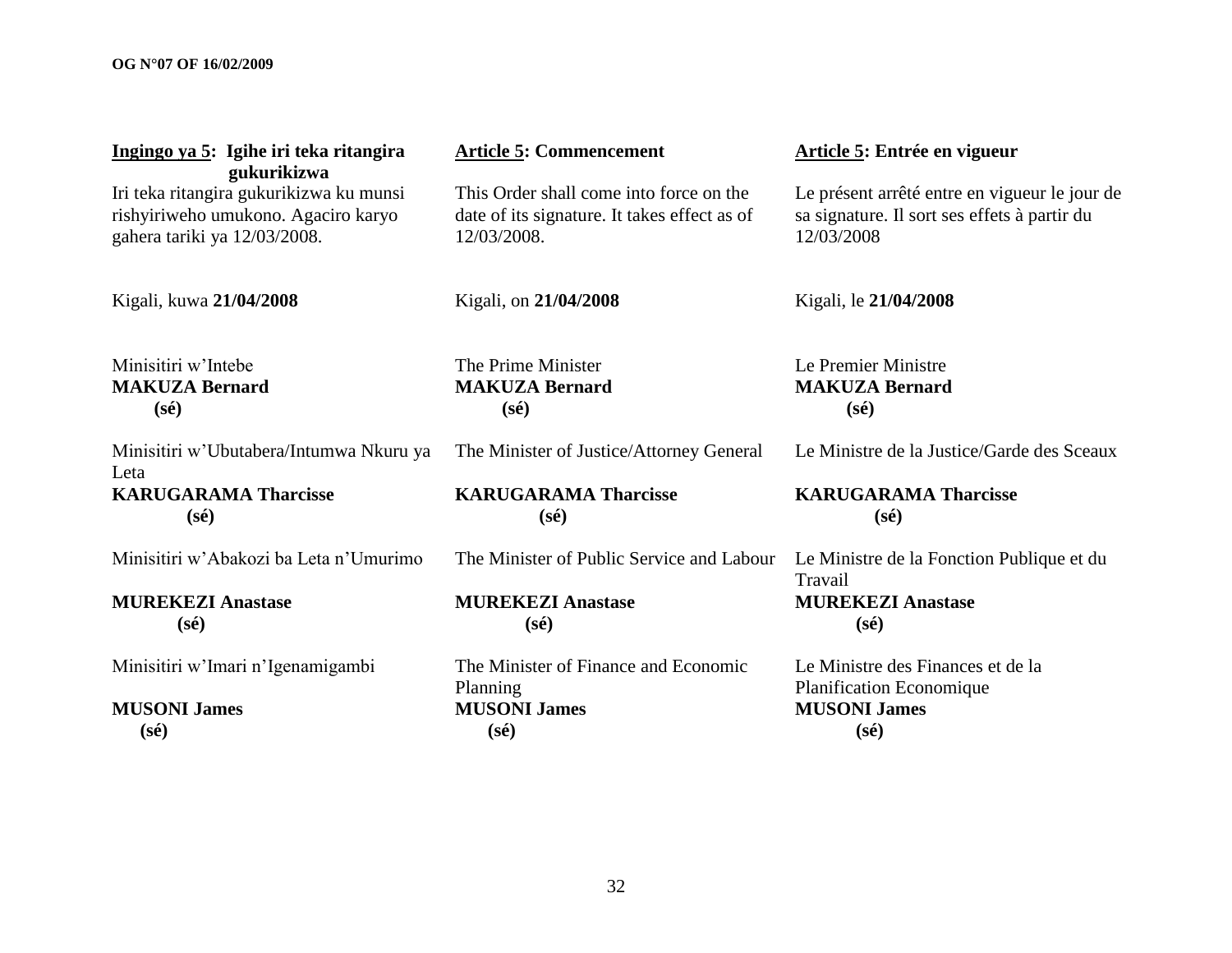**Ingingo ya 5: Igihe iri teka ritangira gukurikizwa**

Iri teka ritangira gukurikizwa ku munsi rishyiriweho umukono. Agaciro karyo gahera tariki ya 12/03/2008.

Kigali, kuwa **21/04/2008**

Minisitiri w'Intebe
**MAKUZA Bernard**
**(sé)**

Minisitiri w'Ubutabera/Intumwa Nkuru ya Leta
**KARUGARAMA Tharcisse**
**(sé)**

Minisitiri w'Abakozi ba Leta n'Umurimo

**MUREKEZI Anastase**
**(sé)**

Minisitiri w'Imari n'Igenamigambi

**MUSONI James**
**(sé)**

**Article 5: Commencement**

This Order shall come into force on the date of its signature. It takes effect as of 12/03/2008.

Kigali, on **21/04/2008**

The Prime Minister
**MAKUZA Bernard**
**(sé)**

The Minister of Justice/Attorney General

**KARUGARAMA Tharcisse**
**(sé)**

The Minister of Public Service and Labour

**MUREKEZI Anastase**
**(sé)**

The Minister of Finance and Economic Planning
**MUSONI James**
**(sé)**

**Article 5: Entrée en vigueur**

Le présent arrêté entre en vigueur le jour de sa signature. Il sort ses effets à partir du 12/03/2008

Kigali, le **21/04/2008**

Le Premier Ministre
**MAKUZA Bernard**
**(sé)**

Le Ministre de la Justice/Garde des Sceaux

**KARUGARAMA Tharcisse**
**(sé)**

Le Ministre de la Fonction Publique et du Travail
**MUREKEZI Anastase**
**(sé)**

Le Ministre des Finances et de la Planification Economique
**MUSONI James**
**(sé)**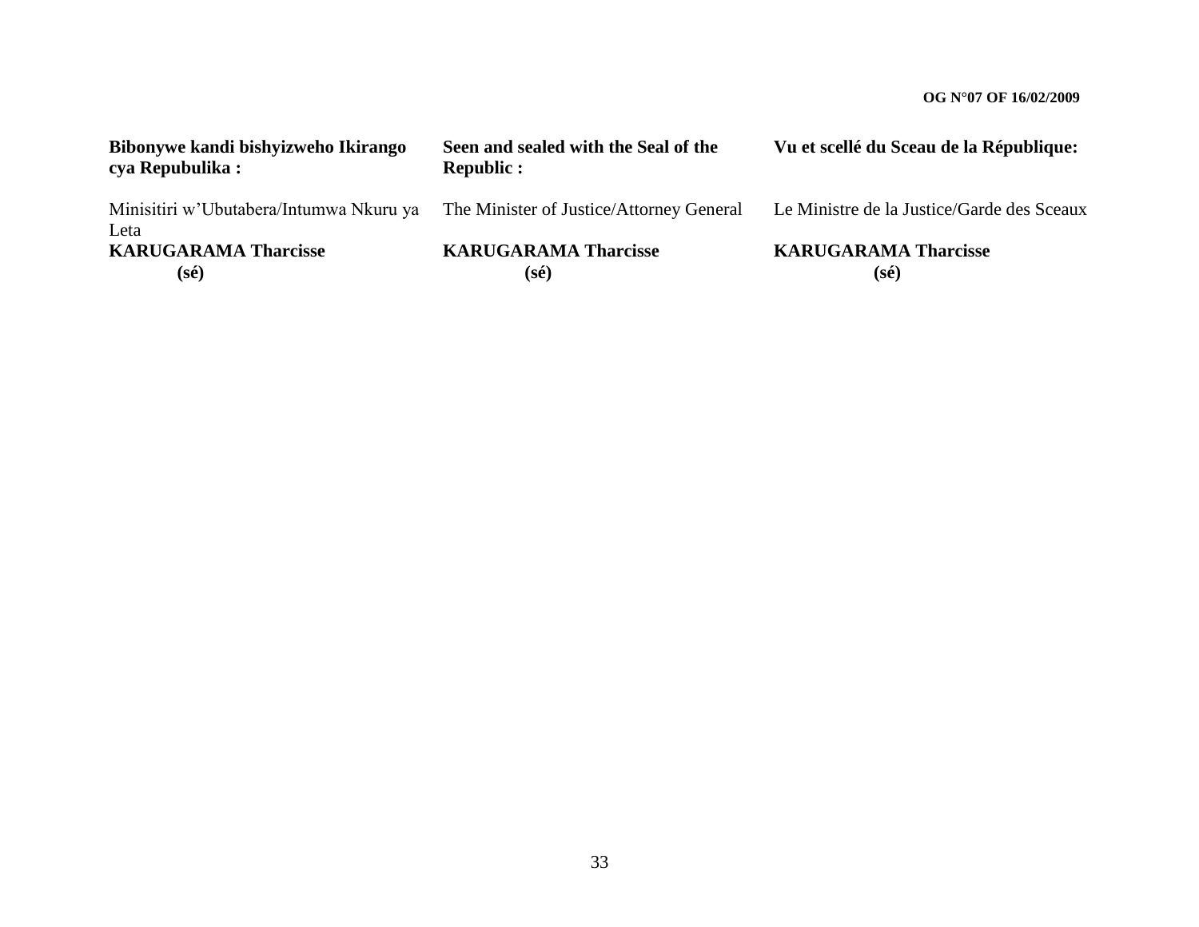**Bibonywe kandi bishyizweho Ikirango cya Repubulika :**

Minisitiri w'Ubutabera/Intumwa Nkuru ya Leta

**KARUGARAMA Tharcisse**
**(sé)**

**Seen and sealed with the Seal of the Republic :**

The Minister of Justice/Attorney General

**KARUGARAMA Tharcisse**
**(sé)**

**Vu et scellé du Sceau de la République:**

Le Ministre de la Justice/Garde des Sceaux

**KARUGARAMA Tharcisse**
**(sé)**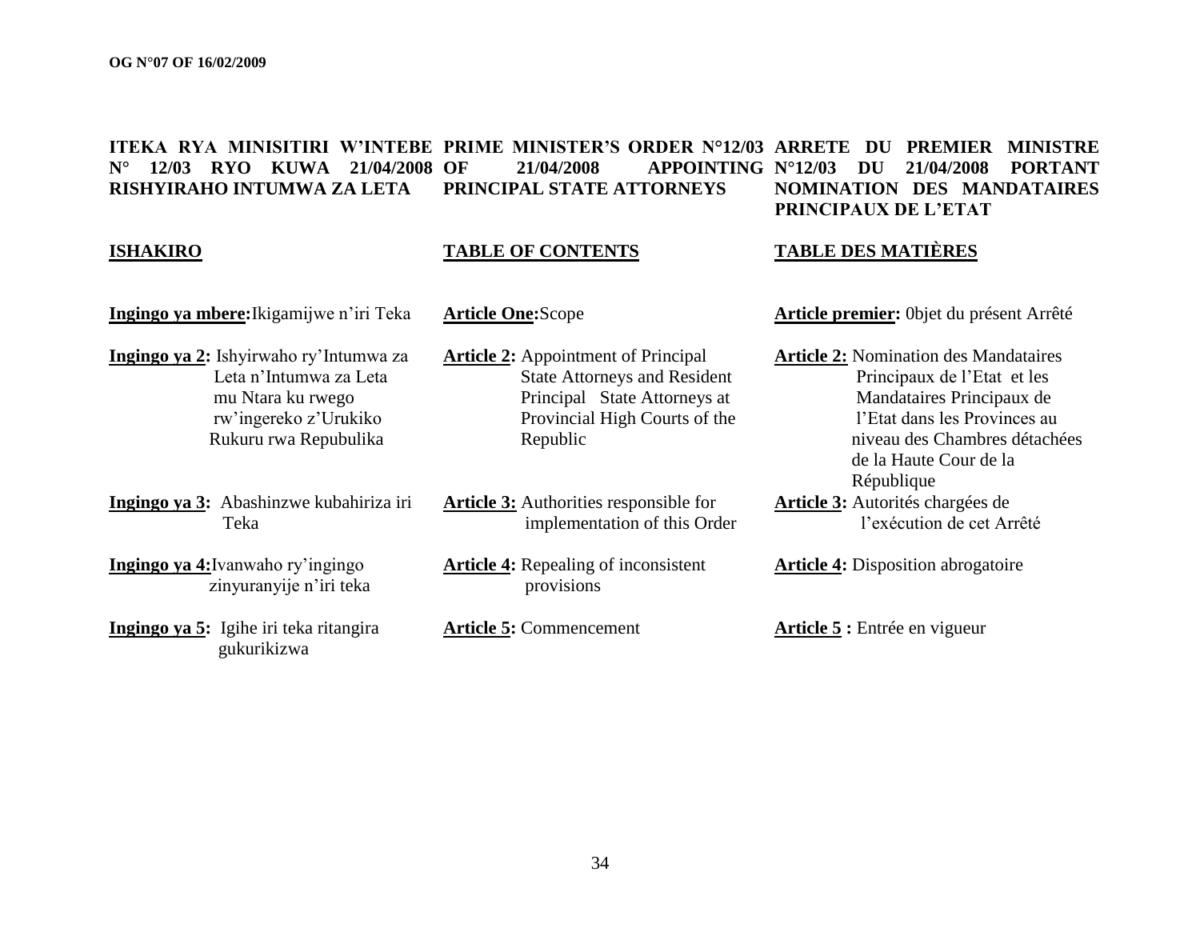**ITEKA RYA MINISITIRI W'INTEBE N° 12/03 RYO KUWA 21/04/2008 RISHYIRAHO INTUMWA ZA LETA**

**ISHAKIRO**

**Ingingo ya mbere:** Ikigamijwe n'iri Teka

**Ingingo ya 2:** Ishyirwaho ry'Intumwa za Leta n'Intumwa za Leta mu Ntara ku rwego rw'ingereko z'Urukiko Rukuru rwa Repubulika

**Ingingo ya 3:** Abashinzwe kubahiriza iri Teka

**Ingingo ya 4:** Ivanwaho ry'ingingo zinyuranyije n'iri teka

**Ingingo ya 5:** Igihe iri teka ritangira gukurikizwa

**PRIME MINISTER'S ORDER N°12/03 OF 21/04/2008 APPOINTING PRINCIPAL STATE ATTORNEYS**

**TABLE OF CONTENTS**

**Article One:** Scope

**Article 2:** Appointment of Principal State Attorneys and Resident Principal State Attorneys at Provincial High Courts of the Republic

**Article 3:** Authorities responsible for implementation of this Order

**Article 4:** Repealing of inconsistent provisions

**Article 5:** Commencement

**ARRETE DU PREMIER MINISTRE N°12/03 DU 21/04/2008 PORTANT NOMINATION DES MANDATAIRES PRINCIPAUX DE L'ETAT**

**TABLE DES MATIÈRES**

**Article premier:** 0bjet du présent Arrêté

**Article 2:** Nomination des Mandataires Principaux de l'Etat et les Mandataires Principaux de l'Etat dans les Provinces au niveau des Chambres détachées de la Haute Cour de la République

**Article 3:** Autorités chargées de l'exécution de cet Arrêté

**Article 4:** Disposition abrogatoire

**Article 5 :** Entrée en vigueur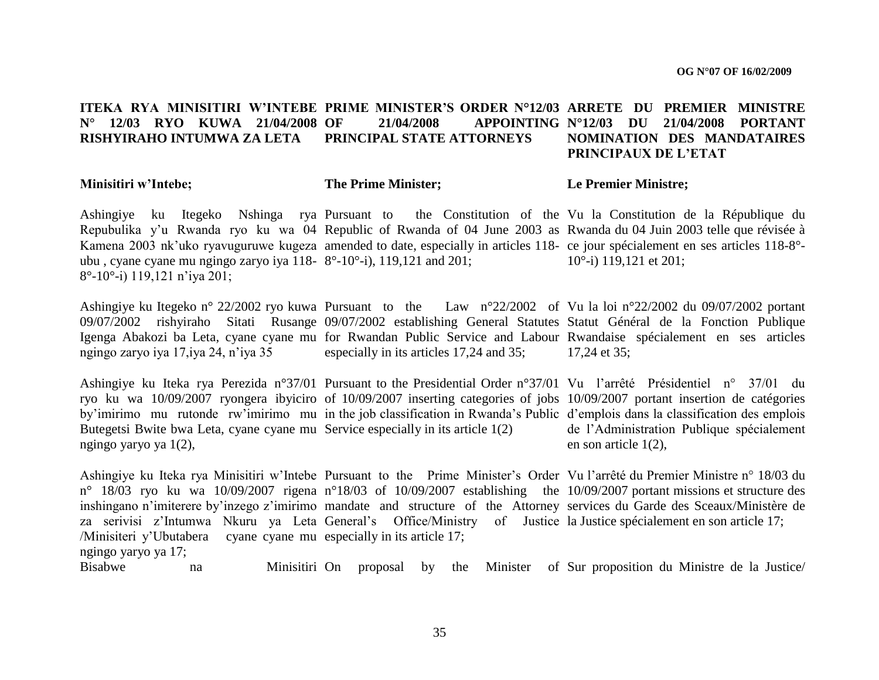**ITEKA RYA MINISITIRI W'INTEBE N° 12/03 RYO KUWA 21/04/2008 RISHYIRAHO INTUMWA ZA LETA**

**Minisitiri w'Intebe;**

Ashingiye ku Itegeko Nshinga rya Repubulika y'u Rwanda ryo ku wa 04 Kamena 2003 nk'uko ryavuguruwe kugeza ubu , cyane cyane mu ngingo zaryo iya 118-8°-10°-i) 119,121 n'iya 201;

Ashingiye ku Itegeko n° 22/2002 ryo kuwa 09/07/2002 rishyiraho Sitati Rusange Igenga Abakozi ba Leta, cyane cyane mu ngingo zaryo iya 17,iya 24, n'iya 35

Ashingiye ku Iteka rya Perezida n°37/01 ryo ku wa 10/09/2007 ryongera ibyiciro by'imirimo mu rutonde rw'imirimo mu Butegetsi Bwite bwa Leta, cyane cyane mu ngingo yaryo ya 1(2),

Ashingiye ku Iteka rya Minisitiri w'Intebe n° 18/03 ryo ku wa 10/09/2007 rigena inshingano n'imiterere by'inzego z'imirimo za serivisi z'Intumwa Nkuru ya Leta /Minisiteri y'Ubutabera cyane cyane mu ngingo yaryo ya 17;

Bisabwe na Minisitiri

**PRIME MINISTER'S ORDER N°12/03 OF 21/04/2008 APPOINTING PRINCIPAL STATE ATTORNEYS**

**The Prime Minister;**

Pursuant to the Constitution of the Republic of Rwanda of 04 June 2003 as amended to date, especially in articles 118-8°-10°-i), 119,121 and 201;

Pursuant to the Law n°22/2002 of 09/07/2002 establishing General Statutes for Rwandan Public Service and Labour especially in its articles 17,24 and 35;

Pursuant to the Presidential Order n°37/01 of 10/09/2007 inserting categories of jobs in the job classification in Rwanda's Public Service especially in its article 1(2)

Pursuant to the Prime Minister's Order n°18/03 of 10/09/2007 establishing the mandate and structure of the Attorney General's Office/Ministry of Justice especially in its article 17;

On proposal by the Minister of

**ARRETE DU PREMIER MINISTRE N°12/03 DU 21/04/2008 PORTANT NOMINATION DES MANDATAIRES PRINCIPAUX DE L'ETAT**

**Le Premier Ministre;**

Vu la Constitution de la République du Rwanda du 04 Juin 2003 telle que révisée à ce jour spécialement en ses articles 118-8°-10°-i) 119,121 et 201;

Vu la loi n°22/2002 du 09/07/2002 portant Statut Général de la Fonction Publique Rwandaise spécialement en ses articles 17,24 et 35;

Vu l'arrêté Présidentiel n° 37/01 du 10/09/2007 portant insertion de catégories d'emplois dans la classification des emplois de l'Administration Publique spécialement en son article 1(2),

Vu l'arrêté du Premier Ministre n° 18/03 du 10/09/2007 portant missions et structure des services du Garde des Sceaux/Ministère de la Justice spécialement en son article 17;

Sur proposition du Ministre de la Justice/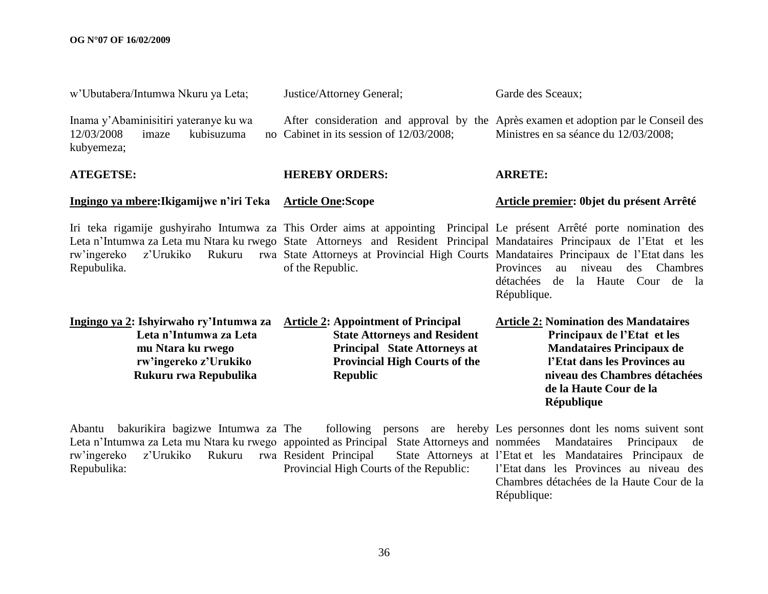w'Ubutabera/Intumwa Nkuru ya Leta;

Inama y'Abaminisitiri yateranye ku wa 12/03/2008 imaze kubisuzuma no kubyemeza;

**ATEGETSE:**

**Ingingo ya mbere:Ikigamijwe n'iri Teka**

Iri teka rigamije gushyiraho Intumwa za Leta n'Intumwa za Leta mu Ntara ku rwego rw'ingereko z'Urukiko Rukuru rwa Repubulika.

**Ingingo ya 2: Ishyirwaho ry'Intumwa za Leta n'Intumwa za Leta mu Ntara ku rwego rw'ingereko z'Urukiko Rukuru rwa Repubulika**

Abantu bakurikira bagizwe Intumwa za Leta n'Intumwa za Leta mu Ntara ku rwego rw'ingereko z'Urukiko Rukuru rwa Repubulika:

Justice/Attorney General;

After consideration and approval by the Cabinet in its session of 12/03/2008;

**HEREBY ORDERS:**

**Article One:Scope**

This Order aims at appointing Principal State Attorneys and Resident Principal State Attorneys at Provincial High Courts of the Republic.

**Article 2: Appointment of Principal State Attorneys and Resident Principal State Attorneys at Provincial High Courts of the Republic**

The following persons are hereby appointed as Principal State Attorneys and Resident Principal State Attorneys at Provincial High Courts of the Republic:

Garde des Sceaux;

Après examen et adoption par le Conseil des Ministres en sa séance du 12/03/2008;

**ARRETE:**

**Article premier: 0bjet du présent Arrêté**

Le présent Arrêté porte nomination des Mandataires Principaux de l'Etat et les Mandataires Principaux de l'Etat dans les Provinces au niveau des Chambres détachées de la Haute Cour de la République.

**Article 2: Nomination des Mandataires Principaux de l'Etat et les Mandataires Principaux de l'Etat dans les Provinces au niveau des Chambres détachées de la Haute Cour de la République**

Les personnes dont les noms suivent sont nommées Mandataires Principaux de l'Etat et les Mandataires Principaux de l'Etat dans les Provinces au niveau des Chambres détachées de la Haute Cour de la République: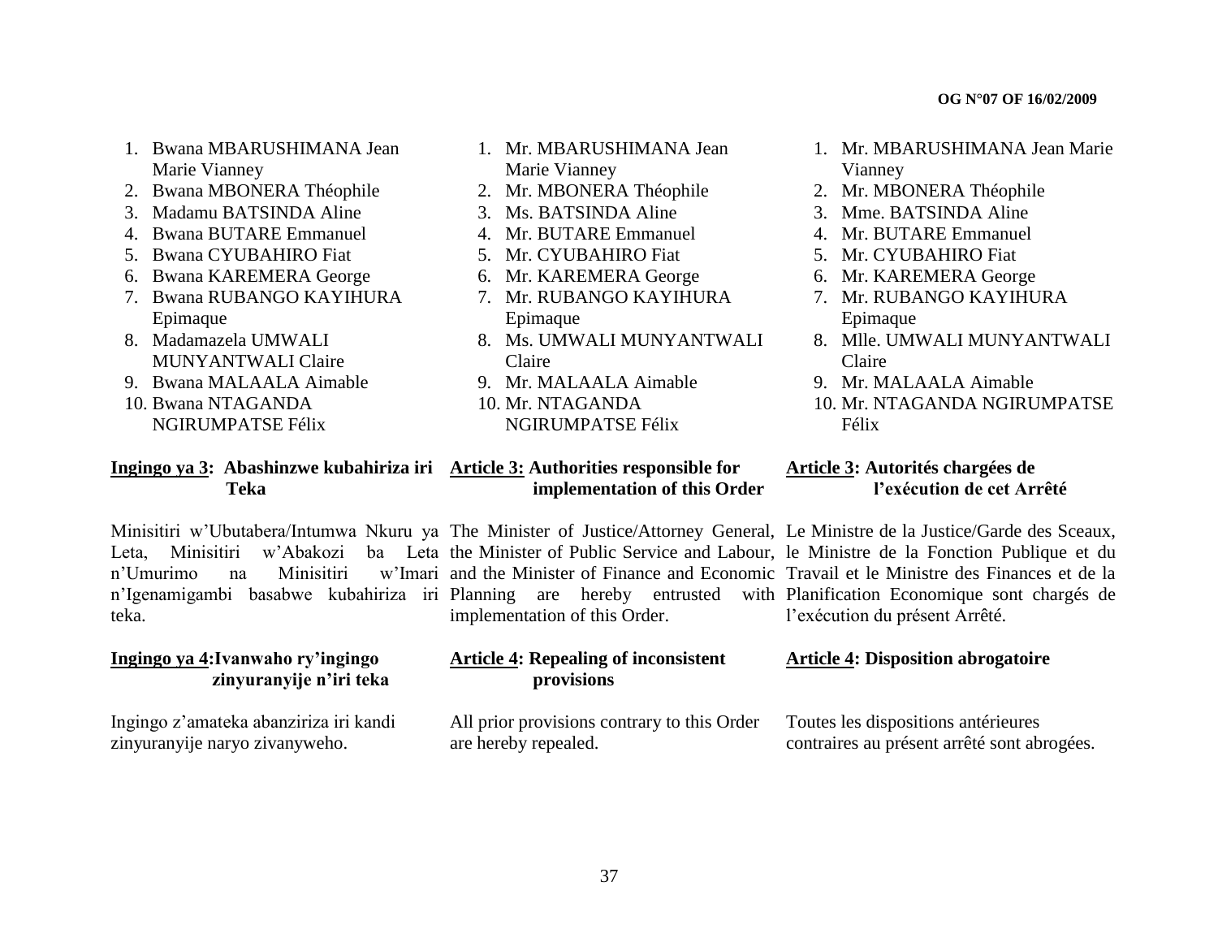1. Bwana MBARUSHIMANA Jean Marie Vianney
2. Bwana MBONERA Théophile
3. Madamu BATSINDA Aline
4. Bwana BUTARE Emmanuel
5. Bwana CYUBAHIRO Fiat
6. Bwana KAREMERA George
7. Bwana RUBANGO KAYIHURA Epimaque
8. Madamazela UMWALI MUNYANTWALI Claire
9. Bwana MALAALA Aimable
10. Bwana NTAGANDA NGIRUMPATSE Félix

**Ingingo ya 3: Abashinzwe kubahiriza iri Teka**

Minisitiri w'Ubutabera/Intumwa Nkuru ya Leta, Minisitiri w'Abakozi ba Leta n'Umurimo na Minisitiri w'Imari n'Igenamigambi basabwe kubahiriza iri teka.

**Ingingo ya 4: Ivanwaho ry'ingingo zinyuranyije n'iri teka**

Ingingo z'amateka abanziriza iri kandi zinyuranyije naryo zivanyweho.

1. Mr. MBARUSHIMANA Jean Marie Vianney
2. Mr. MBONERA Théophile
3. Ms. BATSINDA Aline
4. Mr. BUTARE Emmanuel
5. Mr. CYUBAHIRO Fiat
6. Mr. KAREMERA George
7. Mr. RUBANGO KAYIHURA Epimaque
8. Ms. UMWALI MUNYANTWALI Claire
9. Mr. MALAALA Aimable
10. Mr. NTAGANDA NGIRUMPATSE Félix

**Article 3: Authorities responsible for implementation of this Order**

The Minister of Justice/Attorney General, the Minister of Public Service and Labour, and the Minister of Finance and Economic Planning are hereby entrusted with implementation of this Order.

**Article 4: Repealing of inconsistent provisions**

All prior provisions contrary to this Order are hereby repealed.

1. Mr. MBARUSHIMANA Jean Marie Vianney
2. Mr. MBONERA Théophile
3. Mme. BATSINDA Aline
4. Mr. BUTARE Emmanuel
5. Mr. CYUBAHIRO Fiat
6. Mr. KAREMERA George
7. Mr. RUBANGO KAYIHURA Epimaque
8. Mlle. UMWALI MUNYANTWALI Claire
9. Mr. MALAALA Aimable
10. Mr. NTAGANDA NGIRUMPATSE Félix

**Article 3: Autorités chargées de l'exécution de cet Arrêté**

Le Ministre de la Justice/Garde des Sceaux, le Ministre de la Fonction Publique et du Travail et le Ministre des Finances et de la Planification Economique sont chargés de l'exécution du présent Arrêté.

**Article 4: Disposition abrogatoire**

Toutes les dispositions antérieures contraires au présent arrêté sont abrogées.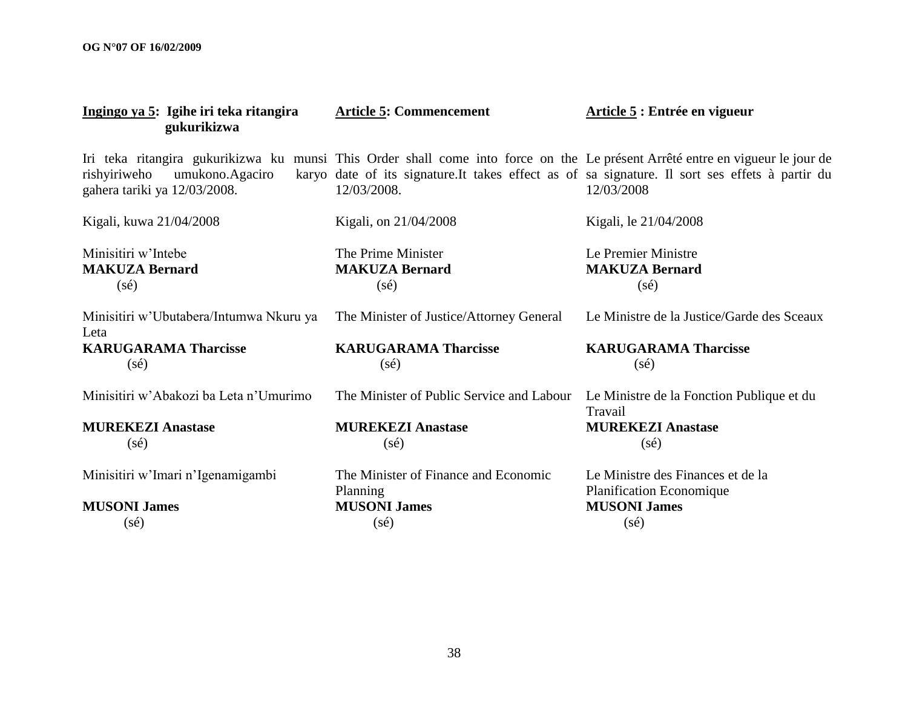**Ingingo ya 5: Igihe iri teka ritangira gukurikizwa**

Iri teka ritangira gukurikizwa ku munsi rishyiriweho umukono.Agaciro karyo gahera tariki ya 12/03/2008.

Kigali, kuwa 21/04/2008

Minisitiri w'Intebe
**MAKUZA Bernard**
(sé)

Minisitiri w'Ubutabera/Intumwa Nkuru ya Leta
**KARUGARAMA Tharcisse**
(sé)

Minisitiri w'Abakozi ba Leta n'Umurimo
**MUREKEZI Anastase**
(sé)

Minisitiri w'Imari n'Igenamigambi
**MUSONI James**
(sé)

**Article 5: Commencement**

This Order shall come into force on the date of its signature.It takes effect as of 12/03/2008.

Kigali, on 21/04/2008

The Prime Minister
**MAKUZA Bernard**
(sé)

The Minister of Justice/Attorney General
**KARUGARAMA Tharcisse**
(sé)

The Minister of Public Service and Labour
**MUREKEZI Anastase**
(sé)

The Minister of Finance and Economic Planning
**MUSONI James**
(sé)

**Article 5 : Entrée en vigueur**

Le présent Arrêté entre en vigueur le jour de sa signature. Il sort ses effets à partir du 12/03/2008

Kigali, le 21/04/2008

Le Premier Ministre
**MAKUZA Bernard**
(sé)

Le Ministre de la Justice/Garde des Sceaux
**KARUGARAMA Tharcisse**
(sé)

Le Ministre de la Fonction Publique et du Travail
**MUREKEZI Anastase**
(sé)

Le Ministre des Finances et de la Planification Economique
**MUSONI James**
(sé)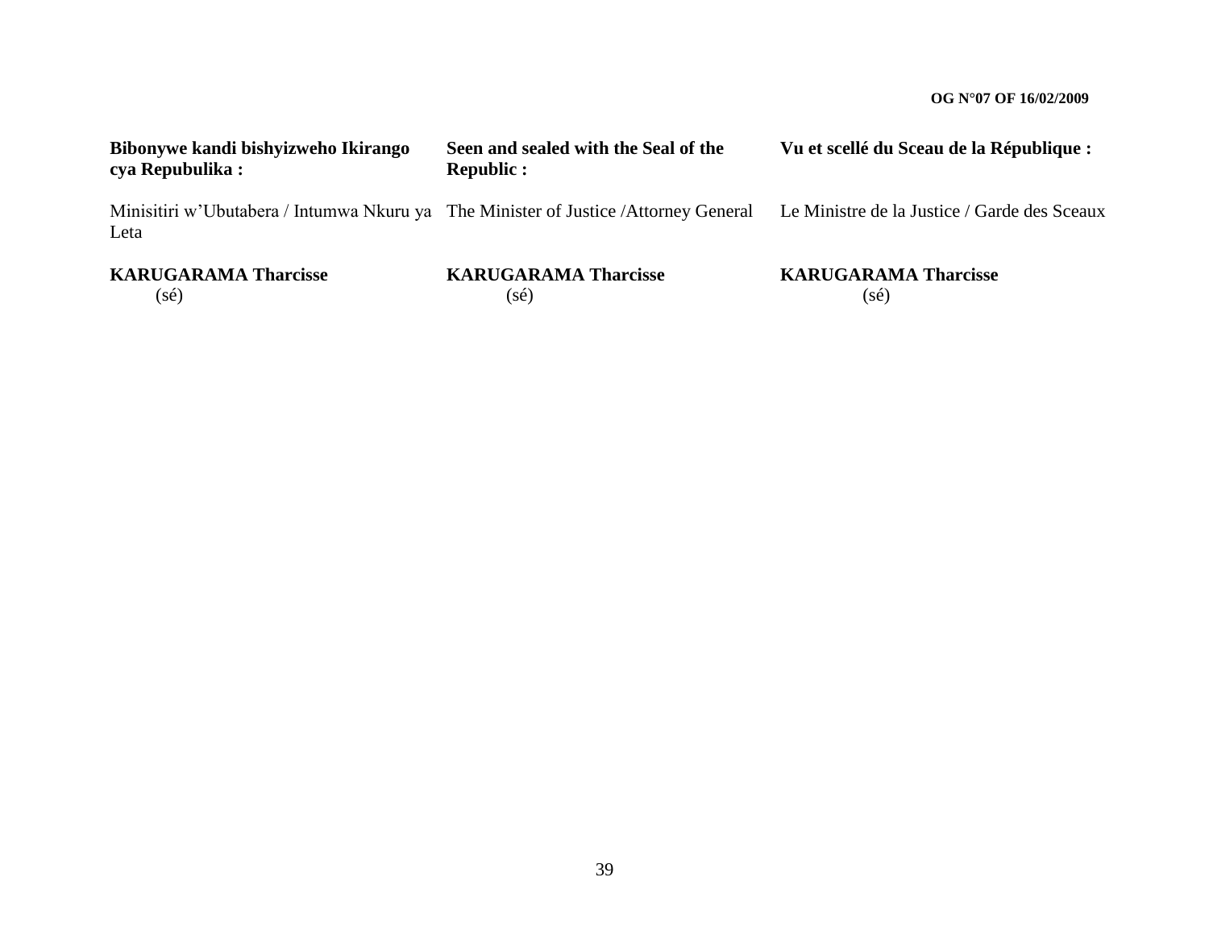**Bibonywe kandi bishyizweho Ikirango cya Repubulika :**

Minisitiri w'Ubutabera / Intumwa Nkuru ya Leta

**KARUGARAMA Tharcisse**
(sé)

**Seen and sealed with the Seal of the Republic :**

The Minister of Justice /Attorney General

**KARUGARAMA Tharcisse**
(sé)

**Vu et scellé du Sceau de la République :**

Le Ministre de la Justice / Garde des Sceaux

**KARUGARAMA Tharcisse**
(sé)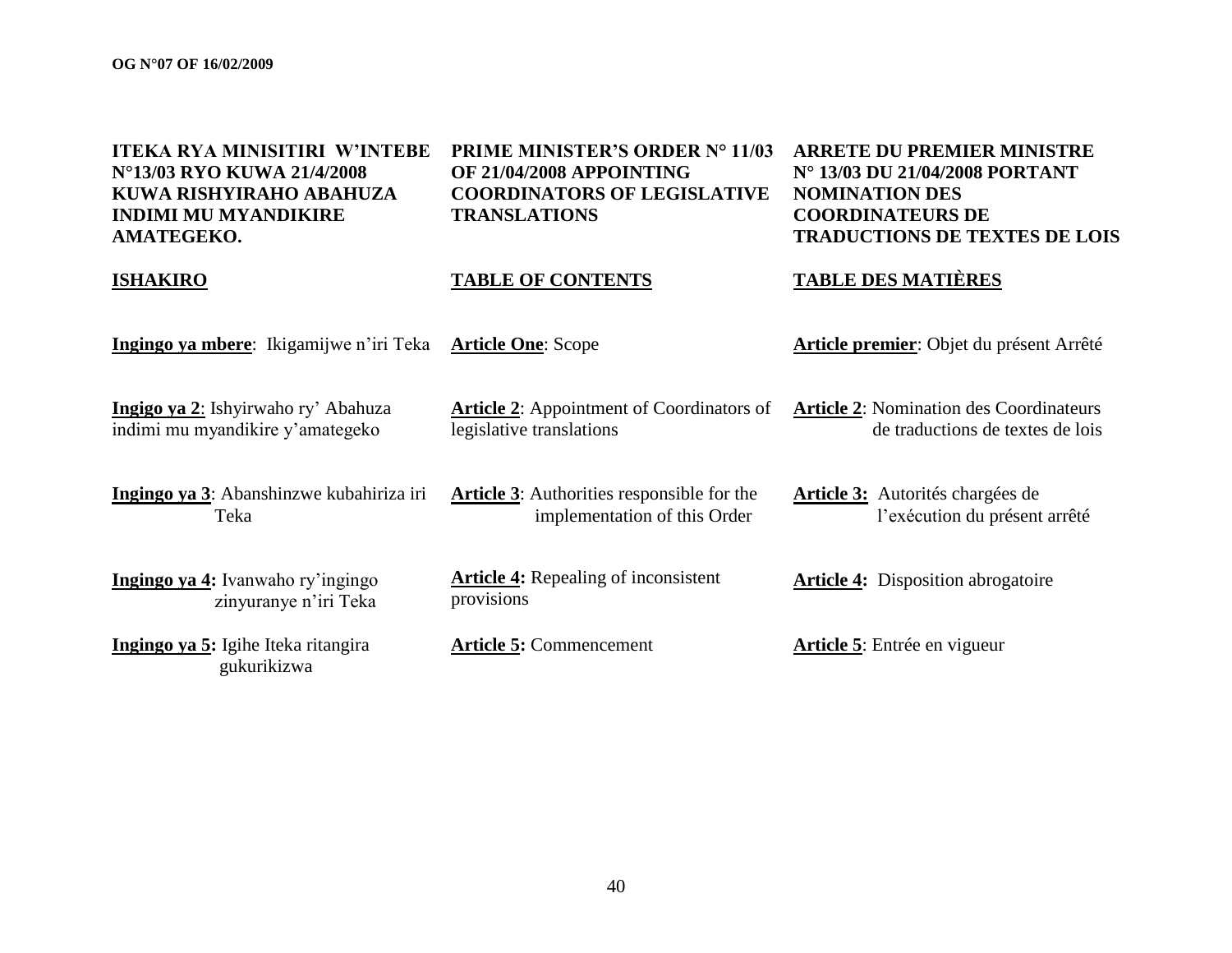**ITEKA RYA MINISITIRI W'INTEBE N°13/03 RYO KUWA 21/4/2008 KUWA RISHYIRAHO ABAHUZA INDIMI MU MYANDIKIRE AMATEGEKO.**

**ISHAKIRO**

**Ingingo ya mbere**: Ikigamijwe n'iri Teka

**Ingigo ya 2**: Ishyirwaho ry' Abahuza indimi mu myandikire y'amategeko

**Ingingo ya 3**: Abanshinzwe kubahiriza iri Teka

**Ingingo ya 4:** Ivanwaho ry'ingingo zinyuranye n'iri Teka

**Ingingo ya 5:** Igihe Iteka ritangira gukurikizwa

**PRIME MINISTER'S ORDER N° 11/03 OF 21/04/2008 APPOINTING COORDINATORS OF LEGISLATIVE TRANSLATIONS**

**TABLE OF CONTENTS**

**Article One**: Scope

**Article 2**: Appointment of Coordinators of legislative translations

**Article 3**: Authorities responsible for the implementation of this Order

**Article 4:** Repealing of inconsistent provisions

**Article 5:** Commencement

**ARRETE DU PREMIER MINISTRE N° 13/03 DU 21/04/2008 PORTANT NOMINATION DES COORDINATEURS DE TRADUCTIONS DE TEXTES DE LOIS**

**TABLE DES MATIÈRES**

**Article premier**: Objet du présent Arrêté

**Article 2**: Nomination des Coordinateurs de traductions de textes de lois

**Article 3:** Autorités chargées de l'exécution du présent arrêté

**Article 4:** Disposition abrogatoire

**Article 5**: Entrée en vigueur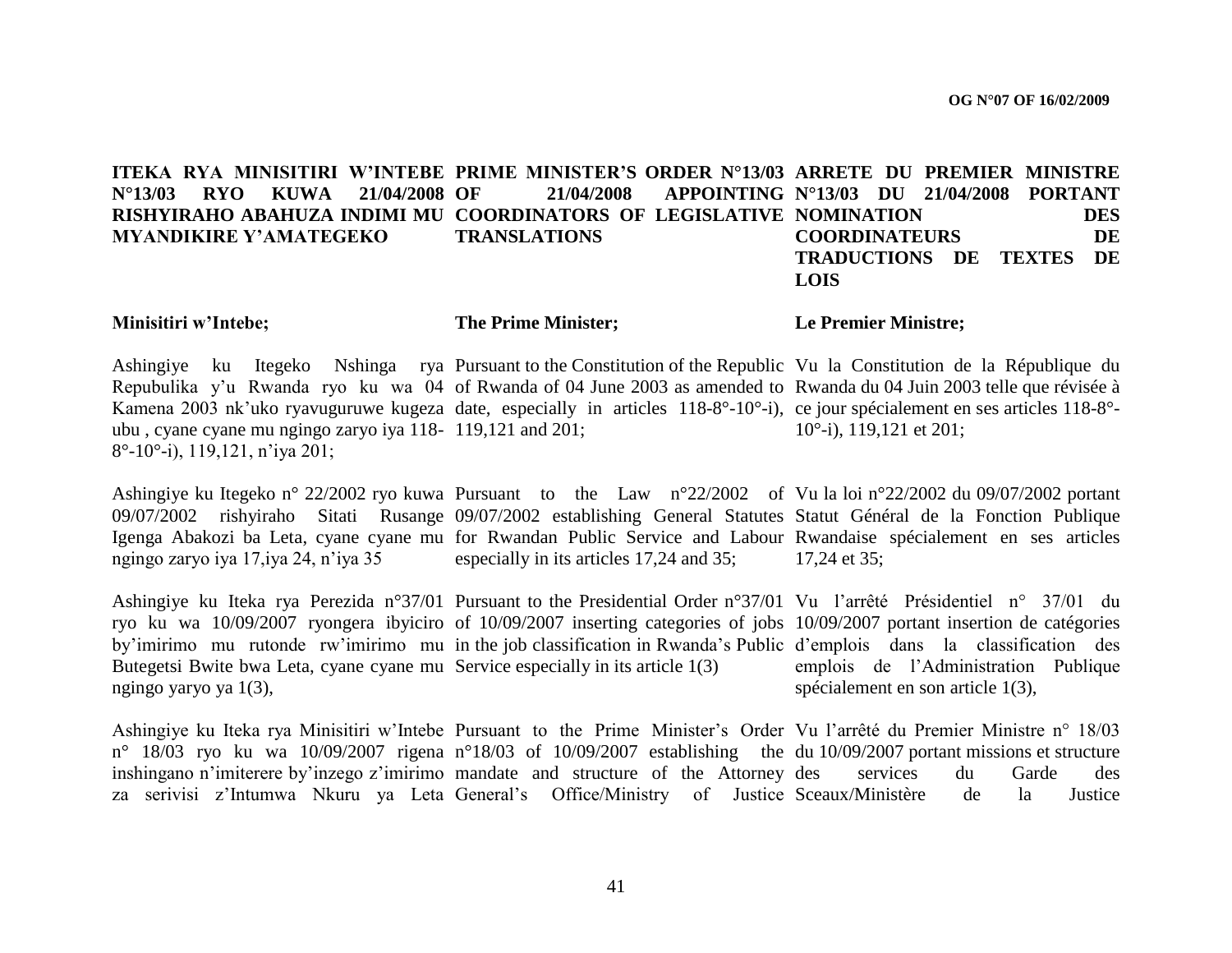**ITEKA RYA MINISITIRI W'INTEBE N°13/03 RYO KUWA 21/04/2008 RISHYIRAHO ABAHUZA INDIMI MU MYANDIKIRE Y'AMATEGEKO**

**Minisitiri w'Intebe;**

Ashingiye ku Itegeko Nshinga rya Repubulika y'u Rwanda ryo ku wa 04 Kamena 2003 nk'uko ryavuguruwe kugeza ubu , cyane cyane mu ngingo zaryo iya 118-8°-10°-i), 119,121, n'iya 201;

Ashingiye ku Itegeko n° 22/2002 ryo kuwa 09/07/2002 rishyiraho Sitati Rusange Igenga Abakozi ba Leta, cyane cyane mu ngingo zaryo iya 17,iya 24, n'iya 35

Ashingiye ku Iteka rya Perezida n°37/01 ryo ku wa 10/09/2007 ryongera ibyiciro by'imirimo mu rutonde rw'imirimo mu Butegetsi Bwite bwa Leta, cyane cyane mu ngingo yaryo ya 1(3),

Ashingiye ku Iteka rya Minisitiri w'Intebe n° 18/03 ryo ku wa 10/09/2007 rigena inshingano n'imiterere by'inzego z'imirimo za serivisi z'Intumwa Nkuru ya Leta

**PRIME MINISTER'S ORDER N°13/03 OF 21/04/2008 APPOINTING COORDINATORS OF LEGISLATIVE TRANSLATIONS**

**The Prime Minister;**

Pursuant to the Constitution of the Republic of Rwanda of 04 June 2003 as amended to date, especially in articles 118-8°-10°-i), 119,121 and 201;

Pursuant to the Law n°22/2002 of 09/07/2002 establishing General Statutes for Rwandan Public Service and Labour especially in its articles 17,24 and 35;

Pursuant to the Presidential Order n°37/01 of 10/09/2007 inserting categories of jobs in the job classification in Rwanda's Public Service especially in its article 1(3)

Pursuant to the Prime Minister's Order n°18/03 of 10/09/2007 establishing the mandate and structure of the Attorney General's Office/Ministry of Justice

**ARRETE DU PREMIER MINISTRE N°13/03 DU 21/04/2008 PORTANT NOMINATION DES COORDINATEURS DE TRADUCTIONS DE TEXTES DE LOIS**

**Le Premier Ministre;**

Vu la Constitution de la République du Rwanda du 04 Juin 2003 telle que révisée à ce jour spécialement en ses articles 118-8°-10°-i), 119,121 et 201;

Vu la loi n°22/2002 du 09/07/2002 portant Statut Général de la Fonction Publique Rwandaise spécialement en ses articles 17,24 et 35;

Vu l'arrêté Présidentiel n° 37/01 du 10/09/2007 portant insertion de catégories d'emplois dans la classification des emplois de l'Administration Publique spécialement en son article 1(3),

Vu l'arrêté du Premier Ministre n° 18/03 du 10/09/2007 portant missions et structure des services du Garde des Sceaux/Ministère de la Justice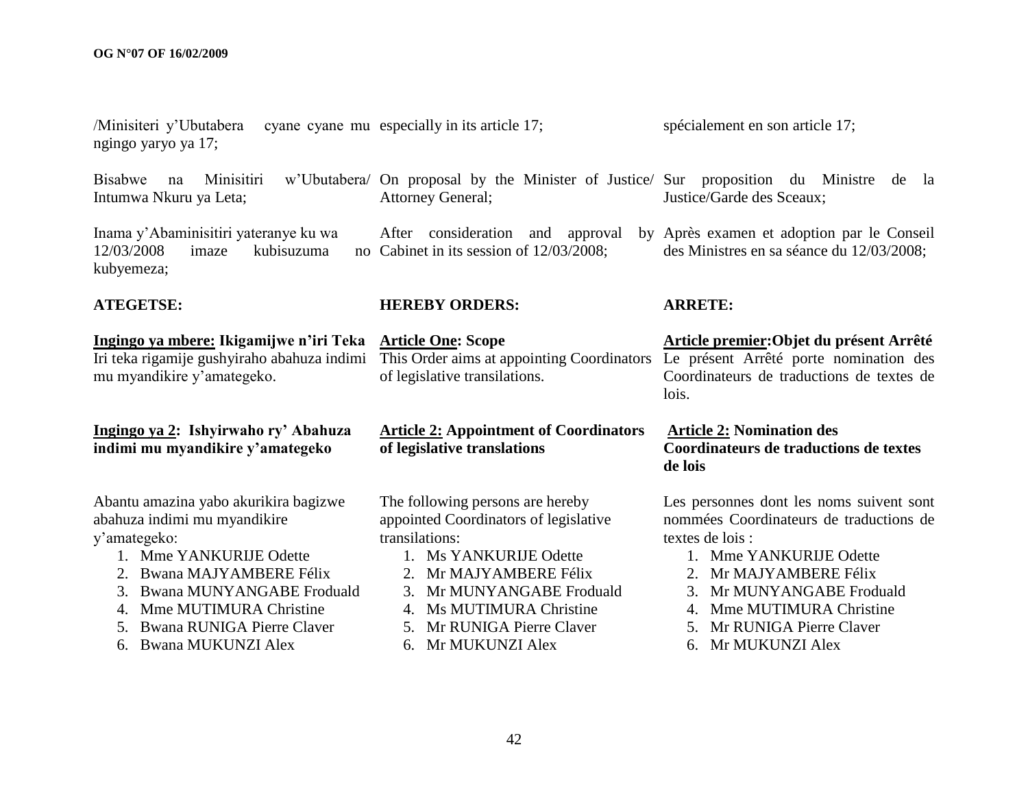/Minisiteri y'Ubutabera cyane cyane mu ngingo yaryo ya 17;

Bisabwe na Minisitiri w'Ubutabera/ Intumwa Nkuru ya Leta;

Inama y'Abaminisitiri yateranye ku wa 12/03/2008 imaze kubisuzuma no kubyemeza;

**ATEGETSE:**

**Ingingo ya mbere: Ikigamijwe n'iri Teka**

Iri teka rigamije gushyiraho abahuza indimi mu myandikire y'amategeko.

**Ingingo ya 2: Ishyirwaho ry' Abahuza indimi mu myandikire y'amategeko**

Abantu amazina yabo akurikira bagizwe abahuza indimi mu myandikire y'amategeko:

1. Mme YANKURIJE Odette
2. Bwana MAJYAMBERE Félix
3. Bwana MUNYANGABE Froduald
4. Mme MUTIMURA Christine
5. Bwana RUNIGA Pierre Claver
6. Bwana MUKUNZI Alex

especially in its article 17;

On proposal by the Minister of Justice/ Attorney General;

After consideration and approval by Cabinet in its session of 12/03/2008;

**HEREBY ORDERS:**

**Article One: Scope**

This Order aims at appointing Coordinators of legislative transilations.

**Article 2: Appointment of Coordinators of legislative translations**

The following persons are hereby appointed Coordinators of legislative transilations:

1. Ms YANKURIJE Odette
2. Mr MAJYAMBERE Félix
3. Mr MUNYANGABE Froduald
4. Ms MUTIMURA Christine
5. Mr RUNIGA Pierre Claver
6. Mr MUKUNZI Alex

spécialement en son article 17;

Sur proposition du Ministre de la Justice/Garde des Sceaux;

Après examen et adoption par le Conseil des Ministres en sa séance du 12/03/2008;

**ARRETE:**

**Article premier:Objet du présent Arrêté**

Le présent Arrêté porte nomination des Coordinateurs de traductions de textes de lois.

**Article 2: Nomination des Coordinateurs de traductions de textes de lois**

Les personnes dont les noms suivent sont nommées Coordinateurs de traductions de textes de lois :

1. Mme YANKURIJE Odette
2. Mr MAJYAMBERE Félix
3. Mr MUNYANGABE Froduald
4. Mme MUTIMURA Christine
5. Mr RUNIGA Pierre Claver
6. Mr MUKUNZI Alex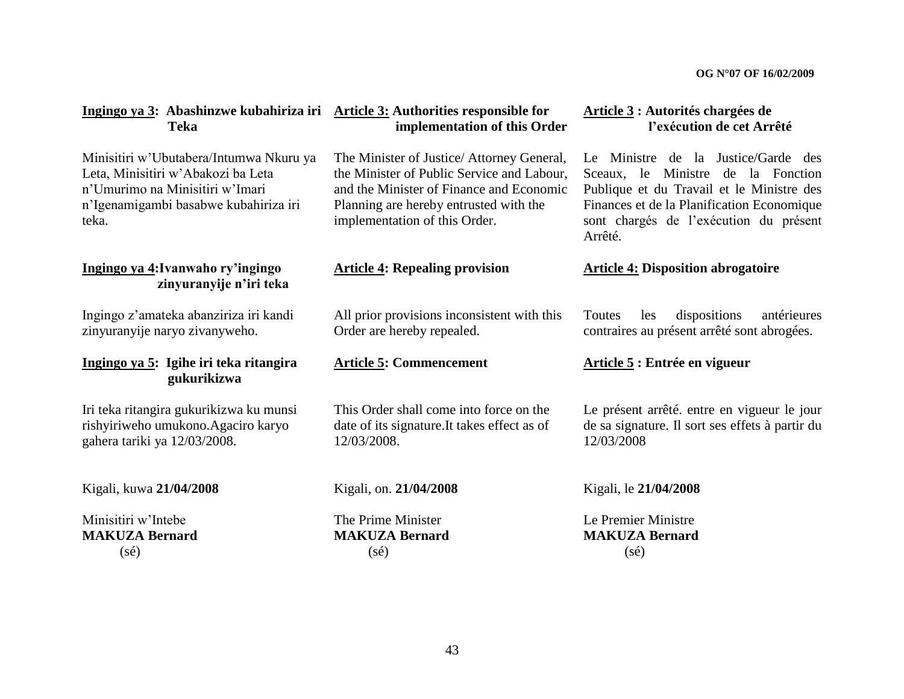**Ingingo ya 3: Abashinzwe kubahiriza iri Teka**

Minisitiri w'Ubutabera/Intumwa Nkuru ya Leta, Minisitiri w'Abakozi ba Leta n'Umurimo na Minisitiri w'Imari n'Igenamigambi basabwe kubahiriza iri teka.

**Ingingo ya 4:Ivanwaho ry'ingingo zinyuranyije n'iri teka**

Ingingo z'amateka abanziriza iri kandi zinyuranyije naryo zivanyweho.

**Ingingo ya 5: Igihe iri teka ritangira gukurikizwa**

Iri teka ritangira gukurikizwa ku munsi rishyiriweho umukono.Agaciro karyo gahera tariki ya 12/03/2008.

Kigali, kuwa **21/04/2008**

Minisitiri w'Intebe
**MAKUZA Bernard**
(sé)

**Article 3: Authorities responsible for implementation of this Order**

The Minister of Justice/ Attorney General, the Minister of Public Service and Labour, and the Minister of Finance and Economic Planning are hereby entrusted with the implementation of this Order.

**Article 4: Repealing provision**

All prior provisions inconsistent with this Order are hereby repealed.

**Article 5: Commencement**

This Order shall come into force on the date of its signature.It takes effect as of 12/03/2008.

Kigali, on. **21/04/2008**

The Prime Minister
**MAKUZA Bernard**
(sé)

**Article 3 : Autorités chargées de l'exécution de cet Arrêté**

Le Ministre de la Justice/Garde des Sceaux, le Ministre de la Fonction Publique et du Travail et le Ministre des Finances et de la Planification Economique sont chargés de l'exécution du présent Arrêté.

**Article 4: Disposition abrogatoire**

Toutes les dispositions antérieures contraires au présent arrêté sont abrogées.

**Article 5 : Entrée en vigueur**

Le présent arrêté. entre en vigueur le jour de sa signature. Il sort ses effets à partir du 12/03/2008

Kigali, le **21/04/2008**

Le Premier Ministre
**MAKUZA Bernard**
(sé)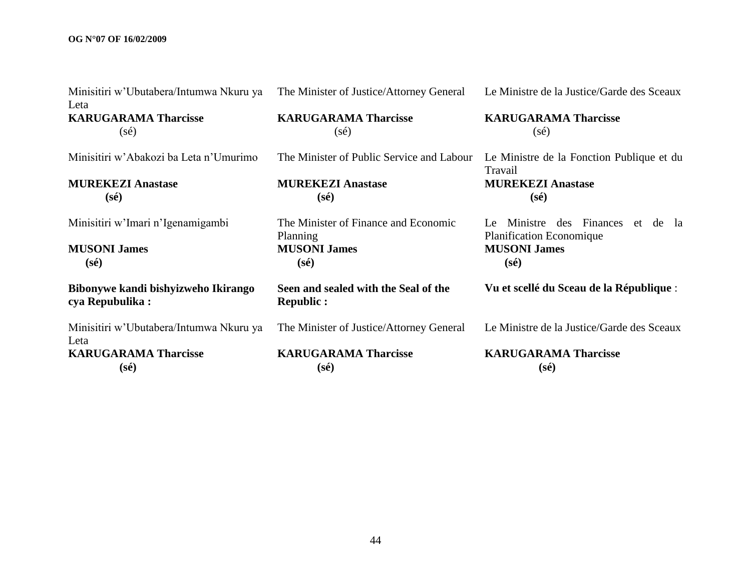Minisitiri w'Ubutabera/Intumwa Nkuru ya Leta
**KARUGARAMA Tharcisse**
(sé)

Minisitiri w'Abakozi ba Leta n'Umurimo

**MUREKEZI Anastase**
**(sé)**

Minisitiri w'Imari n'Igenamigambi

**MUSONI James**
**(sé)**

**Bibonywe kandi bishyizweho Ikirango cya Repubulika :**

Minisitiri w'Ubutabera/Intumwa Nkuru ya Leta
**KARUGARAMA Tharcisse**
**(sé)**

The Minister of Justice/Attorney General

**KARUGARAMA Tharcisse**
(sé)

The Minister of Public Service and Labour

**MUREKEZI Anastase**
**(sé)**

The Minister of Finance and Economic Planning
**MUSONI James**
**(sé)**

**Seen and sealed with the Seal of the Republic :**

The Minister of Justice/Attorney General

**KARUGARAMA Tharcisse**
**(sé)**

Le Ministre de la Justice/Garde des Sceaux

**KARUGARAMA Tharcisse**
(sé)

Le Ministre de la Fonction Publique et du Travail
**MUREKEZI Anastase**
**(sé)**

Le Ministre des Finances et de la Planification Economique
**MUSONI James**
**(sé)**

**Vu et scellé du Sceau de la République** :

Le Ministre de la Justice/Garde des Sceaux

**KARUGARAMA Tharcisse**
**(sé)**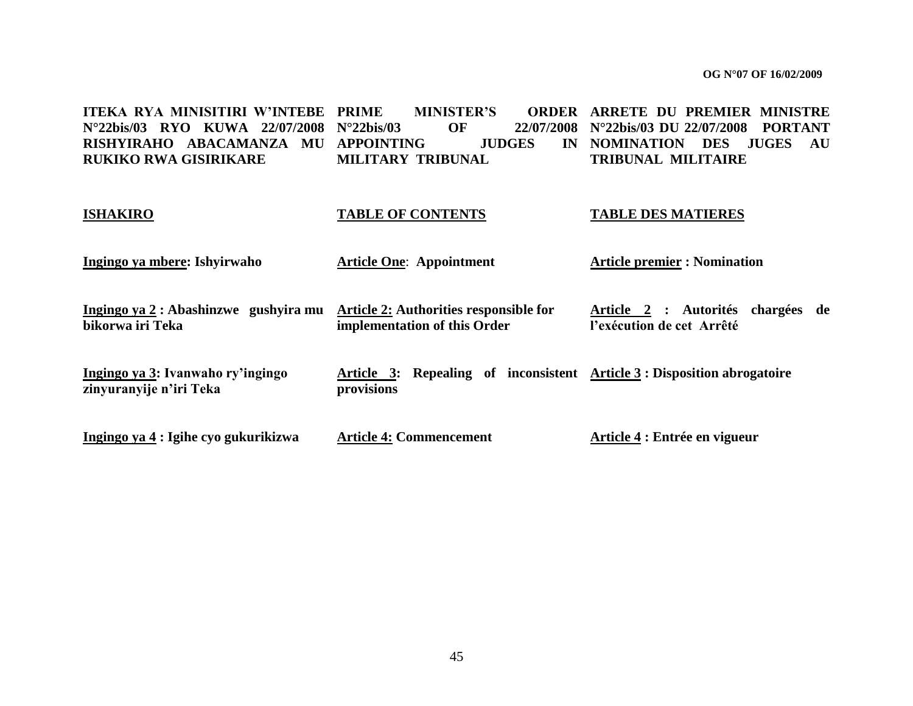**ITEKA RYA MINISITIRI W'INTEBE N°22bis/03 RYO KUWA 22/07/2008 RISHYIRAHO ABACAMANZA MU RUKIKO RWA GISIRIKARE**

**ISHAKIRO**

**<u>Ingingo ya mbere</u>: Ishyirwaho**

**<u>Ingingo ya 2</u> : Abashinzwe gushyira mu bikorwa iri Teka**

**<u>Ingingo ya 3</u>: Ivanwaho ry'ingingo zinyuranyije n'iri Teka**

**<u>Ingingo ya 4</u> : Igihe cyo gukurikizwa**

**PRIME MINISTER'S ORDER N°22bis/03 OF 22/07/2008 APPOINTING JUDGES IN MILITARY TRIBUNAL**

**TABLE OF CONTENTS**

**<u>Article One</u>: Appointment**

**<u>Article 2:</u> Authorities responsible for implementation of this Order**

**<u>Article 3</u>: Repealing of inconsistent provisions**

**<u>Article 4:</u> Commencement**

**ARRETE DU PREMIER MINISTRE N°22bis/03 DU 22/07/2008 PORTANT NOMINATION DES JUGES AU TRIBUNAL MILITAIRE**

**TABLE DES MATIERES**

**<u>Article premier</u> : Nomination**

**<u>Article 2</u> : Autorités chargées de l'exécution de cet Arrêté**

**<u>Article 3</u> : Disposition abrogatoire**

**<u>Article 4</u> : Entrée en vigueur**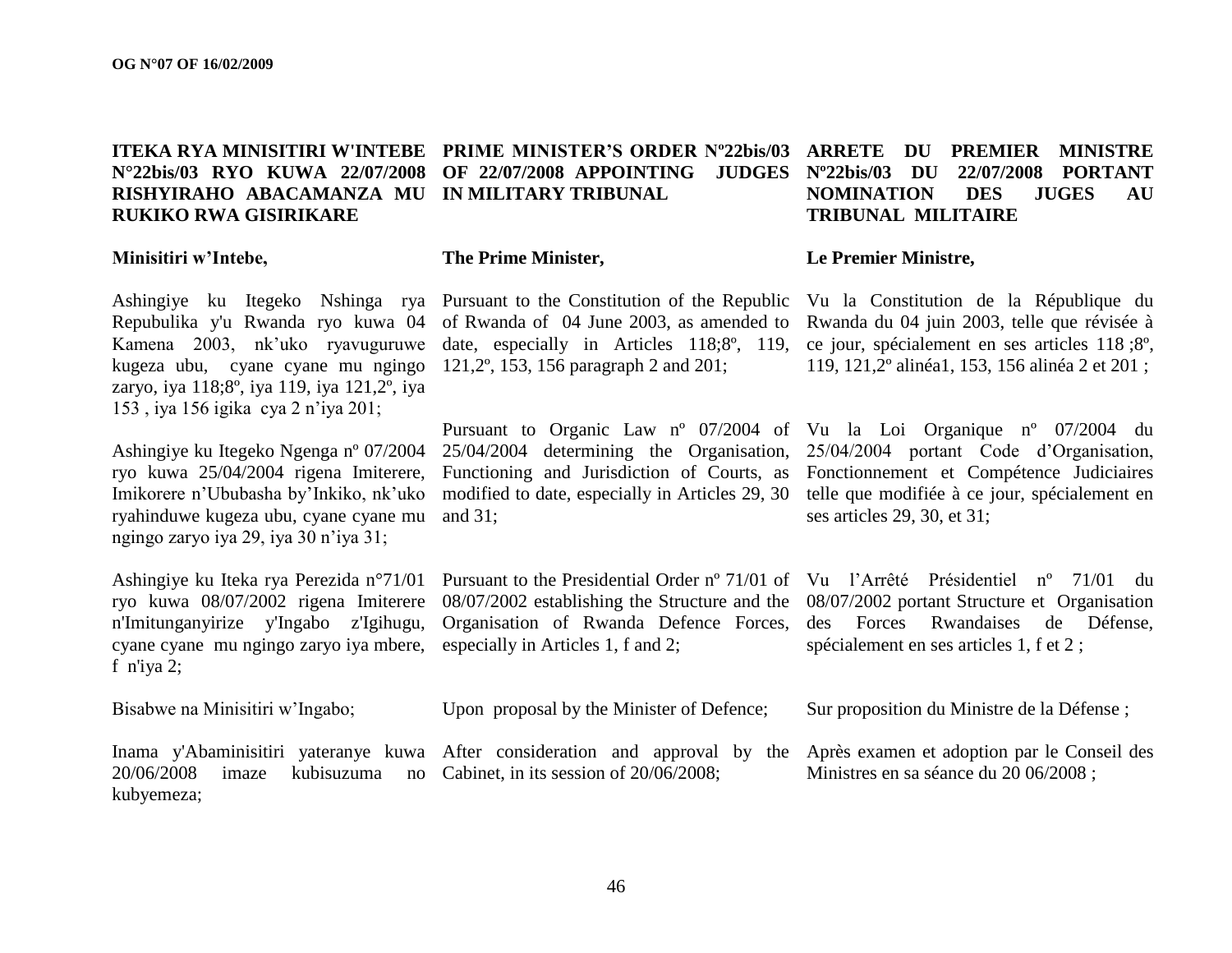**ITEKA RYA MINISITIRI W'INTEBE N°22bis/03 RYO KUWA 22/07/2008 RISHYIRAHO ABACAMANZA MU RUKIKO RWA GISIRIKARE**

**Minisitiri w'Intebe,**

Ashingiye ku Itegeko Nshinga rya Repubulika y'u Rwanda ryo kuwa 04 Kamena 2003, nk'uko ryavuguruwe kugeza ubu, cyane cyane mu ngingo zaryo, iya 118;8º, iya 119, iya 121,2º, iya 153 , iya 156 igika cya 2 n'iya 201;

Ashingiye ku Itegeko Ngenga nº 07/2004 ryo kuwa 25/04/2004 rigena Imiterere, Imikorere n'Ububasha by'Inkiko, nk'uko ryahinduwe kugeza ubu, cyane cyane mu ngingo zaryo iya 29, iya 30 n'iya 31;

Ashingiye ku Iteka rya Perezida n°71/01 ryo kuwa 08/07/2002 rigena Imiterere n'Imitunganyirize y'Ingabo z'Igihugu, cyane cyane mu ngingo zaryo iya mbere, f n'iya 2;

Bisabwe na Minisitiri w'Ingabo;

Inama y'Abaminisitiri yateranye kuwa 20/06/2008 imaze kubisuzuma no kubyemeza;

**PRIME MINISTER'S ORDER Nº22bis/03 OF 22/07/2008 APPOINTING JUDGES IN MILITARY TRIBUNAL**

**The Prime Minister,**

Pursuant to the Constitution of the Republic of Rwanda of 04 June 2003, as amended to date, especially in Articles 118;8º, 119, 121,2º, 153, 156 paragraph 2 and 201;

Pursuant to Organic Law nº 07/2004 of 25/04/2004 determining the Organisation, Functioning and Jurisdiction of Courts, as modified to date, especially in Articles 29, 30 and 31;

Pursuant to the Presidential Order nº 71/01 of 08/07/2002 establishing the Structure and the Organisation of Rwanda Defence Forces, especially in Articles 1, f and 2;

Upon proposal by the Minister of Defence;

After consideration and approval by the Cabinet, in its session of 20/06/2008;

**ARRETE DU PREMIER MINISTRE Nº22bis/03 DU 22/07/2008 PORTANT NOMINATION DES JUGES AU TRIBUNAL MILITAIRE**

**Le Premier Ministre,**

Vu la Constitution de la République du Rwanda du 04 juin 2003, telle que révisée à ce jour, spécialement en ses articles 118 ;8º, 119, 121,2º alinéa1, 153, 156 alinéa 2 et 201 ;

Vu la Loi Organique nº 07/2004 du 25/04/2004 portant Code d'Organisation, Fonctionnement et Compétence Judiciaires telle que modifiée à ce jour, spécialement en ses articles 29, 30, et 31;

Vu l'Arrêté Présidentiel nº 71/01 du 08/07/2002 portant Structure et Organisation des Forces Rwandaises de Défense, spécialement en ses articles 1, f et 2 ;

Sur proposition du Ministre de la Défense ;

Après examen et adoption par le Conseil des Ministres en sa séance du 20 06/2008 ;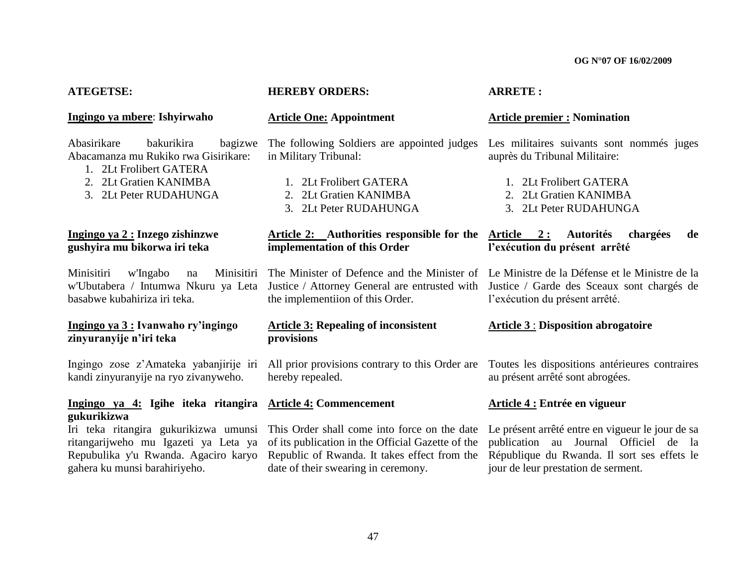**ATEGETSE:**

**Ingingo ya mbere**: **Ishyirwaho**

Abasirikare bakurikira bagizwe Abacamanza mu Rukiko rwa Gisirikare:

1. 2Lt Frolibert GATERA
2. 2Lt Gratien KANIMBA
3. 2Lt Peter RUDAHUNGA

**Ingingo ya 2 : Inzego zishinzwe gushyira mu bikorwa iri teka**

Minisitiri w'Ingabo na Minisitiri w'Ubutabera / Intumwa Nkuru ya Leta basabwe kubahiriza iri teka.

**Ingingo ya 3 : Ivanwaho ry'ingingo zinyuranyije n'iri teka**

Ingingo zose z'Amateka yabanjirije iri kandi zinyuranyije na ryo zivanyweho.

**Ingingo ya 4: Igihe iteka ritangira gukurikizwa**

Iri teka ritangira gukurikizwa umunsi ritangarijweho mu Igazeti ya Leta ya Repubulika y'u Rwanda. Agaciro karyo gahera ku munsi barahiriyeho.

**HEREBY ORDERS:**

**Article One: Appointment**

The following Soldiers are appointed judges in Military Tribunal:

1. 2Lt Frolibert GATERA
2. 2Lt Gratien KANIMBA
3. 2Lt Peter RUDAHUNGA

**Article 2: Authorities responsible for the implementation of this Order**

The Minister of Defence and the Minister of Justice / Attorney General are entrusted with the implementiion of this Order.

**Article 3: Repealing of inconsistent provisions**

All prior provisions contrary to this Order are hereby repealed.

**Article 4: Commencement**

This Order shall come into force on the date of its publication in the Official Gazette of the Republic of Rwanda. It takes effect from the date of their swearing in ceremony.

**ARRETE :**

**Article premier : Nomination**

Les militaires suivants sont nommés juges auprès du Tribunal Militaire:

1. 2Lt Frolibert GATERA
2. 2Lt Gratien KANIMBA
3. 2Lt Peter RUDAHUNGA

**Article 2 : Autorités chargées de l'exécution du présent arrêté**

Le Ministre de la Défense et le Ministre de la Justice / Garde des Sceaux sont chargés de l'exécution du présent arrêté.

**Article 3** : **Disposition abrogatoire**

Toutes les dispositions antérieures contraires au présent arrêté sont abrogées.

**Article 4 : Entrée en vigueur**

Le présent arrêté entre en vigueur le jour de sa publication au Journal Officiel de la République du Rwanda. Il sort ses effets le jour de leur prestation de serment.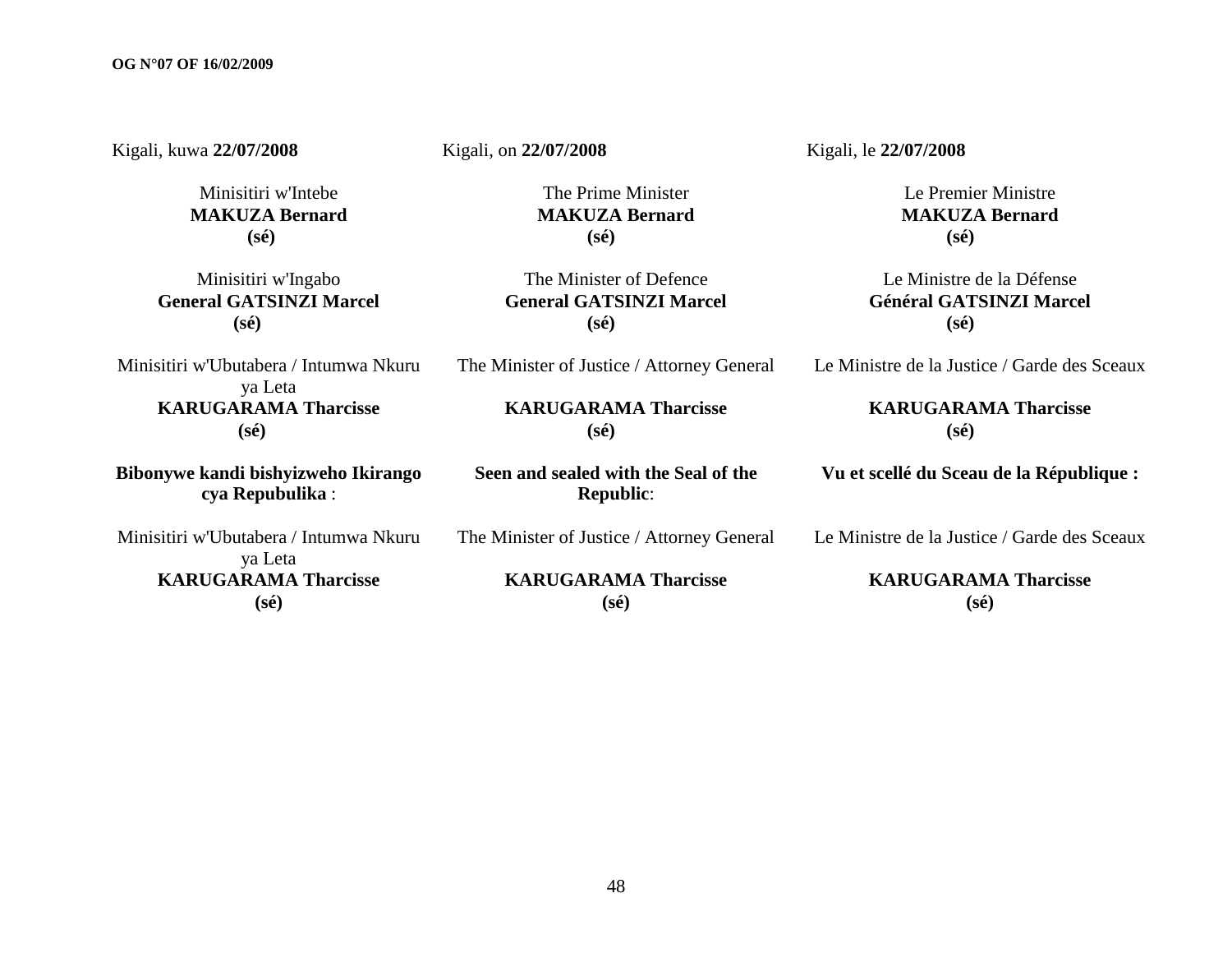Kigali, kuwa **22/07/2008**

Minisitiri w'Intebe
**MAKUZA Bernard**
**(sé)**

Minisitiri w'Ingabo
**General GATSINZI Marcel**
**(sé)**

Minisitiri w'Ubutabera / Intumwa Nkuru ya Leta
**KARUGARAMA Tharcisse**
**(sé)**

**Bibonywe kandi bishyizweho Ikirango cya Repubulika** :

Minisitiri w'Ubutabera / Intumwa Nkuru ya Leta
**KARUGARAMA Tharcisse**
**(sé)**

Kigali, on **22/07/2008**

The Prime Minister
**MAKUZA Bernard**
**(sé)**

The Minister of Defence
**General GATSINZI Marcel**
**(sé)**

The Minister of Justice / Attorney General

**KARUGARAMA Tharcisse**
**(sé)**

**Seen and sealed with the Seal of the Republic**:

The Minister of Justice / Attorney General

**KARUGARAMA Tharcisse**
**(sé)**

Kigali, le **22/07/2008**

Le Premier Ministre
**MAKUZA Bernard**
**(sé)**

Le Ministre de la Défense
**Général GATSINZI Marcel**
**(sé)**

Le Ministre de la Justice / Garde des Sceaux

**KARUGARAMA Tharcisse**
**(sé)**

**Vu et scellé du Sceau de la République :**

Le Ministre de la Justice / Garde des Sceaux

**KARUGARAMA Tharcisse**
**(sé)**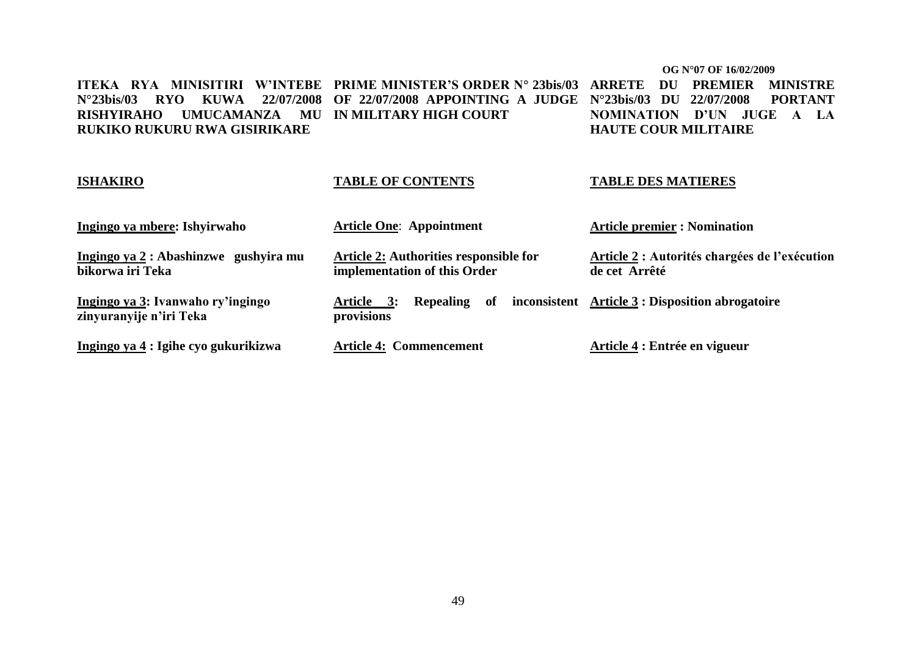**ITEKA RYA MINISITIRI W'INTEBE N°23bis/03 RYO KUWA 22/07/2008 RISHYIRAHO UMUCAMANZA MU RUKIKO RUKURU RWA GISIRIKARE**

**ISHAKIRO**

**Ingingo ya mbere: Ishyirwaho**

**Ingingo ya 2 : Abashinzwe gushyira mu bikorwa iri Teka**

**Ingingo ya 3: Ivanwaho ry'ingingo zinyuranyije n'iri Teka**

**Ingingo ya 4 : Igihe cyo gukurikizwa**

**PRIME MINISTER'S ORDER N° 23bis/03 OF 22/07/2008 APPOINTING A JUDGE IN MILITARY HIGH COURT**

**TABLE OF CONTENTS**

**Article One: Appointment**

**Article 2: Authorities responsible for implementation of this Order**

**Article 3: Repealing of inconsistent provisions**

**Article 4: Commencement**

**ARRETE DU PREMIER MINISTRE N°23bis/03 DU 22/07/2008 PORTANT NOMINATION D'UN JUGE A LA HAUTE COUR MILITAIRE**

**TABLE DES MATIERES**

**Article premier : Nomination**

**Article 2 : Autorités chargées de l'exécution de cet Arrêté**

**Article 3 : Disposition abrogatoire**

**Article 4 : Entrée en vigueur**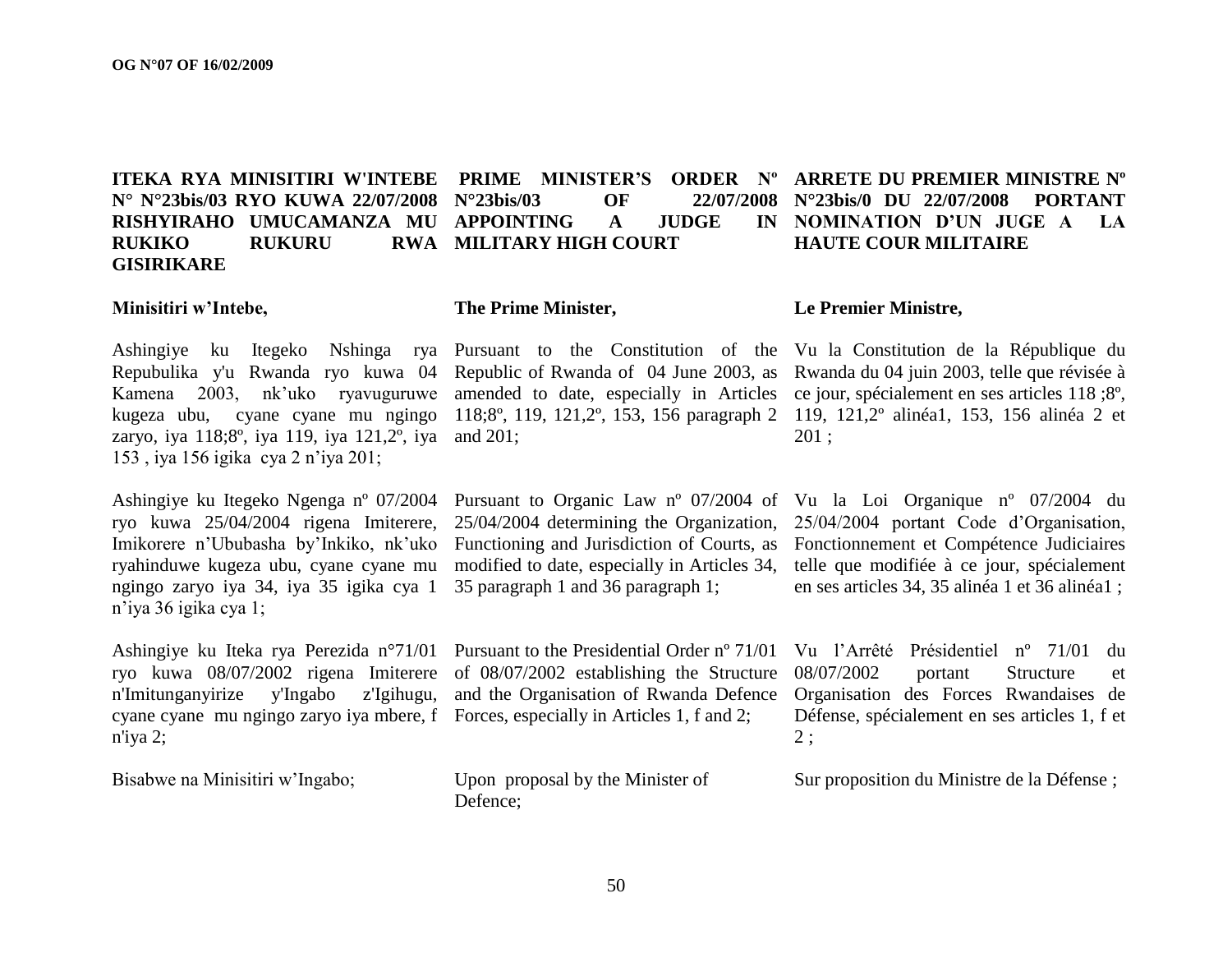**ITEKA RYA MINISITIRI W'INTEBE N° N°23bis/03 RYO KUWA 22/07/2008 RISHYIRAHO UMUCAMANZA MU RUKIKO RUKURU RWA GISIRIKARE**

**Minisitiri w'Intebe,**

Ashingiye ku Itegeko Nshinga rya Repubulika y'u Rwanda ryo kuwa 04 Kamena 2003, nk'uko ryavuguruwe kugeza ubu, cyane cyane mu ngingo zaryo, iya 118;8º, iya 119, iya 121,2º, iya 153 , iya 156 igika cya 2 n'iya 201;

Ashingiye ku Itegeko Ngenga nº 07/2004 ryo kuwa 25/04/2004 rigena Imiterere, Imikorere n'Ububasha by'Inkiko, nk'uko ryahinduwe kugeza ubu, cyane cyane mu ngingo zaryo iya 34, iya 35 igika cya 1 n'iya 36 igika cya 1;

Ashingiye ku Iteka rya Perezida n°71/01 ryo kuwa 08/07/2002 rigena Imiterere n'Imitunganyirize y'Ingabo z'Igihugu, cyane cyane mu ngingo zaryo iya mbere, f n'iya 2;

Bisabwe na Minisitiri w'Ingabo;

**PRIME MINISTER'S ORDER Nº N°23bis/03 OF 22/07/2008 APPOINTING A JUDGE IN MILITARY HIGH COURT**

**The Prime Minister,**

Pursuant to the Constitution of the Republic of Rwanda of 04 June 2003, as amended to date, especially in Articles 118;8º, 119, 121,2º, 153, 156 paragraph 2 and 201;

Pursuant to Organic Law nº 07/2004 of 25/04/2004 determining the Organization, Functioning and Jurisdiction of Courts, as modified to date, especially in Articles 34, 35 paragraph 1 and 36 paragraph 1;

Pursuant to the Presidential Order nº 71/01 of 08/07/2002 establishing the Structure and the Organisation of Rwanda Defence Forces, especially in Articles 1, f and 2;

Upon proposal by the Minister of Defence;

**ARRETE DU PREMIER MINISTRE Nº N°23bis/0 DU 22/07/2008 PORTANT NOMINATION D'UN JUGE A LA HAUTE COUR MILITAIRE**

**Le Premier Ministre,**

Vu la Constitution de la République du Rwanda du 04 juin 2003, telle que révisée à ce jour, spécialement en ses articles 118 ;8º, 119, 121,2º alinéa1, 153, 156 alinéa 2 et 201 ;

Vu la Loi Organique nº 07/2004 du 25/04/2004 portant Code d'Organisation, Fonctionnement et Compétence Judiciaires telle que modifiée à ce jour, spécialement en ses articles 34, 35 alinéa 1 et 36 alinéa1 ;

Vu l'Arrêté Présidentiel nº 71/01 du 08/07/2002 portant Structure et Organisation des Forces Rwandaises de Défense, spécialement en ses articles 1, f et 2 ;

Sur proposition du Ministre de la Défense ;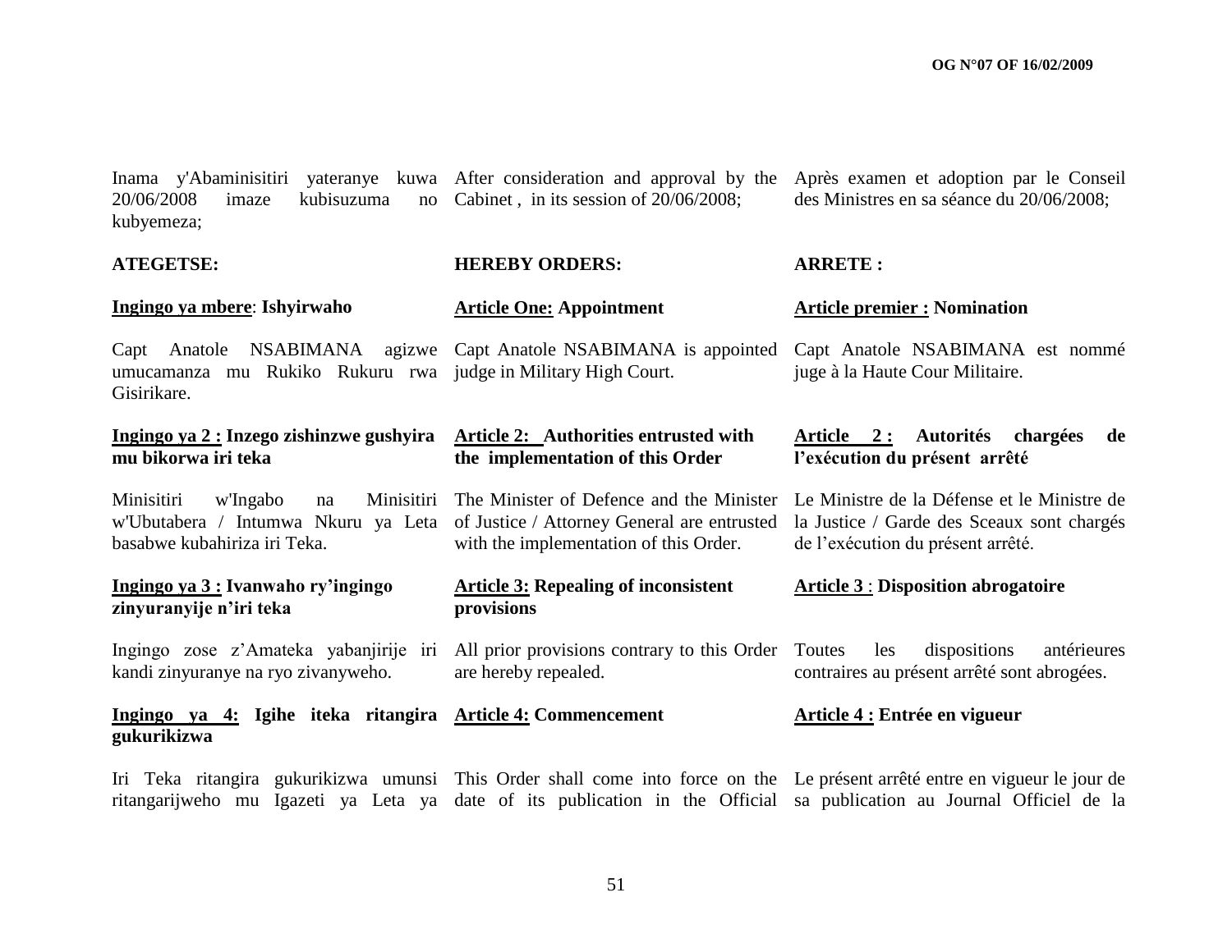Inama y'Abaminisitiri yateranye kuwa 20/06/2008 imaze kubisuzuma no kubyemeza;

**ATEGETSE:**

**Ingingo ya mbere**: **Ishyirwaho**

Capt Anatole NSABIMANA agizwe umucamanza mu Rukiko Rukuru rwa Gisirikare.

**Ingingo ya 2 : Inzego zishinzwe gushyira mu bikorwa iri teka**

Minisitiri w'Ingabo na Minisitiri w'Ubutabera / Intumwa Nkuru ya Leta basabwe kubahiriza iri Teka.

**Ingingo ya 3 : Ivanwaho ry'ingingo zinyuranyije n'iri teka**

Ingingo zose z'Amateka yabanjirije iri kandi zinyuranye na ryo zivanyweho.

**Ingingo ya 4: Igihe iteka ritangira gukurikizwa**

Iri Teka ritangira gukurikizwa umunsi ritangarijweho mu Igazeti ya Leta ya

After consideration and approval by the Cabinet , in its session of 20/06/2008;

**HEREBY ORDERS:**

**Article One: Appointment**

Capt Anatole NSABIMANA is appointed judge in Military High Court.

**Article 2: Authorities entrusted with the implementation of this Order**

The Minister of Defence and the Minister of Justice / Attorney General are entrusted with the implementation of this Order.

**Article 3: Repealing of inconsistent provisions**

All prior provisions contrary to this Order are hereby repealed.

**Article 4: Commencement**

This Order shall come into force on the date of its publication in the Official

Après examen et adoption par le Conseil des Ministres en sa séance du 20/06/2008;

**ARRETE :**

**Article premier : Nomination**

Capt Anatole NSABIMANA est nommé juge à la Haute Cour Militaire.

**Article 2 : Autorités chargées de l'exécution du présent arrêté**

Le Ministre de la Défense et le Ministre de la Justice / Garde des Sceaux sont chargés de l'exécution du présent arrêté.

**Article 3 : Disposition abrogatoire**

Toutes les dispositions antérieures contraires au présent arrêté sont abrogées.

**Article 4 : Entrée en vigueur**

Le présent arrêté entre en vigueur le jour de sa publication au Journal Officiel de la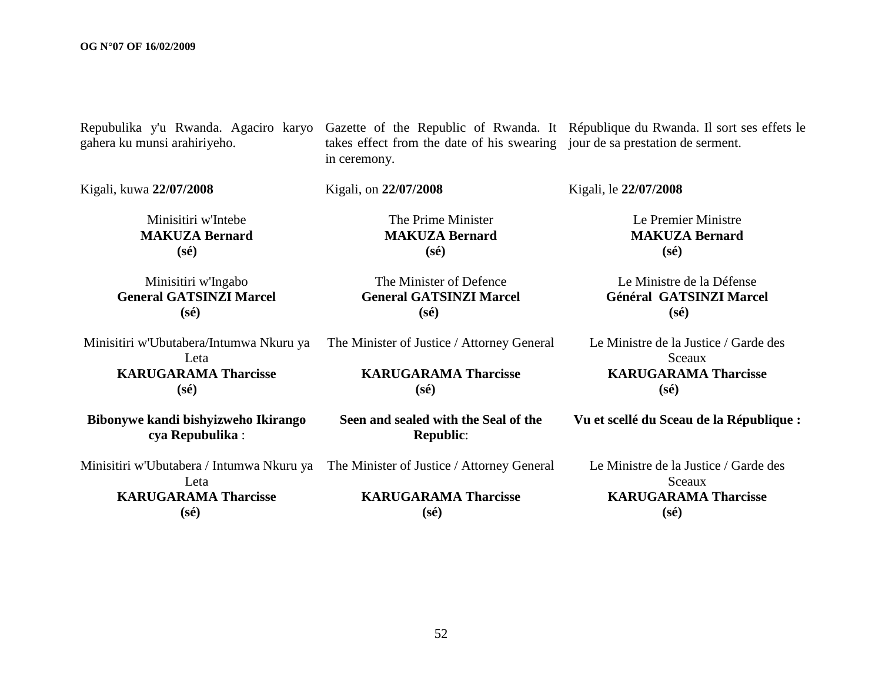Repubulika y'u Rwanda. Agaciro karyo gahera ku munsi arahiriyeho.

Kigali, kuwa **22/07/2008**

Minisitiri w'Intebe
**MAKUZA Bernard**
**(sé)**

Minisitiri w'Ingabo
**General GATSINZI Marcel**
**(sé)**

Minisitiri w'Ubutabera/Intumwa Nkuru ya Leta
**KARUGARAMA Tharcisse**
**(sé)**

**Bibonywe kandi bishyizweho Ikirango cya Repubulika** :

Minisitiri w'Ubutabera / Intumwa Nkuru ya Leta
**KARUGARAMA Tharcisse**
**(sé)**

Gazette of the Republic of Rwanda. It takes effect from the date of his swearing in ceremony.

Kigali, on **22/07/2008**

The Prime Minister
**MAKUZA Bernard**
**(sé)**

The Minister of Defence
**General GATSINZI Marcel**
**(sé)**

The Minister of Justice / Attorney General
**KARUGARAMA Tharcisse**
**(sé)**

**Seen and sealed with the Seal of the Republic**:

The Minister of Justice / Attorney General
**KARUGARAMA Tharcisse**
**(sé)**

République du Rwanda. Il sort ses effets le jour de sa prestation de serment.

Kigali, le **22/07/2008**

Le Premier Ministre
**MAKUZA Bernard**
**(sé)**

Le Ministre de la Défense
**Général GATSINZI Marcel**
**(sé)**

Le Ministre de la Justice / Garde des Sceaux
**KARUGARAMA Tharcisse**
**(sé)**

**Vu et scellé du Sceau de la République :**

Le Ministre de la Justice / Garde des Sceaux
**KARUGARAMA Tharcisse**
**(sé)**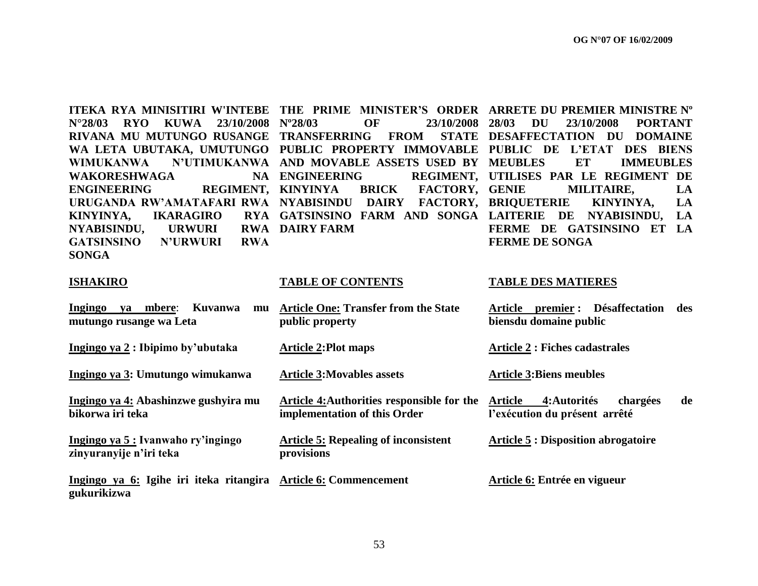**ITEKA RYA MINISITIRI W'INTEBE N°28/03 RYO KUWA 23/10/2008 RIVANA MU MUTUNGO RUSANGE WA LETA UBUTAKA, UMUTUNGO WIMUKANWA N'UTIMUKANWA WAKORESHWAGA NA ENGINEERING REGIMENT, URUGANDA RW'AMATAFARI RWA KINYINYA, IKARAGIRO RYA NYABISINDU, URWURI RWA GATSINSINO N'URWURI RWA SONGA**

**ISHAKIRO**

**Ingingo ya mbere**: **Kuvanwa mu mutungo rusange wa Leta**

**Ingingo ya 2 : Ibipimo by'ubutaka**

**Ingingo ya 3: Umutungo wimukanwa**

**Ingingo ya 4: Abashinzwe gushyira mu bikorwa iri teka**

**Ingingo ya 5 : Ivanwaho ry'ingingo zinyuranyije n'iri teka**

**Ingingo ya 6: Igihe iri iteka ritangira gukurikizwa**

**THE PRIME MINISTER'S ORDER Nº28/03 OF 23/10/2008 TRANSFERRING FROM STATE PUBLIC PROPERTY IMMOVABLE AND MOVABLE ASSETS USED BY ENGINEERING REGIMENT, KINYINYA BRICK FACTORY, NYABISINDU DAIRY FACTORY, GATSINSINO FARM AND SONGA DAIRY FARM**

**TABLE OF CONTENTS**

**Article One: Transfer from the State public property**

**Article 2:Plot maps**

**Article 3:Movables assets**

**Article 4:Authorities responsible for the implementation of this Order**

**Article 5: Repealing of inconsistent provisions**

**Article 6: Commencement**

**ARRETE DU PREMIER MINISTRE Nº 28/03 DU 23/10/2008 PORTANT DESAFFECTATION DU DOMAINE PUBLIC DE L'ETAT DES BIENS MEUBLES ET IMMEUBLES UTILISES PAR LE REGIMENT DE GENIE MILITAIRE, LA BRIQUETERIE KINYINYA, LA LAITERIE DE NYABISINDU, LA FERME DE GATSINSINO ET LA FERME DE SONGA**

**TABLE DES MATIERES**

**Article premier : Désaffectation des biensdu domaine public**

**Article 2 : Fiches cadastrales**

**Article 3:Biens meubles**

**Article 4:Autorités chargées de l'exécution du présent arrêté**

**Article 5 : Disposition abrogatoire**

**Article 6: Entrée en vigueur**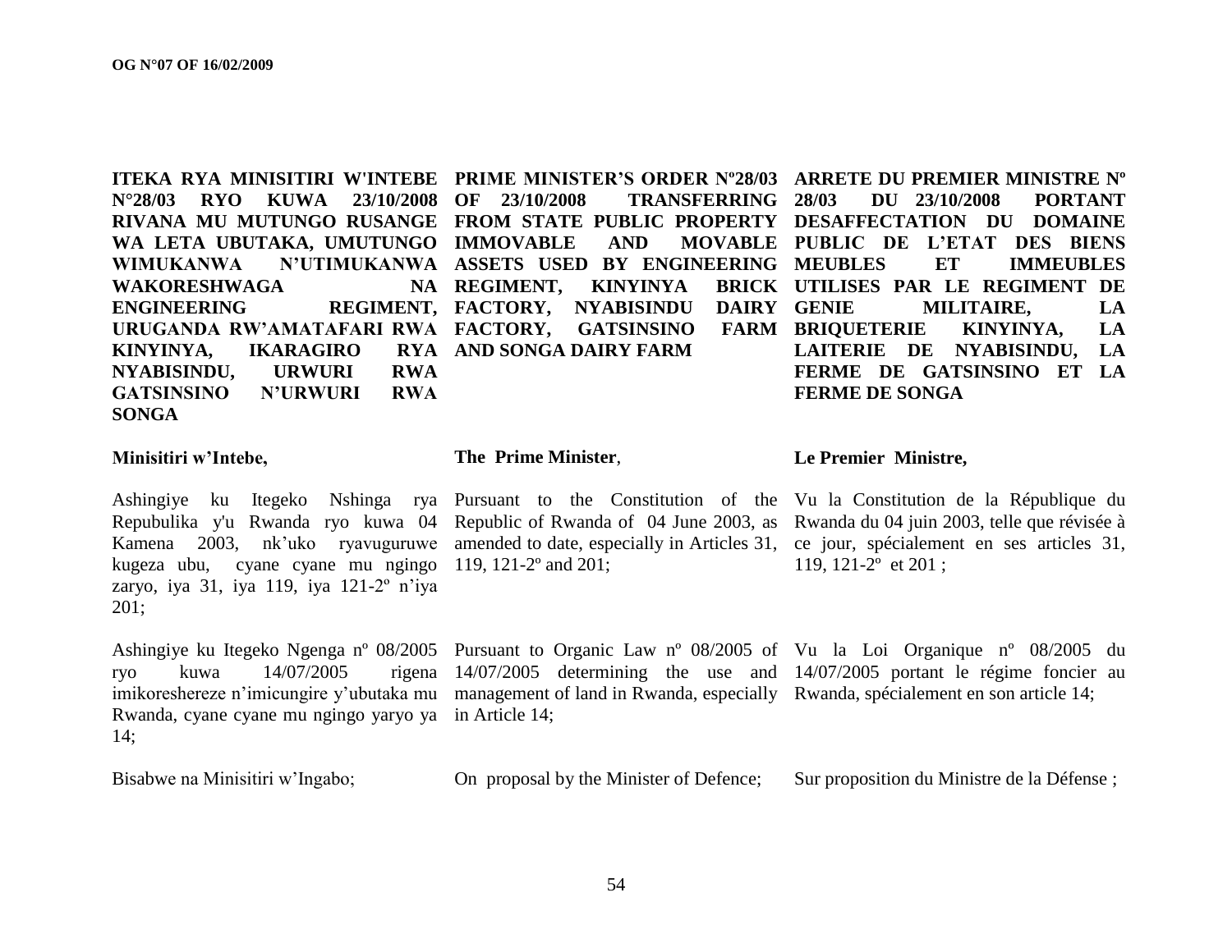**ITEKA RYA MINISITIRI W'INTEBE N°28/03 RYO KUWA 23/10/2008 RIVANA MU MUTUNGO RUSANGE WA LETA UBUTAKA, UMUTUNGO WIMUKANWA N'UTIMUKANWA WAKORESHWAGA NA ENGINEERING REGIMENT, URUGANDA RW'AMATAFARI RWA KINYINYA, IKARAGIRO RYA NYABISINDU, URWURI RWA GATSINSINO N'URWURI RWA SONGA**

**Minisitiri w'Intebe,**

Ashingiye ku Itegeko Nshinga rya Repubulika y'u Rwanda ryo kuwa 04 Kamena 2003, nk'uko ryavuguruwe kugeza ubu, cyane cyane mu ngingo zaryo, iya 31, iya 119, iya 121-2º n'iya 201;

Ashingiye ku Itegeko Ngenga nº 08/2005 ryo kuwa 14/07/2005 rigena imikoreshereze n'imicungire y'ubutaka mu Rwanda, cyane cyane mu ngingo yaryo ya 14;

Bisabwe na Minisitiri w'Ingabo;

**PRIME MINISTER'S ORDER Nº28/03 OF 23/10/2008 TRANSFERRING FROM STATE PUBLIC PROPERTY IMMOVABLE AND MOVABLE ASSETS USED BY ENGINEERING REGIMENT, KINYINYA BRICK FACTORY, NYABISINDU DAIRY FACTORY, GATSINSINO FARM AND SONGA DAIRY FARM**

**The Prime Minister**,

Pursuant to the Constitution of the Republic of Rwanda of 04 June 2003, as amended to date, especially in Articles 31, 119, 121-2º and 201;

Pursuant to Organic Law nº 08/2005 of 14/07/2005 determining the use and management of land in Rwanda, especially in Article 14;

On proposal by the Minister of Defence;

**ARRETE DU PREMIER MINISTRE Nº 28/03 DU 23/10/2008 PORTANT DESAFFECTATION DU DOMAINE PUBLIC DE L'ETAT DES BIENS MEUBLES ET IMMEUBLES UTILISES PAR LE REGIMENT DE GENIE MILITAIRE, LA BRIQUETERIE KINYINYA, LA LAITERIE DE NYABISINDU, LA FERME DE GATSINSINO ET LA FERME DE SONGA**

**Le Premier Ministre,**

Vu la Constitution de la République du Rwanda du 04 juin 2003, telle que révisée à ce jour, spécialement en ses articles 31, 119, 121-2º et 201 ;

Vu la Loi Organique nº 08/2005 du 14/07/2005 portant le régime foncier au Rwanda, spécialement en son article 14;

Sur proposition du Ministre de la Défense ;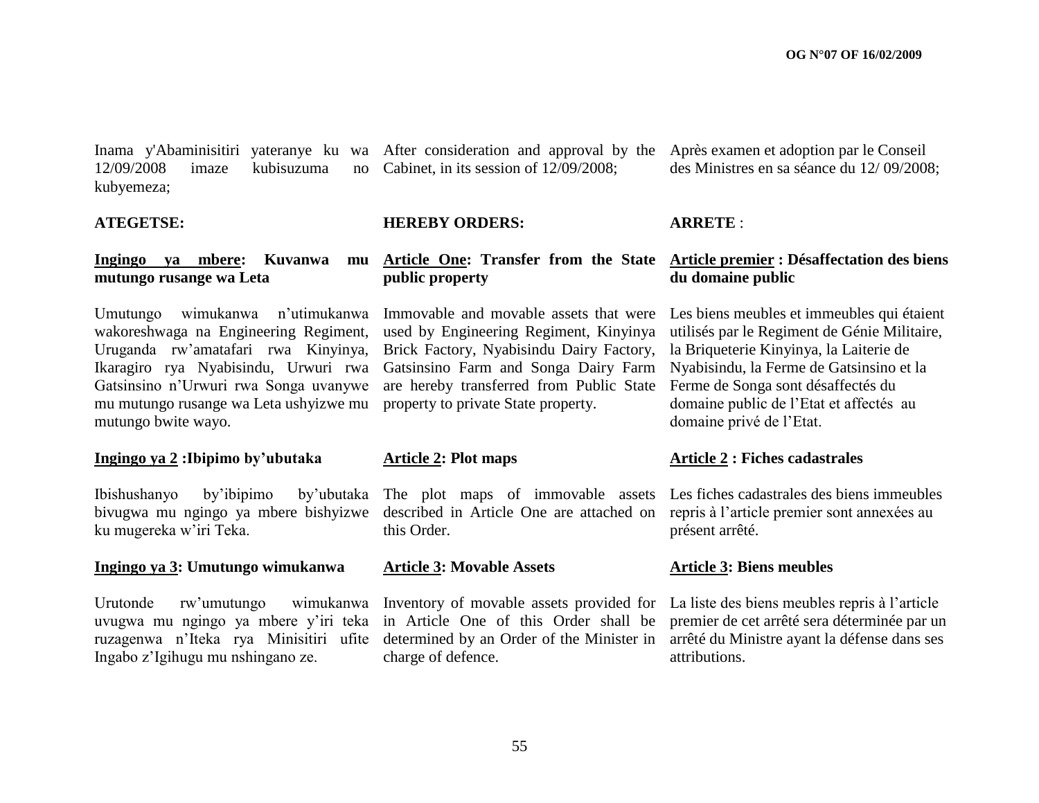Inama y'Abaminisitiri yateranye ku wa 12/09/2008 imaze kubisuzuma no kubyemeza;

**ATEGETSE:**

**Ingingo ya mbere: Kuvanwa mu mutungo rusange wa Leta**

Umutungo wimukanwa n'utimukanwa wakoreshwaga na Engineering Regiment, Uruganda rw'amatafari rwa Kinyinya, Ikaragiro rya Nyabisindu, Urwuri rwa Gatsinsino n'Urwuri rwa Songa uvanywe mu mutungo rusange wa Leta ushyizwe mu mutungo bwite wayo.

**Ingingo ya 2 :Ibipimo by'ubutaka**

Ibishushanyo by'ibipimo by'ubutaka bivugwa mu ngingo ya mbere bishyizwe ku mugereka w'iri Teka.

**Ingingo ya 3: Umutungo wimukanwa**

Urutonde rw'umutungo wimukanwa uvugwa mu ngingo ya mbere y'iri teka ruzagenwa n'Iteka rya Minisitiri ufite Ingabo z'Igihugu mu nshingano ze.

After consideration and approval by the Cabinet, in its session of 12/09/2008;

**HEREBY ORDERS:**

**Article One: Transfer from the State public property**

Immovable and movable assets that were used by Engineering Regiment, Kinyinya Brick Factory, Nyabisindu Dairy Factory, Gatsinsino Farm and Songa Dairy Farm are hereby transferred from Public State property to private State property.

**Article 2: Plot maps**

The plot maps of immovable assets described in Article One are attached on this Order.

**Article 3: Movable Assets**

Inventory of movable assets provided for in Article One of this Order shall be determined by an Order of the Minister in charge of defence.

Après examen et adoption par le Conseil des Ministres en sa séance du 12/ 09/2008;

**ARRETE** :

**Article premier : Désaffectation des biens du domaine public**

Les biens meubles et immeubles qui étaient utilisés par le Regiment de Génie Militaire, la Briqueterie Kinyinya, la Laiterie de Nyabisindu, la Ferme de Gatsinsino et la Ferme de Songa sont désaffectés du domaine public de l'Etat et affectés au domaine privé de l'Etat.

**Article 2 : Fiches cadastrales**

Les fiches cadastrales des biens immeubles repris à l'article premier sont annexées au présent arrêté.

**Article 3: Biens meubles**

La liste des biens meubles repris à l'article premier de cet arrêté sera déterminée par un arrêté du Ministre ayant la défense dans ses attributions.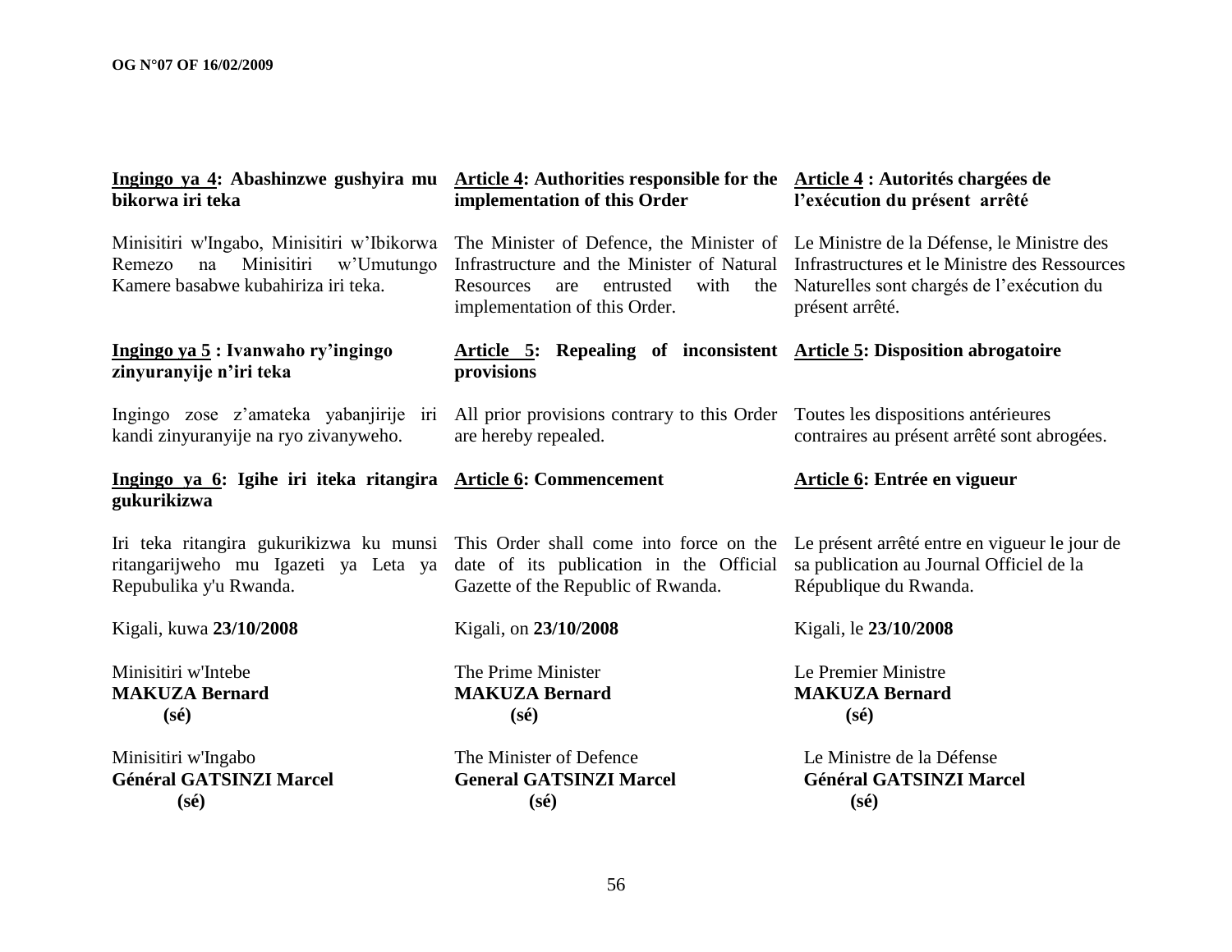**Ingingo ya 4: Abashinzwe gushyira mu bikorwa iri teka**

Minisitiri w'Ingabo, Minisitiri w'Ibikorwa Remezo na Minisitiri w'Umutungo Kamere basabwe kubahiriza iri teka.

**Ingingo ya 5 : Ivanwaho ry'ingingo zinyuranyije n'iri teka**

Ingingo zose z'amateka yabanjirije iri kandi zinyuranyije na ryo zivanyweho.

**Ingingo ya 6: Igihe iri iteka ritangira gukurikizwa**

Iri teka ritangira gukurikizwa ku munsi ritangarijweho mu Igazeti ya Leta ya Repubulika y'u Rwanda.

Kigali, kuwa **23/10/2008**

Minisitiri w'Intebe
**MAKUZA Bernard**
**(sé)**

Minisitiri w'Ingabo
**Général GATSINZI Marcel**
**(sé)**

**Article 4: Authorities responsible for the implementation of this Order**

The Minister of Defence, the Minister of Infrastructure and the Minister of Natural Resources are entrusted with the implementation of this Order.

**Article 5: Repealing of inconsistent provisions**

All prior provisions contrary to this Order are hereby repealed.

**Article 6: Commencement**

This Order shall come into force on the date of its publication in the Official Gazette of the Republic of Rwanda.

Kigali, on **23/10/2008**

The Prime Minister
**MAKUZA Bernard**
**(sé)**

The Minister of Defence
**General GATSINZI Marcel**
**(sé)**

**Article 4 : Autorités chargées de l'exécution du présent arrêté**

Le Ministre de la Défense, le Ministre des Infrastructures et le Ministre des Ressources Naturelles sont chargés de l'exécution du présent arrêté.

**Article 5: Disposition abrogatoire**

Toutes les dispositions antérieures contraires au présent arrêté sont abrogées.

**Article 6: Entrée en vigueur**

Le présent arrêté entre en vigueur le jour de sa publication au Journal Officiel de la République du Rwanda.

Kigali, le **23/10/2008**

Le Premier Ministre
**MAKUZA Bernard**
**(sé)**

Le Ministre de la Défense
**Général GATSINZI Marcel**
**(sé)**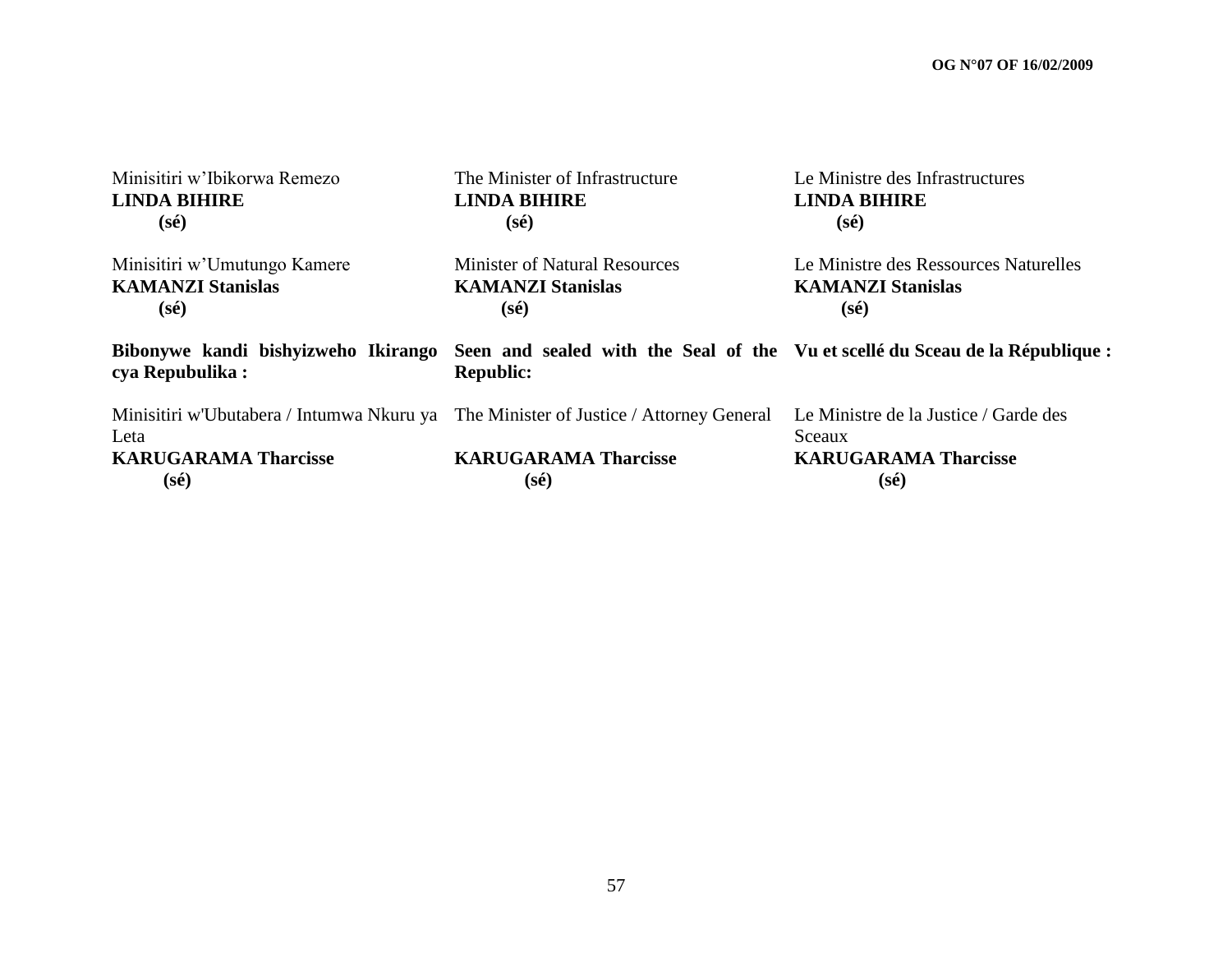Minisitiri w'Ibikorwa Remezo
**LINDA BIHIRE**
**(sé)**

Minisitiri w'Umutungo Kamere
**KAMANZI Stanislas**
**(sé)**

**Bibonywe kandi bishyizweho Ikirango cya Repubulika :**

Minisitiri w'Ubutabera / Intumwa Nkuru ya Leta
**KARUGARAMA Tharcisse**
**(sé)**

The Minister of Infrastructure
**LINDA BIHIRE**
**(sé)**

Minister of Natural Resources
**KAMANZI Stanislas**
**(sé)**

**Seen and sealed with the Seal of the Republic:**

The Minister of Justice / Attorney General
**KARUGARAMA Tharcisse**
**(sé)**

Le Ministre des Infrastructures
**LINDA BIHIRE**
**(sé)**

Le Ministre des Ressources Naturelles
**KAMANZI Stanislas**
**(sé)**

**Vu et scellé du Sceau de la République :**

Le Ministre de la Justice / Garde des Sceaux
**KARUGARAMA Tharcisse**
**(sé)**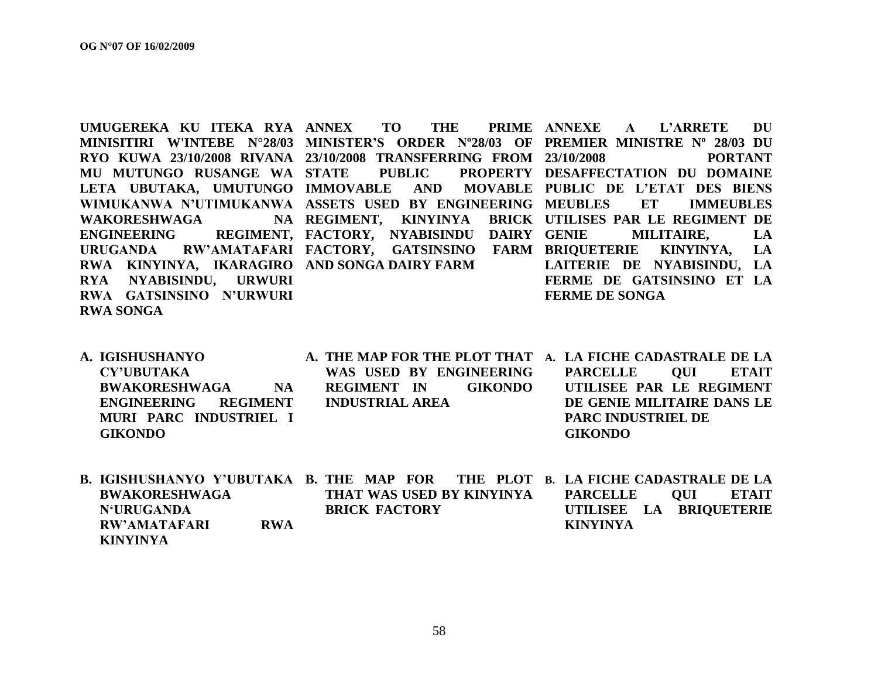**UMUGEREKA KU ITEKA RYA MINISITIRI W'INTEBE N°28/03 RYO KUWA 23/10/2008 RIVANA MU MUTUNGO RUSANGE WA LETA UBUTAKA, UMUTUNGO WIMUKANWA N'UTIMUKANWA WAKORESHWAGA NA ENGINEERING REGIMENT, URUGANDA RW'AMATAFARI RWA KINYINYA, IKARAGIRO RYA NYABISINDU, URWURI RWA GATSINSINO N'URWURI RWA SONGA**

**A. IGISHUSHANYO CY'UBUTAKA BWAKORESHWAGA NA ENGINEERING REGIMENT MURI PARC INDUSTRIEL I GIKONDO**

**B. IGISHUSHANYO Y'UBUTAKA BWAKORESHWAGA N'URUGANDA RW'AMATAFARI RWA KINYINYA**

**ANNEX TO THE PRIME MINISTER'S ORDER Nº28/03 OF 23/10/2008 TRANSFERRING FROM STATE PUBLIC PROPERTY IMMOVABLE AND MOVABLE ASSETS USED BY ENGINEERING REGIMENT, KINYINYA BRICK FACTORY, NYABISINDU DAIRY FACTORY, GATSINSINO FARM AND SONGA DAIRY FARM**

**A. THE MAP FOR THE PLOT THAT WAS USED BY ENGINEERING REGIMENT IN GIKONDO INDUSTRIAL AREA**

**B. THE MAP FOR THE PLOT THAT WAS USED BY KINYINYA BRICK FACTORY**

**ANNEXE A L'ARRETE DU PREMIER MINISTRE Nº 28/03 DU 23/10/2008 PORTANT DESAFFECTATION DU DOMAINE PUBLIC DE L'ETAT DES BIENS MEUBLES ET IMMEUBLES UTILISES PAR LE REGIMENT DE GENIE MILITAIRE, LA BRIQUETERIE KINYINYA, LA LAITERIE DE NYABISINDU, LA FERME DE GATSINSINO ET LA FERME DE SONGA**

**A. LA FICHE CADASTRALE DE LA PARCELLE QUI ETAIT UTILISEE PAR LE REGIMENT DE GENIE MILITAIRE DANS LE PARC INDUSTRIEL DE GIKONDO**

**B. LA FICHE CADASTRALE DE LA PARCELLE QUI ETAIT UTILISEE LA BRIQUETERIE KINYINYA**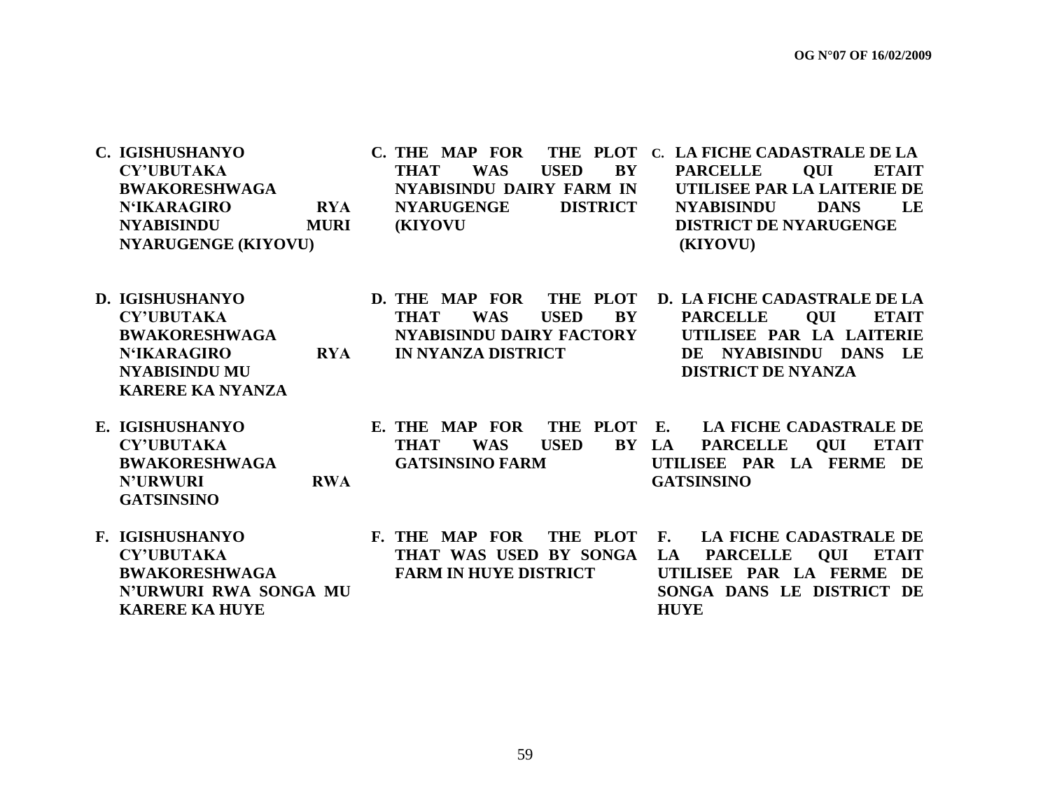**C. IGISHUSHANYO CY'UBUTAKA BWAKORESHWAGA N'IKARAGIRO RYA NYABISINDU MURI NYARUGENGE (KIYOVU)**

**C. THE MAP FOR THE PLOT THAT WAS USED BY NYABISINDU DAIRY FARM IN NYARUGENGE DISTRICT (KIYOVU**

**C. LA FICHE CADASTRALE DE LA PARCELLE QUI ETAIT UTILISEE PAR LA LAITERIE DE NYABISINDU DANS LE DISTRICT DE NYARUGENGE (KIYOVU)**

**D. IGISHUSHANYO CY'UBUTAKA BWAKORESHWAGA N'IKARAGIRO RYA NYABISINDU MU KARERE KA NYANZA**

**D. THE MAP FOR THE PLOT THAT WAS USED BY NYABISINDU DAIRY FACTORY IN NYANZA DISTRICT**

**D. LA FICHE CADASTRALE DE LA PARCELLE QUI ETAIT UTILISEE PAR LA LAITERIE DE NYABISINDU DANS LE DISTRICT DE NYANZA**

**E. IGISHUSHANYO CY'UBUTAKA BWAKORESHWAGA N'URWURI RWA GATSINSINO**

**E. THE MAP FOR THE PLOT THAT WAS USED BY GATSINSINO FARM**

**E. LA FICHE CADASTRALE DE LA PARCELLE QUI ETAIT UTILISEE PAR LA FERME DE GATSINSINO**

**F. IGISHUSHANYO CY'UBUTAKA BWAKORESHWAGA N'URWURI RWA SONGA MU KARERE KA HUYE**

**F. THE MAP FOR THE PLOT THAT WAS USED BY SONGA FARM IN HUYE DISTRICT**

**F. LA FICHE CADASTRALE DE LA PARCELLE QUI ETAIT UTILISEE PAR LA FERME DE SONGA DANS LE DISTRICT DE HUYE**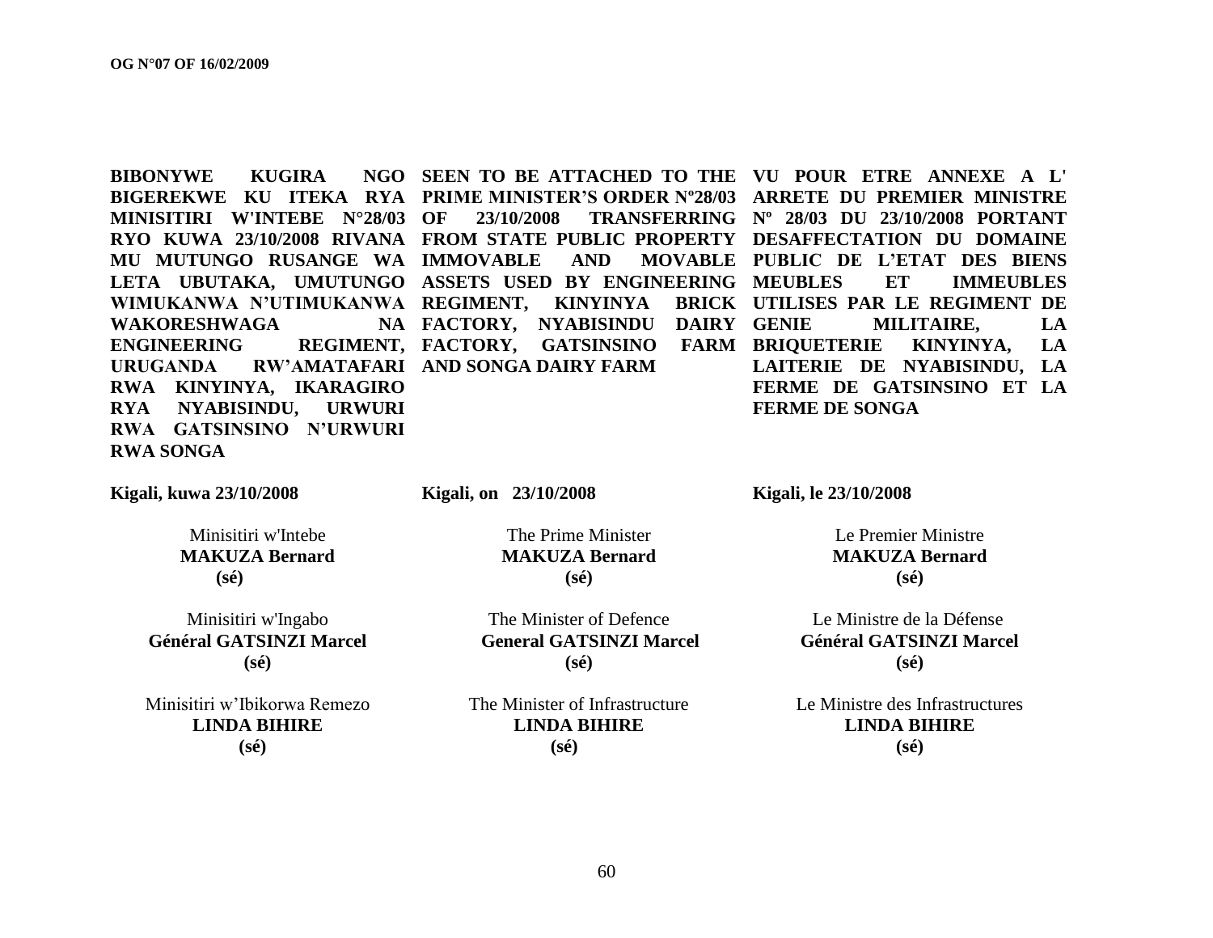**BIBONYWE KUGIRA NGO BIGEREKWE KU ITEKA RYA MINISITIRI W'INTEBE N°28/03 RYO KUWA 23/10/2008 RIVANA MU MUTUNGO RUSANGE WA LETA UBUTAKA, UMUTUNGO WIMUKANWA N'UTIMUKANWA WAKORESHWAGA NA ENGINEERING REGIMENT, URUGANDA RW'AMATAFARI RWA KINYINYA, IKARAGIRO RYA NYABISINDU, URWURI RWA GATSINSINO N'URWURI RWA SONGA**

**Kigali, kuwa 23/10/2008**

Minisitiri w'Intebe
**MAKUZA Bernard**
**(sé)**

Minisitiri w'Ingabo
**Général GATSINZI Marcel**
**(sé)**

Minisitiri w'Ibikorwa Remezo
**LINDA BIHIRE**
**(sé)**

**SEEN TO BE ATTACHED TO THE PRIME MINISTER'S ORDER Nº28/03 OF 23/10/2008 TRANSFERRING FROM STATE PUBLIC PROPERTY IMMOVABLE AND MOVABLE ASSETS USED BY ENGINEERING REGIMENT, KINYINYA BRICK FACTORY, NYABISINDU DAIRY FACTORY, GATSINSINO FARM AND SONGA DAIRY FARM**

**Kigali, on 23/10/2008**

The Prime Minister
**MAKUZA Bernard**
**(sé)**

The Minister of Defence
**General GATSINZI Marcel**
**(sé)**

The Minister of Infrastructure
**LINDA BIHIRE**
**(sé)**

**VU POUR ETRE ANNEXE A L' ARRETE DU PREMIER MINISTRE Nº 28/03 DU 23/10/2008 PORTANT DESAFFECTATION DU DOMAINE PUBLIC DE L'ETAT DES BIENS MEUBLES ET IMMEUBLES UTILISES PAR LE REGIMENT DE GENIE MILITAIRE, LA BRIQUETERIE KINYINYA, LA LAITERIE DE NYABISINDU, LA FERME DE GATSINSINO ET LA FERME DE SONGA**

**Kigali, le 23/10/2008**

Le Premier Ministre
**MAKUZA Bernard**
**(sé)**

Le Ministre de la Défense
**Général GATSINZI Marcel**
**(sé)**

Le Ministre des Infrastructures
**LINDA BIHIRE**
**(sé)**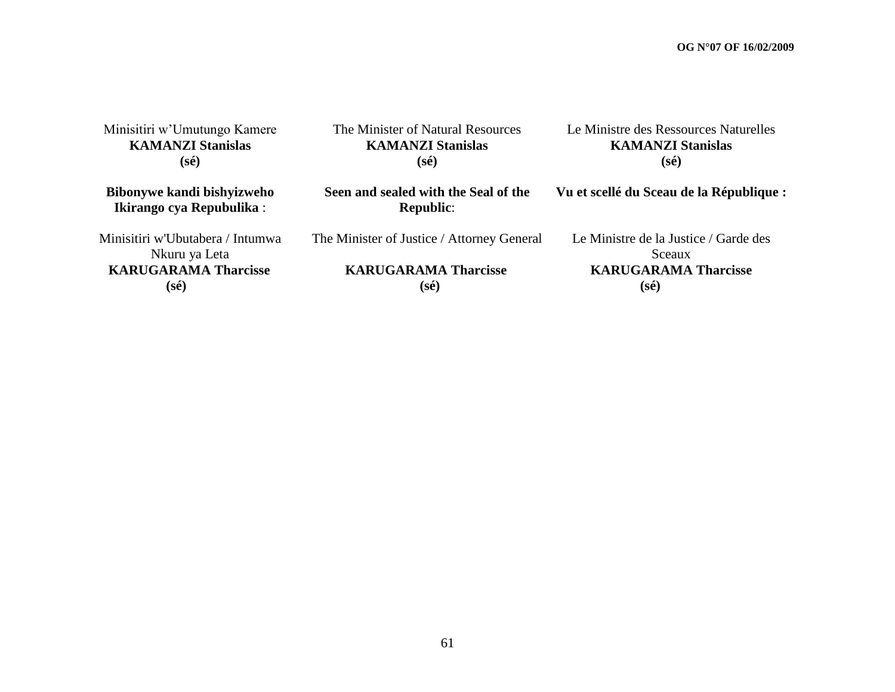Minisitiri w'Umutungo Kamere
**KAMANZI Stanislas**
**(sé)**

**Bibonywe kandi bishyizweho Ikirango cya Repubulika** :

Minisitiri w'Ubutabera / Intumwa Nkuru ya Leta
**KARUGARAMA Tharcisse**
**(sé)**

The Minister of Natural Resources
**KAMANZI Stanislas**
**(sé)**

**Seen and sealed with the Seal of the Republic**:

The Minister of Justice / Attorney General

**KARUGARAMA Tharcisse**
**(sé)**

Le Ministre des Ressources Naturelles
**KAMANZI Stanislas**
**(sé)**

**Vu et scellé du Sceau de la République :**

Le Ministre de la Justice / Garde des Sceaux
**KARUGARAMA Tharcisse**
**(sé)**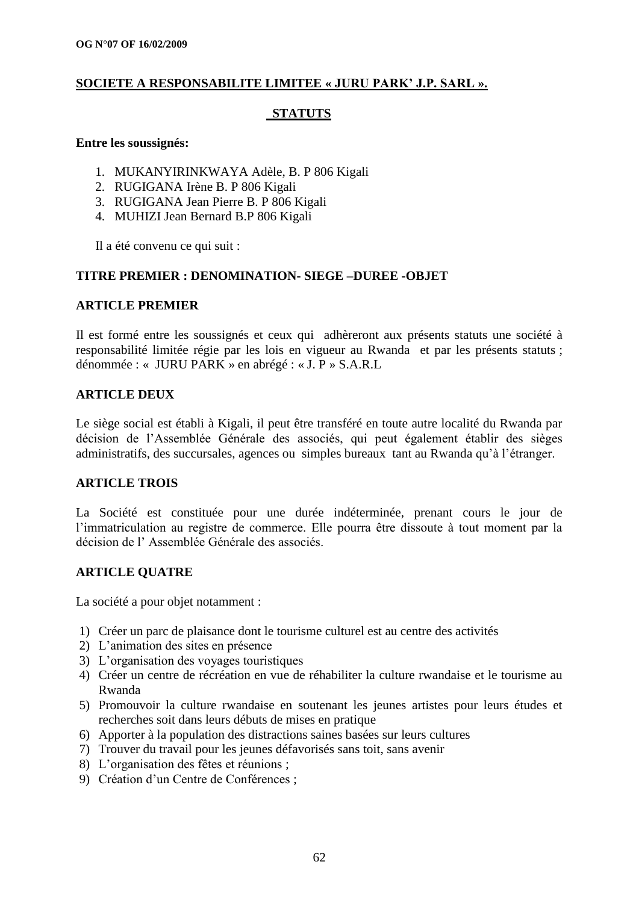**SOCIETE A RESPONSABILITE LIMITEE « JURU PARK' J.P. SARL ».**

**STATUTS**

**Entre les soussignés:**

1. MUKANYIRINKWAYA Adèle, B. P 806 Kigali
2. RUGIGANA Irène B. P 806 Kigali
3. RUGIGANA Jean Pierre B. P 806 Kigali
4. MUHIZI Jean Bernard B.P 806 Kigali

Il a été convenu ce qui suit :

**TITRE PREMIER : DENOMINATION- SIEGE –DUREE -OBJET**

**ARTICLE PREMIER**

Il est formé entre les soussignés et ceux qui adhèreront aux présents statuts une société à responsabilité limitée régie par les lois en vigueur au Rwanda et par les présents statuts ; dénommée : « JURU PARK » en abrégé : « J. P » S.A.R.L

**ARTICLE DEUX**

Le siège social est établi à Kigali, il peut être transféré en toute autre localité du Rwanda par décision de l'Assemblée Générale des associés, qui peut également établir des sièges administratifs, des succursales, agences ou simples bureaux tant au Rwanda qu'à l'étranger.

**ARTICLE TROIS**

La Société est constituée pour une durée indéterminée, prenant cours le jour de l'immatriculation au registre de commerce. Elle pourra être dissoute à tout moment par la décision de l' Assemblée Générale des associés.

**ARTICLE QUATRE**

La société a pour objet notamment :

1) Créer un parc de plaisance dont le tourisme culturel est au centre des activités
2) L'animation des sites en présence
3) L'organisation des voyages touristiques
4) Créer un centre de récréation en vue de réhabiliter la culture rwandaise et le tourisme au Rwanda
5) Promouvoir la culture rwandaise en soutenant les jeunes artistes pour leurs études et recherches soit dans leurs débuts de mises en pratique
6) Apporter à la population des distractions saines basées sur leurs cultures
7) Trouver du travail pour les jeunes défavorisés sans toit, sans avenir
8) L'organisation des fêtes et réunions ;
9) Création d'un Centre de Conférences ;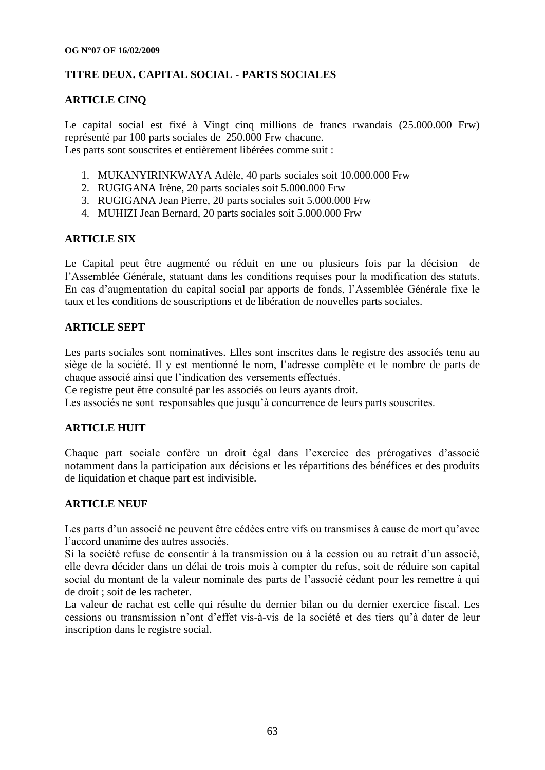## TITRE DEUX. CAPITAL SOCIAL - PARTS SOCIALES

### ARTICLE CINQ

Le capital social est fixé à Vingt cinq millions de francs rwandais (25.000.000 Frw) représenté par 100 parts sociales de 250.000 Frw chacune.
Les parts sont souscrites et entièrement libérées comme suit :

1. MUKANYIRINKWAYA Adèle, 40 parts sociales soit 10.000.000 Frw
2. RUGIGANA Irène, 20 parts sociales soit 5.000.000 Frw
3. RUGIGANA Jean Pierre, 20 parts sociales soit 5.000.000 Frw
4. MUHIZI Jean Bernard, 20 parts sociales soit 5.000.000 Frw

### ARTICLE SIX

Le Capital peut être augmenté ou réduit en une ou plusieurs fois par la décision de l'Assemblée Générale, statuant dans les conditions requises pour la modification des statuts. En cas d'augmentation du capital social par apports de fonds, l'Assemblée Générale fixe le taux et les conditions de souscriptions et de libération de nouvelles parts sociales.

### ARTICLE SEPT

Les parts sociales sont nominatives. Elles sont inscrites dans le registre des associés tenu au siège de la société. Il y est mentionné le nom, l'adresse complète et le nombre de parts de chaque associé ainsi que l'indication des versements effectués.
Ce registre peut être consulté par les associés ou leurs ayants droit.
Les associés ne sont responsables que jusqu'à concurrence de leurs parts souscrites.

### ARTICLE HUIT

Chaque part sociale confère un droit égal dans l'exercice des prérogatives d'associé notamment dans la participation aux décisions et les répartitions des bénéfices et des produits de liquidation et chaque part est indivisible.

### ARTICLE NEUF

Les parts d'un associé ne peuvent être cédées entre vifs ou transmises à cause de mort qu'avec l'accord unanime des autres associés.
Si la société refuse de consentir à la transmission ou à la cession ou au retrait d'un associé, elle devra décider dans un délai de trois mois à compter du refus, soit de réduire son capital social du montant de la valeur nominale des parts de l'associé cédant pour les remettre à qui de droit ; soit de les racheter.
La valeur de rachat est celle qui résulte du dernier bilan ou du dernier exercice fiscal. Les cessions ou transmission n'ont d'effet vis-à-vis de la société et des tiers qu'à dater de leur inscription dans le registre social.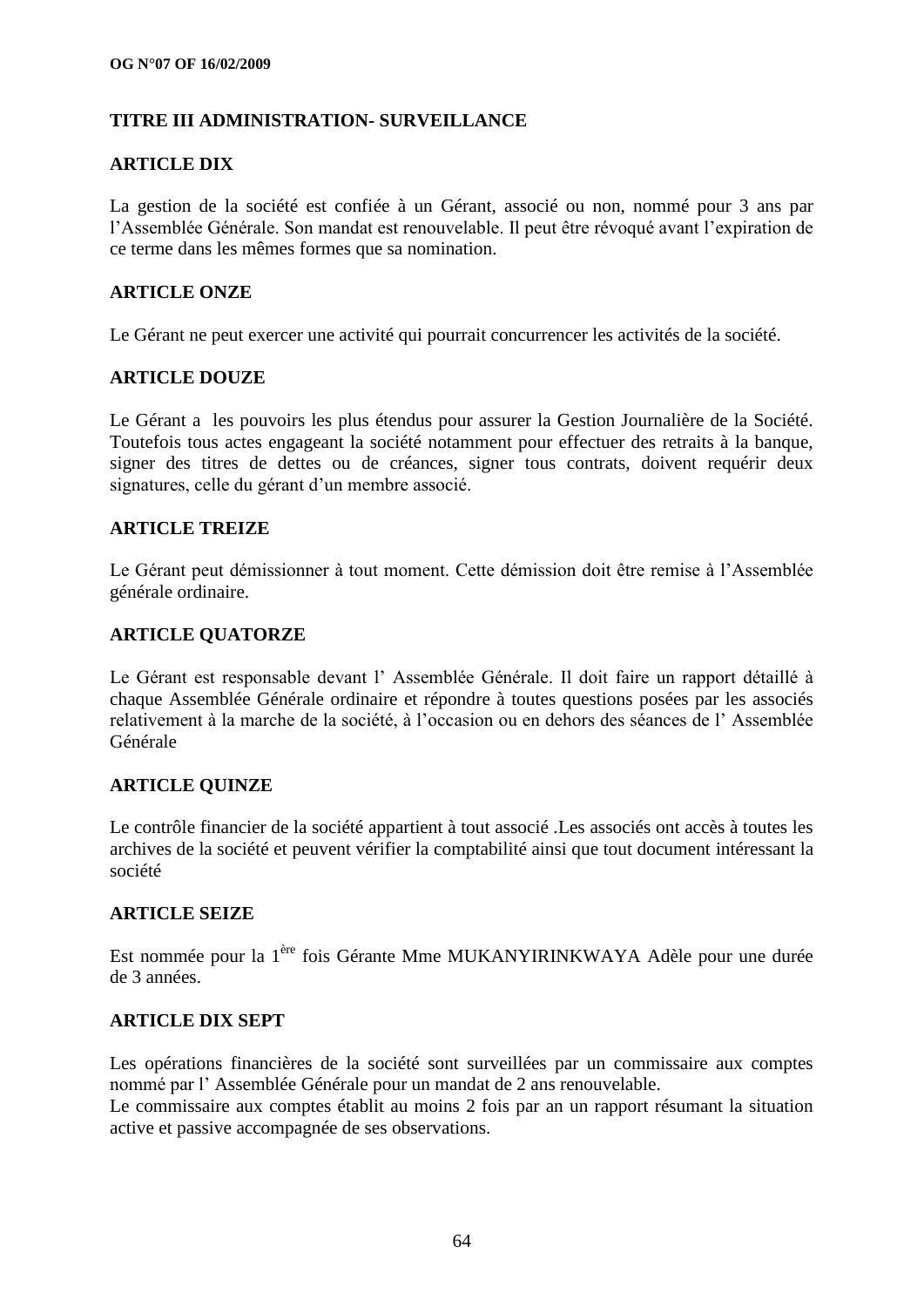## TITRE III ADMINISTRATION- SURVEILLANCE

### ARTICLE DIX

La gestion de la société est confiée à un Gérant, associé ou non, nommé pour 3 ans par l'Assemblée Générale. Son mandat est renouvelable. Il peut être révoqué avant l'expiration de ce terme dans les mêmes formes que sa nomination.

### ARTICLE ONZE

Le Gérant ne peut exercer une activité qui pourrait concurrencer les activités de la société.

### ARTICLE DOUZE

Le Gérant a les pouvoirs les plus étendus pour assurer la Gestion Journalière de la Société. Toutefois tous actes engageant la société notamment pour effectuer des retraits à la banque, signer des titres de dettes ou de créances, signer tous contrats, doivent requérir deux signatures, celle du gérant d'un membre associé.

### ARTICLE TREIZE

Le Gérant peut démissionner à tout moment. Cette démission doit être remise à l'Assemblée générale ordinaire.

### ARTICLE QUATORZE

Le Gérant est responsable devant l' Assemblée Générale. Il doit faire un rapport détaillé à chaque Assemblée Générale ordinaire et répondre à toutes questions posées par les associés relativement à la marche de la société, à l'occasion ou en dehors des séances de l' Assemblée Générale

### ARTICLE QUINZE

Le contrôle financier de la société appartient à tout associé .Les associés ont accès à toutes les archives de la société et peuvent vérifier la comptabilité ainsi que tout document intéressant la société

### ARTICLE SEIZE

Est nommée pour la 1ère fois Gérante Mme MUKANYIRINKWAYA Adèle pour une durée de 3 années.

### ARTICLE DIX SEPT

Les opérations financières de la société sont surveillées par un commissaire aux comptes nommé par l' Assemblée Générale pour un mandat de 2 ans renouvelable.
Le commissaire aux comptes établit au moins 2 fois par an un rapport résumant la situation active et passive accompagnée de ses observations.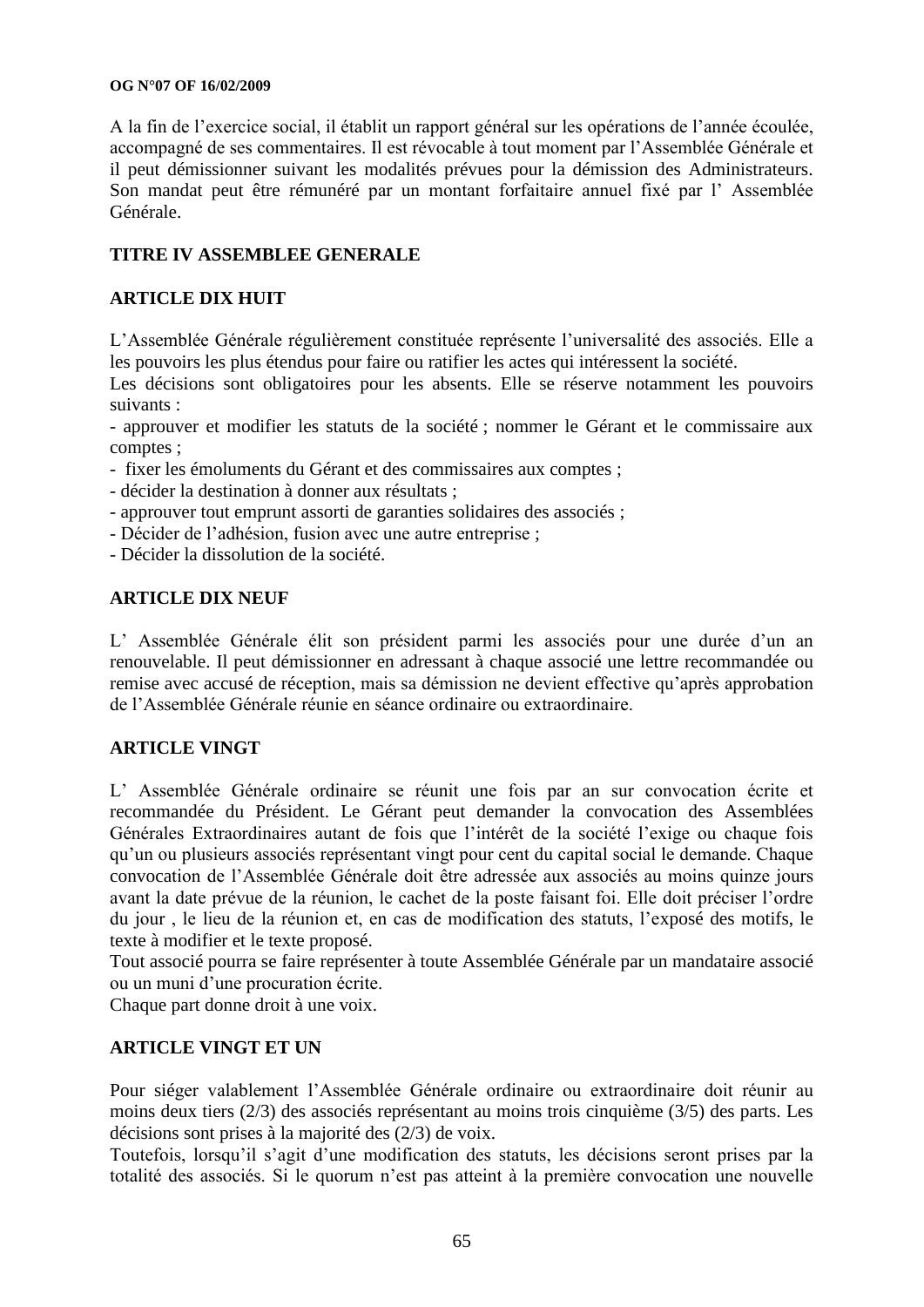A la fin de l'exercice social, il établit un rapport général sur les opérations de l'année écoulée, accompagné de ses commentaires. Il est révocable à tout moment par l'Assemblée Générale et il peut démissionner suivant les modalités prévues pour la démission des Administrateurs. Son mandat peut être rémunéré par un montant forfaitaire annuel fixé par l' Assemblée Générale.

## TITRE IV ASSEMBLEE GENERALE

### ARTICLE DIX HUIT

L'Assemblée Générale régulièrement constituée représente l'universalité des associés. Elle a les pouvoirs les plus étendus pour faire ou ratifier les actes qui intéressent la société.
Les décisions sont obligatoires pour les absents. Elle se réserve notamment les pouvoirs suivants :

- approuver et modifier les statuts de la société ; nommer le Gérant et le commissaire aux comptes ;
- fixer les émoluments du Gérant et des commissaires aux comptes ;
- décider la destination à donner aux résultats ;
- approuver tout emprunt assorti de garanties solidaires des associés ;
- Décider de l'adhésion, fusion avec une autre entreprise ;
- Décider la dissolution de la société.

### ARTICLE DIX NEUF

L' Assemblée Générale élit son président parmi les associés pour une durée d'un an renouvelable. Il peut démissionner en adressant à chaque associé une lettre recommandée ou remise avec accusé de réception, mais sa démission ne devient effective qu'après approbation de l'Assemblée Générale réunie en séance ordinaire ou extraordinaire.

### ARTICLE VINGT

L' Assemblée Générale ordinaire se réunit une fois par an sur convocation écrite et recommandée du Président. Le Gérant peut demander la convocation des Assemblées Générales Extraordinaires autant de fois que l'intérêt de la société l'exige ou chaque fois qu'un ou plusieurs associés représentant vingt pour cent du capital social le demande. Chaque convocation de l'Assemblée Générale doit être adressée aux associés au moins quinze jours avant la date prévue de la réunion, le cachet de la poste faisant foi. Elle doit préciser l'ordre du jour , le lieu de la réunion et, en cas de modification des statuts, l'exposé des motifs, le texte à modifier et le texte proposé.
Tout associé pourra se faire représenter à toute Assemblée Générale par un mandataire associé ou un muni d'une procuration écrite.
Chaque part donne droit à une voix.

### ARTICLE VINGT ET UN

Pour siéger valablement l'Assemblée Générale ordinaire ou extraordinaire doit réunir au moins deux tiers (2/3) des associés représentant au moins trois cinquième (3/5) des parts. Les décisions sont prises à la majorité des (2/3) de voix.
Toutefois, lorsqu'il s'agit d'une modification des statuts, les décisions seront prises par la totalité des associés. Si le quorum n'est pas atteint à la première convocation une nouvelle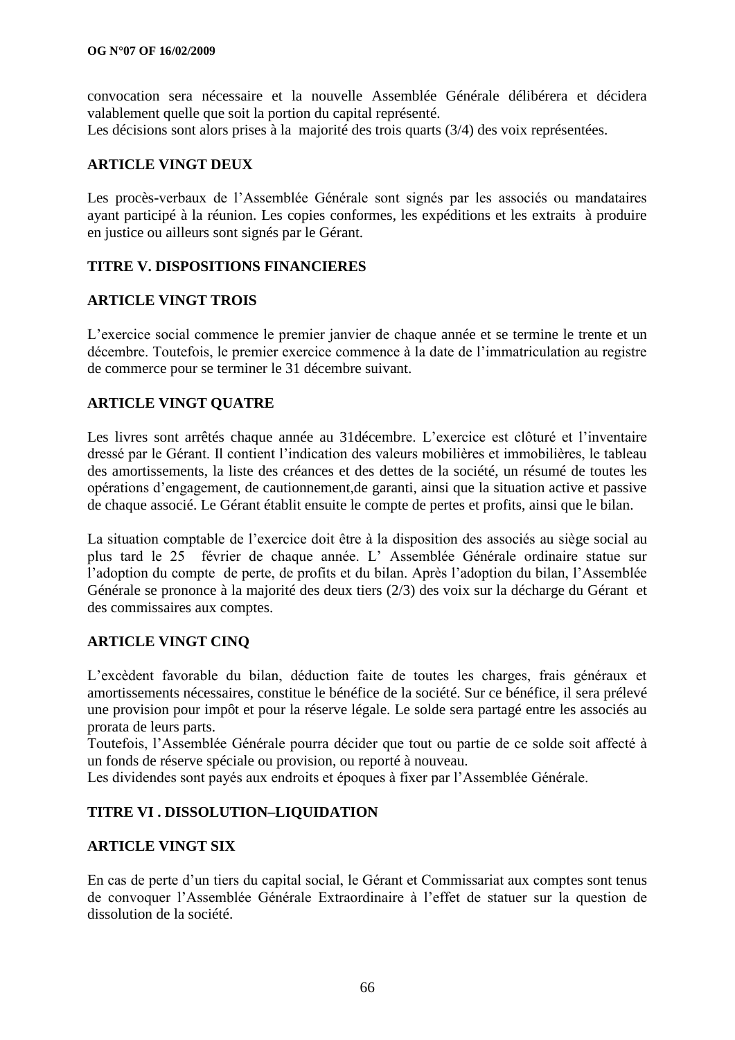convocation sera nécessaire et la nouvelle Assemblée Générale délibérera et décidera valablement quelle que soit la portion du capital représenté.
Les décisions sont alors prises à la majorité des trois quarts (3/4) des voix représentées.

**ARTICLE VINGT DEUX**

Les procès-verbaux de l'Assemblée Générale sont signés par les associés ou mandataires ayant participé à la réunion. Les copies conformes, les expéditions et les extraits à produire en justice ou ailleurs sont signés par le Gérant.

**TITRE V. DISPOSITIONS FINANCIERES**

**ARTICLE VINGT TROIS**

L'exercice social commence le premier janvier de chaque année et se termine le trente et un décembre. Toutefois, le premier exercice commence à la date de l'immatriculation au registre de commerce pour se terminer le 31 décembre suivant.

**ARTICLE VINGT QUATRE**

Les livres sont arrêtés chaque année au 31décembre. L'exercice est clôturé et l'inventaire dressé par le Gérant. Il contient l'indication des valeurs mobilières et immobilières, le tableau des amortissements, la liste des créances et des dettes de la société, un résumé de toutes les opérations d'engagement, de cautionnement,de garanti, ainsi que la situation active et passive de chaque associé. Le Gérant établit ensuite le compte de pertes et profits, ainsi que le bilan.

La situation comptable de l'exercice doit être à la disposition des associés au siège social au plus tard le 25 février de chaque année. L' Assemblée Générale ordinaire statue sur l'adoption du compte de perte, de profits et du bilan. Après l'adoption du bilan, l'Assemblée Générale se prononce à la majorité des deux tiers (2/3) des voix sur la décharge du Gérant et des commissaires aux comptes.

**ARTICLE VINGT CINQ**

L'excèdent favorable du bilan, déduction faite de toutes les charges, frais généraux et amortissements nécessaires, constitue le bénéfice de la société. Sur ce bénéfice, il sera prélevé une provision pour impôt et pour la réserve légale. Le solde sera partagé entre les associés au prorata de leurs parts.
Toutefois, l'Assemblée Générale pourra décider que tout ou partie de ce solde soit affecté à un fonds de réserve spéciale ou provision, ou reporté à nouveau.
Les dividendes sont payés aux endroits et époques à fixer par l'Assemblée Générale.

**TITRE VI . DISSOLUTION–LIQUIDATION**

**ARTICLE VINGT SIX**

En cas de perte d'un tiers du capital social, le Gérant et Commissariat aux comptes sont tenus de convoquer l'Assemblée Générale Extraordinaire à l'effet de statuer sur la question de dissolution de la société.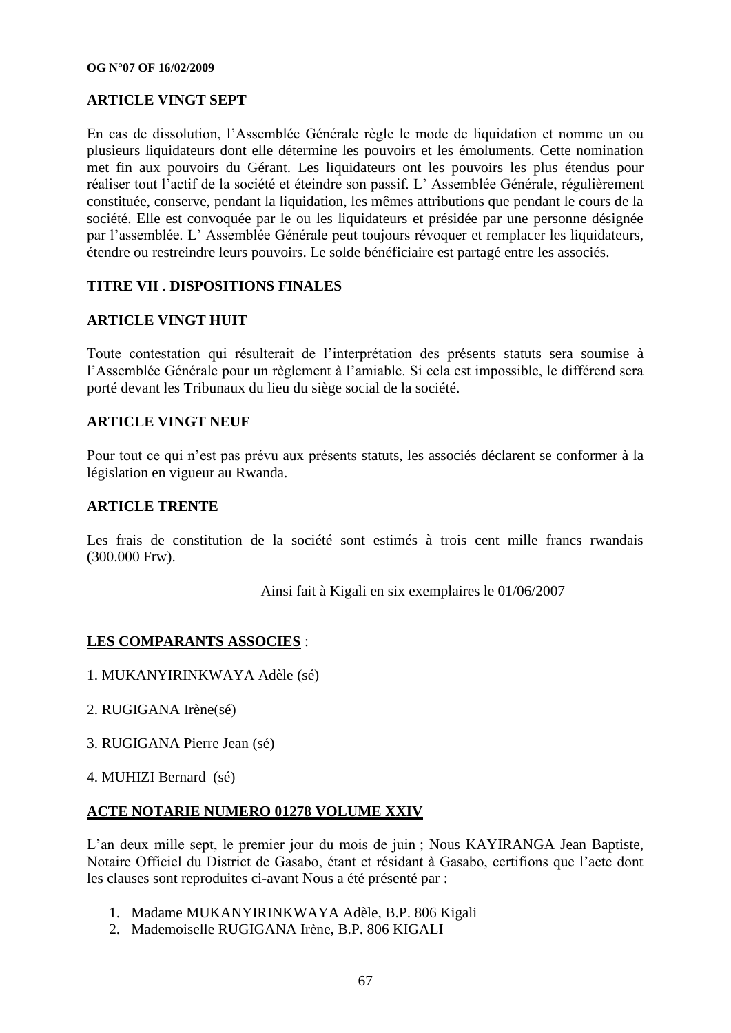**ARTICLE VINGT SEPT**

En cas de dissolution, l'Assemblée Générale règle le mode de liquidation et nomme un ou plusieurs liquidateurs dont elle détermine les pouvoirs et les émoluments. Cette nomination met fin aux pouvoirs du Gérant. Les liquidateurs ont les pouvoirs les plus étendus pour réaliser tout l'actif de la société et éteindre son passif. L' Assemblée Générale, régulièrement constituée, conserve, pendant la liquidation, les mêmes attributions que pendant le cours de la société. Elle est convoquée par le ou les liquidateurs et présidée par une personne désignée par l'assemblée. L' Assemblée Générale peut toujours révoquer et remplacer les liquidateurs, étendre ou restreindre leurs pouvoirs. Le solde bénéficiaire est partagé entre les associés.

**TITRE VII . DISPOSITIONS FINALES**

**ARTICLE VINGT HUIT**

Toute contestation qui résulterait de l'interprétation des présents statuts sera soumise à l'Assemblée Générale pour un règlement à l'amiable. Si cela est impossible, le différend sera porté devant les Tribunaux du lieu du siège social de la société.

**ARTICLE VINGT NEUF**

Pour tout ce qui n'est pas prévu aux présents statuts, les associés déclarent se conformer à la législation en vigueur au Rwanda.

**ARTICLE TRENTE**

Les frais de constitution de la société sont estimés à trois cent mille francs rwandais (300.000 Frw).

Ainsi fait à Kigali en six exemplaires le 01/06/2007

**LES COMPARANTS ASSOCIES** :

1. MUKANYIRINKWAYA Adèle (sé)

2. RUGIGANA Irène(sé)

3. RUGIGANA Pierre Jean (sé)

4. MUHIZI Bernard (sé)

**ACTE NOTARIE NUMERO 01278 VOLUME XXIV**

L'an deux mille sept, le premier jour du mois de juin ; Nous KAYIRANGA Jean Baptiste, Notaire Officiel du District de Gasabo, étant et résidant à Gasabo, certifions que l'acte dont les clauses sont reproduites ci-avant Nous a été présenté par :

1. Madame MUKANYIRINKWAYA Adèle, B.P. 806 Kigali
2. Mademoiselle RUGIGANA Irène, B.P. 806 KIGALI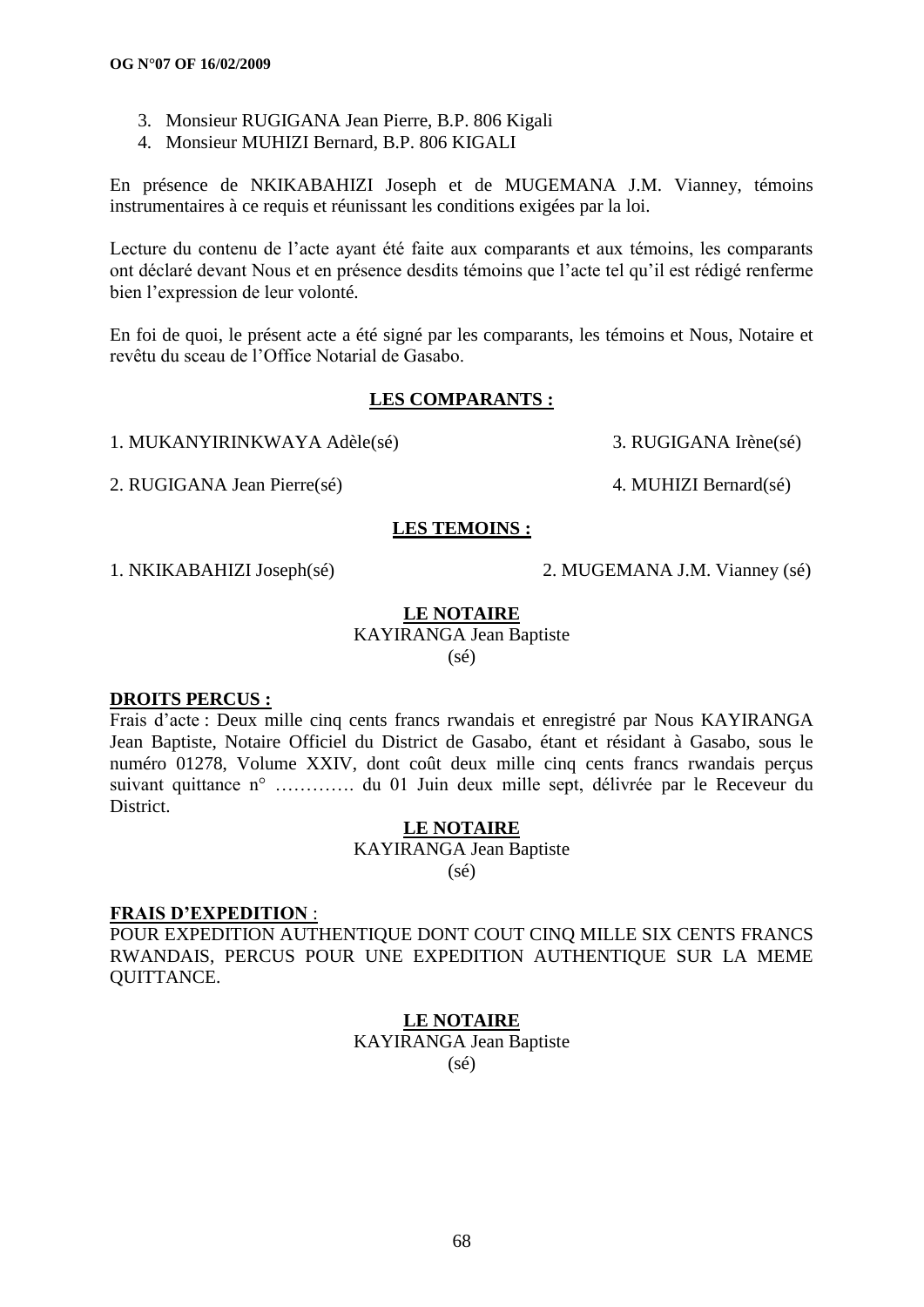3. Monsieur RUGIGANA Jean Pierre, B.P. 806 Kigali
4. Monsieur MUHIZI Bernard, B.P. 806 KIGALI

En présence de NKIKABAHIZI Joseph et de MUGEMANA J.M. Vianney, témoins instrumentaires à ce requis et réunissant les conditions exigées par la loi.

Lecture du contenu de l'acte ayant été faite aux comparants et aux témoins, les comparants ont déclaré devant Nous et en présence desdits témoins que l'acte tel qu'il est rédigé renferme bien l'expression de leur volonté.

En foi de quoi, le présent acte a été signé par les comparants, les témoins et Nous, Notaire et revêtu du sceau de l'Office Notarial de Gasabo.

**LES COMPARANTS :**

1. MUKANYIRINKWAYA Adèle(sé)
2. RUGIGANA Jean Pierre(sé)
3. RUGIGANA Irène(sé)
4. MUHIZI Bernard(sé)

**LES TEMOINS :**

1. NKIKABAHIZI Joseph(sé)
2. MUGEMANA J.M. Vianney (sé)

**LE NOTAIRE**
KAYIRANGA Jean Baptiste
(sé)

**DROITS PERCUS :**
Frais d'acte : Deux mille cinq cents francs rwandais et enregistré par Nous KAYIRANGA Jean Baptiste, Notaire Officiel du District de Gasabo, étant et résidant à Gasabo, sous le numéro 01278, Volume XXIV, dont coût deux mille cinq cents francs rwandais perçus suivant quittance n° …………. du 01 Juin deux mille sept, délivrée par le Receveur du District.

**LE NOTAIRE**
KAYIRANGA Jean Baptiste
(sé)

**FRAIS D'EXPEDITION** :
POUR EXPEDITION AUTHENTIQUE DONT COUT CINQ MILLE SIX CENTS FRANCS RWANDAIS, PERCUS POUR UNE EXPEDITION AUTHENTIQUE SUR LA MEME QUITTANCE.

**LE NOTAIRE**
KAYIRANGA Jean Baptiste
(sé)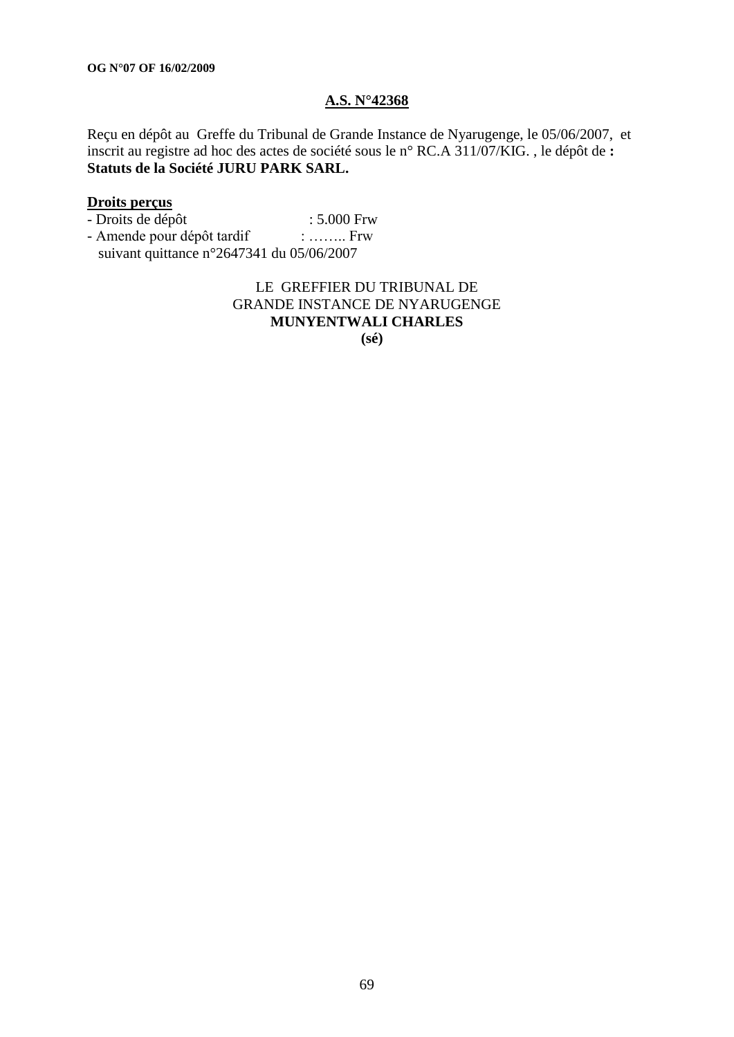**A.S. N°42368**

Reçu en dépôt au Greffe du Tribunal de Grande Instance de Nyarugenge, le 05/06/2007, et inscrit au registre ad hoc des actes de société sous le n° RC.A 311/07/KIG. , le dépôt de **: Statuts de la Société JURU PARK SARL.**

**Droits perçus**

- Droits de dépôt : 5.000 Frw
- Amende pour dépôt tardif : …….. Frw

suivant quittance n°2647341 du 05/06/2007

LE GREFFIER DU TRIBUNAL DE
GRANDE INSTANCE DE NYARUGENGE
**MUNYENTWALI CHARLES**
**(sé)**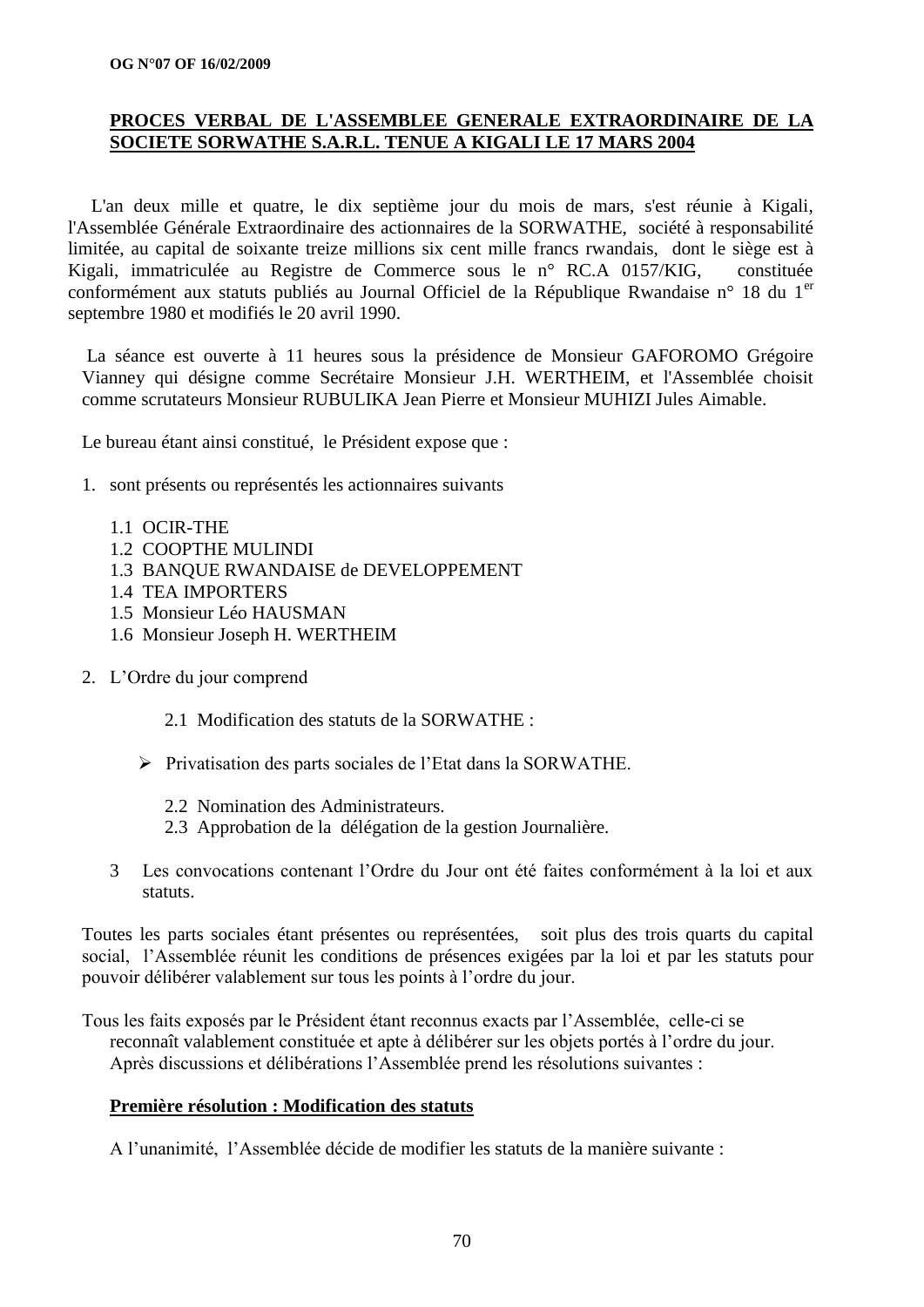**PROCES VERBAL DE L'ASSEMBLEE GENERALE EXTRAORDINAIRE DE LA SOCIETE SORWATHE S.A.R.L. TENUE A KIGALI LE 17 MARS 2004**

L'an deux mille et quatre, le dix septième jour du mois de mars, s'est réunie à Kigali, l'Assemblée Générale Extraordinaire des actionnaires de la SORWATHE, société à responsabilité limitée, au capital de soixante treize millions six cent mille francs rwandais, dont le siège est à Kigali, immatriculée au Registre de Commerce sous le n° RC.A 0157/KIG, constituée conformément aux statuts publiés au Journal Officiel de la République Rwandaise n° 18 du 1er septembre 1980 et modifiés le 20 avril 1990.

La séance est ouverte à 11 heures sous la présidence de Monsieur GAFOROMO Grégoire Vianney qui désigne comme Secrétaire Monsieur J.H. WERTHEIM, et l'Assemblée choisit comme scrutateurs Monsieur RUBULIKA Jean Pierre et Monsieur MUHIZI Jules Aimable.

Le bureau étant ainsi constitué, le Président expose que :

1. sont présents ou représentés les actionnaires suivants

   1.1 OCIR-THE
   1.2 COOPTHE MULINDI
   1.3 BANQUE RWANDAISE de DEVELOPPEMENT
   1.4 TEA IMPORTERS
   1.5 Monsieur Léo HAUSMAN
   1.6 Monsieur Joseph H. WERTHEIM

2. L'Ordre du jour comprend

   2.1 Modification des statuts de la SORWATHE :

   - Privatisation des parts sociales de l'Etat dans la SORWATHE.

   2.2 Nomination des Administrateurs.
   2.3 Approbation de la délégation de la gestion Journalière.

3. Les convocations contenant l'Ordre du Jour ont été faites conformément à la loi et aux statuts.

Toutes les parts sociales étant présentes ou représentées, soit plus des trois quarts du capital social, l'Assemblée réunit les conditions de présences exigées par la loi et par les statuts pour pouvoir délibérer valablement sur tous les points à l'ordre du jour.

Tous les faits exposés par le Président étant reconnus exacts par l'Assemblée, celle-ci se reconnaît valablement constituée et apte à délibérer sur les objets portés à l'ordre du jour. Après discussions et délibérations l'Assemblée prend les résolutions suivantes :

**Première résolution : Modification des statuts**

A l'unanimité, l'Assemblée décide de modifier les statuts de la manière suivante :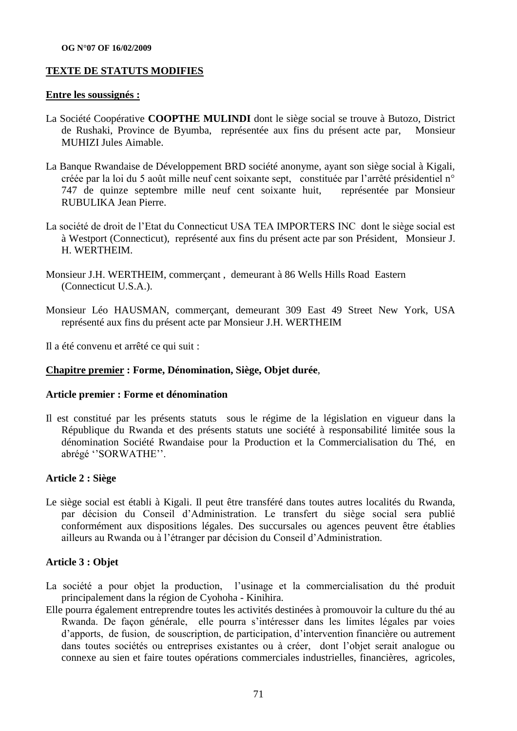**TEXTE DE STATUTS MODIFIES**

**Entre les soussignés :**

La Société Coopérative **COOPTHE MULINDI** dont le siège social se trouve à Butozo, District de Rushaki, Province de Byumba, représentée aux fins du présent acte par, Monsieur MUHIZI Jules Aimable.

La Banque Rwandaise de Développement BRD société anonyme, ayant son siège social à Kigali, créée par la loi du 5 août mille neuf cent soixante sept, constituée par l'arrêté présidentiel n° 747 de quinze septembre mille neuf cent soixante huit, représentée par Monsieur RUBULIKA Jean Pierre.

La société de droit de l'Etat du Connecticut USA TEA IMPORTERS INC dont le siège social est à Westport (Connecticut), représenté aux fins du présent acte par son Président, Monsieur J. H. WERTHEIM.

Monsieur J.H. WERTHEIM, commerçant , demeurant à 86 Wells Hills Road Eastern (Connecticut U.S.A.).

Monsieur Léo HAUSMAN, commerçant, demeurant 309 East 49 Street New York, USA représenté aux fins du présent acte par Monsieur J.H. WERTHEIM

Il a été convenu et arrêté ce qui suit :

**Chapitre premier : Forme, Dénomination, Siège, Objet durée**,

**Article premier : Forme et dénomination**

Il est constitué par les présents statuts sous le régime de la législation en vigueur dans la République du Rwanda et des présents statuts une société à responsabilité limitée sous la dénomination Société Rwandaise pour la Production et la Commercialisation du Thé, en abrégé ''SORWATHE''.

**Article 2 : Siège**

Le siège social est établi à Kigali. Il peut être transféré dans toutes autres localités du Rwanda, par décision du Conseil d'Administration. Le transfert du siège social sera publié conformément aux dispositions légales. Des succursales ou agences peuvent être établies ailleurs au Rwanda ou à l'étranger par décision du Conseil d'Administration.

**Article 3 : Objet**

La société a pour objet la production, l'usinage et la commercialisation du thé produit principalement dans la région de Cyohoha - Kinihira.

Elle pourra également entreprendre toutes les activités destinées à promouvoir la culture du thé au Rwanda. De façon générale, elle pourra s'intéresser dans les limites légales par voies d'apports, de fusion, de souscription, de participation, d'intervention financière ou autrement dans toutes sociétés ou entreprises existantes ou à créer, dont l'objet serait analogue ou connexe au sien et faire toutes opérations commerciales industrielles, financières, agricoles,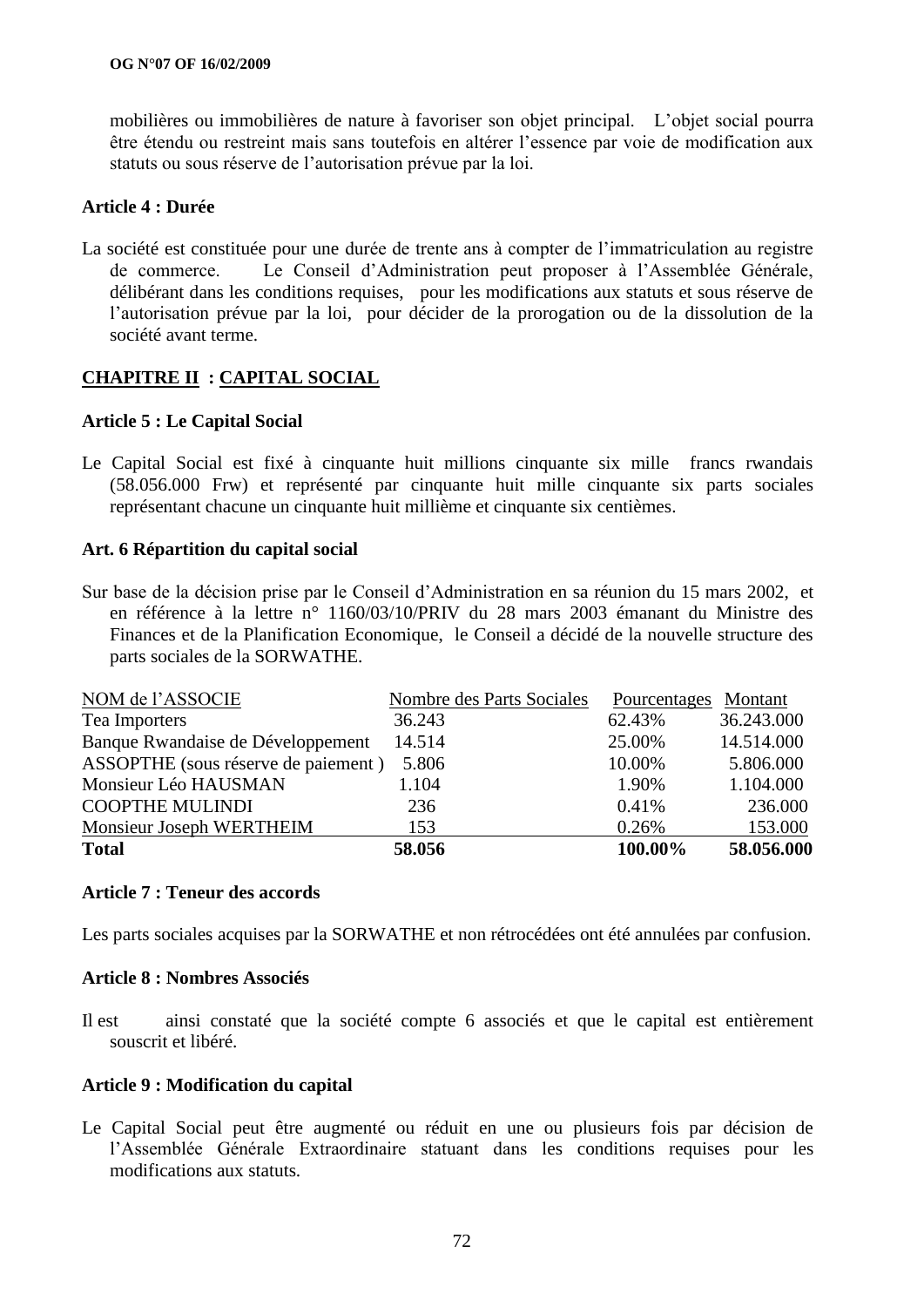mobilières ou immobilières de nature à favoriser son objet principal. L'objet social pourra être étendu ou restreint mais sans toutefois en altérer l'essence par voie de modification aux statuts ou sous réserve de l'autorisation prévue par la loi.

**Article 4 : Durée**

La société est constituée pour une durée de trente ans à compter de l'immatriculation au registre de commerce. Le Conseil d'Administration peut proposer à l'Assemblée Générale, délibérant dans les conditions requises, pour les modifications aux statuts et sous réserve de l'autorisation prévue par la loi, pour décider de la prorogation ou de la dissolution de la société avant terme.

## CHAPITRE II : CAPITAL SOCIAL

**Article 5 : Le Capital Social**

Le Capital Social est fixé à cinquante huit millions cinquante six mille francs rwandais (58.056.000 Frw) et représenté par cinquante huit mille cinquante six parts sociales représentant chacune un cinquante huit millième et cinquante six centièmes.

**Art. 6 Répartition du capital social**

Sur base de la décision prise par le Conseil d'Administration en sa réunion du 15 mars 2002, et en référence à la lettre n° 1160/03/10/PRIV du 28 mars 2003 émanant du Ministre des Finances et de la Planification Economique, le Conseil a décidé de la nouvelle structure des parts sociales de la SORWATHE.

| NOM de l'ASSOCIE | Nombre des Parts Sociales | Pourcentages | Montant |
|---|---|---|---|
| Tea Importers | 36.243 | 62.43% | 36.243.000 |
| Banque Rwandaise de Développement | 14.514 | 25.00% | 14.514.000 |
| ASSOPTHE (sous réserve de paiement ) | 5.806 | 10.00% | 5.806.000 |
| Monsieur Léo HAUSMAN | 1.104 | 1.90% | 1.104.000 |
| COOPTHE MULINDI | 236 | 0.41% | 236.000 |
| Monsieur Joseph WERTHEIM | 153 | 0.26% | 153.000 |
| **Total** | **58.056** | **100.00%** | **58.056.000** |

**Article 7 : Teneur des accords**

Les parts sociales acquises par la SORWATHE et non rétrocédées ont été annulées par confusion.

**Article 8 : Nombres Associés**

Il est ainsi constaté que la société compte 6 associés et que le capital est entièrement souscrit et libéré.

**Article 9 : Modification du capital**

Le Capital Social peut être augmenté ou réduit en une ou plusieurs fois par décision de l'Assemblée Générale Extraordinaire statuant dans les conditions requises pour les modifications aux statuts.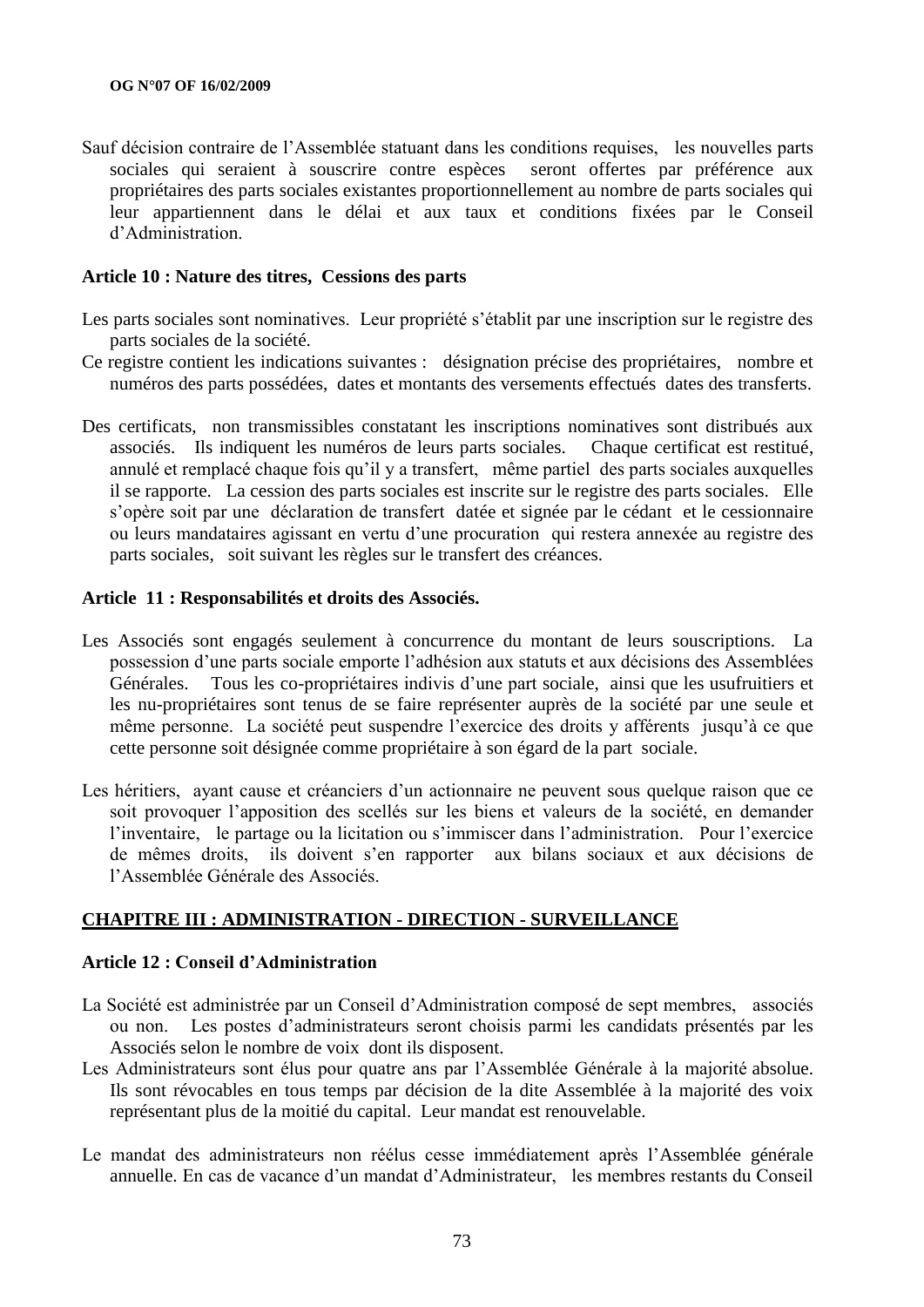Sauf décision contraire de l'Assemblée statuant dans les conditions requises, les nouvelles parts sociales qui seraient à souscrire contre espèces seront offertes par préférence aux propriétaires des parts sociales existantes proportionnellement au nombre de parts sociales qui leur appartiennent dans le délai et aux taux et conditions fixées par le Conseil d'Administration.

**Article 10 : Nature des titres, Cessions des parts**

Les parts sociales sont nominatives. Leur propriété s'établit par une inscription sur le registre des parts sociales de la société.

Ce registre contient les indications suivantes : désignation précise des propriétaires, nombre et numéros des parts possédées, dates et montants des versements effectués dates des transferts.

Des certificats, non transmissibles constatant les inscriptions nominatives sont distribués aux associés. Ils indiquent les numéros de leurs parts sociales. Chaque certificat est restitué, annulé et remplacé chaque fois qu'il y a transfert, même partiel des parts sociales auxquelles il se rapporte. La cession des parts sociales est inscrite sur le registre des parts sociales. Elle s'opère soit par une déclaration de transfert datée et signée par le cédant et le cessionnaire ou leurs mandataires agissant en vertu d'une procuration qui restera annexée au registre des parts sociales, soit suivant les règles sur le transfert des créances.

**Article 11 : Responsabilités et droits des Associés.**

Les Associés sont engagés seulement à concurrence du montant de leurs souscriptions. La possession d'une parts sociale emporte l'adhésion aux statuts et aux décisions des Assemblées Générales. Tous les co-propriétaires indivis d'une part sociale, ainsi que les usufruitiers et les nu-propriétaires sont tenus de se faire représenter auprès de la société par une seule et même personne. La société peut suspendre l'exercice des droits y afférents jusqu'à ce que cette personne soit désignée comme propriétaire à son égard de la part sociale.

Les héritiers, ayant cause et créanciers d'un actionnaire ne peuvent sous quelque raison que ce soit provoquer l'apposition des scellés sur les biens et valeurs de la société, en demander l'inventaire, le partage ou la licitation ou s'immiscer dans l'administration. Pour l'exercice de mêmes droits, ils doivent s'en rapporter aux bilans sociaux et aux décisions de l'Assemblée Générale des Associés.

## CHAPITRE III : ADMINISTRATION - DIRECTION - SURVEILLANCE

**Article 12 : Conseil d'Administration**

La Société est administrée par un Conseil d'Administration composé de sept membres, associés ou non. Les postes d'administrateurs seront choisis parmi les candidats présentés par les Associés selon le nombre de voix dont ils disposent.

Les Administrateurs sont élus pour quatre ans par l'Assemblée Générale à la majorité absolue. Ils sont révocables en tous temps par décision de la dite Assemblée à la majorité des voix représentant plus de la moitié du capital. Leur mandat est renouvelable.

Le mandat des administrateurs non réélus cesse immédiatement après l'Assemblée générale annuelle. En cas de vacance d'un mandat d'Administrateur, les membres restants du Conseil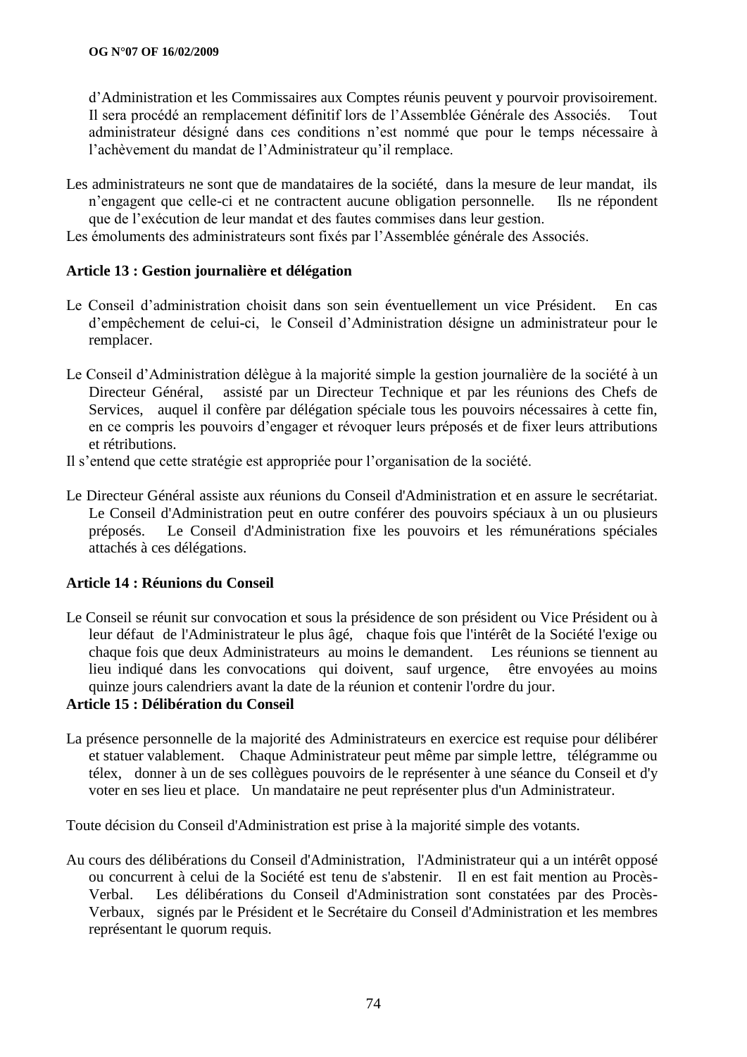d'Administration et les Commissaires aux Comptes réunis peuvent y pourvoir provisoirement. Il sera procédé an remplacement définitif lors de l'Assemblée Générale des Associés. Tout administrateur désigné dans ces conditions n'est nommé que pour le temps nécessaire à l'achèvement du mandat de l'Administrateur qu'il remplace.

Les administrateurs ne sont que de mandataires de la société, dans la mesure de leur mandat, ils n'engagent que celle-ci et ne contractent aucune obligation personnelle. Ils ne répondent que de l'exécution de leur mandat et des fautes commises dans leur gestion.

Les émoluments des administrateurs sont fixés par l'Assemblée générale des Associés.

**Article 13 : Gestion journalière et délégation**

Le Conseil d'administration choisit dans son sein éventuellement un vice Président. En cas d'empêchement de celui-ci, le Conseil d'Administration désigne un administrateur pour le remplacer.

Le Conseil d'Administration délègue à la majorité simple la gestion journalière de la société à un Directeur Général, assisté par un Directeur Technique et par les réunions des Chefs de Services, auquel il confère par délégation spéciale tous les pouvoirs nécessaires à cette fin, en ce compris les pouvoirs d'engager et révoquer leurs préposés et de fixer leurs attributions et rétributions.

Il s'entend que cette stratégie est appropriée pour l'organisation de la société.

Le Directeur Général assiste aux réunions du Conseil d'Administration et en assure le secrétariat. Le Conseil d'Administration peut en outre conférer des pouvoirs spéciaux à un ou plusieurs préposés. Le Conseil d'Administration fixe les pouvoirs et les rémunérations spéciales attachés à ces délégations.

**Article 14 : Réunions du Conseil**

Le Conseil se réunit sur convocation et sous la présidence de son président ou Vice Président ou à leur défaut de l'Administrateur le plus âgé, chaque fois que l'intérêt de la Société l'exige ou chaque fois que deux Administrateurs au moins le demandent. Les réunions se tiennent au lieu indiqué dans les convocations qui doivent, sauf urgence, être envoyées au moins quinze jours calendriers avant la date de la réunion et contenir l'ordre du jour.

**Article 15 : Délibération du Conseil**

La présence personnelle de la majorité des Administrateurs en exercice est requise pour délibérer et statuer valablement. Chaque Administrateur peut même par simple lettre, télégramme ou télex, donner à un de ses collègues pouvoirs de le représenter à une séance du Conseil et d'y voter en ses lieu et place. Un mandataire ne peut représenter plus d'un Administrateur.

Toute décision du Conseil d'Administration est prise à la majorité simple des votants.

Au cours des délibérations du Conseil d'Administration, l'Administrateur qui a un intérêt opposé ou concurrent à celui de la Société est tenu de s'abstenir. Il en est fait mention au Procès-Verbal. Les délibérations du Conseil d'Administration sont constatées par des Procès-Verbaux, signés par le Président et le Secrétaire du Conseil d'Administration et les membres représentant le quorum requis.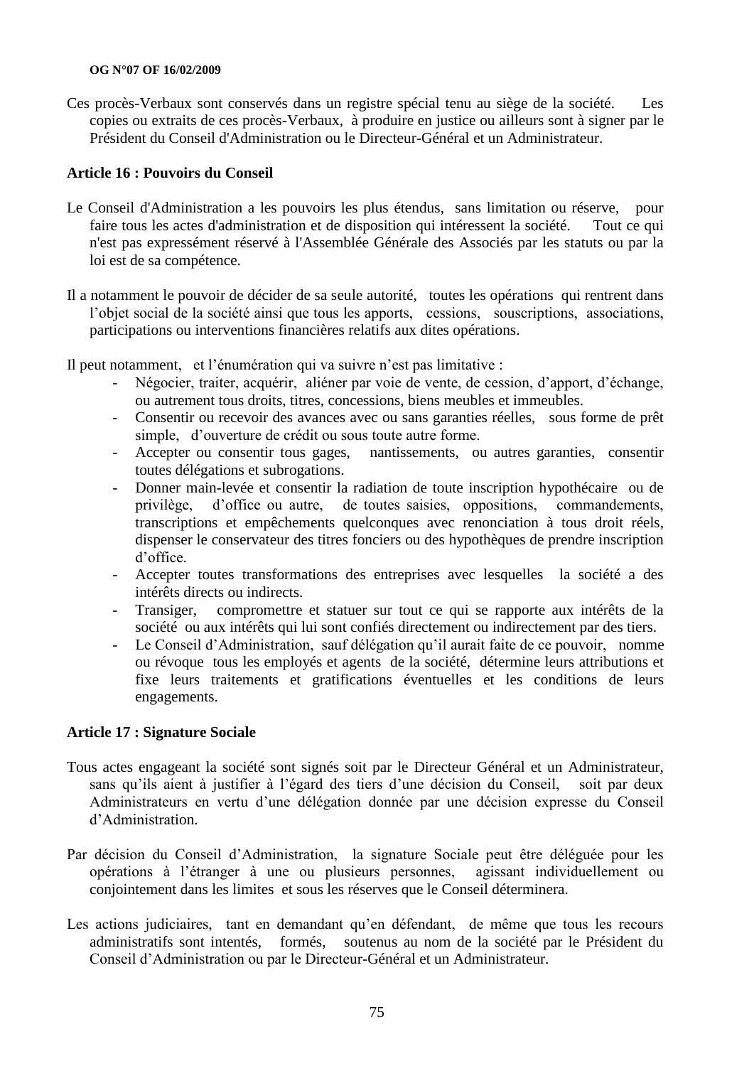Ces procès-Verbaux sont conservés dans un registre spécial tenu au siège de la société. Les copies ou extraits de ces procès-Verbaux, à produire en justice ou ailleurs sont à signer par le Président du Conseil d'Administration ou le Directeur-Général et un Administrateur.

### Article 16 : Pouvoirs du Conseil

Le Conseil d'Administration a les pouvoirs les plus étendus, sans limitation ou réserve, pour faire tous les actes d'administration et de disposition qui intéressent la société. Tout ce qui n'est pas expressément réservé à l'Assemblée Générale des Associés par les statuts ou par la loi est de sa compétence.

Il a notamment le pouvoir de décider de sa seule autorité, toutes les opérations qui rentrent dans l'objet social de la société ainsi que tous les apports, cessions, souscriptions, associations, participations ou interventions financières relatifs aux dites opérations.

Il peut notamment, et l'énumération qui va suivre n'est pas limitative :

- Négocier, traiter, acquérir, aliéner par voie de vente, de cession, d'apport, d'échange, ou autrement tous droits, titres, concessions, biens meubles et immeubles.
- Consentir ou recevoir des avances avec ou sans garanties réelles, sous forme de prêt simple, d'ouverture de crédit ou sous toute autre forme.
- Accepter ou consentir tous gages, nantissements, ou autres garanties, consentir toutes délégations et subrogations.
- Donner main-levée et consentir la radiation de toute inscription hypothécaire ou de privilège, d'office ou autre, de toutes saisies, oppositions, commandements, transcriptions et empêchements quelconques avec renonciation à tous droit réels, dispenser le conservateur des titres fonciers ou des hypothèques de prendre inscription d'office.
- Accepter toutes transformations des entreprises avec lesquelles la société a des intérêts directs ou indirects.
- Transiger, compromettre et statuer sur tout ce qui se rapporte aux intérêts de la société ou aux intérêts qui lui sont confiés directement ou indirectement par des tiers.
- Le Conseil d'Administration, sauf délégation qu'il aurait faite de ce pouvoir, nomme ou révoque tous les employés et agents de la société, détermine leurs attributions et fixe leurs traitements et gratifications éventuelles et les conditions de leurs engagements.

### Article 17 : Signature Sociale

Tous actes engageant la société sont signés soit par le Directeur Général et un Administrateur, sans qu'ils aient à justifier à l'égard des tiers d'une décision du Conseil, soit par deux Administrateurs en vertu d'une délégation donnée par une décision expresse du Conseil d'Administration.

Par décision du Conseil d'Administration, la signature Sociale peut être déléguée pour les opérations à l'étranger à une ou plusieurs personnes, agissant individuellement ou conjointement dans les limites et sous les réserves que le Conseil déterminera.

Les actions judiciaires, tant en demandant qu'en défendant, de même que tous les recours administratifs sont intentés, formés, soutenus au nom de la société par le Président du Conseil d'Administration ou par le Directeur-Général et un Administrateur.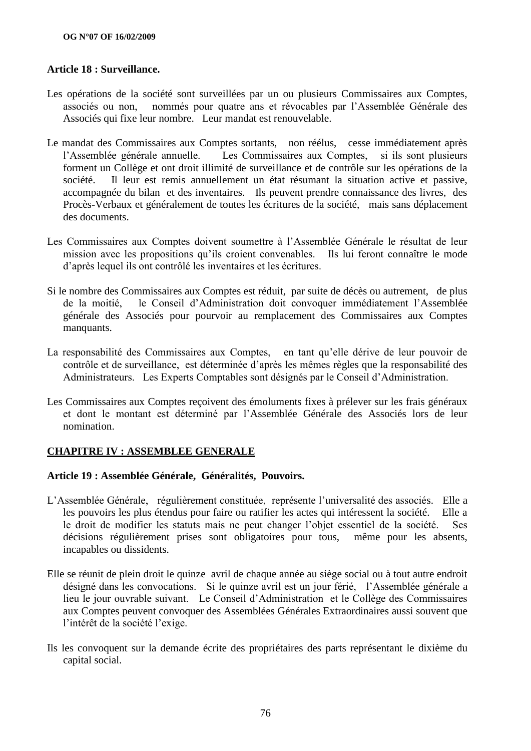**Article 18 : Surveillance.**

Les opérations de la société sont surveillées par un ou plusieurs Commissaires aux Comptes, associés ou non, nommés pour quatre ans et révocables par l'Assemblée Générale des Associés qui fixe leur nombre. Leur mandat est renouvelable.

Le mandat des Commissaires aux Comptes sortants, non réélus, cesse immédiatement après l'Assemblée générale annuelle. Les Commissaires aux Comptes, si ils sont plusieurs forment un Collège et ont droit illimité de surveillance et de contrôle sur les opérations de la société. Il leur est remis annuellement un état résumant la situation active et passive, accompagnée du bilan et des inventaires. Ils peuvent prendre connaissance des livres, des Procès-Verbaux et généralement de toutes les écritures de la société, mais sans déplacement des documents.

Les Commissaires aux Comptes doivent soumettre à l'Assemblée Générale le résultat de leur mission avec les propositions qu'ils croient convenables. Ils lui feront connaître le mode d'après lequel ils ont contrôlé les inventaires et les écritures.

Si le nombre des Commissaires aux Comptes est réduit, par suite de décès ou autrement, de plus de la moitié, le Conseil d'Administration doit convoquer immédiatement l'Assemblée générale des Associés pour pourvoir au remplacement des Commissaires aux Comptes manquants.

La responsabilité des Commissaires aux Comptes, en tant qu'elle dérive de leur pouvoir de contrôle et de surveillance, est déterminée d'après les mêmes règles que la responsabilité des Administrateurs. Les Experts Comptables sont désignés par le Conseil d'Administration.

Les Commissaires aux Comptes reçoivent des émoluments fixes à prélever sur les frais généraux et dont le montant est déterminé par l'Assemblée Générale des Associés lors de leur nomination.

## CHAPITRE IV : ASSEMBLEE GENERALE

**Article 19 : Assemblée Générale, Généralités, Pouvoirs.**

L'Assemblée Générale, régulièrement constituée, représente l'universalité des associés. Elle a les pouvoirs les plus étendus pour faire ou ratifier les actes qui intéressent la société. Elle a le droit de modifier les statuts mais ne peut changer l'objet essentiel de la société. Ses décisions régulièrement prises sont obligatoires pour tous, même pour les absents, incapables ou dissidents.

Elle se réunit de plein droit le quinze avril de chaque année au siège social ou à tout autre endroit désigné dans les convocations. Si le quinze avril est un jour férié, l'Assemblée générale a lieu le jour ouvrable suivant. Le Conseil d'Administration et le Collège des Commissaires aux Comptes peuvent convoquer des Assemblées Générales Extraordinaires aussi souvent que l'intérêt de la société l'exige.

Ils les convoquent sur la demande écrite des propriétaires des parts représentant le dixième du capital social.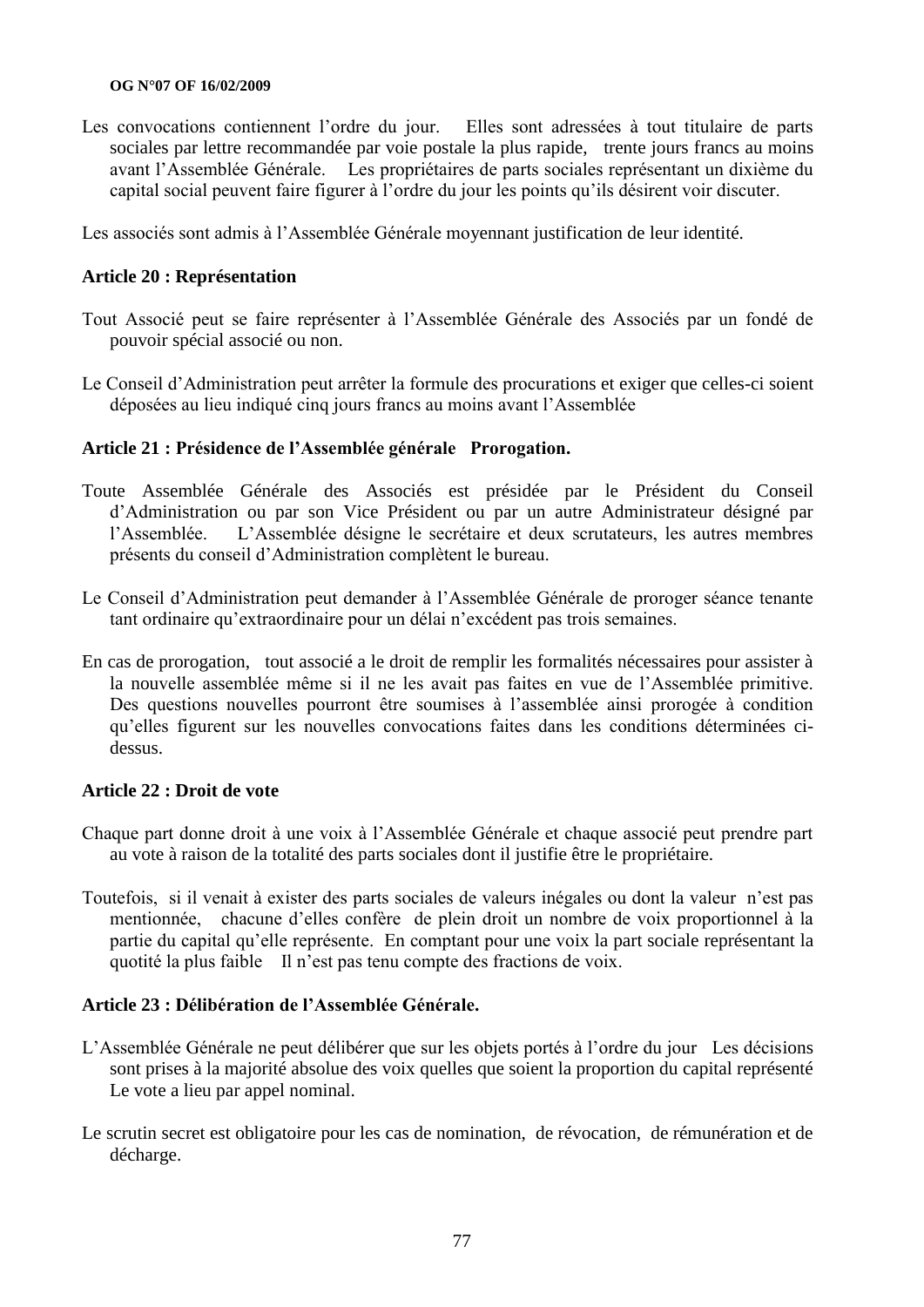Les convocations contiennent l'ordre du jour. Elles sont adressées à tout titulaire de parts sociales par lettre recommandée par voie postale la plus rapide, trente jours francs au moins avant l'Assemblée Générale. Les propriétaires de parts sociales représentant un dixième du capital social peuvent faire figurer à l'ordre du jour les points qu'ils désirent voir discuter.

Les associés sont admis à l'Assemblée Générale moyennant justification de leur identité.

**Article 20 : Représentation**

Tout Associé peut se faire représenter à l'Assemblée Générale des Associés par un fondé de pouvoir spécial associé ou non.

Le Conseil d'Administration peut arrêter la formule des procurations et exiger que celles-ci soient déposées au lieu indiqué cinq jours francs au moins avant l'Assemblée

**Article 21 : Présidence de l'Assemblée générale Prorogation.**

Toute Assemblée Générale des Associés est présidée par le Président du Conseil d'Administration ou par son Vice Président ou par un autre Administrateur désigné par l'Assemblée. L'Assemblée désigne le secrétaire et deux scrutateurs, les autres membres présents du conseil d'Administration complètent le bureau.

Le Conseil d'Administration peut demander à l'Assemblée Générale de proroger séance tenante tant ordinaire qu'extraordinaire pour un délai n'excédent pas trois semaines.

En cas de prorogation, tout associé a le droit de remplir les formalités nécessaires pour assister à la nouvelle assemblée même si il ne les avait pas faites en vue de l'Assemblée primitive. Des questions nouvelles pourront être soumises à l'assemblée ainsi prorogée à condition qu'elles figurent sur les nouvelles convocations faites dans les conditions déterminées ci-dessus.

**Article 22 : Droit de vote**

Chaque part donne droit à une voix à l'Assemblée Générale et chaque associé peut prendre part au vote à raison de la totalité des parts sociales dont il justifie être le propriétaire.

Toutefois, si il venait à exister des parts sociales de valeurs inégales ou dont la valeur n'est pas mentionnée, chacune d'elles confère de plein droit un nombre de voix proportionnel à la partie du capital qu'elle représente. En comptant pour une voix la part sociale représentant la quotité la plus faible Il n'est pas tenu compte des fractions de voix.

**Article 23 : Délibération de l'Assemblée Générale.**

L'Assemblée Générale ne peut délibérer que sur les objets portés à l'ordre du jour Les décisions sont prises à la majorité absolue des voix quelles que soient la proportion du capital représenté Le vote a lieu par appel nominal.

Le scrutin secret est obligatoire pour les cas de nomination, de révocation, de rémunération et de décharge.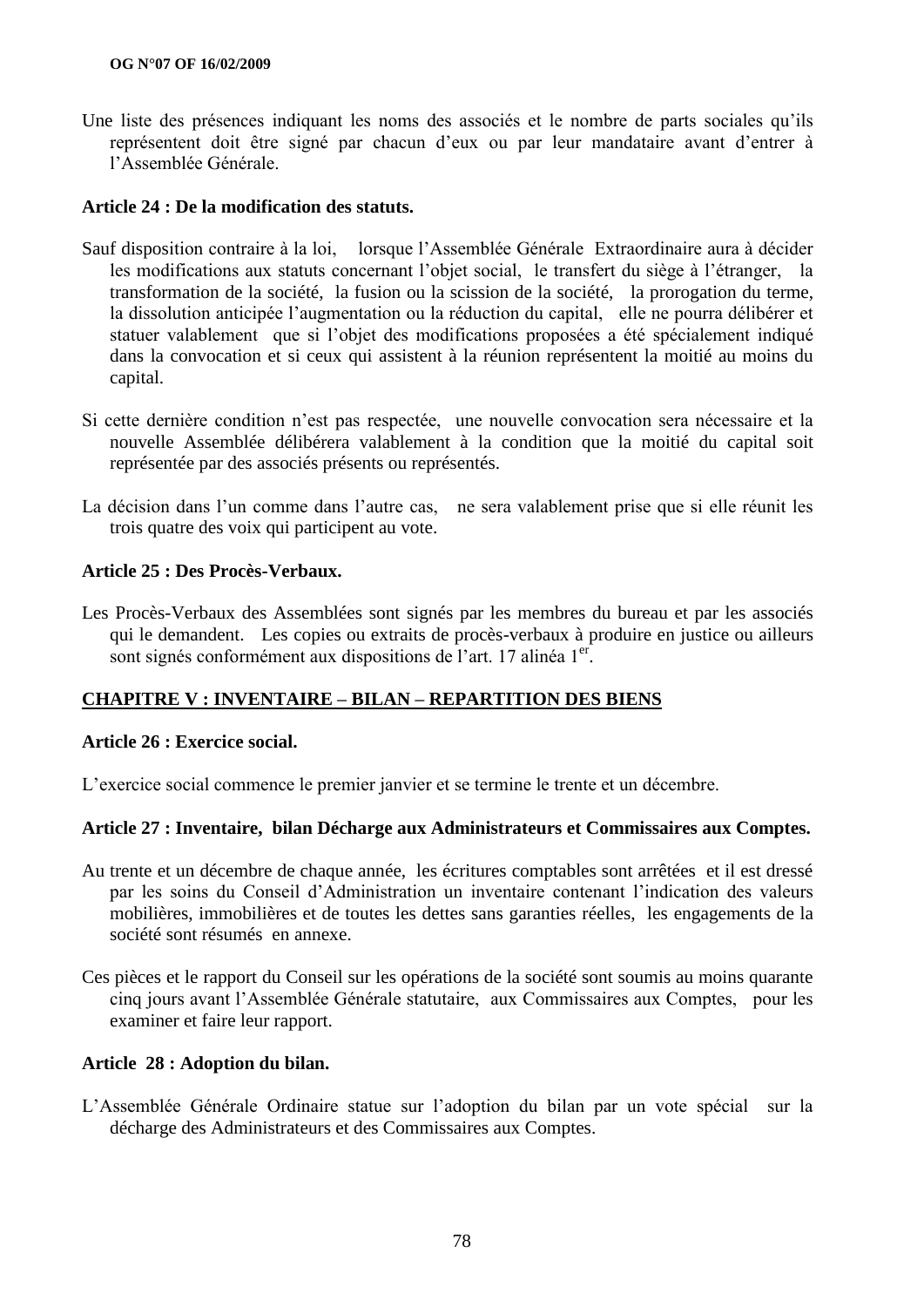Une liste des présences indiquant les noms des associés et le nombre de parts sociales qu'ils représentent doit être signé par chacun d'eux ou par leur mandataire avant d'entrer à l'Assemblée Générale.

**Article 24 : De la modification des statuts.**

Sauf disposition contraire à la loi, lorsque l'Assemblée Générale Extraordinaire aura à décider les modifications aux statuts concernant l'objet social, le transfert du siège à l'étranger, la transformation de la société, la fusion ou la scission de la société, la prorogation du terme, la dissolution anticipée l'augmentation ou la réduction du capital, elle ne pourra délibérer et statuer valablement que si l'objet des modifications proposées a été spécialement indiqué dans la convocation et si ceux qui assistent à la réunion représentent la moitié au moins du capital.

Si cette dernière condition n'est pas respectée, une nouvelle convocation sera nécessaire et la nouvelle Assemblée délibérera valablement à la condition que la moitié du capital soit représentée par des associés présents ou représentés.

La décision dans l'un comme dans l'autre cas, ne sera valablement prise que si elle réunit les trois quatre des voix qui participent au vote.

**Article 25 : Des Procès-Verbaux.**

Les Procès-Verbaux des Assemblées sont signés par les membres du bureau et par les associés qui le demandent. Les copies ou extraits de procès-verbaux à produire en justice ou ailleurs sont signés conformément aux dispositions de l'art. 17 alinéa 1er.

## CHAPITRE V : INVENTAIRE – BILAN – REPARTITION DES BIENS

**Article 26 : Exercice social.**

L'exercice social commence le premier janvier et se termine le trente et un décembre.

**Article 27 : Inventaire, bilan Décharge aux Administrateurs et Commissaires aux Comptes.**

Au trente et un décembre de chaque année, les écritures comptables sont arrêtées et il est dressé par les soins du Conseil d'Administration un inventaire contenant l'indication des valeurs mobilières, immobilières et de toutes les dettes sans garanties réelles, les engagements de la société sont résumés en annexe.

Ces pièces et le rapport du Conseil sur les opérations de la société sont soumis au moins quarante cinq jours avant l'Assemblée Générale statutaire, aux Commissaires aux Comptes, pour les examiner et faire leur rapport.

**Article 28 : Adoption du bilan.**

L'Assemblée Générale Ordinaire statue sur l'adoption du bilan par un vote spécial sur la décharge des Administrateurs et des Commissaires aux Comptes.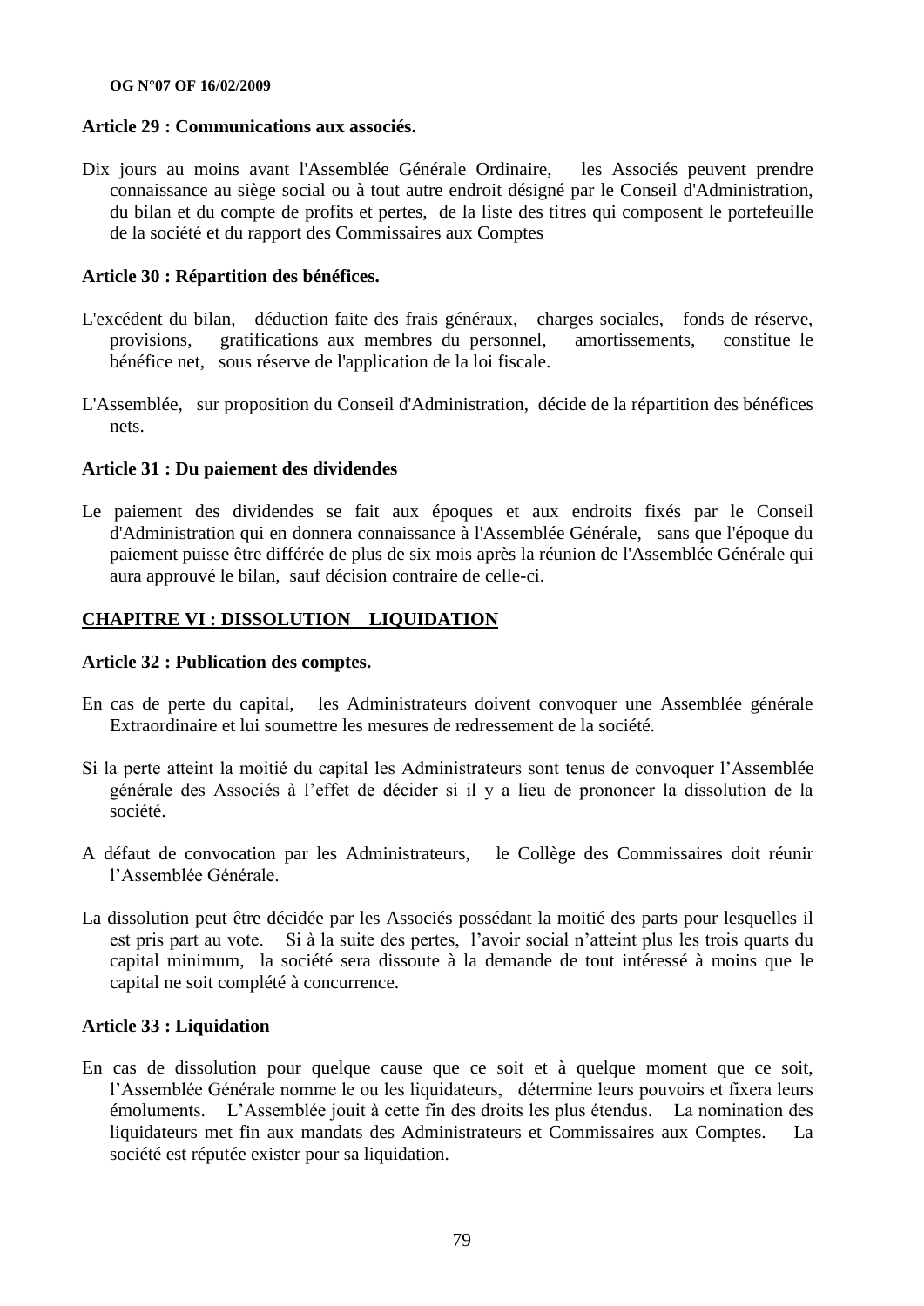**Article 29 : Communications aux associés.**

Dix jours au moins avant l'Assemblée Générale Ordinaire, les Associés peuvent prendre connaissance au siège social ou à tout autre endroit désigné par le Conseil d'Administration, du bilan et du compte de profits et pertes, de la liste des titres qui composent le portefeuille de la société et du rapport des Commissaires aux Comptes

**Article 30 : Répartition des bénéfices.**

L'excédent du bilan, déduction faite des frais généraux, charges sociales, fonds de réserve, provisions, gratifications aux membres du personnel, amortissements, constitue le bénéfice net, sous réserve de l'application de la loi fiscale.

L'Assemblée, sur proposition du Conseil d'Administration, décide de la répartition des bénéfices nets.

**Article 31 : Du paiement des dividendes**

Le paiement des dividendes se fait aux époques et aux endroits fixés par le Conseil d'Administration qui en donnera connaissance à l'Assemblée Générale, sans que l'époque du paiement puisse être différée de plus de six mois après la réunion de l'Assemblée Générale qui aura approuvé le bilan, sauf décision contraire de celle-ci.

## CHAPITRE VI : DISSOLUTION LIQUIDATION

**Article 32 : Publication des comptes.**

En cas de perte du capital, les Administrateurs doivent convoquer une Assemblée générale Extraordinaire et lui soumettre les mesures de redressement de la société.

Si la perte atteint la moitié du capital les Administrateurs sont tenus de convoquer l'Assemblée générale des Associés à l'effet de décider si il y a lieu de prononcer la dissolution de la société.

A défaut de convocation par les Administrateurs, le Collège des Commissaires doit réunir l'Assemblée Générale.

La dissolution peut être décidée par les Associés possédant la moitié des parts pour lesquelles il est pris part au vote. Si à la suite des pertes, l'avoir social n'atteint plus les trois quarts du capital minimum, la société sera dissoute à la demande de tout intéressé à moins que le capital ne soit complété à concurrence.

**Article 33 : Liquidation**

En cas de dissolution pour quelque cause que ce soit et à quelque moment que ce soit, l'Assemblée Générale nomme le ou les liquidateurs, détermine leurs pouvoirs et fixera leurs émoluments. L'Assemblée jouit à cette fin des droits les plus étendus. La nomination des liquidateurs met fin aux mandats des Administrateurs et Commissaires aux Comptes. La société est réputée exister pour sa liquidation.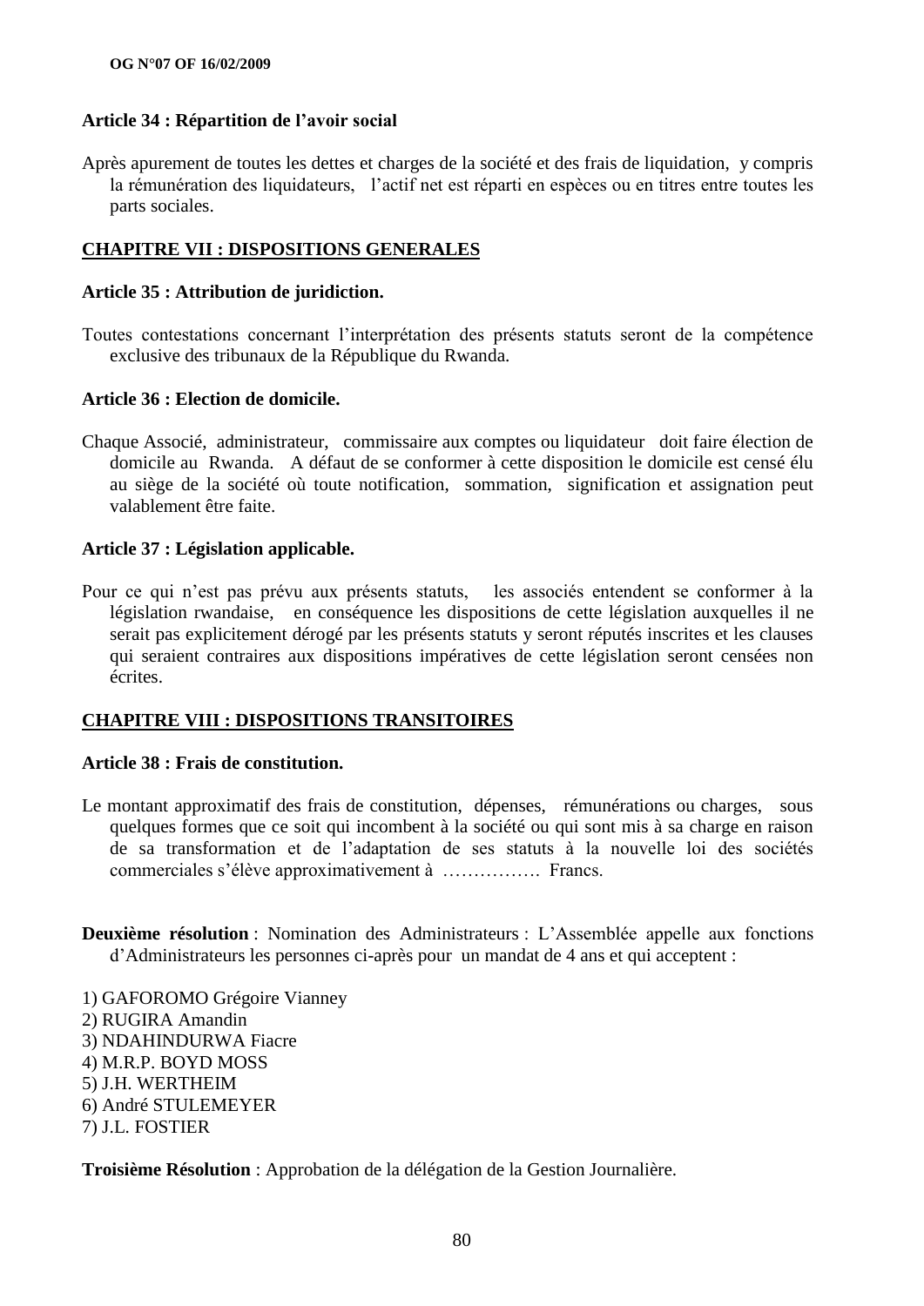**Article 34 : Répartition de l'avoir social**

Après apurement de toutes les dettes et charges de la société et des frais de liquidation, y compris la rémunération des liquidateurs, l'actif net est réparti en espèces ou en titres entre toutes les parts sociales.

## CHAPITRE VII : DISPOSITIONS GENERALES

**Article 35 : Attribution de juridiction.**

Toutes contestations concernant l'interprétation des présents statuts seront de la compétence exclusive des tribunaux de la République du Rwanda.

**Article 36 : Election de domicile.**

Chaque Associé, administrateur, commissaire aux comptes ou liquidateur doit faire élection de domicile au Rwanda. A défaut de se conformer à cette disposition le domicile est censé élu au siège de la société où toute notification, sommation, signification et assignation peut valablement être faite.

**Article 37 : Législation applicable.**

Pour ce qui n'est pas prévu aux présents statuts, les associés entendent se conformer à la législation rwandaise, en conséquence les dispositions de cette législation auxquelles il ne serait pas explicitement dérogé par les présents statuts y seront réputés inscrites et les clauses qui seraient contraires aux dispositions impératives de cette législation seront censées non écrites.

## CHAPITRE VIII : DISPOSITIONS TRANSITOIRES

**Article 38 : Frais de constitution.**

Le montant approximatif des frais de constitution, dépenses, rémunérations ou charges, sous quelques formes que ce soit qui incombent à la société ou qui sont mis à sa charge en raison de sa transformation et de l'adaptation de ses statuts à la nouvelle loi des sociétés commerciales s'élève approximativement à ……………. Francs.

**Deuxième résolution** : Nomination des Administrateurs : L'Assemblée appelle aux fonctions d'Administrateurs les personnes ci-après pour un mandat de 4 ans et qui acceptent :

1) GAFOROMO Grégoire Vianney
2) RUGIRA Amandin
3) NDAHINDURWA Fiacre
4) M.R.P. BOYD MOSS
5) J.H. WERTHEIM
6) André STULEMEYER
7) J.L. FOSTIER

**Troisième Résolution** : Approbation de la délégation de la Gestion Journalière.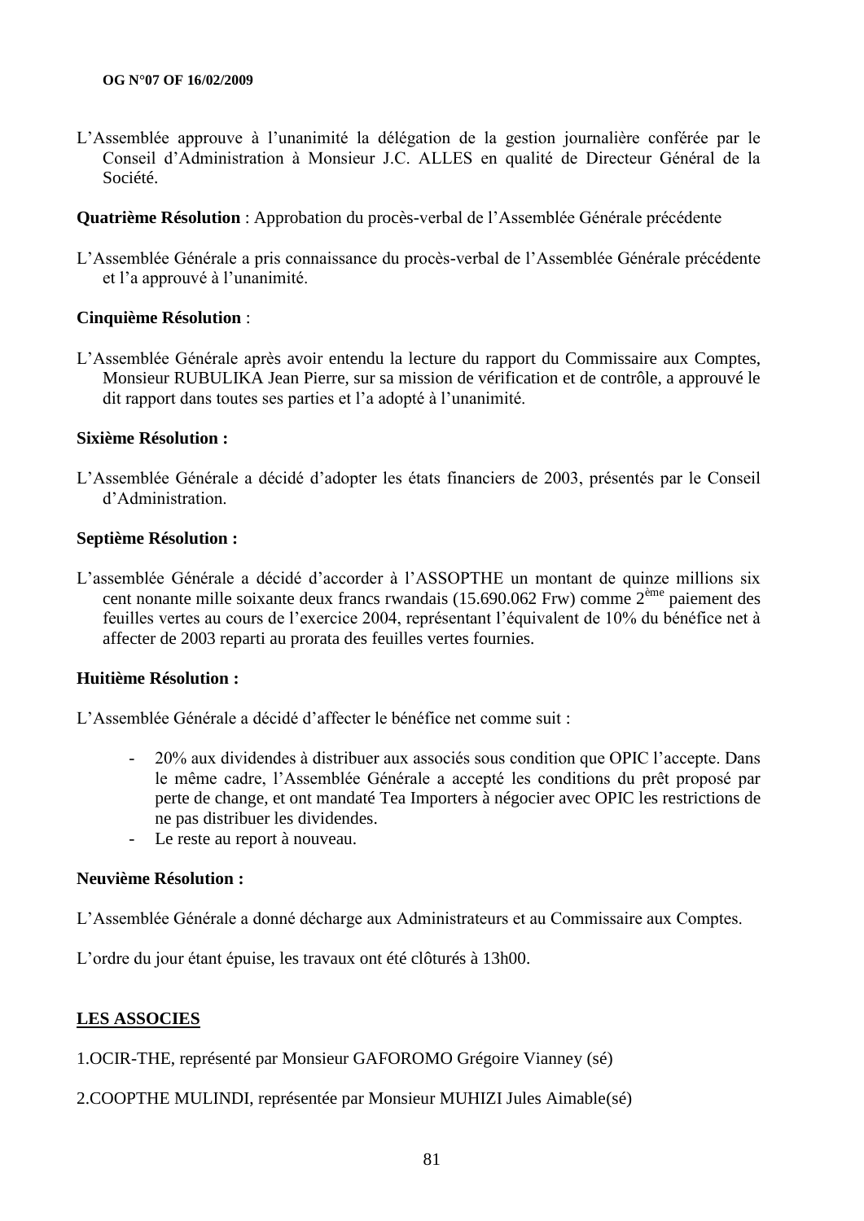L'Assemblée approuve à l'unanimité la délégation de la gestion journalière conférée par le Conseil d'Administration à Monsieur J.C. ALLES en qualité de Directeur Général de la Société.

**Quatrième Résolution** : Approbation du procès-verbal de l'Assemblée Générale précédente

L'Assemblée Générale a pris connaissance du procès-verbal de l'Assemblée Générale précédente et l'a approuvé à l'unanimité.

**Cinquième Résolution** :

L'Assemblée Générale après avoir entendu la lecture du rapport du Commissaire aux Comptes, Monsieur RUBULIKA Jean Pierre, sur sa mission de vérification et de contrôle, a approuvé le dit rapport dans toutes ses parties et l'a adopté à l'unanimité.

**Sixième Résolution :**

L'Assemblée Générale a décidé d'adopter les états financiers de 2003, présentés par le Conseil d'Administration.

**Septième Résolution :**

L'assemblée Générale a décidé d'accorder à l'ASSOPTHE un montant de quinze millions six cent nonante mille soixante deux francs rwandais (15.690.062 Frw) comme 2ème paiement des feuilles vertes au cours de l'exercice 2004, représentant l'équivalent de 10% du bénéfice net à affecter de 2003 reparti au prorata des feuilles vertes fournies.

**Huitième Résolution :**

L'Assemblée Générale a décidé d'affecter le bénéfice net comme suit :

- 20% aux dividendes à distribuer aux associés sous condition que OPIC l'accepte. Dans le même cadre, l'Assemblée Générale a accepté les conditions du prêt proposé par perte de change, et ont mandaté Tea Importers à négocier avec OPIC les restrictions de ne pas distribuer les dividendes.
- Le reste au report à nouveau.

**Neuvième Résolution :**

L'Assemblée Générale a donné décharge aux Administrateurs et au Commissaire aux Comptes.

L'ordre du jour étant épuise, les travaux ont été clôturés à 13h00.

**LES ASSOCIES**

1.OCIR-THE, représenté par Monsieur GAFOROMO Grégoire Vianney (sé)

2.COOPTHE MULINDI, représentée par Monsieur MUHIZI Jules Aimable(sé)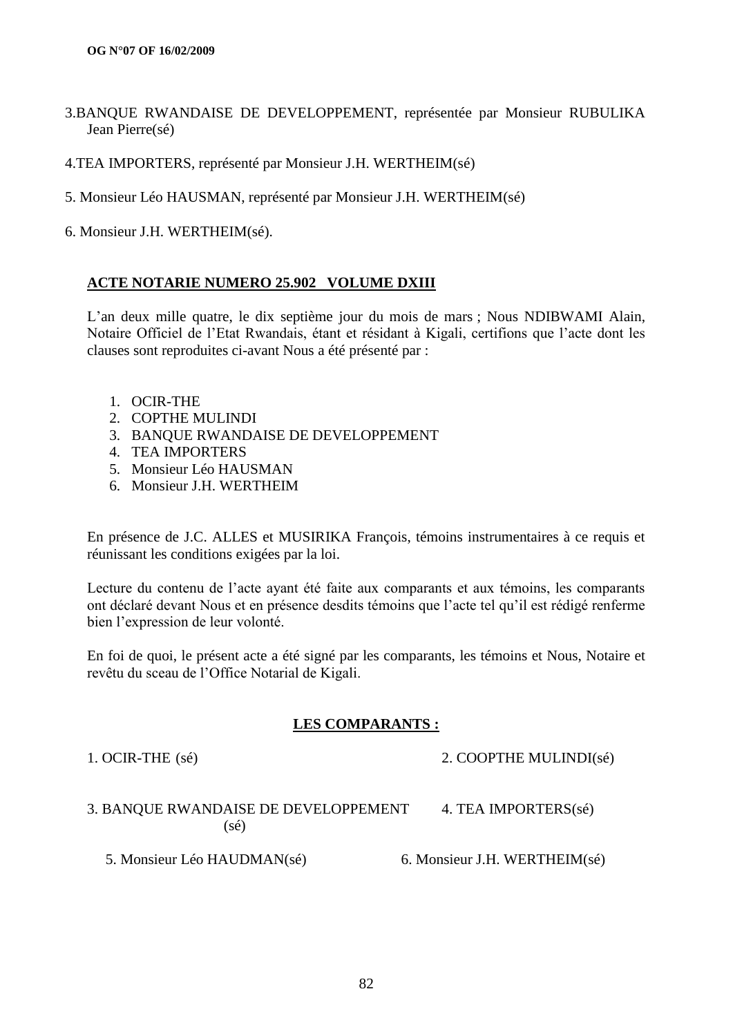3.BANQUE RWANDAISE DE DEVELOPPEMENT, représentée par Monsieur RUBULIKA Jean Pierre(sé)

4.TEA IMPORTERS, représenté par Monsieur J.H. WERTHEIM(sé)

5. Monsieur Léo HAUSMAN, représenté par Monsieur J.H. WERTHEIM(sé)

6. Monsieur J.H. WERTHEIM(sé).

**ACTE NOTARIE NUMERO 25.902 VOLUME DXIII**

L'an deux mille quatre, le dix septième jour du mois de mars ; Nous NDIBWAMI Alain, Notaire Officiel de l'Etat Rwandais, étant et résidant à Kigali, certifions que l'acte dont les clauses sont reproduites ci-avant Nous a été présenté par :

1. OCIR-THE
2. COPTHE MULINDI
3. BANQUE RWANDAISE DE DEVELOPPEMENT
4. TEA IMPORTERS
5. Monsieur Léo HAUSMAN
6. Monsieur J.H. WERTHEIM

En présence de J.C. ALLES et MUSIRIKA François, témoins instrumentaires à ce requis et réunissant les conditions exigées par la loi.

Lecture du contenu de l'acte ayant été faite aux comparants et aux témoins, les comparants ont déclaré devant Nous et en présence desdits témoins que l'acte tel qu'il est rédigé renferme bien l'expression de leur volonté.

En foi de quoi, le présent acte a été signé par les comparants, les témoins et Nous, Notaire et revêtu du sceau de l'Office Notarial de Kigali.

**LES COMPARANTS :**

1. OCIR-THE (sé)

2. COOPTHE MULINDI(sé)

3. BANQUE RWANDAISE DE DEVELOPPEMENT (sé)

4. TEA IMPORTERS(sé)

5. Monsieur Léo HAUDMAN(sé)

6. Monsieur J.H. WERTHEIM(sé)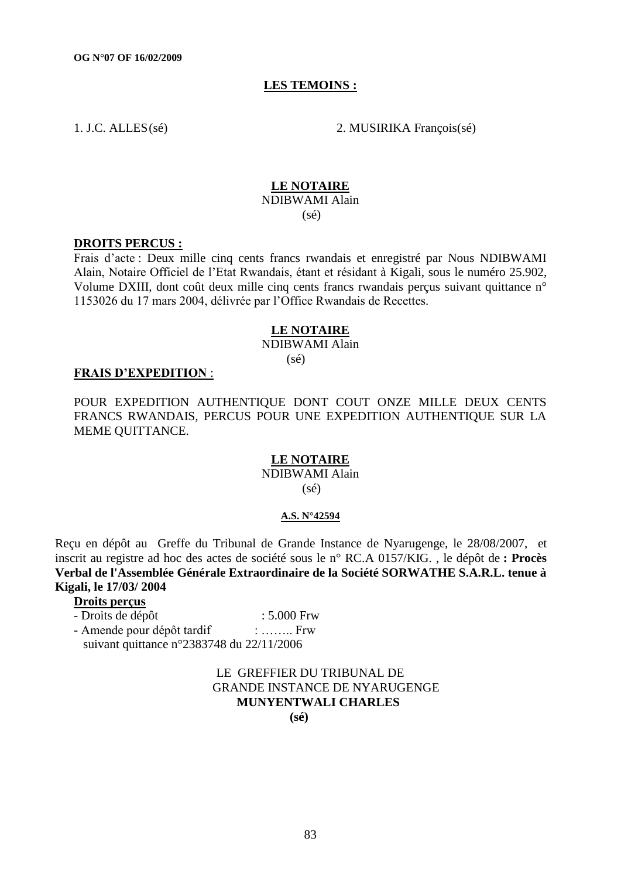**LES TEMOINS :**

1. J.C. ALLES (sé) 2. MUSIRIKA François (sé)

**LE NOTAIRE**
NDIBWAMI Alain
(sé)

**DROITS PERCUS :**

Frais d'acte : Deux mille cinq cents francs rwandais et enregistré par Nous NDIBWAMI Alain, Notaire Officiel de l'Etat Rwandais, étant et résidant à Kigali, sous le numéro 25.902, Volume DXIII, dont coût deux mille cinq cents francs rwandais perçus suivant quittance n° 1153026 du 17 mars 2004, délivrée par l'Office Rwandais de Recettes.

**LE NOTAIRE**
NDIBWAMI Alain
(sé)

**FRAIS D'EXPEDITION** :

POUR EXPEDITION AUTHENTIQUE DONT COUT ONZE MILLE DEUX CENTS FRANCS RWANDAIS, PERCUS POUR UNE EXPEDITION AUTHENTIQUE SUR LA MEME QUITTANCE.

**LE NOTAIRE**
NDIBWAMI Alain
(sé)

**A.S. N°42594**

Reçu en dépôt au Greffe du Tribunal de Grande Instance de Nyarugenge, le 28/08/2007, et inscrit au registre ad hoc des actes de société sous le n° RC.A 0157/KIG. , le dépôt de **: Procès Verbal de l'Assemblée Générale Extraordinaire de la Société SORWATHE S.A.R.L. tenue à Kigali, le 17/03/ 2004**

**Droits perçus**

- Droits de dépôt : 5.000 Frw
- Amende pour dépôt tardif : …….. Frw

suivant quittance n°2383748 du 22/11/2006

LE GREFFIER DU TRIBUNAL DE
GRANDE INSTANCE DE NYARUGENGE
**MUNYENTWALI CHARLES**
**(sé)**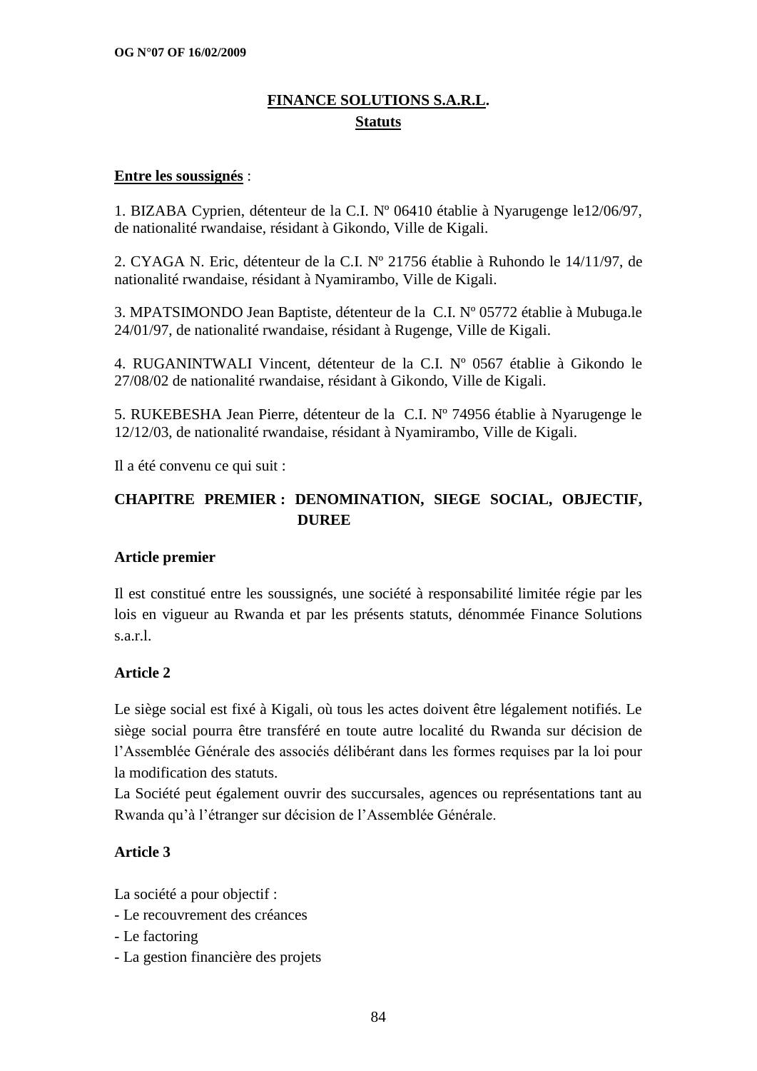**FINANCE SOLUTIONS S.A.R.L.**

**Statuts**

**Entre les soussignés** :

1. BIZABA Cyprien, détenteur de la C.I. Nº 06410 établie à Nyarugenge le12/06/97, de nationalité rwandaise, résidant à Gikondo, Ville de Kigali.

2. CYAGA N. Eric, détenteur de la C.I. Nº 21756 établie à Ruhondo le 14/11/97, de nationalité rwandaise, résidant à Nyamirambo, Ville de Kigali.

3. MPATSIMONDO Jean Baptiste, détenteur de la C.I. Nº 05772 établie à Mubuga.le 24/01/97, de nationalité rwandaise, résidant à Rugenge, Ville de Kigali.

4. RUGANINTWALI Vincent, détenteur de la C.I. Nº 0567 établie à Gikondo le 27/08/02 de nationalité rwandaise, résidant à Gikondo, Ville de Kigali.

5. RUKEBESHA Jean Pierre, détenteur de la C.I. Nº 74956 établie à Nyarugenge le 12/12/03, de nationalité rwandaise, résidant à Nyamirambo, Ville de Kigali.

Il a été convenu ce qui suit :

## CHAPITRE PREMIER : DENOMINATION, SIEGE SOCIAL, OBJECTIF, DUREE

### Article premier

Il est constitué entre les soussignés, une société à responsabilité limitée régie par les lois en vigueur au Rwanda et par les présents statuts, dénommée Finance Solutions s.a.r.l.

### Article 2

Le siège social est fixé à Kigali, où tous les actes doivent être légalement notifiés. Le siège social pourra être transféré en toute autre localité du Rwanda sur décision de l'Assemblée Générale des associés délibérant dans les formes requises par la loi pour la modification des statuts.

La Société peut également ouvrir des succursales, agences ou représentations tant au Rwanda qu'à l'étranger sur décision de l'Assemblée Générale.

### Article 3

La société a pour objectif :

- Le recouvrement des créances
- Le factoring
- La gestion financière des projets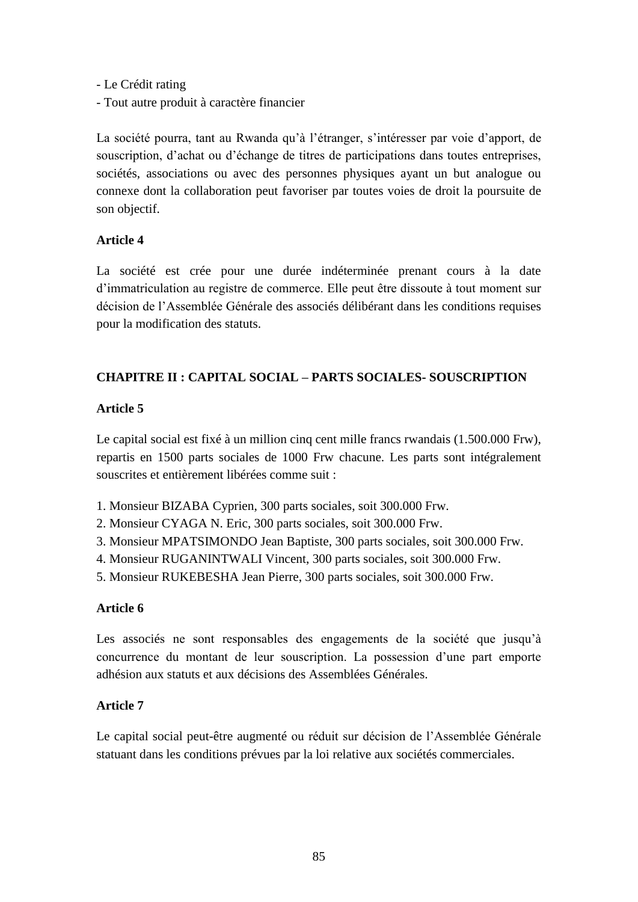- Le Crédit rating
- Tout autre produit à caractère financier

La société pourra, tant au Rwanda qu'à l'étranger, s'intéresser par voie d'apport, de souscription, d'achat ou d'échange de titres de participations dans toutes entreprises, sociétés, associations ou avec des personnes physiques ayant un but analogue ou connexe dont la collaboration peut favoriser par toutes voies de droit la poursuite de son objectif.

**Article 4**

La société est crée pour une durée indéterminée prenant cours à la date d'immatriculation au registre de commerce. Elle peut être dissoute à tout moment sur décision de l'Assemblée Générale des associés délibérant dans les conditions requises pour la modification des statuts.

## CHAPITRE II : CAPITAL SOCIAL – PARTS SOCIALES- SOUSCRIPTION

**Article 5**

Le capital social est fixé à un million cinq cent mille francs rwandais (1.500.000 Frw), repartis en 1500 parts sociales de 1000 Frw chacune. Les parts sont intégralement souscrites et entièrement libérées comme suit :

1. Monsieur BIZABA Cyprien, 300 parts sociales, soit 300.000 Frw.
2. Monsieur CYAGA N. Eric, 300 parts sociales, soit 300.000 Frw.
3. Monsieur MPATSIMONDO Jean Baptiste, 300 parts sociales, soit 300.000 Frw.
4. Monsieur RUGANINTWALI Vincent, 300 parts sociales, soit 300.000 Frw.
5. Monsieur RUKEBESHA Jean Pierre, 300 parts sociales, soit 300.000 Frw.

**Article 6**

Les associés ne sont responsables des engagements de la société que jusqu'à concurrence du montant de leur souscription. La possession d'une part emporte adhésion aux statuts et aux décisions des Assemblées Générales.

**Article 7**

Le capital social peut-être augmenté ou réduit sur décision de l'Assemblée Générale statuant dans les conditions prévues par la loi relative aux sociétés commerciales.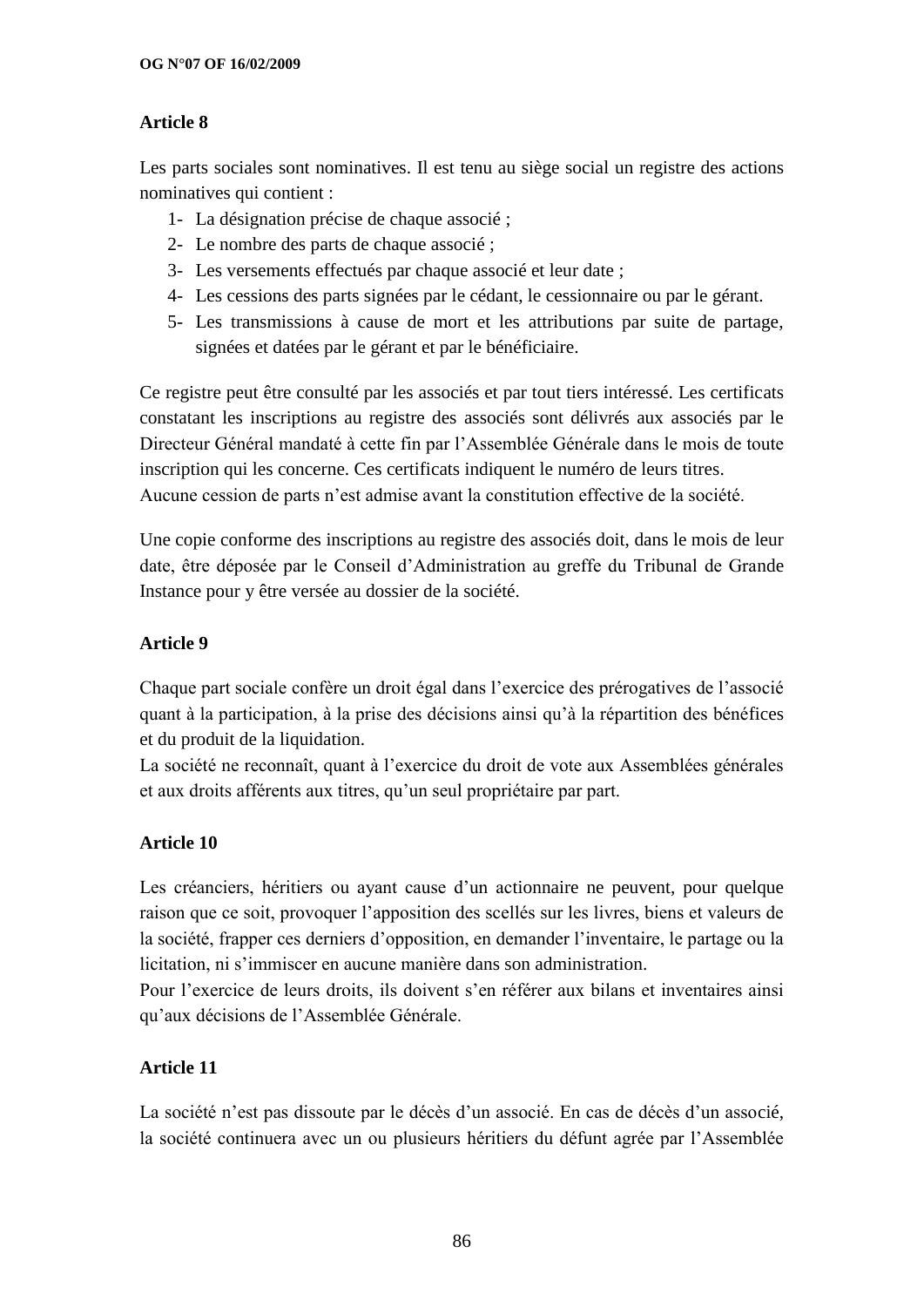## Article 8

Les parts sociales sont nominatives. Il est tenu au siège social un registre des actions nominatives qui contient :

1- La désignation précise de chaque associé ;
2- Le nombre des parts de chaque associé ;
3- Les versements effectués par chaque associé et leur date ;
4- Les cessions des parts signées par le cédant, le cessionnaire ou par le gérant.
5- Les transmissions à cause de mort et les attributions par suite de partage, signées et datées par le gérant et par le bénéficiaire.

Ce registre peut être consulté par les associés et par tout tiers intéressé. Les certificats constatant les inscriptions au registre des associés sont délivrés aux associés par le Directeur Général mandaté à cette fin par l'Assemblée Générale dans le mois de toute inscription qui les concerne. Ces certificats indiquent le numéro de leurs titres.
Aucune cession de parts n'est admise avant la constitution effective de la société.

Une copie conforme des inscriptions au registre des associés doit, dans le mois de leur date, être déposée par le Conseil d'Administration au greffe du Tribunal de Grande Instance pour y être versée au dossier de la société.

## Article 9

Chaque part sociale confère un droit égal dans l'exercice des prérogatives de l'associé quant à la participation, à la prise des décisions ainsi qu'à la répartition des bénéfices et du produit de la liquidation.
La société ne reconnaît, quant à l'exercice du droit de vote aux Assemblées générales et aux droits afférents aux titres, qu'un seul propriétaire par part.

## Article 10

Les créanciers, héritiers ou ayant cause d'un actionnaire ne peuvent, pour quelque raison que ce soit, provoquer l'apposition des scellés sur les livres, biens et valeurs de la société, frapper ces derniers d'opposition, en demander l'inventaire, le partage ou la licitation, ni s'immiscer en aucune manière dans son administration.
Pour l'exercice de leurs droits, ils doivent s'en référer aux bilans et inventaires ainsi qu'aux décisions de l'Assemblée Générale.

## Article 11

La société n'est pas dissoute par le décès d'un associé. En cas de décès d'un associé, la société continuera avec un ou plusieurs héritiers du défunt agrée par l'Assemblée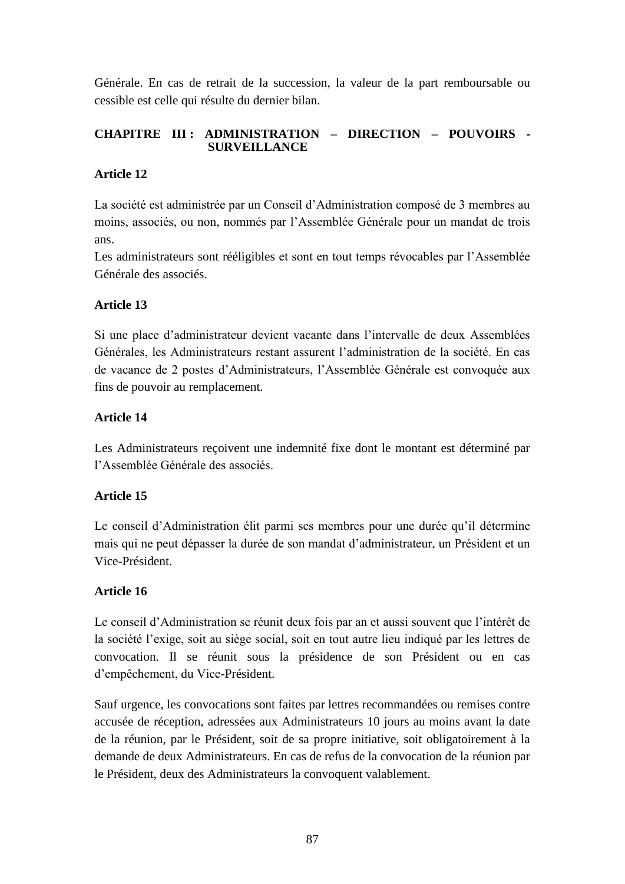Générale. En cas de retrait de la succession, la valeur de la part remboursable ou cessible est celle qui résulte du dernier bilan.

## CHAPITRE III : ADMINISTRATION – DIRECTION – POUVOIRS - SURVEILLANCE

### Article 12

La société est administrée par un Conseil d'Administration composé de 3 membres au moins, associés, ou non, nommés par l'Assemblée Générale pour un mandat de trois ans.
Les administrateurs sont rééligibles et sont en tout temps révocables par l'Assemblée Générale des associés.

### Article 13

Si une place d'administrateur devient vacante dans l'intervalle de deux Assemblées Générales, les Administrateurs restant assurent l'administration de la société. En cas de vacance de 2 postes d'Administrateurs, l'Assemblée Générale est convoquée aux fins de pouvoir au remplacement.

### Article 14

Les Administrateurs reçoivent une indemnité fixe dont le montant est déterminé par l'Assemblée Générale des associés.

### Article 15

Le conseil d'Administration élit parmi ses membres pour une durée qu'il détermine mais qui ne peut dépasser la durée de son mandat d'administrateur, un Président et un Vice-Président.

### Article 16

Le conseil d'Administration se réunit deux fois par an et aussi souvent que l'intérêt de la société l'exige, soit au siège social, soit en tout autre lieu indiqué par les lettres de convocation. Il se réunit sous la présidence de son Président ou en cas d'empêchement, du Vice-Président.

Sauf urgence, les convocations sont faites par lettres recommandées ou remises contre accusée de réception, adressées aux Administrateurs 10 jours au moins avant la date de la réunion, par le Président, soit de sa propre initiative, soit obligatoirement à la demande de deux Administrateurs. En cas de refus de la convocation de la réunion par le Président, deux des Administrateurs la convoquent valablement.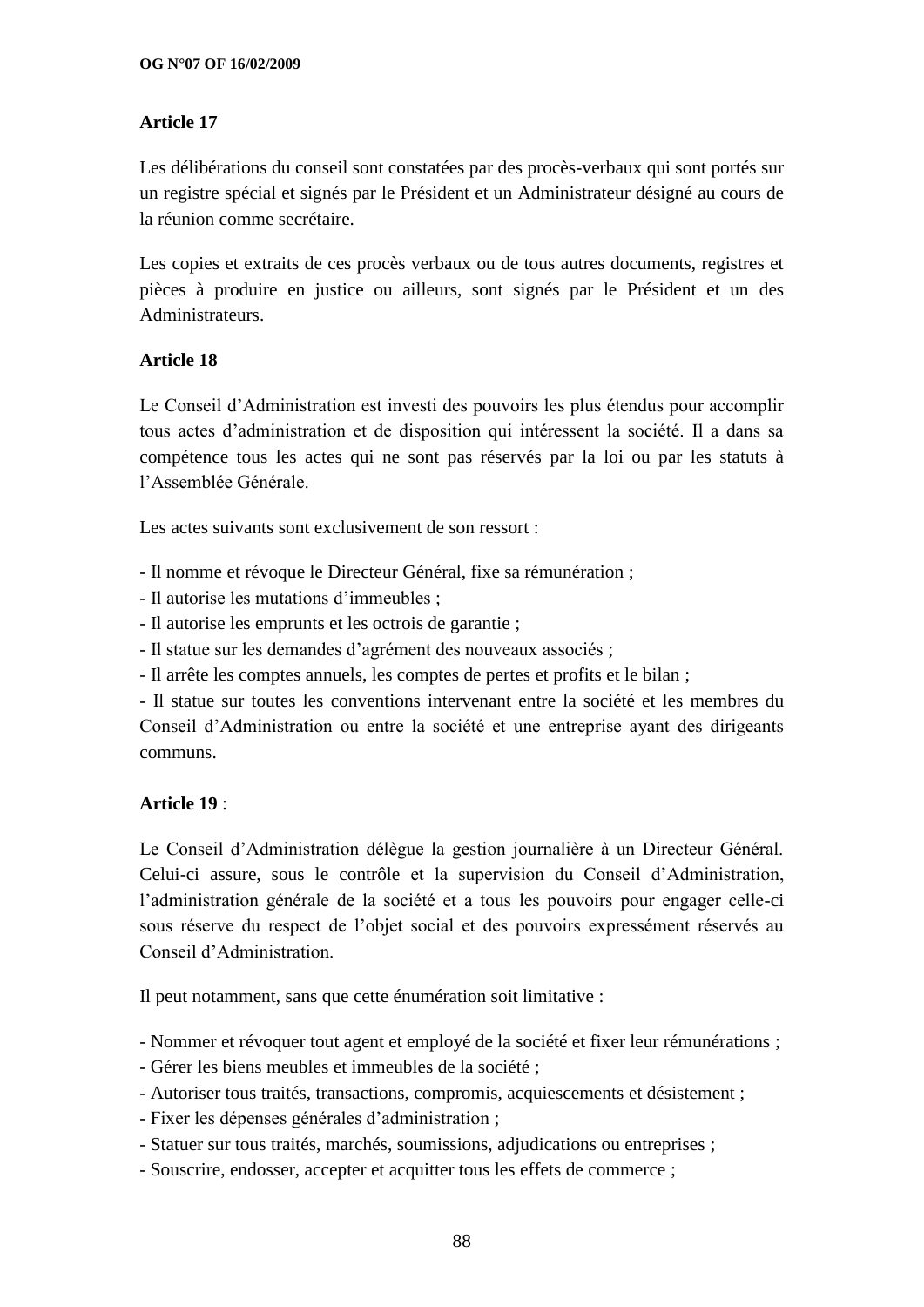**Article 17**

Les délibérations du conseil sont constatées par des procès-verbaux qui sont portés sur un registre spécial et signés par le Président et un Administrateur désigné au cours de la réunion comme secrétaire.

Les copies et extraits de ces procès verbaux ou de tous autres documents, registres et pièces à produire en justice ou ailleurs, sont signés par le Président et un des Administrateurs.

**Article 18**

Le Conseil d'Administration est investi des pouvoirs les plus étendus pour accomplir tous actes d'administration et de disposition qui intéressent la société. Il a dans sa compétence tous les actes qui ne sont pas réservés par la loi ou par les statuts à l'Assemblée Générale.

Les actes suivants sont exclusivement de son ressort :

- Il nomme et révoque le Directeur Général, fixe sa rémunération ;
- Il autorise les mutations d'immeubles ;
- Il autorise les emprunts et les octrois de garantie ;
- Il statue sur les demandes d'agrément des nouveaux associés ;
- Il arrête les comptes annuels, les comptes de pertes et profits et le bilan ;
- Il statue sur toutes les conventions intervenant entre la société et les membres du Conseil d'Administration ou entre la société et une entreprise ayant des dirigeants communs.

**Article 19** :

Le Conseil d'Administration délègue la gestion journalière à un Directeur Général. Celui-ci assure, sous le contrôle et la supervision du Conseil d'Administration, l'administration générale de la société et a tous les pouvoirs pour engager celle-ci sous réserve du respect de l'objet social et des pouvoirs expressément réservés au Conseil d'Administration.

Il peut notamment, sans que cette énumération soit limitative :

- Nommer et révoquer tout agent et employé de la société et fixer leur rémunérations ;
- Gérer les biens meubles et immeubles de la société ;
- Autoriser tous traités, transactions, compromis, acquiescements et désistement ;
- Fixer les dépenses générales d'administration ;
- Statuer sur tous traités, marchés, soumissions, adjudications ou entreprises ;
- Souscrire, endosser, accepter et acquitter tous les effets de commerce ;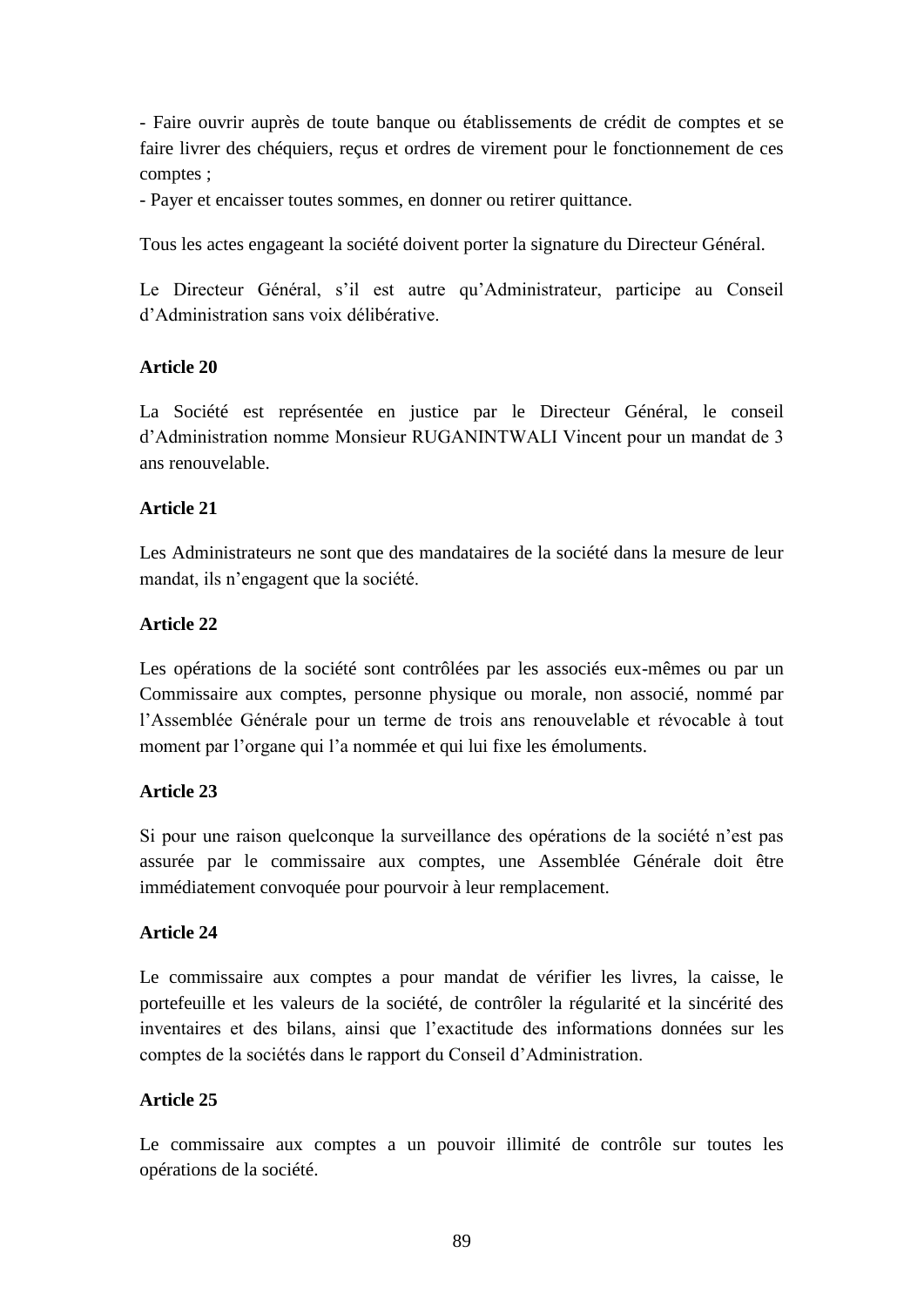- Faire ouvrir auprès de toute banque ou établissements de crédit de comptes et se faire livrer des chéquiers, reçus et ordres de virement pour le fonctionnement de ces comptes ;
- Payer et encaisser toutes sommes, en donner ou retirer quittance.

Tous les actes engageant la société doivent porter la signature du Directeur Général.

Le Directeur Général, s'il est autre qu'Administrateur, participe au Conseil d'Administration sans voix délibérative.

**Article 20**

La Société est représentée en justice par le Directeur Général, le conseil d'Administration nomme Monsieur RUGANINTWALI Vincent pour un mandat de 3 ans renouvelable.

**Article 21**

Les Administrateurs ne sont que des mandataires de la société dans la mesure de leur mandat, ils n'engagent que la société.

**Article 22**

Les opérations de la société sont contrôlées par les associés eux-mêmes ou par un Commissaire aux comptes, personne physique ou morale, non associé, nommé par l'Assemblée Générale pour un terme de trois ans renouvelable et révocable à tout moment par l'organe qui l'a nommée et qui lui fixe les émoluments.

**Article 23**

Si pour une raison quelconque la surveillance des opérations de la société n'est pas assurée par le commissaire aux comptes, une Assemblée Générale doit être immédiatement convoquée pour pourvoir à leur remplacement.

**Article 24**

Le commissaire aux comptes a pour mandat de vérifier les livres, la caisse, le portefeuille et les valeurs de la société, de contrôler la régularité et la sincérité des inventaires et des bilans, ainsi que l'exactitude des informations données sur les comptes de la sociétés dans le rapport du Conseil d'Administration.

**Article 25**

Le commissaire aux comptes a un pouvoir illimité de contrôle sur toutes les opérations de la société.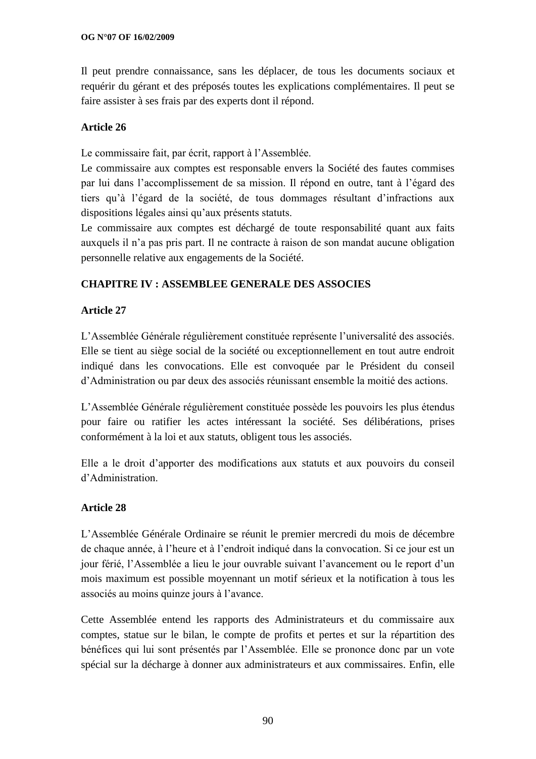Il peut prendre connaissance, sans les déplacer, de tous les documents sociaux et requérir du gérant et des préposés toutes les explications complémentaires. Il peut se faire assister à ses frais par des experts dont il répond.

**Article 26**

Le commissaire fait, par écrit, rapport à l'Assemblée.
Le commissaire aux comptes est responsable envers la Société des fautes commises par lui dans l'accomplissement de sa mission. Il répond en outre, tant à l'égard des tiers qu'à l'égard de la société, de tous dommages résultant d'infractions aux dispositions légales ainsi qu'aux présents statuts.
Le commissaire aux comptes est déchargé de toute responsabilité quant aux faits auxquels il n'a pas pris part. Il ne contracte à raison de son mandat aucune obligation personnelle relative aux engagements de la Société.

## CHAPITRE IV : ASSEMBLEE GENERALE DES ASSOCIES

**Article 27**

L'Assemblée Générale régulièrement constituée représente l'universalité des associés. Elle se tient au siège social de la société ou exceptionnellement en tout autre endroit indiqué dans les convocations. Elle est convoquée par le Président du conseil d'Administration ou par deux des associés réunissant ensemble la moitié des actions.

L'Assemblée Générale régulièrement constituée possède les pouvoirs les plus étendus pour faire ou ratifier les actes intéressant la société. Ses délibérations, prises conformément à la loi et aux statuts, obligent tous les associés.

Elle a le droit d'apporter des modifications aux statuts et aux pouvoirs du conseil d'Administration.

**Article 28**

L'Assemblée Générale Ordinaire se réunit le premier mercredi du mois de décembre de chaque année, à l'heure et à l'endroit indiqué dans la convocation. Si ce jour est un jour férié, l'Assemblée a lieu le jour ouvrable suivant l'avancement ou le report d'un mois maximum est possible moyennant un motif sérieux et la notification à tous les associés au moins quinze jours à l'avance.

Cette Assemblée entend les rapports des Administrateurs et du commissaire aux comptes, statue sur le bilan, le compte de profits et pertes et sur la répartition des bénéfices qui lui sont présentés par l'Assemblée. Elle se prononce donc par un vote spécial sur la décharge à donner aux administrateurs et aux commissaires. Enfin, elle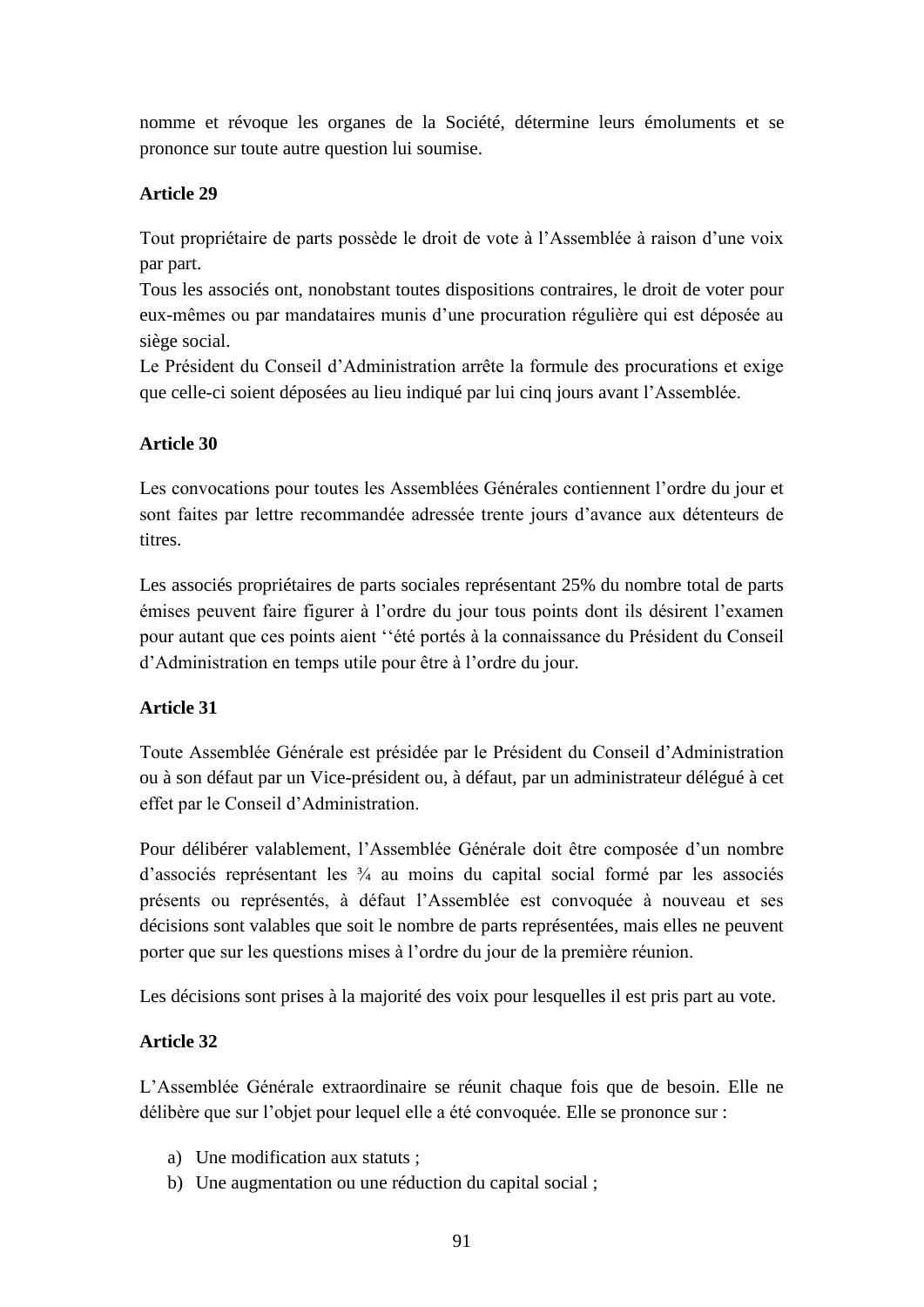nomme et révoque les organes de la Société, détermine leurs émoluments et se prononce sur toute autre question lui soumise.

**Article 29**

Tout propriétaire de parts possède le droit de vote à l'Assemblée à raison d'une voix par part.
Tous les associés ont, nonobstant toutes dispositions contraires, le droit de voter pour eux-mêmes ou par mandataires munis d'une procuration régulière qui est déposée au siège social.
Le Président du Conseil d'Administration arrête la formule des procurations et exige que celle-ci soient déposées au lieu indiqué par lui cinq jours avant l'Assemblée.

**Article 30**

Les convocations pour toutes les Assemblées Générales contiennent l'ordre du jour et sont faites par lettre recommandée adressée trente jours d'avance aux détenteurs de titres.

Les associés propriétaires de parts sociales représentant 25% du nombre total de parts émises peuvent faire figurer à l'ordre du jour tous points dont ils désirent l'examen pour autant que ces points aient ''été portés à la connaissance du Président du Conseil d'Administration en temps utile pour être à l'ordre du jour.

**Article 31**

Toute Assemblée Générale est présidée par le Président du Conseil d'Administration ou à son défaut par un Vice-président ou, à défaut, par un administrateur délégué à cet effet par le Conseil d'Administration.

Pour délibérer valablement, l'Assemblée Générale doit être composée d'un nombre d'associés représentant les ¾ au moins du capital social formé par les associés présents ou représentés, à défaut l'Assemblée est convoquée à nouveau et ses décisions sont valables que soit le nombre de parts représentées, mais elles ne peuvent porter que sur les questions mises à l'ordre du jour de la première réunion.

Les décisions sont prises à la majorité des voix pour lesquelles il est pris part au vote.

**Article 32**

L'Assemblée Générale extraordinaire se réunit chaque fois que de besoin. Elle ne délibère que sur l'objet pour lequel elle a été convoquée. Elle se prononce sur :

a) Une modification aux statuts ;
b) Une augmentation ou une réduction du capital social ;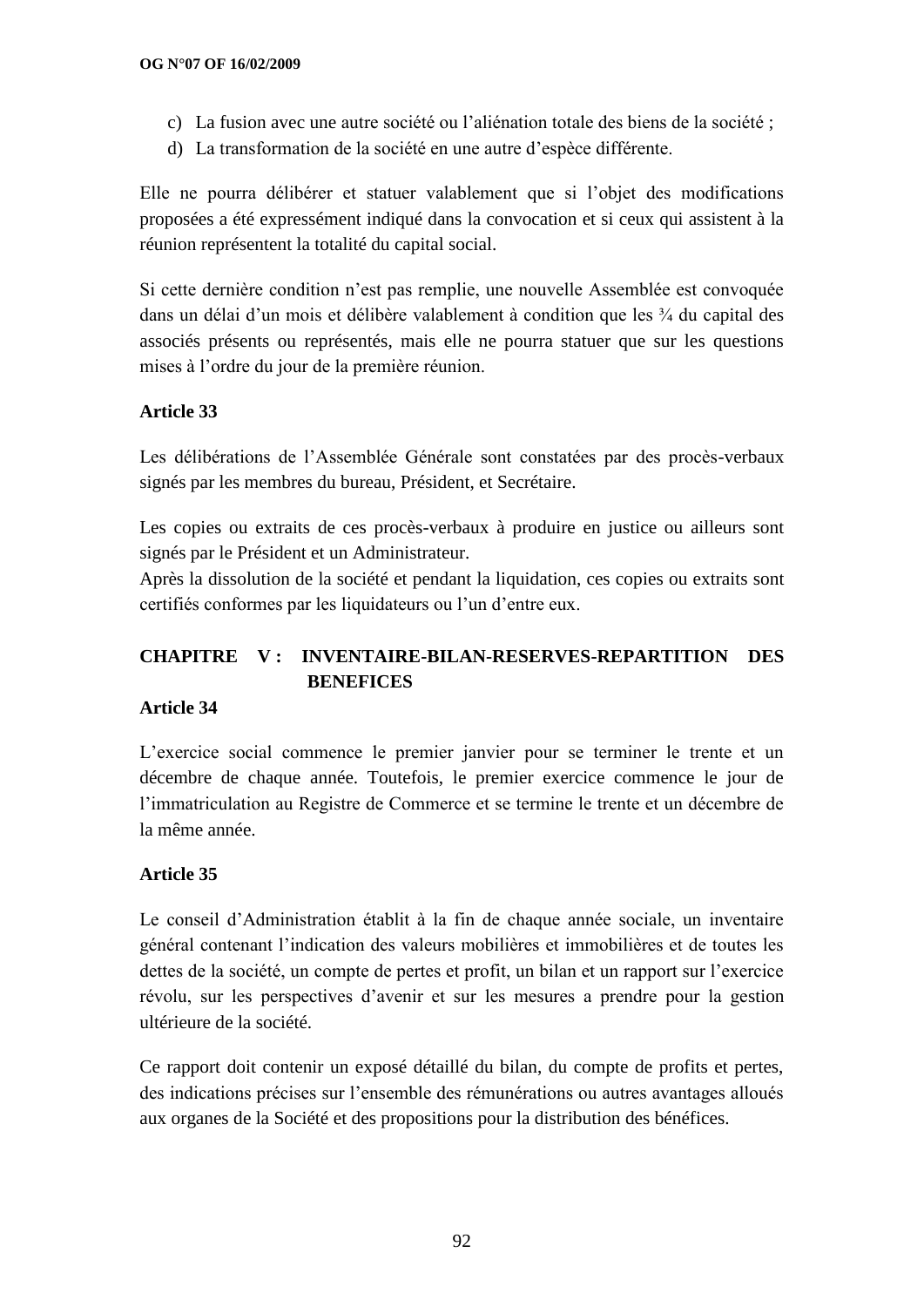c) La fusion avec une autre société ou l'aliénation totale des biens de la société ;
d) La transformation de la société en une autre d'espèce différente.

Elle ne pourra délibérer et statuer valablement que si l'objet des modifications proposées a été expressément indiqué dans la convocation et si ceux qui assistent à la réunion représentent la totalité du capital social.

Si cette dernière condition n'est pas remplie, une nouvelle Assemblée est convoquée dans un délai d'un mois et délibère valablement à condition que les ¾ du capital des associés présents ou représentés, mais elle ne pourra statuer que sur les questions mises à l'ordre du jour de la première réunion.

**Article 33**

Les délibérations de l'Assemblée Générale sont constatées par des procès-verbaux signés par les membres du bureau, Président, et Secrétaire.

Les copies ou extraits de ces procès-verbaux à produire en justice ou ailleurs sont signés par le Président et un Administrateur.
Après la dissolution de la société et pendant la liquidation, ces copies ou extraits sont certifiés conformes par les liquidateurs ou l'un d'entre eux.

## CHAPITRE V : INVENTAIRE-BILAN-RESERVES-REPARTITION DES BENEFICES

**Article 34**

L'exercice social commence le premier janvier pour se terminer le trente et un décembre de chaque année. Toutefois, le premier exercice commence le jour de l'immatriculation au Registre de Commerce et se termine le trente et un décembre de la même année.

**Article 35**

Le conseil d'Administration établit à la fin de chaque année sociale, un inventaire général contenant l'indication des valeurs mobilières et immobilières et de toutes les dettes de la société, un compte de pertes et profit, un bilan et un rapport sur l'exercice révolu, sur les perspectives d'avenir et sur les mesures a prendre pour la gestion ultérieure de la société.

Ce rapport doit contenir un exposé détaillé du bilan, du compte de profits et pertes, des indications précises sur l'ensemble des rémunérations ou autres avantages alloués aux organes de la Société et des propositions pour la distribution des bénéfices.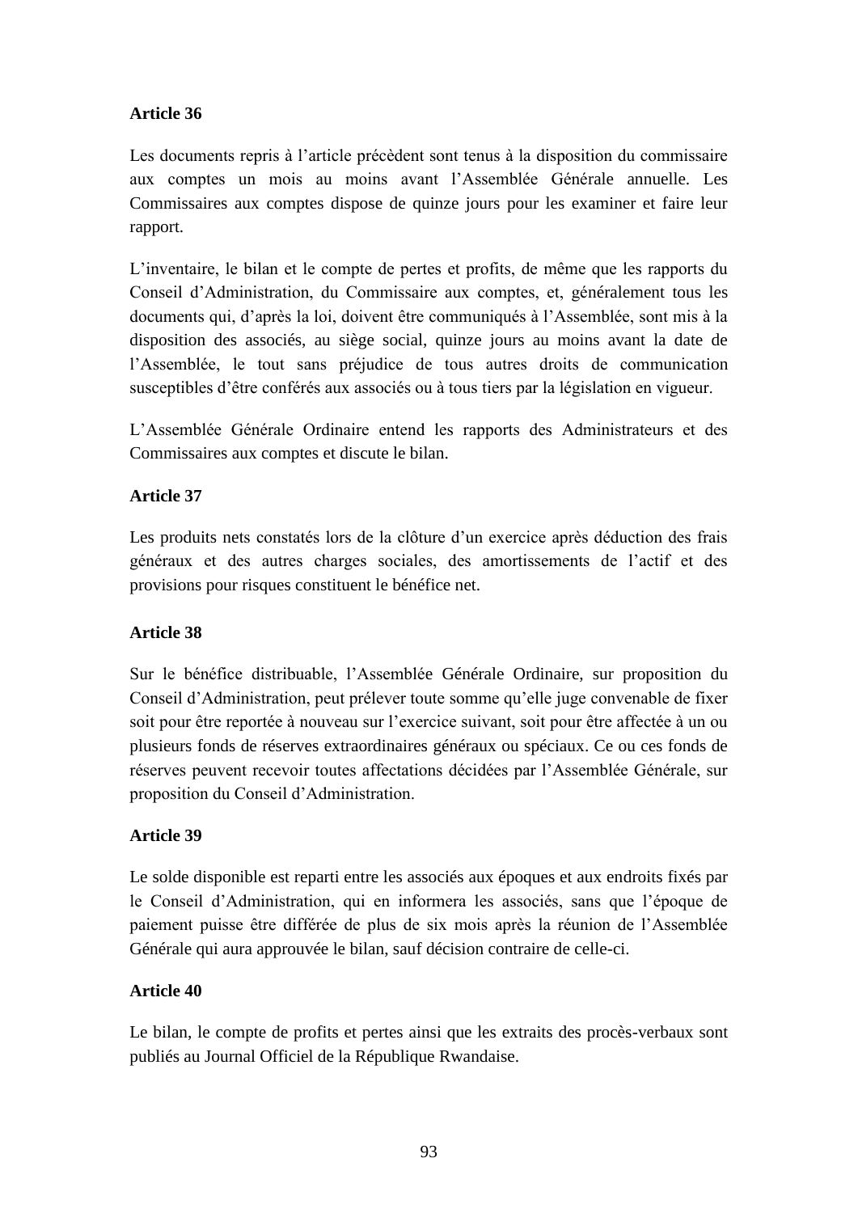**Article 36**

Les documents repris à l'article précèdent sont tenus à la disposition du commissaire aux comptes un mois au moins avant l'Assemblée Générale annuelle. Les Commissaires aux comptes dispose de quinze jours pour les examiner et faire leur rapport.

L'inventaire, le bilan et le compte de pertes et profits, de même que les rapports du Conseil d'Administration, du Commissaire aux comptes, et, généralement tous les documents qui, d'après la loi, doivent être communiqués à l'Assemblée, sont mis à la disposition des associés, au siège social, quinze jours au moins avant la date de l'Assemblée, le tout sans préjudice de tous autres droits de communication susceptibles d'être conférés aux associés ou à tous tiers par la législation en vigueur.

L'Assemblée Générale Ordinaire entend les rapports des Administrateurs et des Commissaires aux comptes et discute le bilan.

**Article 37**

Les produits nets constatés lors de la clôture d'un exercice après déduction des frais généraux et des autres charges sociales, des amortissements de l'actif et des provisions pour risques constituent le bénéfice net.

**Article 38**

Sur le bénéfice distribuable, l'Assemblée Générale Ordinaire, sur proposition du Conseil d'Administration, peut prélever toute somme qu'elle juge convenable de fixer soit pour être reportée à nouveau sur l'exercice suivant, soit pour être affectée à un ou plusieurs fonds de réserves extraordinaires généraux ou spéciaux. Ce ou ces fonds de réserves peuvent recevoir toutes affectations décidées par l'Assemblée Générale, sur proposition du Conseil d'Administration.

**Article 39**

Le solde disponible est reparti entre les associés aux époques et aux endroits fixés par le Conseil d'Administration, qui en informera les associés, sans que l'époque de paiement puisse être différée de plus de six mois après la réunion de l'Assemblée Générale qui aura approuvée le bilan, sauf décision contraire de celle-ci.

**Article 40**

Le bilan, le compte de profits et pertes ainsi que les extraits des procès-verbaux sont publiés au Journal Officiel de la République Rwandaise.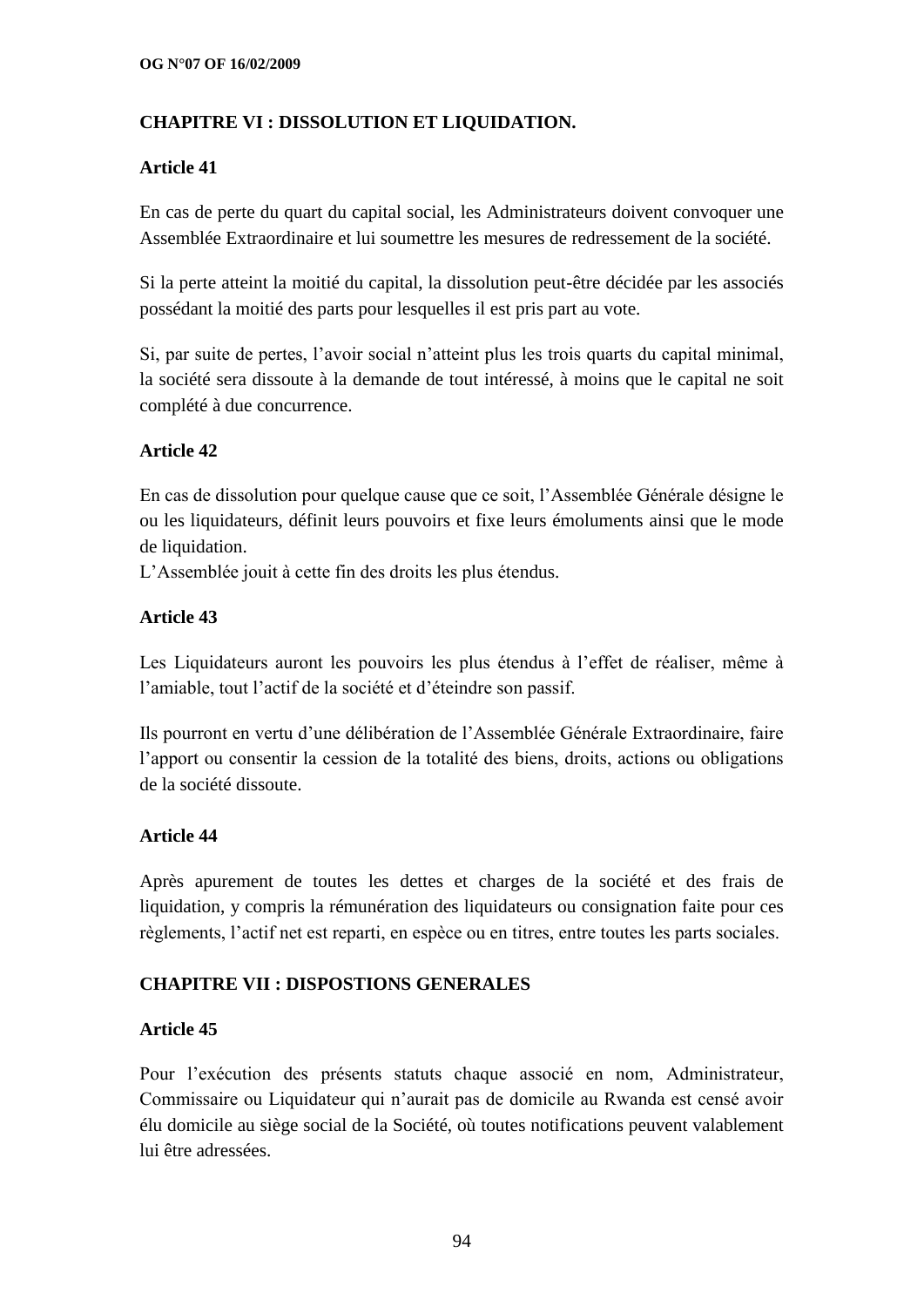## CHAPITRE VI : DISSOLUTION ET LIQUIDATION.

### Article 41

En cas de perte du quart du capital social, les Administrateurs doivent convoquer une Assemblée Extraordinaire et lui soumettre les mesures de redressement de la société.

Si la perte atteint la moitié du capital, la dissolution peut-être décidée par les associés possédant la moitié des parts pour lesquelles il est pris part au vote.

Si, par suite de pertes, l'avoir social n'atteint plus les trois quarts du capital minimal, la société sera dissoute à la demande de tout intéressé, à moins que le capital ne soit complété à due concurrence.

### Article 42

En cas de dissolution pour quelque cause que ce soit, l'Assemblée Générale désigne le ou les liquidateurs, définit leurs pouvoirs et fixe leurs émoluments ainsi que le mode de liquidation.
L'Assemblée jouit à cette fin des droits les plus étendus.

### Article 43

Les Liquidateurs auront les pouvoirs les plus étendus à l'effet de réaliser, même à l'amiable, tout l'actif de la société et d'éteindre son passif.

Ils pourront en vertu d'une délibération de l'Assemblée Générale Extraordinaire, faire l'apport ou consentir la cession de la totalité des biens, droits, actions ou obligations de la société dissoute.

### Article 44

Après apurement de toutes les dettes et charges de la société et des frais de liquidation, y compris la rémunération des liquidateurs ou consignation faite pour ces règlements, l'actif net est reparti, en espèce ou en titres, entre toutes les parts sociales.

## CHAPITRE VII : DISPOSTIONS GENERALES

### Article 45

Pour l'exécution des présents statuts chaque associé en nom, Administrateur, Commissaire ou Liquidateur qui n'aurait pas de domicile au Rwanda est censé avoir élu domicile au siège social de la Société, où toutes notifications peuvent valablement lui être adressées.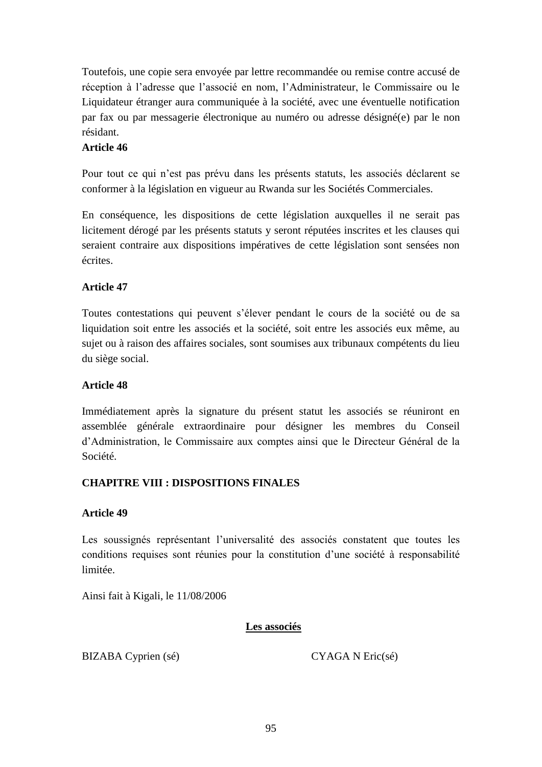Toutefois, une copie sera envoyée par lettre recommandée ou remise contre accusé de réception à l'adresse que l'associé en nom, l'Administrateur, le Commissaire ou le Liquidateur étranger aura communiquée à la société, avec une éventuelle notification par fax ou par messagerie électronique au numéro ou adresse désigné(e) par le non résidant.

**Article 46**

Pour tout ce qui n'est pas prévu dans les présents statuts, les associés déclarent se conformer à la législation en vigueur au Rwanda sur les Sociétés Commerciales.

En conséquence, les dispositions de cette législation auxquelles il ne serait pas licitement dérogé par les présents statuts y seront réputées inscrites et les clauses qui seraient contraire aux dispositions impératives de cette législation sont sensées non écrites.

**Article 47**

Toutes contestations qui peuvent s'élever pendant le cours de la société ou de sa liquidation soit entre les associés et la société, soit entre les associés eux même, au sujet ou à raison des affaires sociales, sont soumises aux tribunaux compétents du lieu du siège social.

**Article 48**

Immédiatement après la signature du présent statut les associés se réuniront en assemblée générale extraordinaire pour désigner les membres du Conseil d'Administration, le Commissaire aux comptes ainsi que le Directeur Général de la Société.

**CHAPITRE VIII : DISPOSITIONS FINALES**

**Article 49**

Les soussignés représentant l'universalité des associés constatent que toutes les conditions requises sont réunies pour la constitution d'une société à responsabilité limitée.

Ainsi fait à Kigali, le 11/08/2006

**Les associés**

BIZABA Cyprien (sé) CYAGA N Eric(sé)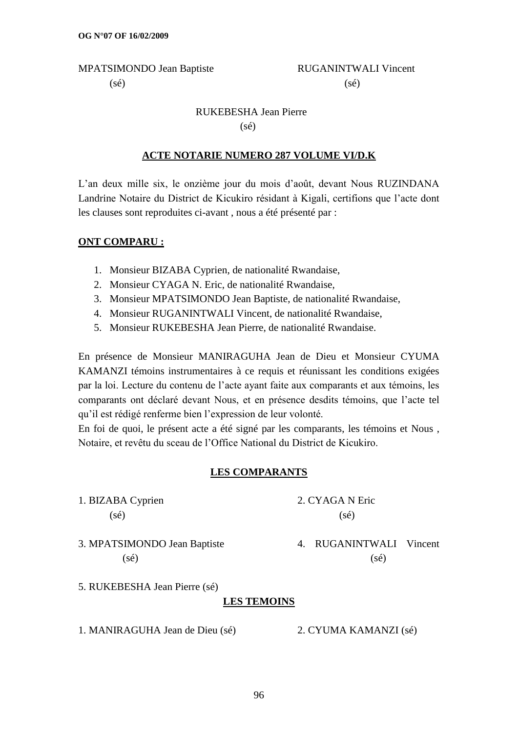MPATSIMONDO Jean Baptiste
(sé)

RUGANINTWALI Vincent
(sé)

RUKEBESHA Jean Pierre
(sé)

**ACTE NOTARIE NUMERO 287 VOLUME VI/D.K**

L'an deux mille six, le onzième jour du mois d'août, devant Nous RUZINDANA Landrine Notaire du District de Kicukiro résidant à Kigali, certifions que l'acte dont les clauses sont reproduites ci-avant , nous a été présenté par :

**ONT COMPARU :**

1. Monsieur BIZABA Cyprien, de nationalité Rwandaise,
2. Monsieur CYAGA N. Eric, de nationalité Rwandaise,
3. Monsieur MPATSIMONDO Jean Baptiste, de nationalité Rwandaise,
4. Monsieur RUGANINTWALI Vincent, de nationalité Rwandaise,
5. Monsieur RUKEBESHA Jean Pierre, de nationalité Rwandaise.

En présence de Monsieur MANIRAGUHA Jean de Dieu et Monsieur CYUMA KAMANZI témoins instrumentaires à ce requis et réunissant les conditions exigées par la loi. Lecture du contenu de l'acte ayant faite aux comparants et aux témoins, les comparants ont déclaré devant Nous, et en présence desdits témoins, que l'acte tel qu'il est rédigé renferme bien l'expression de leur volonté.

En foi de quoi, le présent acte a été signé par les comparants, les témoins et Nous , Notaire, et revêtu du sceau de l'Office National du District de Kicukiro.

**LES COMPARANTS**

1. BIZABA Cyprien
(sé)

2. CYAGA N Eric
(sé)

3. MPATSIMONDO Jean Baptiste
(sé)

4. RUGANINTWALI Vincent
(sé)

5. RUKEBESHA Jean Pierre (sé)

**LES TEMOINS**

1. MANIRAGUHA Jean de Dieu (sé)

2. CYUMA KAMANZI (sé)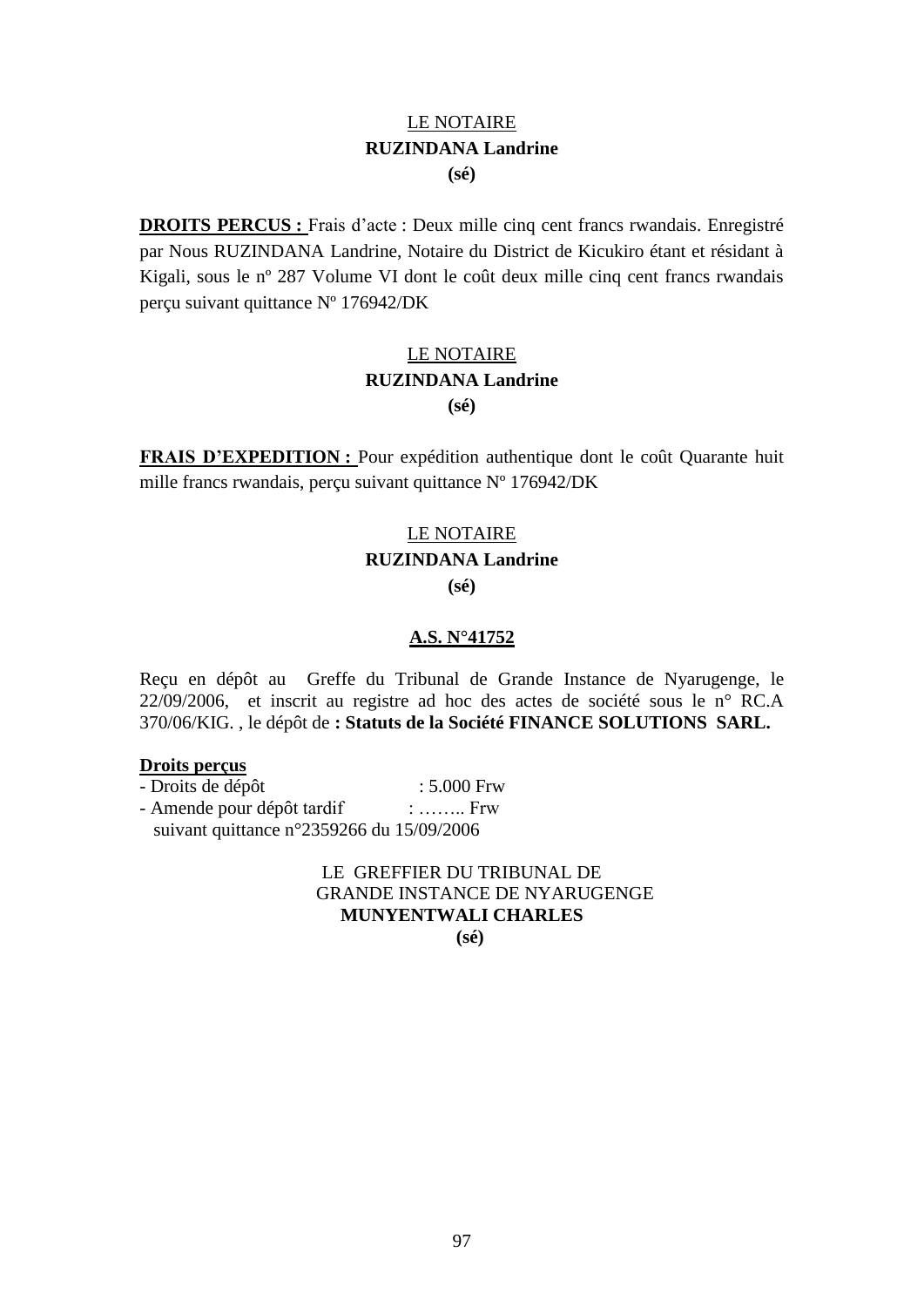<u>LE NOTAIRE</u>
**RUZINDANA Landrine**
**(sé)**

**<u>DROITS PERCUS :</u>** Frais d'acte : Deux mille cinq cent francs rwandais. Enregistré par Nous RUZINDANA Landrine, Notaire du District de Kicukiro étant et résidant à Kigali, sous le nº 287 Volume VI dont le coût deux mille cinq cent francs rwandais perçu suivant quittance Nº 176942/DK

<u>LE NOTAIRE</u>
**RUZINDANA Landrine**
**(sé)**

**<u>FRAIS D'EXPEDITION :</u>** Pour expédition authentique dont le coût Quarante huit mille francs rwandais, perçu suivant quittance Nº 176942/DK

<u>LE NOTAIRE</u>
**RUZINDANA Landrine**
**(sé)**

**<u>A.S. N°41752</u>**

Reçu en dépôt au Greffe du Tribunal de Grande Instance de Nyarugenge, le 22/09/2006, et inscrit au registre ad hoc des actes de société sous le n° RC.A 370/06/KIG. , le dépôt de **: Statuts de la Société FINANCE SOLUTIONS SARL.**

**<u>Droits perçus</u>**
- Droits de dépôt : 5.000 Frw
- Amende pour dépôt tardif : …….. Frw

suivant quittance n°2359266 du 15/09/2006

LE GREFFIER DU TRIBUNAL DE GRANDE INSTANCE DE NYARUGENGE
**MUNYENTWALI CHARLES**
**(sé)**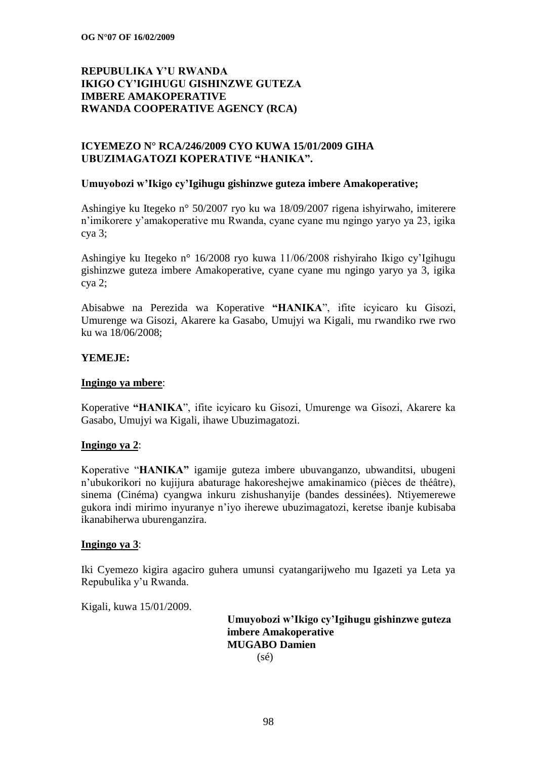**REPUBULIKA Y'U RWANDA**
**IKIGO CY'IGIHUGU GISHINZWE GUTEZA IMBERE AMAKOPERATIVE**
**RWANDA COOPERATIVE AGENCY (RCA)**

**ICYEMEZO N° RCA/246/2009 CYO KUWA 15/01/2009 GIHA UBUZIMAGATOZI KOPERATIVE "HANIKA".**

**Umuyobozi w'Ikigo cy'Igihugu gishinzwe guteza imbere Amakoperative;**

Ashingiye ku Itegeko n° 50/2007 ryo ku wa 18/09/2007 rigena ishyirwaho, imiterere n'imikorere y'amakoperative mu Rwanda, cyane cyane mu ngingo yaryo ya 23, igika cya 3;

Ashingiye ku Itegeko n° 16/2008 ryo kuwa 11/06/2008 rishyiraho Ikigo cy'Igihugu gishinzwe guteza imbere Amakoperative, cyane cyane mu ngingo yaryo ya 3, igika cya 2;

Abisabwe na Perezida wa Koperative **"HANIKA**", ifite icyicaro ku Gisozi, Umurenge wa Gisozi, Akarere ka Gasabo, Umujyi wa Kigali, mu rwandiko rwe rwo ku wa 18/06/2008;

**YEMEJE:**

**Ingingo ya mbere**:

Koperative **"HANIKA**", ifite icyicaro ku Gisozi, Umurenge wa Gisozi, Akarere ka Gasabo, Umujyi wa Kigali, ihawe Ubuzimagatozi.

**Ingingo ya 2**:

Koperative "**HANIKA"** igamije guteza imbere ubuvanganzo, ubwanditsi, ubugeni n'ubukorikori no kujijura abaturage hakoreshejwe amakinamico (pièces de théâtre), sinema (Cinéma) cyangwa inkuru zishushanyije (bandes dessinées). Ntiyemerewe gukora indi mirimo inyuranye n'iyo iherewe ubuzimagatozi, keretse ibanje kubisaba ikanabiherwa uburenganzira.

**Ingingo ya 3**:

Iki Cyemezo kigira agaciro guhera umunsi cyatangarijweho mu Igazeti ya Leta ya Repubulika y'u Rwanda.

Kigali, kuwa 15/01/2009.

**Umuyobozi w'Ikigo cy'Igihugu gishinzwe guteza imbere Amakoperative**
**MUGABO Damien**
(sé)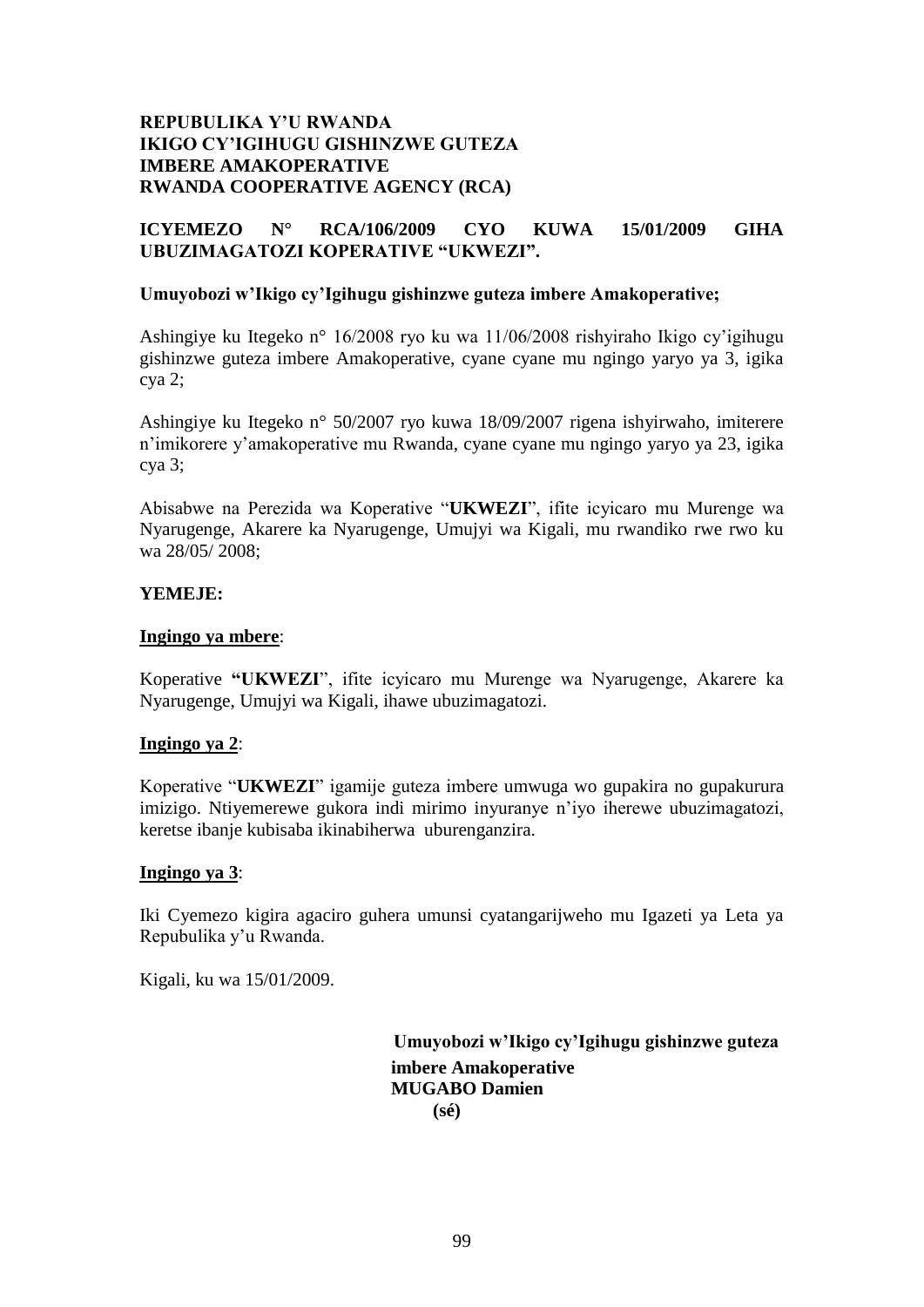**REPUBULIKA Y'U RWANDA**
**IKIGO CY'IGIHUGU GISHINZWE GUTEZA IMBERE AMAKOPERATIVE**
**RWANDA COOPERATIVE AGENCY (RCA)**

**ICYEMEZO N° RCA/106/2009 CYO KUWA 15/01/2009 GIHA UBUZIMAGATOZI KOPERATIVE "UKWEZI".**

**Umuyobozi w'Ikigo cy'Igihugu gishinzwe guteza imbere Amakoperative;**

Ashingiye ku Itegeko n° 16/2008 ryo ku wa 11/06/2008 rishyiraho Ikigo cy'igihugu gishinzwe guteza imbere Amakoperative, cyane cyane mu ngingo yaryo ya 3, igika cya 2;

Ashingiye ku Itegeko n° 50/2007 ryo kuwa 18/09/2007 rigena ishyirwaho, imiterere n'imikorere y'amakoperative mu Rwanda, cyane cyane mu ngingo yaryo ya 23, igika cya 3;

Abisabwe na Perezida wa Koperative "**UKWEZI**", ifite icyicaro mu Murenge wa Nyarugenge, Akarere ka Nyarugenge, Umujyi wa Kigali, mu rwandiko rwe rwo ku wa 28/05/ 2008;

**YEMEJE:**

**Ingingo ya mbere**:

Koperative **"UKWEZI**", ifite icyicaro mu Murenge wa Nyarugenge, Akarere ka Nyarugenge, Umujyi wa Kigali, ihawe ubuzimagatozi.

**Ingingo ya 2**:

Koperative "**UKWEZI**" igamije guteza imbere umwuga wo gupakira no gupakurura imizigo. Ntiyemerewe gukora indi mirimo inyuranye n'iyo iherewe ubuzimagatozi, keretse ibanje kubisaba ikinabiherwa uburenganzira.

**Ingingo ya 3**:

Iki Cyemezo kigira agaciro guhera umunsi cyatangarijweho mu Igazeti ya Leta ya Repubulika y'u Rwanda.

Kigali, ku wa 15/01/2009.

**Umuyobozi w'Ikigo cy'Igihugu gishinzwe guteza imbere Amakoperative**
**MUGABO Damien**
**(sé)**